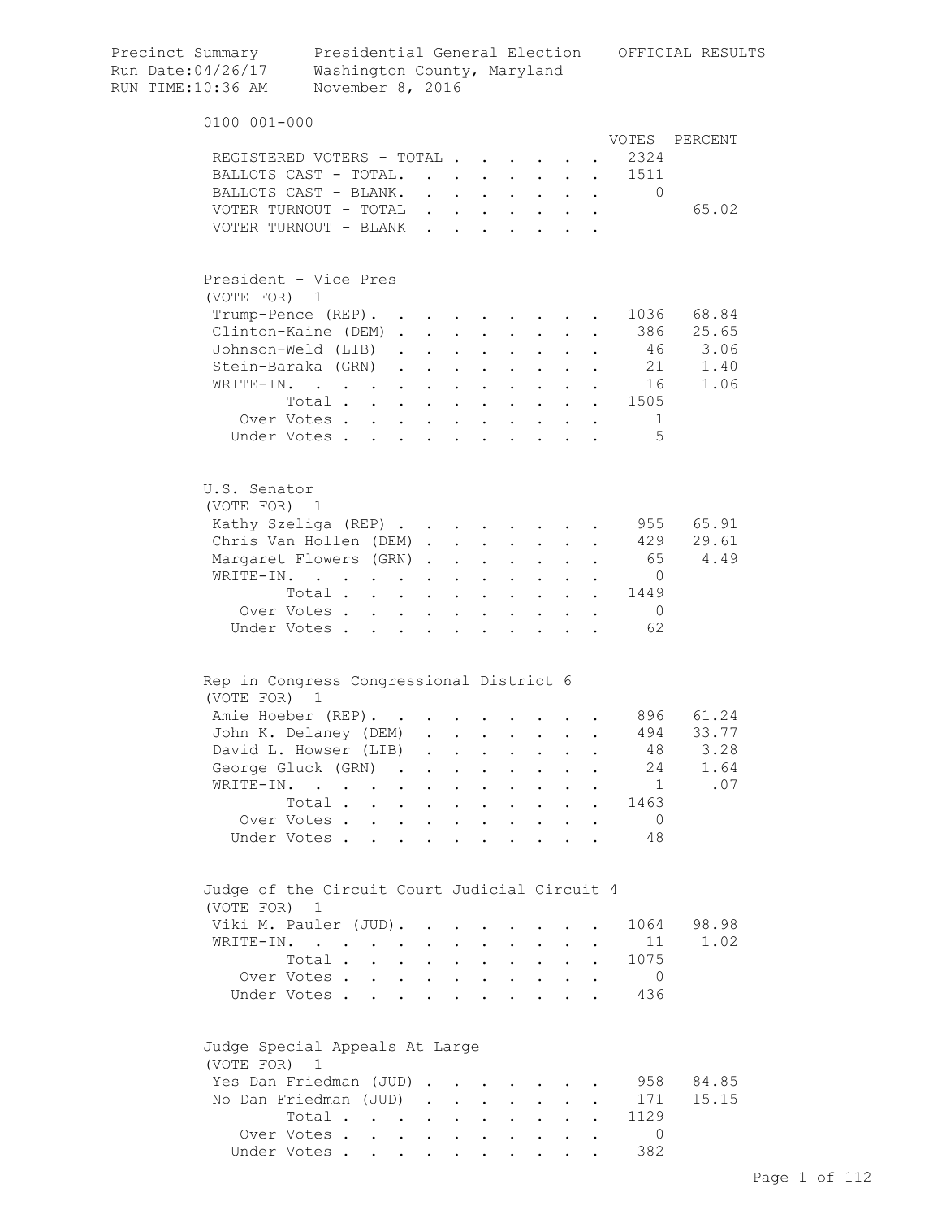Precinct Summary — Presidential General Election — OFFICIAL RESULTS
Run Date:04/26/17 — Washington County, Maryland
RUN TIME:10:36 AM — November 8, 2016

## 0100 001-000

| | VOTES | PERCENT |
|---|---|---|
| REGISTERED VOTERS - TOTAL | 2324 | |
| BALLOTS CAST - TOTAL. | 1511 | |
| BALLOTS CAST - BLANK. | 0 | |
| VOTER TURNOUT - TOTAL | | 65.02 |
| VOTER TURNOUT - BLANK | | |

### President - Vice Pres
(VOTE FOR) 1

| | VOTES | PERCENT |
|---|---|---|
| Trump-Pence (REP) | 1036 | 68.84 |
| Clinton-Kaine (DEM) | 386 | 25.65 |
| Johnson-Weld (LIB) | 46 | 3.06 |
| Stein-Baraka (GRN) | 21 | 1.40 |
| WRITE-IN. | 16 | 1.06 |
| Total | 1505 | |
| Over Votes | 1 | |
| Under Votes | 5 | |

### U.S. Senator
(VOTE FOR) 1

| | VOTES | PERCENT |
|---|---|---|
| Kathy Szeliga (REP) | 955 | 65.91 |
| Chris Van Hollen (DEM) | 429 | 29.61 |
| Margaret Flowers (GRN) | 65 | 4.49 |
| WRITE-IN. | 0 | |
| Total | 1449 | |
| Over Votes | 0 | |
| Under Votes | 62 | |

### Rep in Congress Congressional District 6
(VOTE FOR) 1

| | VOTES | PERCENT |
|---|---|---|
| Amie Hoeber (REP) | 896 | 61.24 |
| John K. Delaney (DEM) | 494 | 33.77 |
| David L. Howser (LIB) | 48 | 3.28 |
| George Gluck (GRN) | 24 | 1.64 |
| WRITE-IN. | 1 | .07 |
| Total | 1463 | |
| Over Votes | 0 | |
| Under Votes | 48 | |

### Judge of the Circuit Court Judicial Circuit 4
(VOTE FOR) 1

| | VOTES | PERCENT |
|---|---|---|
| Viki M. Pauler (JUD) | 1064 | 98.98 |
| WRITE-IN. | 11 | 1.02 |
| Total | 1075 | |
| Over Votes | 0 | |
| Under Votes | 436 | |

### Judge Special Appeals At Large
(VOTE FOR) 1

| | VOTES | PERCENT |
|---|---|---|
| Yes Dan Friedman (JUD) | 958 | 84.85 |
| No Dan Friedman (JUD) | 171 | 15.15 |
| Total | 1129 | |
| Over Votes | 0 | |
| Under Votes | 382 | |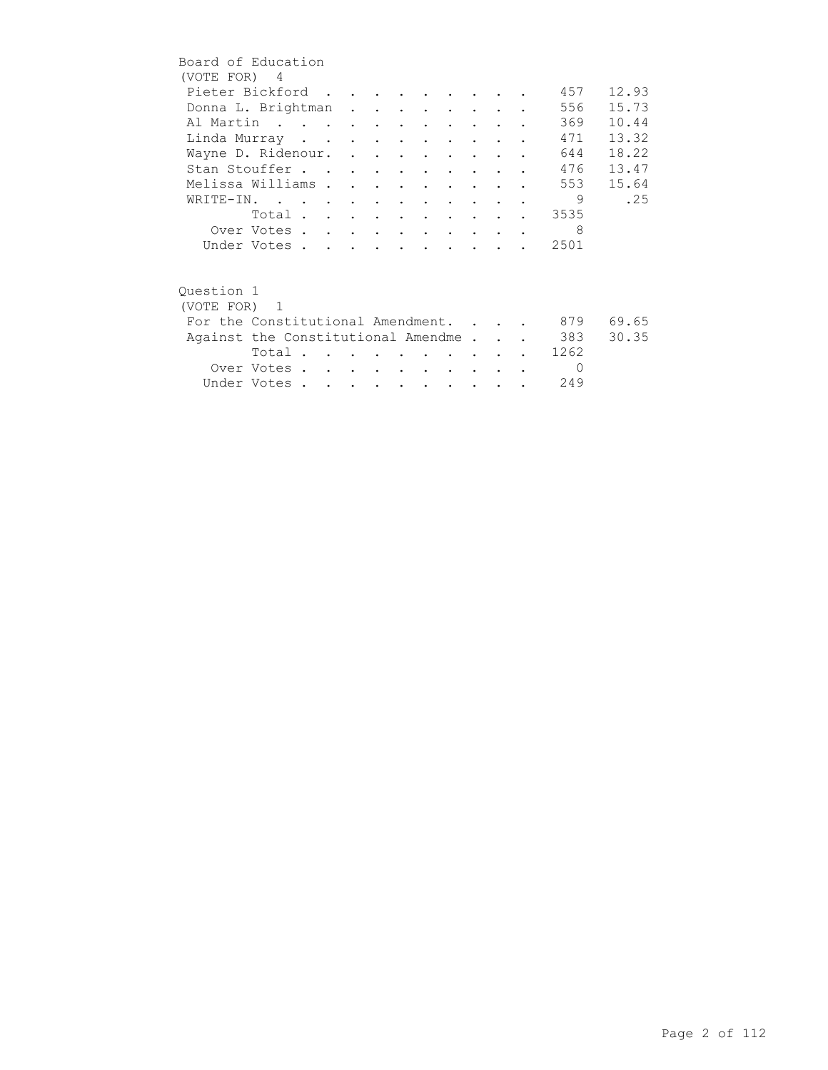## Board of Education

(VOTE FOR) 4

| Candidate | Votes | Percent |
|---|---|---|
| Pieter Bickford | 457 | 12.93 |
| Donna L. Brightman | 556 | 15.73 |
| Al Martin | 369 | 10.44 |
| Linda Murray | 471 | 13.32 |
| Wayne D. Ridenour. | 644 | 18.22 |
| Stan Stouffer | 476 | 13.47 |
| Melissa Williams | 553 | 15.64 |
| WRITE-IN. | 9 | .25 |
| Total | 3535 | |
| Over Votes | 8 | |
| Under Votes | 2501 | |

## Question 1

(VOTE FOR) 1

| Choice | Votes | Percent |
|---|---|---|
| For the Constitutional Amendment. | 879 | 69.65 |
| Against the Constitutional Amendme | 383 | 30.35 |
| Total | 1262 | |
| Over Votes | 0 | |
| Under Votes | 249 | |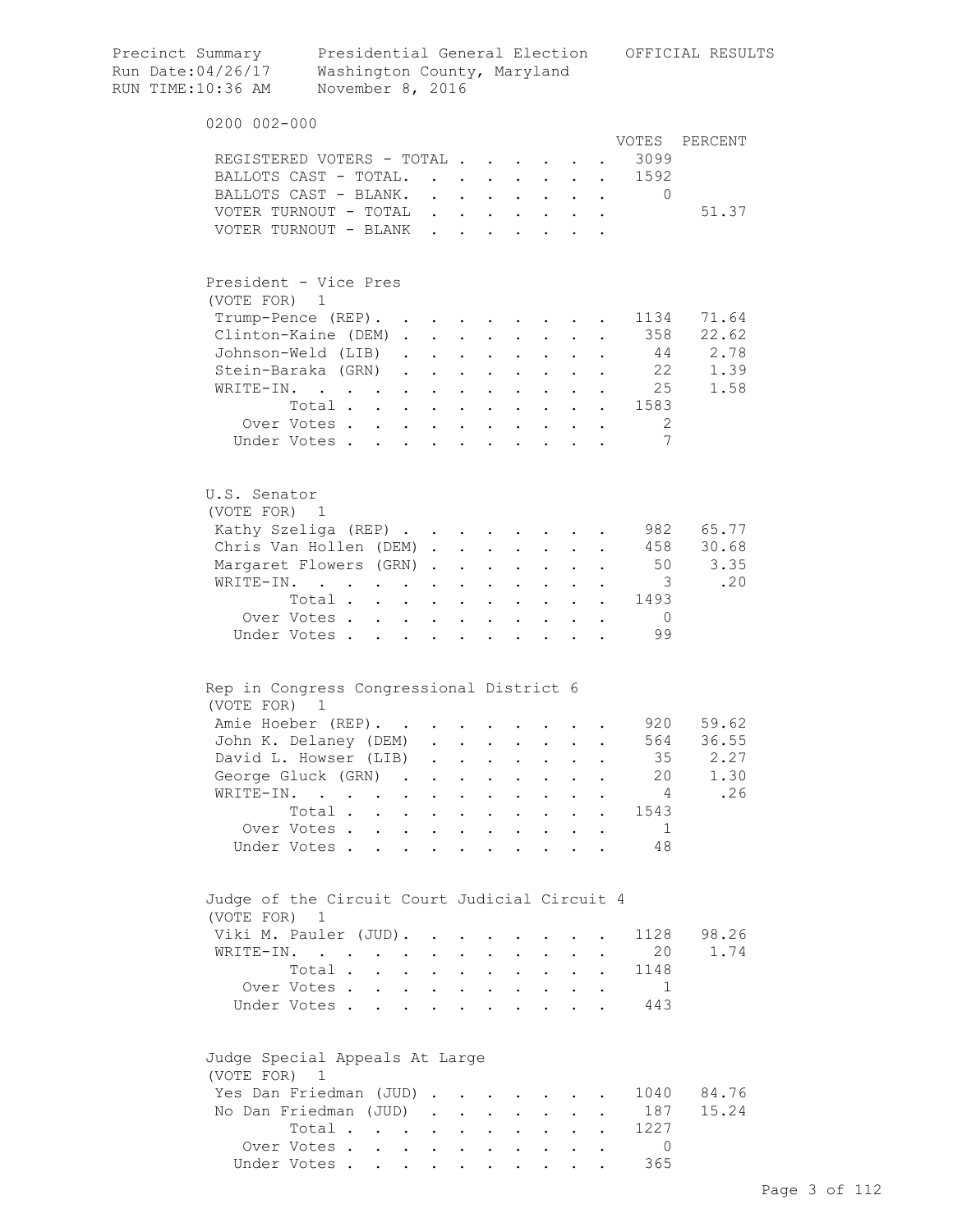Precinct Summary Presidential General Election OFFICIAL RESULTS
Run Date:04/26/17 Washington County, Maryland
RUN TIME:10:36 AM November 8, 2016

0200 002-000

| | VOTES | PERCENT |
|---|---|---|
| REGISTERED VOTERS - TOTAL | 3099 | |
| BALLOTS CAST - TOTAL. | 1592 | |
| BALLOTS CAST - BLANK. | 0 | |
| VOTER TURNOUT - TOTAL | | 51.37 |
| VOTER TURNOUT - BLANK | | |

## President - Vice Pres
(VOTE FOR) 1

| | VOTES | PERCENT |
|---|---|---|
| Trump-Pence (REP). | 1134 | 71.64 |
| Clinton-Kaine (DEM) | 358 | 22.62 |
| Johnson-Weld (LIB) | 44 | 2.78 |
| Stein-Baraka (GRN) | 22 | 1.39 |
| WRITE-IN. | 25 | 1.58 |
| Total | 1583 | |
| Over Votes | 2 | |
| Under Votes | 7 | |

## U.S. Senator
(VOTE FOR) 1

| | VOTES | PERCENT |
|---|---|---|
| Kathy Szeliga (REP) | 982 | 65.77 |
| Chris Van Hollen (DEM) | 458 | 30.68 |
| Margaret Flowers (GRN) | 50 | 3.35 |
| WRITE-IN. | 3 | .20 |
| Total | 1493 | |
| Over Votes | 0 | |
| Under Votes | 99 | |

## Rep in Congress Congressional District 6
(VOTE FOR) 1

| | VOTES | PERCENT |
|---|---|---|
| Amie Hoeber (REP). | 920 | 59.62 |
| John K. Delaney (DEM) | 564 | 36.55 |
| David L. Howser (LIB) | 35 | 2.27 |
| George Gluck (GRN) | 20 | 1.30 |
| WRITE-IN. | 4 | .26 |
| Total | 1543 | |
| Over Votes | 1 | |
| Under Votes | 48 | |

## Judge of the Circuit Court Judicial Circuit 4
(VOTE FOR) 1

| | VOTES | PERCENT |
|---|---|---|
| Viki M. Pauler (JUD). | 1128 | 98.26 |
| WRITE-IN. | 20 | 1.74 |
| Total | 1148 | |
| Over Votes | 1 | |
| Under Votes | 443 | |

## Judge Special Appeals At Large
(VOTE FOR) 1

| | VOTES | PERCENT |
|---|---|---|
| Yes Dan Friedman (JUD) | 1040 | 84.76 |
| No Dan Friedman (JUD) | 187 | 15.24 |
| Total | 1227 | |
| Over Votes | 0 | |
| Under Votes | 365 | |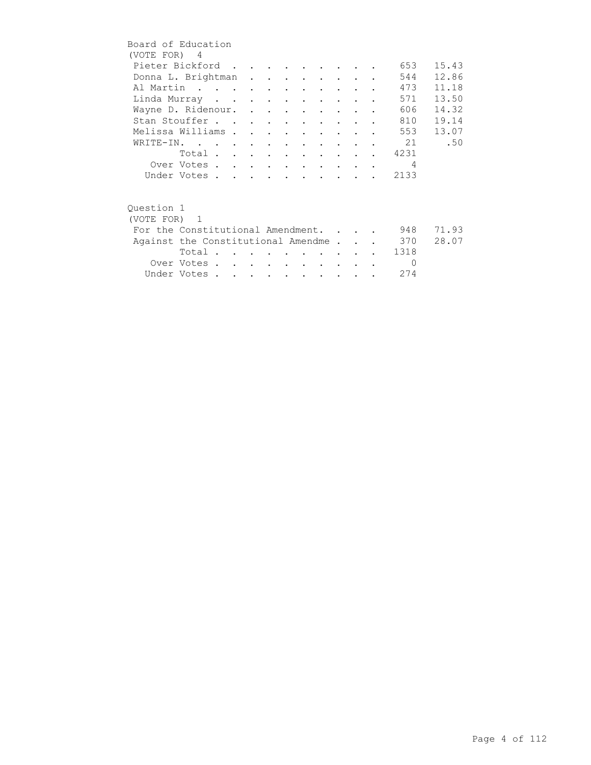## Board of Education

(VOTE FOR) 4

| Candidate | Votes | Percent |
|---|---|---|
| Pieter Bickford | 653 | 15.43 |
| Donna L. Brightman | 544 | 12.86 |
| Al Martin | 473 | 11.18 |
| Linda Murray | 571 | 13.50 |
| Wayne D. Ridenour. | 606 | 14.32 |
| Stan Stouffer | 810 | 19.14 |
| Melissa Williams | 553 | 13.07 |
| WRITE-IN. | 21 | .50 |
| Total | 4231 | |
| Over Votes | 4 | |
| Under Votes | 2133 | |

## Question 1

(VOTE FOR) 1

| Choice | Votes | Percent |
|---|---|---|
| For the Constitutional Amendment. | 948 | 71.93 |
| Against the Constitutional Amendme | 370 | 28.07 |
| Total | 1318 | |
| Over Votes | 0 | |
| Under Votes | 274 | |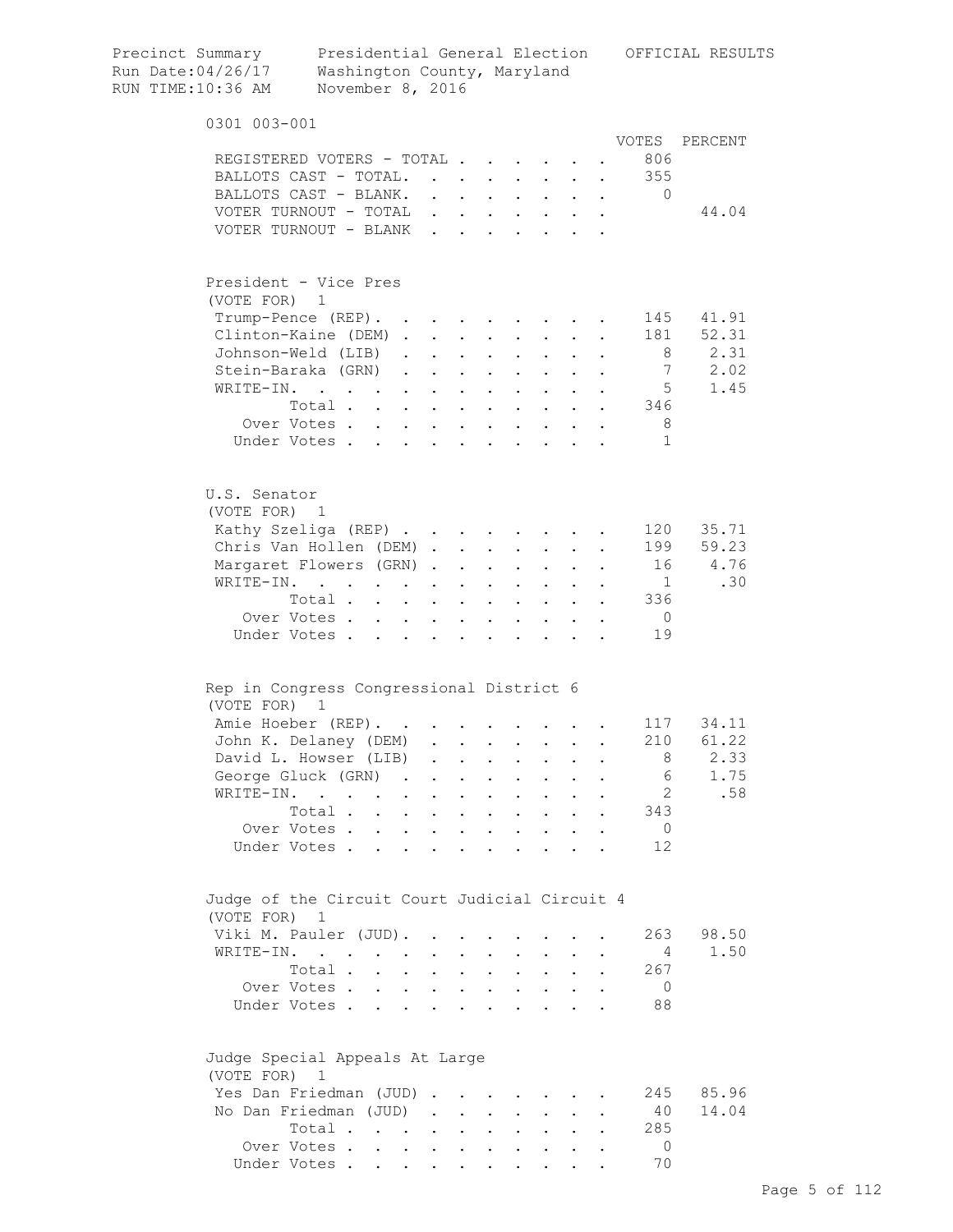Precinct Summary — Presidential General Election — OFFICIAL RESULTS

Run Date:04/26/17 — Washington County, Maryland

RUN TIME:10:36 AM — November 8, 2016

## 0301 003-001

| | VOTES | PERCENT |
|---|---|---|
| REGISTERED VOTERS - TOTAL | 806 | |
| BALLOTS CAST - TOTAL | 355 | |
| BALLOTS CAST - BLANK | 0 | |
| VOTER TURNOUT - TOTAL | | 44.04 |
| VOTER TURNOUT - BLANK | | |

### President - Vice Pres
(VOTE FOR) 1

| | VOTES | PERCENT |
|---|---|---|
| Trump-Pence (REP) | 145 | 41.91 |
| Clinton-Kaine (DEM) | 181 | 52.31 |
| Johnson-Weld (LIB) | 8 | 2.31 |
| Stein-Baraka (GRN) | 7 | 2.02 |
| WRITE-IN. | 5 | 1.45 |
| Total | 346 | |
| Over Votes | 8 | |
| Under Votes | 1 | |

### U.S. Senator
(VOTE FOR) 1

| | VOTES | PERCENT |
|---|---|---|
| Kathy Szeliga (REP) | 120 | 35.71 |
| Chris Van Hollen (DEM) | 199 | 59.23 |
| Margaret Flowers (GRN) | 16 | 4.76 |
| WRITE-IN. | 1 | .30 |
| Total | 336 | |
| Over Votes | 0 | |
| Under Votes | 19 | |

### Rep in Congress Congressional District 6
(VOTE FOR) 1

| | VOTES | PERCENT |
|---|---|---|
| Amie Hoeber (REP) | 117 | 34.11 |
| John K. Delaney (DEM) | 210 | 61.22 |
| David L. Howser (LIB) | 8 | 2.33 |
| George Gluck (GRN) | 6 | 1.75 |
| WRITE-IN. | 2 | .58 |
| Total | 343 | |
| Over Votes | 0 | |
| Under Votes | 12 | |

### Judge of the Circuit Court Judicial Circuit 4
(VOTE FOR) 1

| | VOTES | PERCENT |
|---|---|---|
| Viki M. Pauler (JUD) | 263 | 98.50 |
| WRITE-IN. | 4 | 1.50 |
| Total | 267 | |
| Over Votes | 0 | |
| Under Votes | 88 | |

### Judge Special Appeals At Large
(VOTE FOR) 1

| | VOTES | PERCENT |
|---|---|---|
| Yes Dan Friedman (JUD) | 245 | 85.96 |
| No Dan Friedman (JUD) | 40 | 14.04 |
| Total | 285 | |
| Over Votes | 0 | |
| Under Votes | 70 | |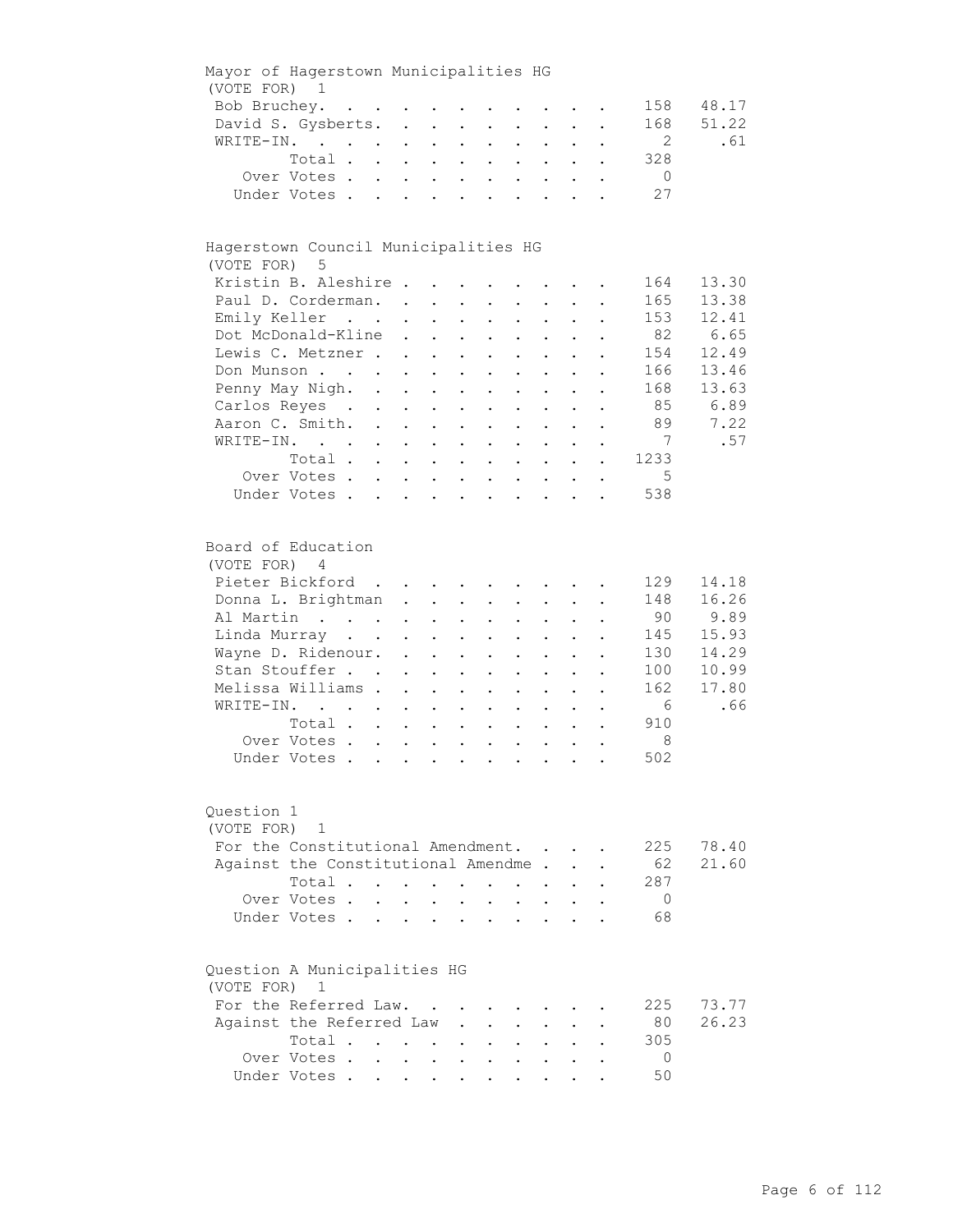## Mayor of Hagerstown Municipalities HG

(VOTE FOR) 1

| Candidate | Votes | Percent |
|---|---|---|
| Bob Bruchey | 158 | 48.17 |
| David S. Gysberts | 168 | 51.22 |
| WRITE-IN | 2 | .61 |
| Total | 328 | |
| Over Votes | 0 | |
| Under Votes | 27 | |

## Hagerstown Council Municipalities HG

(VOTE FOR) 5

| Candidate | Votes | Percent |
|---|---|---|
| Kristin B. Aleshire | 164 | 13.30 |
| Paul D. Corderman | 165 | 13.38 |
| Emily Keller | 153 | 12.41 |
| Dot McDonald-Kline | 82 | 6.65 |
| Lewis C. Metzner | 154 | 12.49 |
| Don Munson | 166 | 13.46 |
| Penny May Nigh | 168 | 13.63 |
| Carlos Reyes | 85 | 6.89 |
| Aaron C. Smith | 89 | 7.22 |
| WRITE-IN | 7 | .57 |
| Total | 1233 | |
| Over Votes | 5 | |
| Under Votes | 538 | |

## Board of Education

(VOTE FOR) 4

| Candidate | Votes | Percent |
|---|---|---|
| Pieter Bickford | 129 | 14.18 |
| Donna L. Brightman | 148 | 16.26 |
| Al Martin | 90 | 9.89 |
| Linda Murray | 145 | 15.93 |
| Wayne D. Ridenour | 130 | 14.29 |
| Stan Stouffer | 100 | 10.99 |
| Melissa Williams | 162 | 17.80 |
| WRITE-IN | 6 | .66 |
| Total | 910 | |
| Over Votes | 8 | |
| Under Votes | 502 | |

## Question 1

(VOTE FOR) 1

| Choice | Votes | Percent |
|---|---|---|
| For the Constitutional Amendment | 225 | 78.40 |
| Against the Constitutional Amendme | 62 | 21.60 |
| Total | 287 | |
| Over Votes | 0 | |
| Under Votes | 68 | |

## Question A Municipalities HG

(VOTE FOR) 1

| Choice | Votes | Percent |
|---|---|---|
| For the Referred Law | 225 | 73.77 |
| Against the Referred Law | 80 | 26.23 |
| Total | 305 | |
| Over Votes | 0 | |
| Under Votes | 50 | |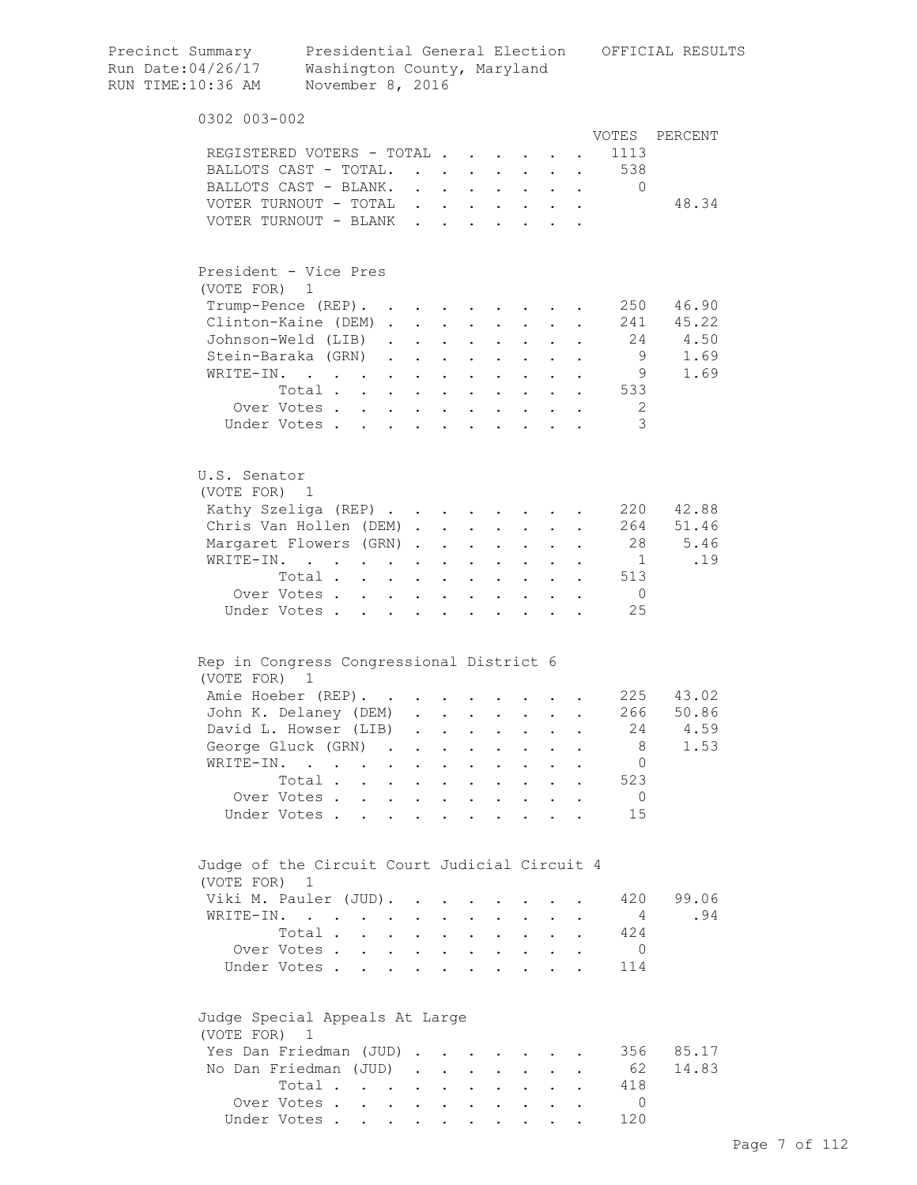Precinct Summary — Presidential General Election — OFFICIAL RESULTS
Run Date:04/26/17 — Washington County, Maryland
RUN TIME:10:36 AM — November 8, 2016

## 0302 003-002

| | VOTES | PERCENT |
|---|---|---|
| REGISTERED VOTERS - TOTAL | 1113 | |
| BALLOTS CAST - TOTAL. | 538 | |
| BALLOTS CAST - BLANK. | 0 | |
| VOTER TURNOUT - TOTAL | | 48.34 |
| VOTER TURNOUT - BLANK | | |

### President - Vice Pres
(VOTE FOR) 1

| | VOTES | PERCENT |
|---|---|---|
| Trump-Pence (REP). | 250 | 46.90 |
| Clinton-Kaine (DEM) | 241 | 45.22 |
| Johnson-Weld (LIB) | 24 | 4.50 |
| Stein-Baraka (GRN) | 9 | 1.69 |
| WRITE-IN. | 9 | 1.69 |
| Total | 533 | |
| Over Votes | 2 | |
| Under Votes | 3 | |

### U.S. Senator
(VOTE FOR) 1

| | VOTES | PERCENT |
|---|---|---|
| Kathy Szeliga (REP) | 220 | 42.88 |
| Chris Van Hollen (DEM) | 264 | 51.46 |
| Margaret Flowers (GRN) | 28 | 5.46 |
| WRITE-IN. | 1 | .19 |
| Total | 513 | |
| Over Votes | 0 | |
| Under Votes | 25 | |

### Rep in Congress Congressional District 6
(VOTE FOR) 1

| | VOTES | PERCENT |
|---|---|---|
| Amie Hoeber (REP). | 225 | 43.02 |
| John K. Delaney (DEM) | 266 | 50.86 |
| David L. Howser (LIB) | 24 | 4.59 |
| George Gluck (GRN) | 8 | 1.53 |
| WRITE-IN. | 0 | |
| Total | 523 | |
| Over Votes | 0 | |
| Under Votes | 15 | |

### Judge of the Circuit Court Judicial Circuit 4
(VOTE FOR) 1

| | VOTES | PERCENT |
|---|---|---|
| Viki M. Pauler (JUD). | 420 | 99.06 |
| WRITE-IN. | 4 | .94 |
| Total | 424 | |
| Over Votes | 0 | |
| Under Votes | 114 | |

### Judge Special Appeals At Large
(VOTE FOR) 1

| | VOTES | PERCENT |
|---|---|---|
| Yes Dan Friedman (JUD) | 356 | 85.17 |
| No Dan Friedman (JUD) | 62 | 14.83 |
| Total | 418 | |
| Over Votes | 0 | |
| Under Votes | 120 | |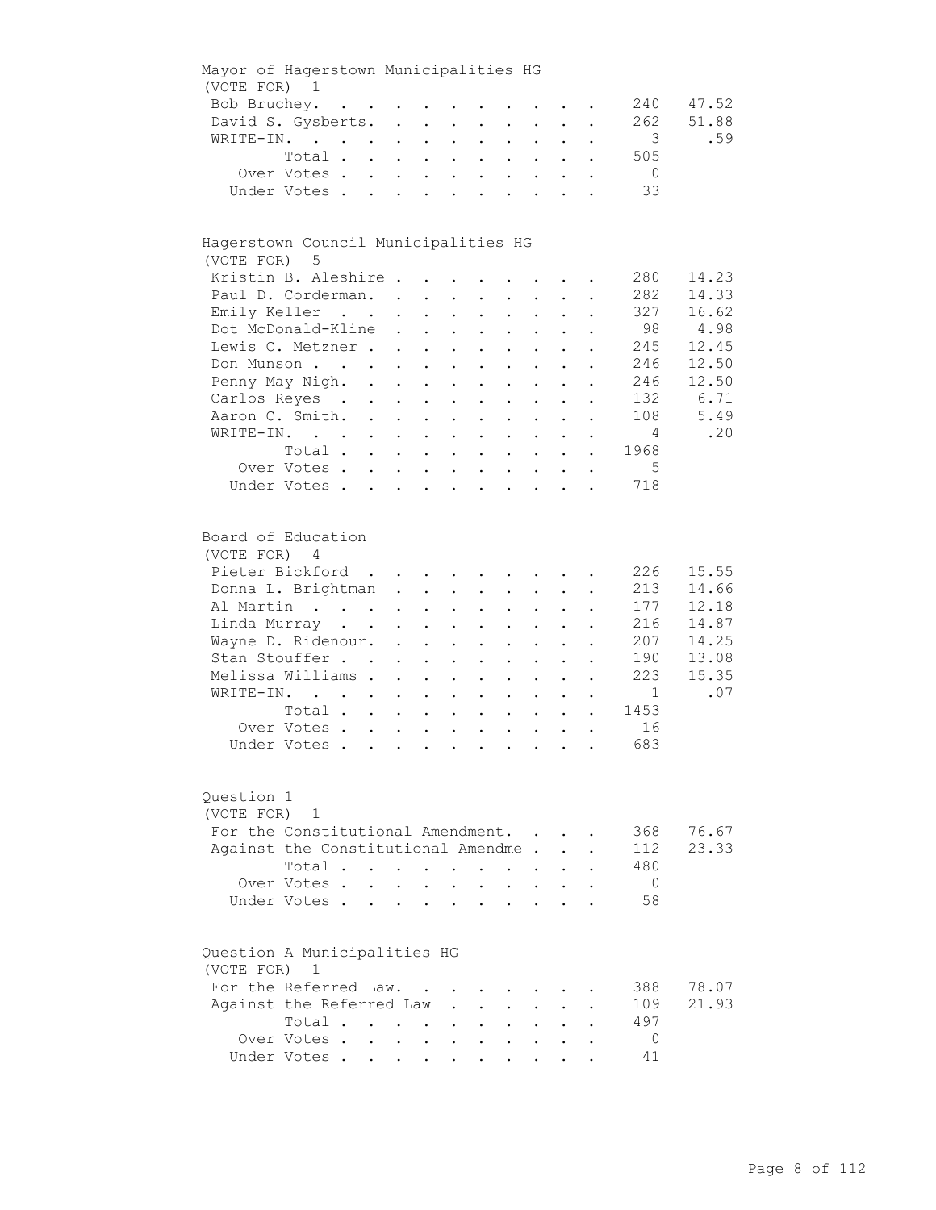## Mayor of Hagerstown Municipalities HG

(VOTE FOR) 1

| Candidate | Votes | Percent |
|---|---|---|
| Bob Bruchey | 240 | 47.52 |
| David S. Gysberts | 262 | 51.88 |
| WRITE-IN | 3 | .59 |
| Total | 505 | |
| Over Votes | 0 | |
| Under Votes | 33 | |

## Hagerstown Council Municipalities HG

(VOTE FOR) 5

| Candidate | Votes | Percent |
|---|---|---|
| Kristin B. Aleshire | 280 | 14.23 |
| Paul D. Corderman | 282 | 14.33 |
| Emily Keller | 327 | 16.62 |
| Dot McDonald-Kline | 98 | 4.98 |
| Lewis C. Metzner | 245 | 12.45 |
| Don Munson | 246 | 12.50 |
| Penny May Nigh | 246 | 12.50 |
| Carlos Reyes | 132 | 6.71 |
| Aaron C. Smith | 108 | 5.49 |
| WRITE-IN | 4 | .20 |
| Total | 1968 | |
| Over Votes | 5 | |
| Under Votes | 718 | |

## Board of Education

(VOTE FOR) 4

| Candidate | Votes | Percent |
|---|---|---|
| Pieter Bickford | 226 | 15.55 |
| Donna L. Brightman | 213 | 14.66 |
| Al Martin | 177 | 12.18 |
| Linda Murray | 216 | 14.87 |
| Wayne D. Ridenour | 207 | 14.25 |
| Stan Stouffer | 190 | 13.08 |
| Melissa Williams | 223 | 15.35 |
| WRITE-IN | 1 | .07 |
| Total | 1453 | |
| Over Votes | 16 | |
| Under Votes | 683 | |

## Question 1

(VOTE FOR) 1

| Choice | Votes | Percent |
|---|---|---|
| For the Constitutional Amendment | 368 | 76.67 |
| Against the Constitutional Amendme | 112 | 23.33 |
| Total | 480 | |
| Over Votes | 0 | |
| Under Votes | 58 | |

## Question A Municipalities HG

(VOTE FOR) 1

| Choice | Votes | Percent |
|---|---|---|
| For the Referred Law | 388 | 78.07 |
| Against the Referred Law | 109 | 21.93 |
| Total | 497 | |
| Over Votes | 0 | |
| Under Votes | 41 | |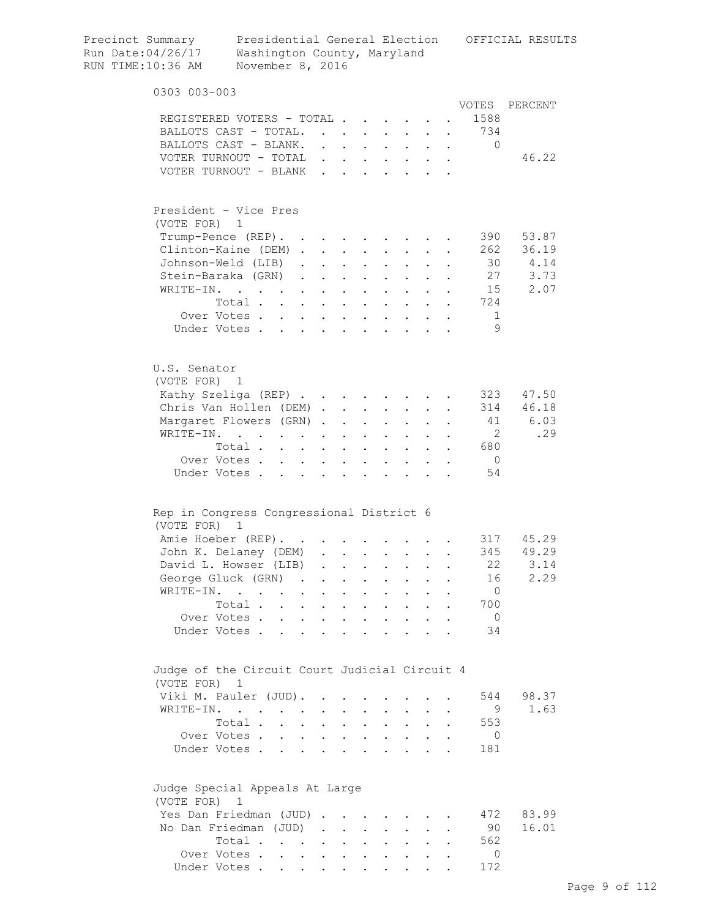Precinct Summary    Presidential General Election    OFFICIAL RESULTS
Run Date:04/26/17    Washington County, Maryland
RUN TIME:10:36 AM    November 8, 2016

## 0303 003-003

| | VOTES | PERCENT |
|---|---|---|
| REGISTERED VOTERS - TOTAL | 1588 | |
| BALLOTS CAST - TOTAL. | 734 | |
| BALLOTS CAST - BLANK. | 0 | |
| VOTER TURNOUT - TOTAL | | 46.22 |
| VOTER TURNOUT - BLANK | | |

### President - Vice Pres
(VOTE FOR) 1

| | VOTES | PERCENT |
|---|---|---|
| Trump-Pence (REP). | 390 | 53.87 |
| Clinton-Kaine (DEM) | 262 | 36.19 |
| Johnson-Weld (LIB) | 30 | 4.14 |
| Stein-Baraka (GRN) | 27 | 3.73 |
| WRITE-IN. | 15 | 2.07 |
| Total | 724 | |
| Over Votes | 1 | |
| Under Votes | 9 | |

### U.S. Senator
(VOTE FOR) 1

| | VOTES | PERCENT |
|---|---|---|
| Kathy Szeliga (REP) | 323 | 47.50 |
| Chris Van Hollen (DEM) | 314 | 46.18 |
| Margaret Flowers (GRN) | 41 | 6.03 |
| WRITE-IN. | 2 | .29 |
| Total | 680 | |
| Over Votes | 0 | |
| Under Votes | 54 | |

### Rep in Congress Congressional District 6
(VOTE FOR) 1

| | VOTES | PERCENT |
|---|---|---|
| Amie Hoeber (REP). | 317 | 45.29 |
| John K. Delaney (DEM) | 345 | 49.29 |
| David L. Howser (LIB) | 22 | 3.14 |
| George Gluck (GRN) | 16 | 2.29 |
| WRITE-IN. | 0 | |
| Total | 700 | |
| Over Votes | 0 | |
| Under Votes | 34 | |

### Judge of the Circuit Court Judicial Circuit 4
(VOTE FOR) 1

| | VOTES | PERCENT |
|---|---|---|
| Viki M. Pauler (JUD). | 544 | 98.37 |
| WRITE-IN. | 9 | 1.63 |
| Total | 553 | |
| Over Votes | 0 | |
| Under Votes | 181 | |

### Judge Special Appeals At Large
(VOTE FOR) 1

| | VOTES | PERCENT |
|---|---|---|
| Yes Dan Friedman (JUD) | 472 | 83.99 |
| No Dan Friedman (JUD) | 90 | 16.01 |
| Total | 562 | |
| Over Votes | 0 | |
| Under Votes | 172 | |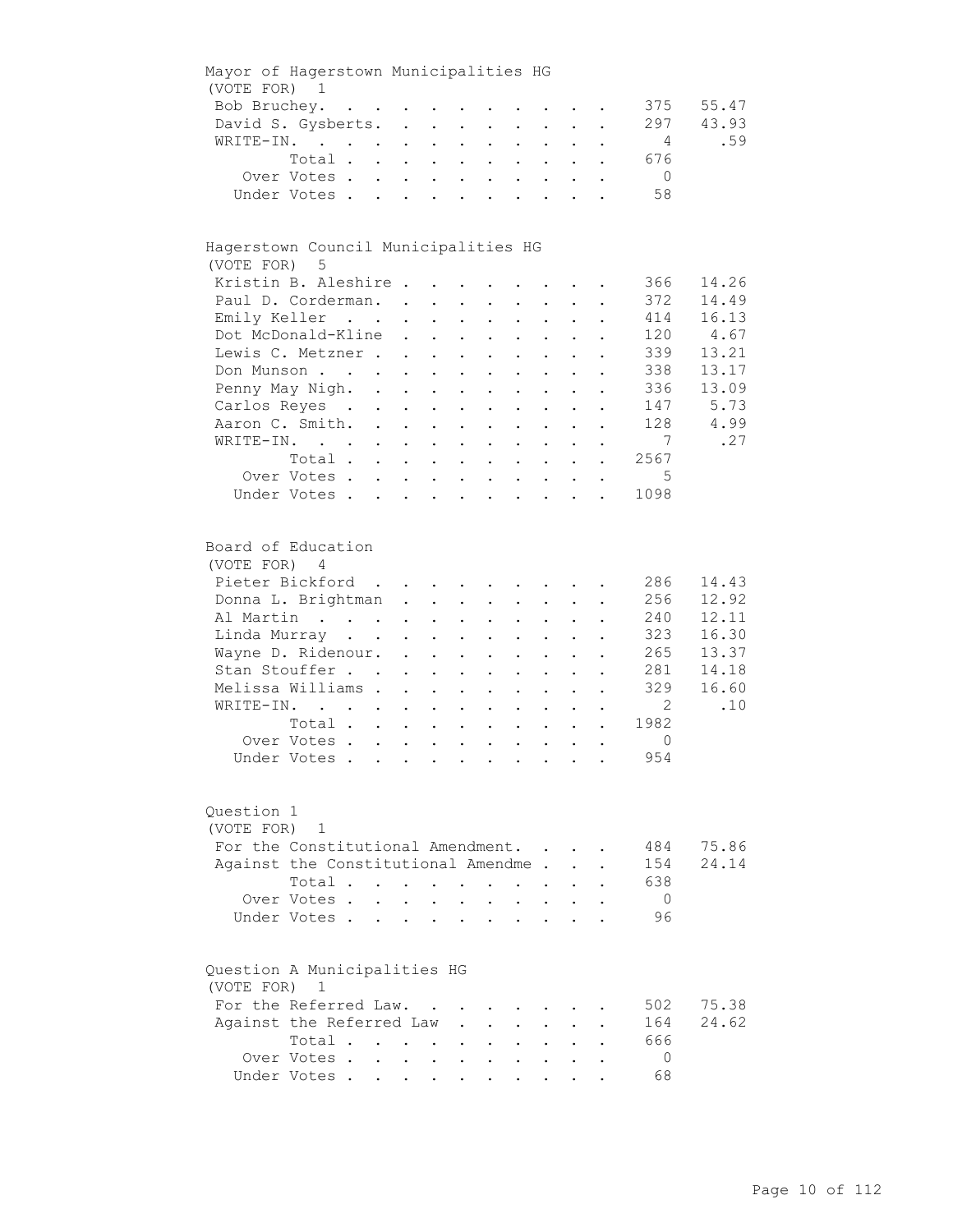## Mayor of Hagerstown Municipalities HG

(VOTE FOR) 1

| Candidate | Votes | Percent |
|---|---|---|
| Bob Bruchey | 375 | 55.47 |
| David S. Gysberts | 297 | 43.93 |
| WRITE-IN | 4 | .59 |
| Total | 676 | |
| Over Votes | 0 | |
| Under Votes | 58 | |

## Hagerstown Council Municipalities HG

(VOTE FOR) 5

| Candidate | Votes | Percent |
|---|---|---|
| Kristin B. Aleshire | 366 | 14.26 |
| Paul D. Corderman | 372 | 14.49 |
| Emily Keller | 414 | 16.13 |
| Dot McDonald-Kline | 120 | 4.67 |
| Lewis C. Metzner | 339 | 13.21 |
| Don Munson | 338 | 13.17 |
| Penny May Nigh | 336 | 13.09 |
| Carlos Reyes | 147 | 5.73 |
| Aaron C. Smith | 128 | 4.99 |
| WRITE-IN | 7 | .27 |
| Total | 2567 | |
| Over Votes | 5 | |
| Under Votes | 1098 | |

## Board of Education

(VOTE FOR) 4

| Candidate | Votes | Percent |
|---|---|---|
| Pieter Bickford | 286 | 14.43 |
| Donna L. Brightman | 256 | 12.92 |
| Al Martin | 240 | 12.11 |
| Linda Murray | 323 | 16.30 |
| Wayne D. Ridenour | 265 | 13.37 |
| Stan Stouffer | 281 | 14.18 |
| Melissa Williams | 329 | 16.60 |
| WRITE-IN | 2 | .10 |
| Total | 1982 | |
| Over Votes | 0 | |
| Under Votes | 954 | |

## Question 1

(VOTE FOR) 1

| Choice | Votes | Percent |
|---|---|---|
| For the Constitutional Amendment | 484 | 75.86 |
| Against the Constitutional Amendme | 154 | 24.14 |
| Total | 638 | |
| Over Votes | 0 | |
| Under Votes | 96 | |

## Question A Municipalities HG

(VOTE FOR) 1

| Choice | Votes | Percent |
|---|---|---|
| For the Referred Law | 502 | 75.38 |
| Against the Referred Law | 164 | 24.62 |
| Total | 666 | |
| Over Votes | 0 | |
| Under Votes | 68 | |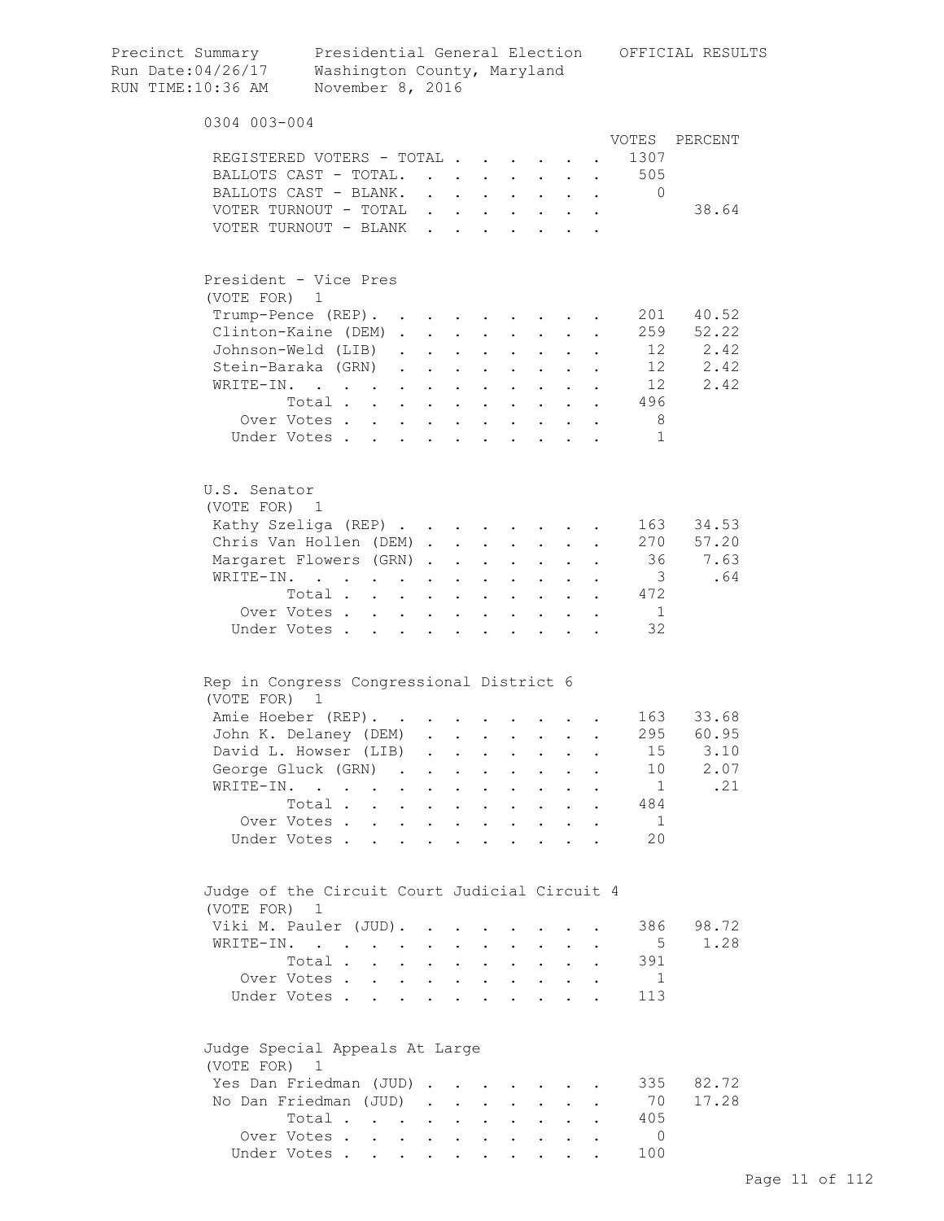Precinct Summary — Presidential General Election — OFFICIAL RESULTS
Run Date:04/26/17 — Washington County, Maryland
RUN TIME:10:36 AM — November 8, 2016

## 0304 003-004

| | VOTES | PERCENT |
|---|---|---|
| REGISTERED VOTERS - TOTAL | 1307 | |
| BALLOTS CAST - TOTAL. | 505 | |
| BALLOTS CAST - BLANK. | 0 | |
| VOTER TURNOUT - TOTAL | | 38.64 |
| VOTER TURNOUT - BLANK | | |

### President - Vice Pres
(VOTE FOR) 1

| | VOTES | PERCENT |
|---|---|---|
| Trump-Pence (REP). | 201 | 40.52 |
| Clinton-Kaine (DEM) | 259 | 52.22 |
| Johnson-Weld (LIB) | 12 | 2.42 |
| Stein-Baraka (GRN) | 12 | 2.42 |
| WRITE-IN. | 12 | 2.42 |
| Total | 496 | |
| Over Votes | 8 | |
| Under Votes | 1 | |

### U.S. Senator
(VOTE FOR) 1

| | VOTES | PERCENT |
|---|---|---|
| Kathy Szeliga (REP) | 163 | 34.53 |
| Chris Van Hollen (DEM) | 270 | 57.20 |
| Margaret Flowers (GRN) | 36 | 7.63 |
| WRITE-IN. | 3 | .64 |
| Total | 472 | |
| Over Votes | 1 | |
| Under Votes | 32 | |

### Rep in Congress Congressional District 6
(VOTE FOR) 1

| | VOTES | PERCENT |
|---|---|---|
| Amie Hoeber (REP). | 163 | 33.68 |
| John K. Delaney (DEM) | 295 | 60.95 |
| David L. Howser (LIB) | 15 | 3.10 |
| George Gluck (GRN) | 10 | 2.07 |
| WRITE-IN. | 1 | .21 |
| Total | 484 | |
| Over Votes | 1 | |
| Under Votes | 20 | |

### Judge of the Circuit Court Judicial Circuit 4
(VOTE FOR) 1

| | VOTES | PERCENT |
|---|---|---|
| Viki M. Pauler (JUD). | 386 | 98.72 |
| WRITE-IN. | 5 | 1.28 |
| Total | 391 | |
| Over Votes | 1 | |
| Under Votes | 113 | |

### Judge Special Appeals At Large
(VOTE FOR) 1

| | VOTES | PERCENT |
|---|---|---|
| Yes Dan Friedman (JUD) | 335 | 82.72 |
| No Dan Friedman (JUD) | 70 | 17.28 |
| Total | 405 | |
| Over Votes | 0 | |
| Under Votes | 100 | |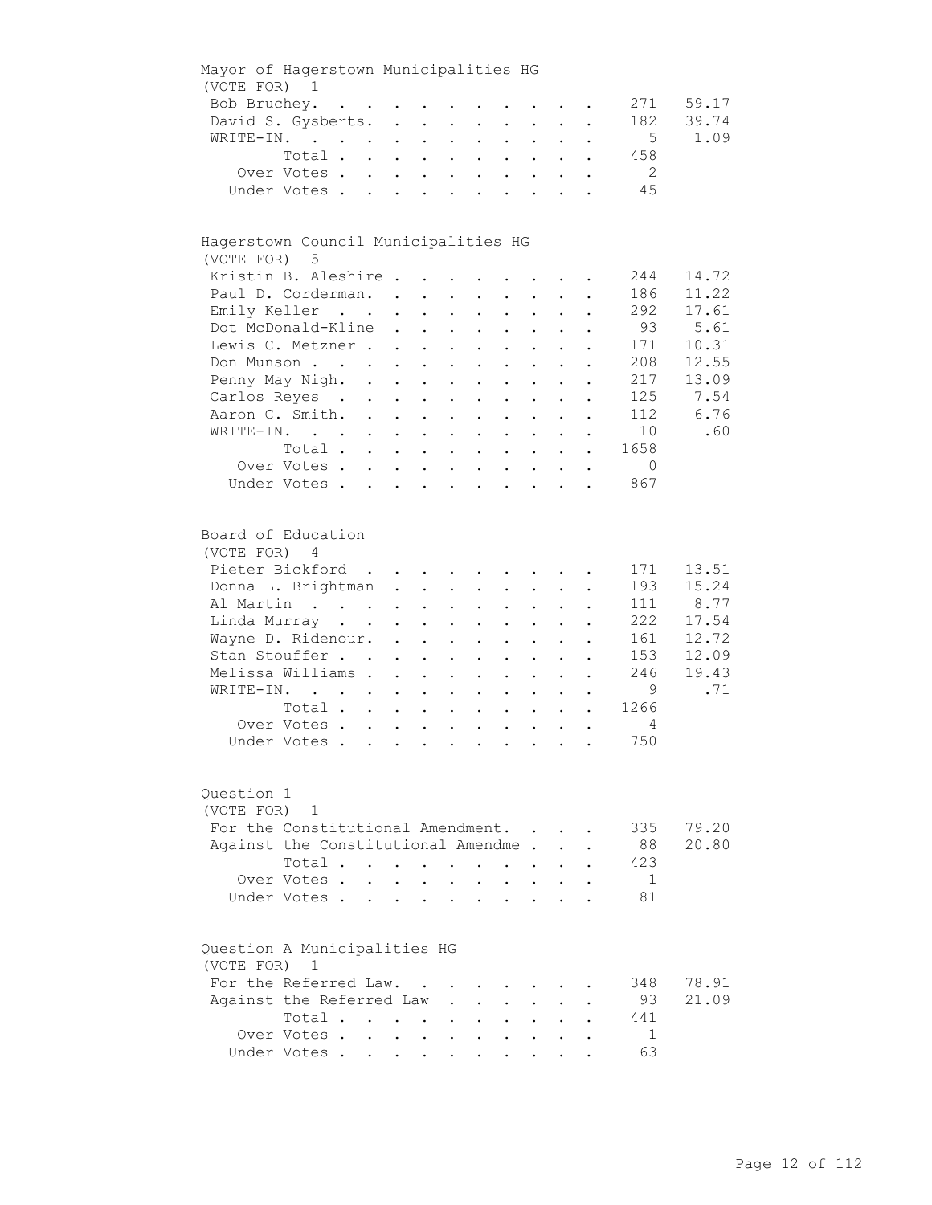## Mayor of Hagerstown Municipalities HG

(VOTE FOR) 1

| Candidate | Votes | Percent |
|---|---|---|
| Bob Bruchey | 271 | 59.17 |
| David S. Gysberts | 182 | 39.74 |
| WRITE-IN | 5 | 1.09 |
| Total | 458 | |
| Over Votes | 2 | |
| Under Votes | 45 | |

## Hagerstown Council Municipalities HG

(VOTE FOR) 5

| Candidate | Votes | Percent |
|---|---|---|
| Kristin B. Aleshire | 244 | 14.72 |
| Paul D. Corderman | 186 | 11.22 |
| Emily Keller | 292 | 17.61 |
| Dot McDonald-Kline | 93 | 5.61 |
| Lewis C. Metzner | 171 | 10.31 |
| Don Munson | 208 | 12.55 |
| Penny May Nigh | 217 | 13.09 |
| Carlos Reyes | 125 | 7.54 |
| Aaron C. Smith | 112 | 6.76 |
| WRITE-IN | 10 | .60 |
| Total | 1658 | |
| Over Votes | 0 | |
| Under Votes | 867 | |

## Board of Education

(VOTE FOR) 4

| Candidate | Votes | Percent |
|---|---|---|
| Pieter Bickford | 171 | 13.51 |
| Donna L. Brightman | 193 | 15.24 |
| Al Martin | 111 | 8.77 |
| Linda Murray | 222 | 17.54 |
| Wayne D. Ridenour | 161 | 12.72 |
| Stan Stouffer | 153 | 12.09 |
| Melissa Williams | 246 | 19.43 |
| WRITE-IN | 9 | .71 |
| Total | 1266 | |
| Over Votes | 4 | |
| Under Votes | 750 | |

## Question 1

(VOTE FOR) 1

| Choice | Votes | Percent |
|---|---|---|
| For the Constitutional Amendment | 335 | 79.20 |
| Against the Constitutional Amendme | 88 | 20.80 |
| Total | 423 | |
| Over Votes | 1 | |
| Under Votes | 81 | |

## Question A Municipalities HG

(VOTE FOR) 1

| Choice | Votes | Percent |
|---|---|---|
| For the Referred Law | 348 | 78.91 |
| Against the Referred Law | 93 | 21.09 |
| Total | 441 | |
| Over Votes | 1 | |
| Under Votes | 63 | |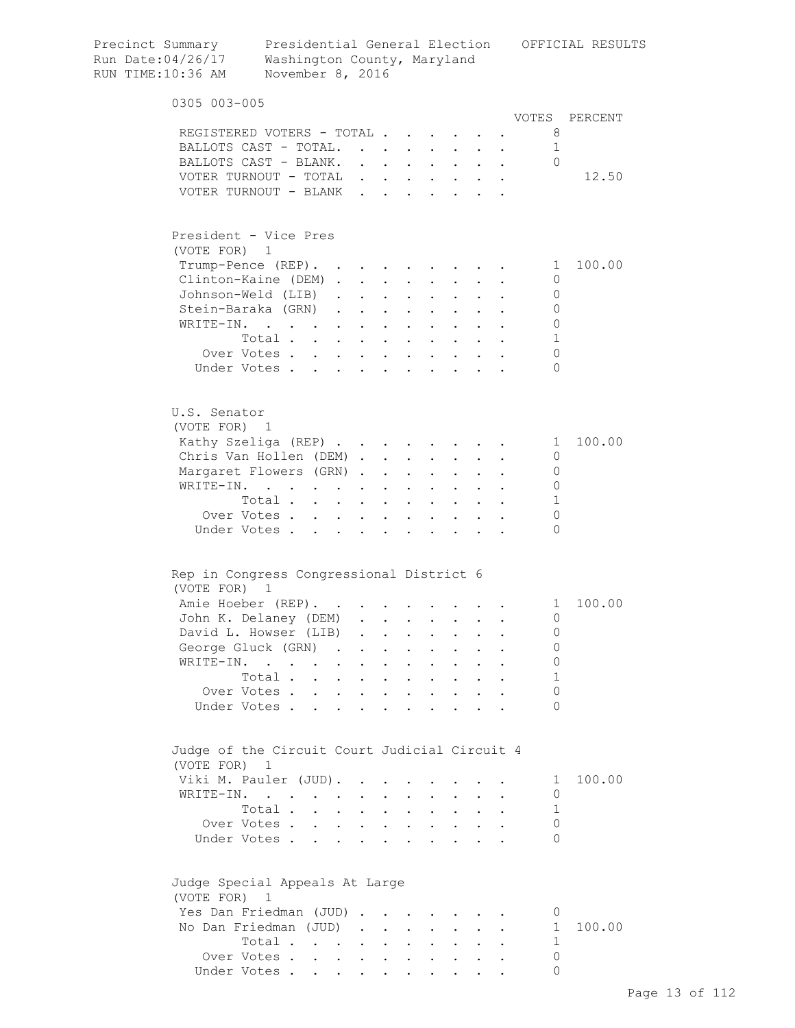Precinct Summary Presidential General Election OFFICIAL RESULTS
Run Date:04/26/17 Washington County, Maryland
RUN TIME:10:36 AM November 8, 2016

0305 003-005

| | VOTES | PERCENT |
|---|---|---|
| REGISTERED VOTERS - TOTAL | 8 | |
| BALLOTS CAST - TOTAL. | 1 | |
| BALLOTS CAST - BLANK. | 0 | |
| VOTER TURNOUT - TOTAL | | 12.50 |
| VOTER TURNOUT - BLANK | | |

President - Vice Pres
(VOTE FOR) 1

| | VOTES | PERCENT |
|---|---|---|
| Trump-Pence (REP). | 1 | 100.00 |
| Clinton-Kaine (DEM) | 0 | |
| Johnson-Weld (LIB) | 0 | |
| Stein-Baraka (GRN) | 0 | |
| WRITE-IN. | 0 | |
| Total | 1 | |
| Over Votes | 0 | |
| Under Votes | 0 | |

U.S. Senator
(VOTE FOR) 1

| | VOTES | PERCENT |
|---|---|---|
| Kathy Szeliga (REP) | 1 | 100.00 |
| Chris Van Hollen (DEM) | 0 | |
| Margaret Flowers (GRN) | 0 | |
| WRITE-IN. | 0 | |
| Total | 1 | |
| Over Votes | 0 | |
| Under Votes | 0 | |

Rep in Congress Congressional District 6
(VOTE FOR) 1

| | VOTES | PERCENT |
|---|---|---|
| Amie Hoeber (REP). | 1 | 100.00 |
| John K. Delaney (DEM) | 0 | |
| David L. Howser (LIB) | 0 | |
| George Gluck (GRN) | 0 | |
| WRITE-IN. | 0 | |
| Total | 1 | |
| Over Votes | 0 | |
| Under Votes | 0 | |

Judge of the Circuit Court Judicial Circuit 4
(VOTE FOR) 1

| | VOTES | PERCENT |
|---|---|---|
| Viki M. Pauler (JUD). | 1 | 100.00 |
| WRITE-IN. | 0 | |
| Total | 1 | |
| Over Votes | 0 | |
| Under Votes | 0 | |

Judge Special Appeals At Large
(VOTE FOR) 1

| | VOTES | PERCENT |
|---|---|---|
| Yes Dan Friedman (JUD) | 0 | |
| No Dan Friedman (JUD) | 1 | 100.00 |
| Total | 1 | |
| Over Votes | 0 | |
| Under Votes | 0 | |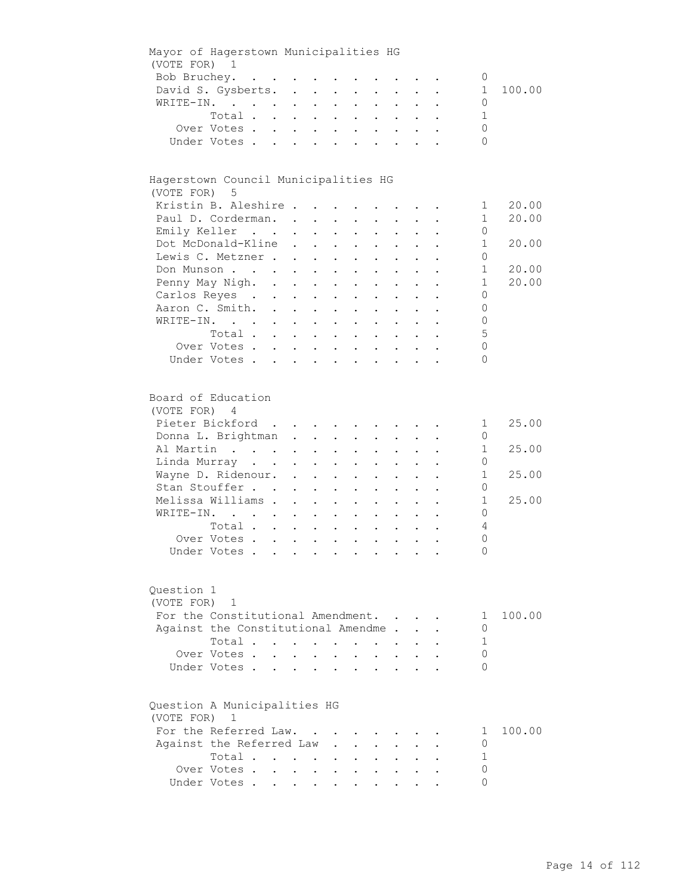## Mayor of Hagerstown Municipalities HG

(VOTE FOR) 1

| Candidate | Votes | Percent |
|---|---|---|
| Bob Bruchey | 0 | |
| David S. Gysberts | 1 | 100.00 |
| WRITE-IN | 0 | |
| Total | 1 | |
| Over Votes | 0 | |
| Under Votes | 0 | |

## Hagerstown Council Municipalities HG

(VOTE FOR) 5

| Candidate | Votes | Percent |
|---|---|---|
| Kristin B. Aleshire | 1 | 20.00 |
| Paul D. Corderman | 1 | 20.00 |
| Emily Keller | 0 | |
| Dot McDonald-Kline | 1 | 20.00 |
| Lewis C. Metzner | 0 | |
| Don Munson | 1 | 20.00 |
| Penny May Nigh | 1 | 20.00 |
| Carlos Reyes | 0 | |
| Aaron C. Smith | 0 | |
| WRITE-IN | 0 | |
| Total | 5 | |
| Over Votes | 0 | |
| Under Votes | 0 | |

## Board of Education

(VOTE FOR) 4

| Candidate | Votes | Percent |
|---|---|---|
| Pieter Bickford | 1 | 25.00 |
| Donna L. Brightman | 0 | |
| Al Martin | 1 | 25.00 |
| Linda Murray | 0 | |
| Wayne D. Ridenour | 1 | 25.00 |
| Stan Stouffer | 0 | |
| Melissa Williams | 1 | 25.00 |
| WRITE-IN | 0 | |
| Total | 4 | |
| Over Votes | 0 | |
| Under Votes | 0 | |

## Question 1

(VOTE FOR) 1

| Choice | Votes | Percent |
|---|---|---|
| For the Constitutional Amendment | 1 | 100.00 |
| Against the Constitutional Amendme | 0 | |
| Total | 1 | |
| Over Votes | 0 | |
| Under Votes | 0 | |

## Question A Municipalities HG

(VOTE FOR) 1

| Choice | Votes | Percent |
|---|---|---|
| For the Referred Law | 1 | 100.00 |
| Against the Referred Law | 0 | |
| Total | 1 | |
| Over Votes | 0 | |
| Under Votes | 0 | |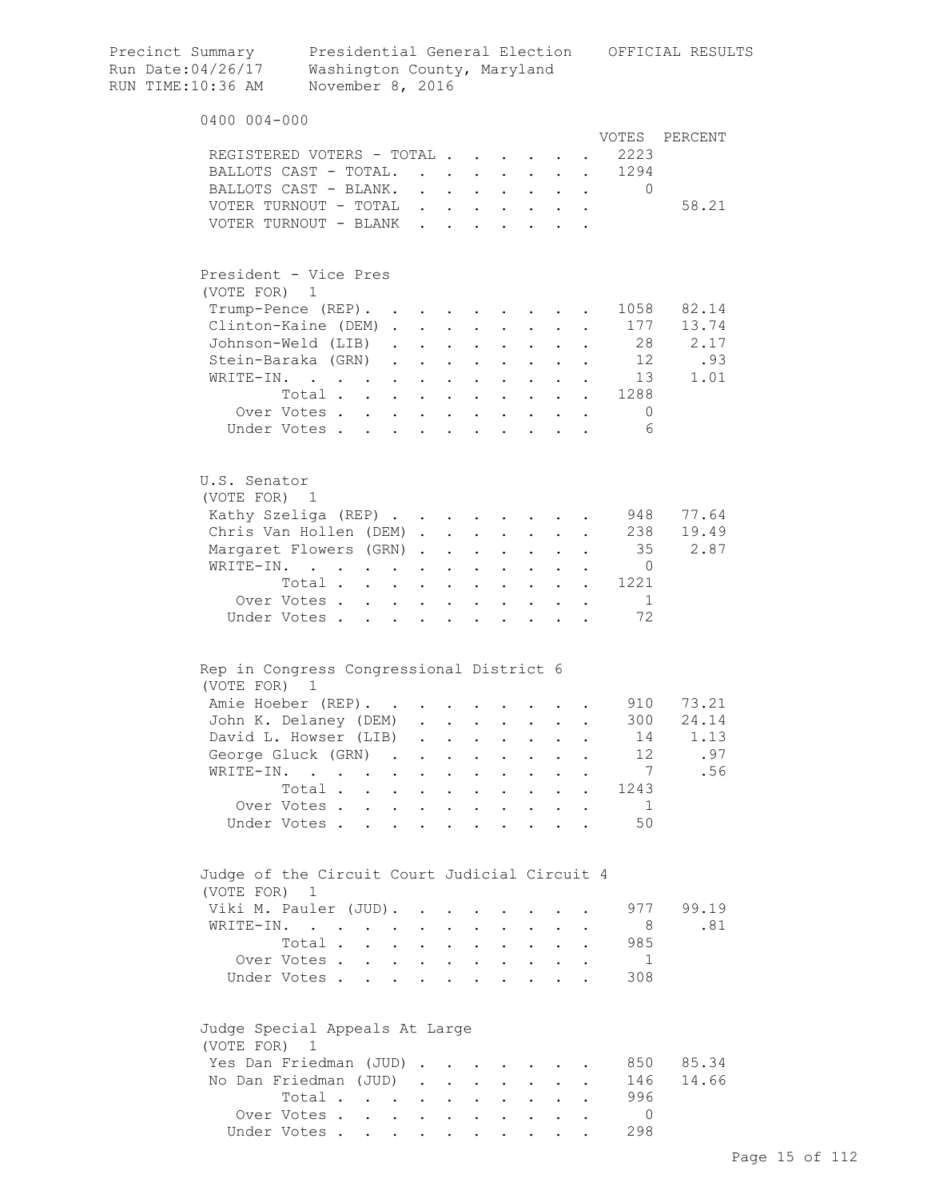Precinct Summary    Presidential General Election    OFFICIAL RESULTS
Run Date:04/26/17    Washington County, Maryland
RUN TIME:10:36 AM    November 8, 2016

## 0400 004-000

| | VOTES | PERCENT |
|---|---|---|
| REGISTERED VOTERS - TOTAL | 2223 | |
| BALLOTS CAST - TOTAL. | 1294 | |
| BALLOTS CAST - BLANK. | 0 | |
| VOTER TURNOUT - TOTAL | | 58.21 |
| VOTER TURNOUT - BLANK | | |

### President - Vice Pres
(VOTE FOR) 1

| | VOTES | PERCENT |
|---|---|---|
| Trump-Pence (REP). | 1058 | 82.14 |
| Clinton-Kaine (DEM) | 177 | 13.74 |
| Johnson-Weld (LIB) | 28 | 2.17 |
| Stein-Baraka (GRN) | 12 | .93 |
| WRITE-IN. | 13 | 1.01 |
| Total | 1288 | |
| Over Votes | 0 | |
| Under Votes | 6 | |

### U.S. Senator
(VOTE FOR) 1

| | VOTES | PERCENT |
|---|---|---|
| Kathy Szeliga (REP) | 948 | 77.64 |
| Chris Van Hollen (DEM) | 238 | 19.49 |
| Margaret Flowers (GRN) | 35 | 2.87 |
| WRITE-IN. | 0 | |
| Total | 1221 | |
| Over Votes | 1 | |
| Under Votes | 72 | |

### Rep in Congress Congressional District 6
(VOTE FOR) 1

| | VOTES | PERCENT |
|---|---|---|
| Amie Hoeber (REP). | 910 | 73.21 |
| John K. Delaney (DEM) | 300 | 24.14 |
| David L. Howser (LIB) | 14 | 1.13 |
| George Gluck (GRN) | 12 | .97 |
| WRITE-IN. | 7 | .56 |
| Total | 1243 | |
| Over Votes | 1 | |
| Under Votes | 50 | |

### Judge of the Circuit Court Judicial Circuit 4
(VOTE FOR) 1

| | VOTES | PERCENT |
|---|---|---|
| Viki M. Pauler (JUD). | 977 | 99.19 |
| WRITE-IN. | 8 | .81 |
| Total | 985 | |
| Over Votes | 1 | |
| Under Votes | 308 | |

### Judge Special Appeals At Large
(VOTE FOR) 1

| | VOTES | PERCENT |
|---|---|---|
| Yes Dan Friedman (JUD) | 850 | 85.34 |
| No Dan Friedman (JUD) | 146 | 14.66 |
| Total | 996 | |
| Over Votes | 0 | |
| Under Votes | 298 | |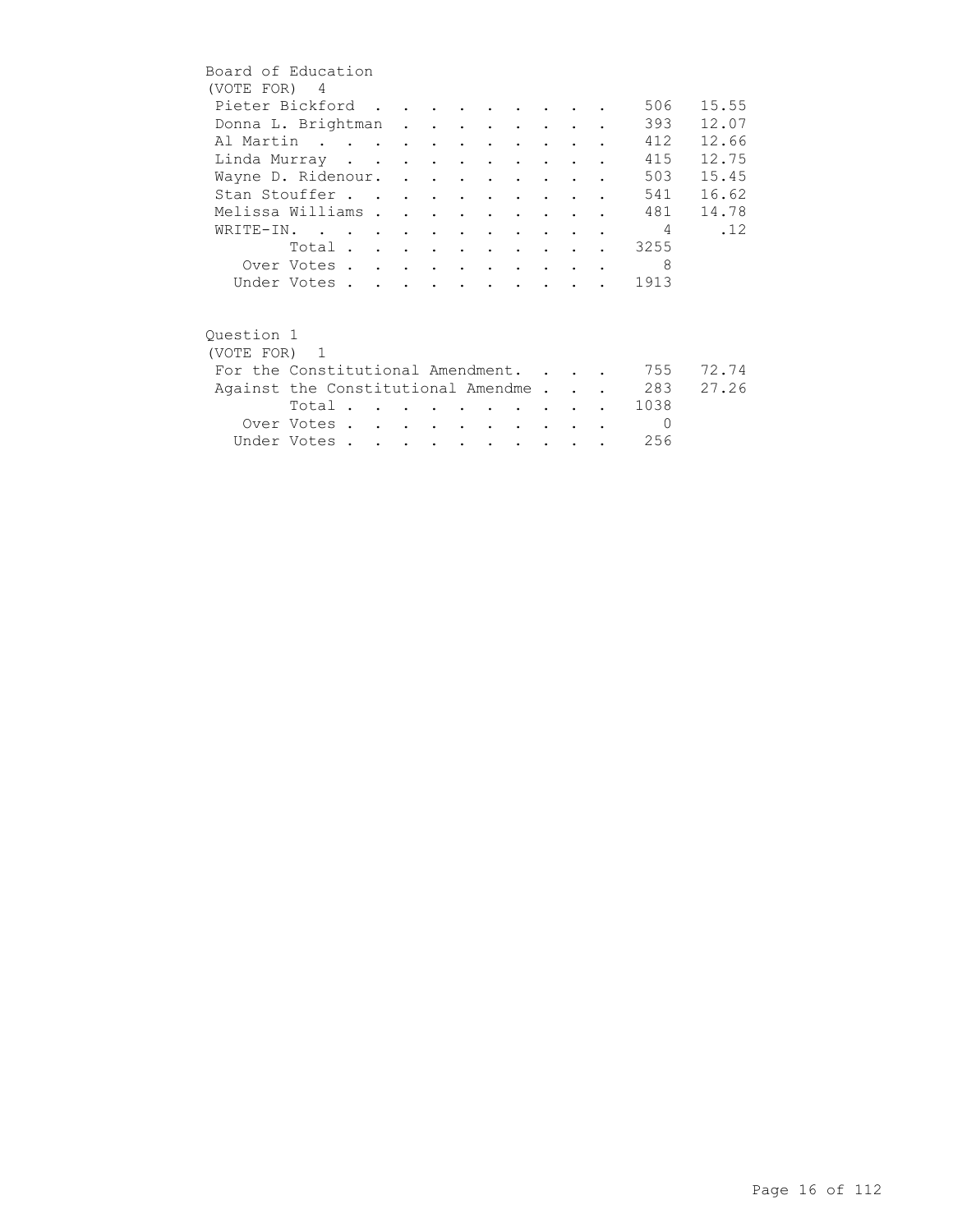## Board of Education

(VOTE FOR) 4

| Candidate | Votes | Percent |
|---|---|---|
| Pieter Bickford | 506 | 15.55 |
| Donna L. Brightman | 393 | 12.07 |
| Al Martin | 412 | 12.66 |
| Linda Murray | 415 | 12.75 |
| Wayne D. Ridenour. | 503 | 15.45 |
| Stan Stouffer | 541 | 16.62 |
| Melissa Williams | 481 | 14.78 |
| WRITE-IN. | 4 | .12 |
| Total | 3255 | |
| Over Votes | 8 | |
| Under Votes | 1913 | |

## Question 1

(VOTE FOR) 1

| Choice | Votes | Percent |
|---|---|---|
| For the Constitutional Amendment. | 755 | 72.74 |
| Against the Constitutional Amendme | 283 | 27.26 |
| Total | 1038 | |
| Over Votes | 0 | |
| Under Votes | 256 | |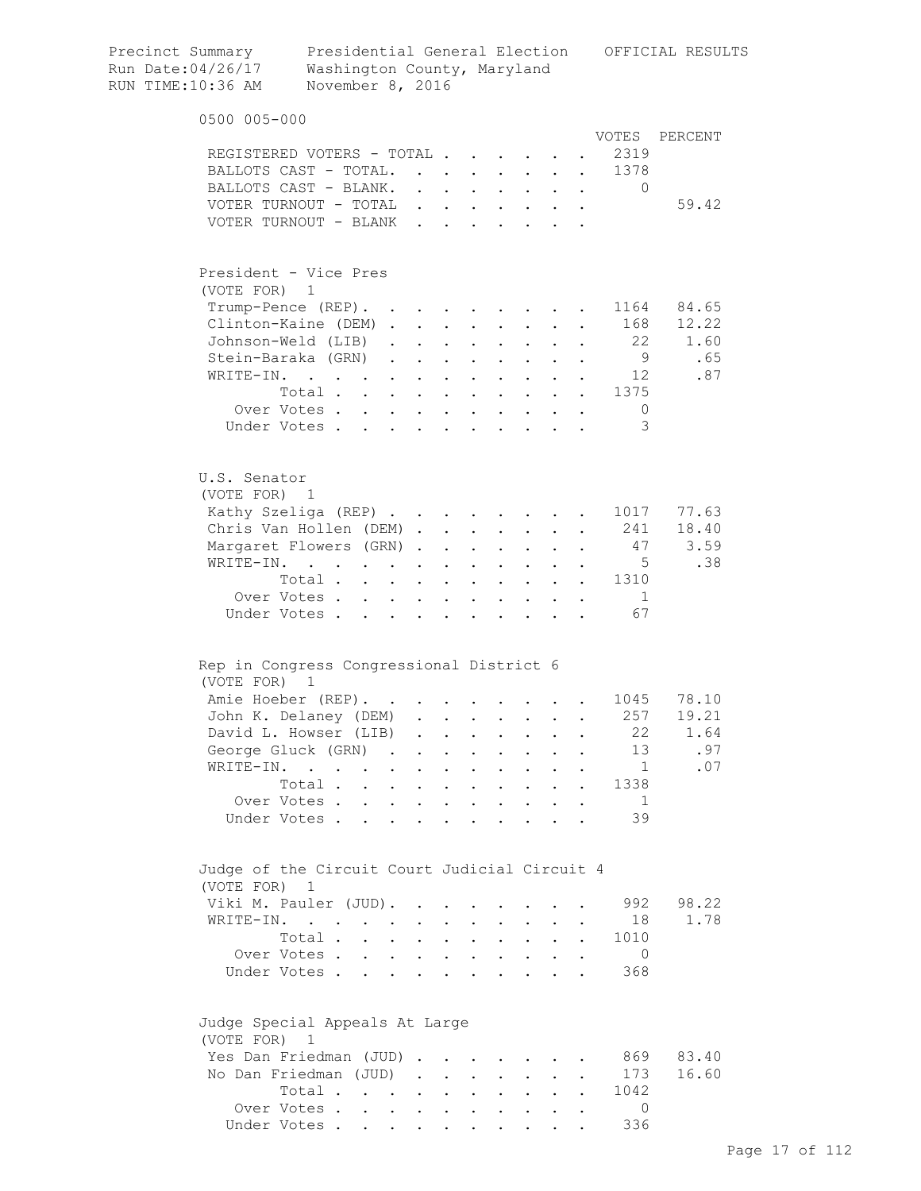Precinct Summary Presidential General Election OFFICIAL RESULTS
Run Date:04/26/17 Washington County, Maryland
RUN TIME:10:36 AM November 8, 2016

0500 005-000

| | VOTES | PERCENT |
|---|---|---|
| REGISTERED VOTERS - TOTAL | 2319 | |
| BALLOTS CAST - TOTAL. | 1378 | |
| BALLOTS CAST - BLANK. | 0 | |
| VOTER TURNOUT - TOTAL | | 59.42 |
| VOTER TURNOUT - BLANK | | |

President - Vice Pres
(VOTE FOR) 1

| | VOTES | PERCENT |
|---|---|---|
| Trump-Pence (REP). | 1164 | 84.65 |
| Clinton-Kaine (DEM) | 168 | 12.22 |
| Johnson-Weld (LIB) | 22 | 1.60 |
| Stein-Baraka (GRN) | 9 | .65 |
| WRITE-IN. | 12 | .87 |
| Total | 1375 | |
| Over Votes | 0 | |
| Under Votes | 3 | |

U.S. Senator
(VOTE FOR) 1

| | VOTES | PERCENT |
|---|---|---|
| Kathy Szeliga (REP) | 1017 | 77.63 |
| Chris Van Hollen (DEM) | 241 | 18.40 |
| Margaret Flowers (GRN) | 47 | 3.59 |
| WRITE-IN. | 5 | .38 |
| Total | 1310 | |
| Over Votes | 1 | |
| Under Votes | 67 | |

Rep in Congress Congressional District 6
(VOTE FOR) 1

| | VOTES | PERCENT |
|---|---|---|
| Amie Hoeber (REP). | 1045 | 78.10 |
| John K. Delaney (DEM) | 257 | 19.21 |
| David L. Howser (LIB) | 22 | 1.64 |
| George Gluck (GRN) | 13 | .97 |
| WRITE-IN. | 1 | .07 |
| Total | 1338 | |
| Over Votes | 1 | |
| Under Votes | 39 | |

Judge of the Circuit Court Judicial Circuit 4
(VOTE FOR) 1

| | VOTES | PERCENT |
|---|---|---|
| Viki M. Pauler (JUD). | 992 | 98.22 |
| WRITE-IN. | 18 | 1.78 |
| Total | 1010 | |
| Over Votes | 0 | |
| Under Votes | 368 | |

Judge Special Appeals At Large
(VOTE FOR) 1

| | VOTES | PERCENT |
|---|---|---|
| Yes Dan Friedman (JUD) | 869 | 83.40 |
| No Dan Friedman (JUD) | 173 | 16.60 |
| Total | 1042 | |
| Over Votes | 0 | |
| Under Votes | 336 | |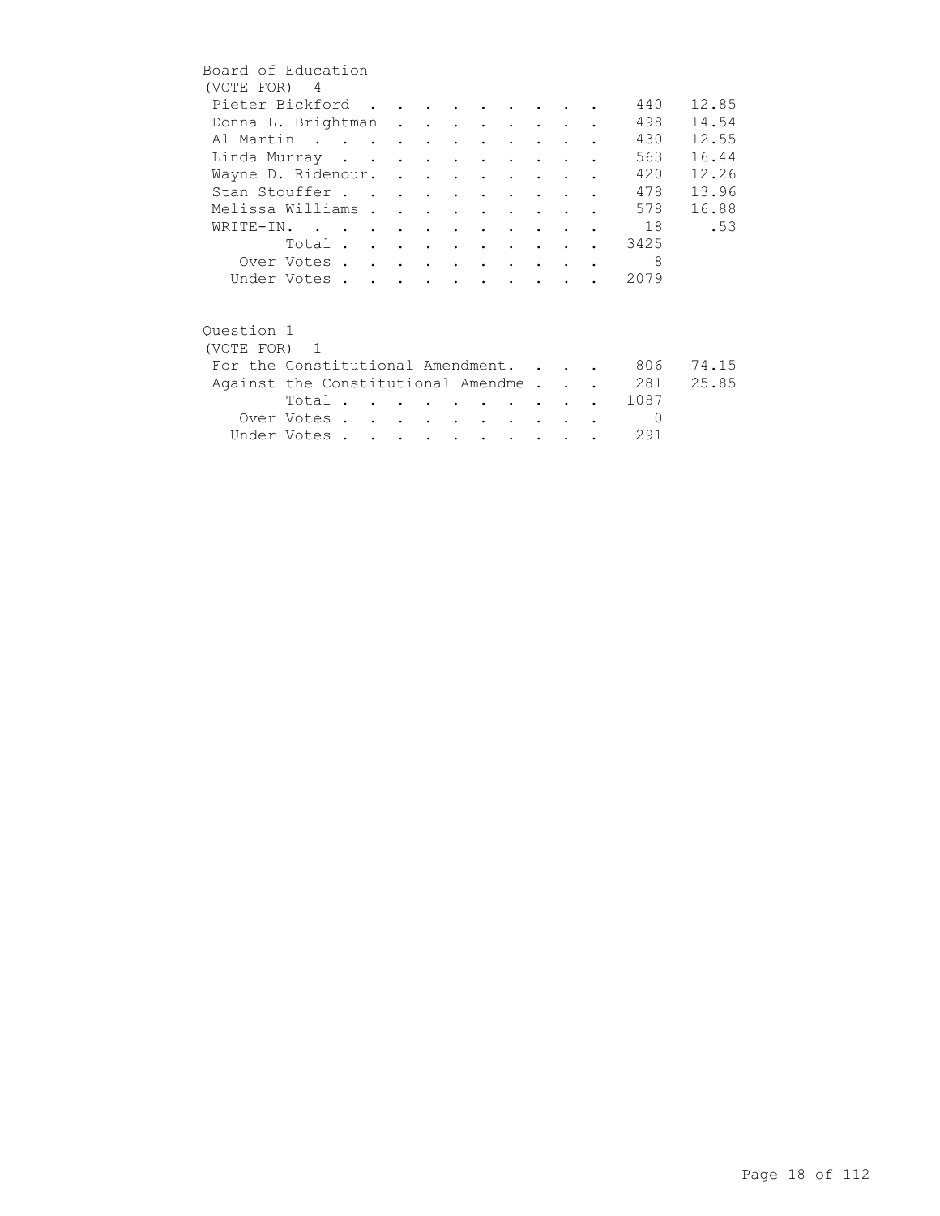## Board of Education

(VOTE FOR) 4

| Candidate | Votes | Percent |
|---|---|---|
| Pieter Bickford | 440 | 12.85 |
| Donna L. Brightman | 498 | 14.54 |
| Al Martin | 430 | 12.55 |
| Linda Murray | 563 | 16.44 |
| Wayne D. Ridenour. | 420 | 12.26 |
| Stan Stouffer | 478 | 13.96 |
| Melissa Williams | 578 | 16.88 |
| WRITE-IN. | 18 | .53 |
| Total | 3425 | |
| Over Votes | 8 | |
| Under Votes | 2079 | |

## Question 1

(VOTE FOR) 1

| Choice | Votes | Percent |
|---|---|---|
| For the Constitutional Amendment. | 806 | 74.15 |
| Against the Constitutional Amendme | 281 | 25.85 |
| Total | 1087 | |
| Over Votes | 0 | |
| Under Votes | 291 | |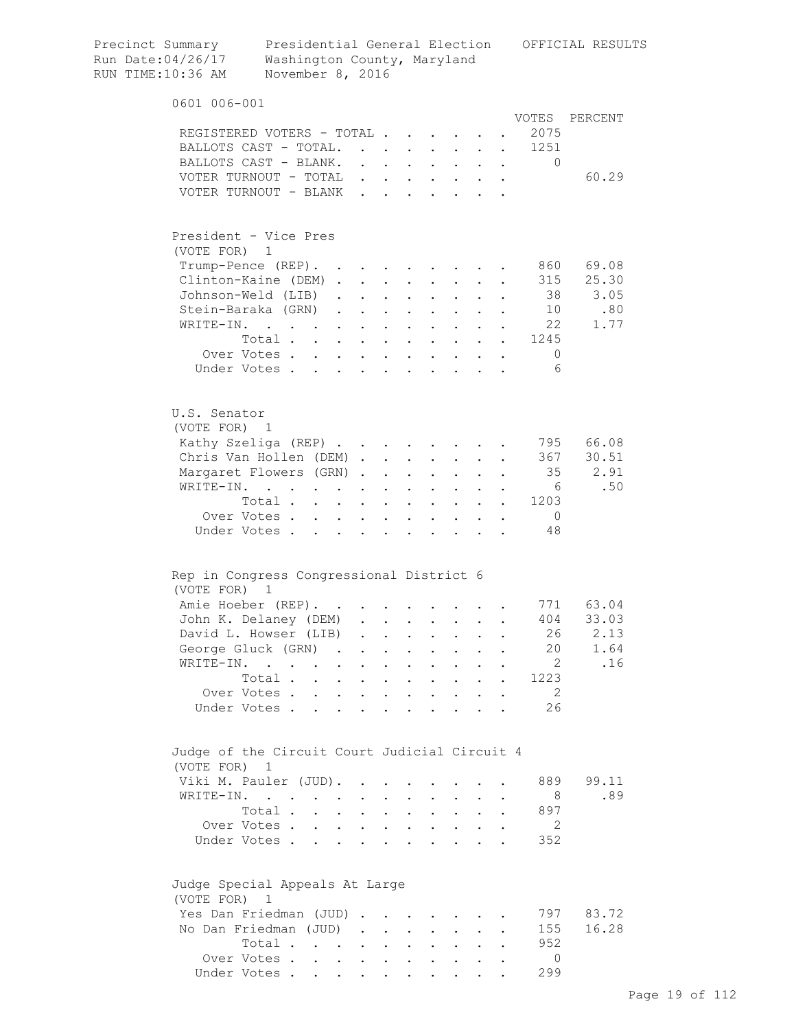Precinct Summary    Presidential General Election    OFFICIAL RESULTS
Run Date:04/26/17    Washington County, Maryland
RUN TIME:10:36 AM    November 8, 2016

## 0601 006-001

| | VOTES | PERCENT |
|---|---|---|
| REGISTERED VOTERS - TOTAL | 2075 | |
| BALLOTS CAST - TOTAL. | 1251 | |
| BALLOTS CAST - BLANK. | 0 | |
| VOTER TURNOUT - TOTAL | | 60.29 |
| VOTER TURNOUT - BLANK | | |

### President - Vice Pres
(VOTE FOR) 1

| | VOTES | PERCENT |
|---|---|---|
| Trump-Pence (REP). | 860 | 69.08 |
| Clinton-Kaine (DEM) | 315 | 25.30 |
| Johnson-Weld (LIB) | 38 | 3.05 |
| Stein-Baraka (GRN) | 10 | .80 |
| WRITE-IN. | 22 | 1.77 |
| Total | 1245 | |
| Over Votes | 0 | |
| Under Votes | 6 | |

### U.S. Senator
(VOTE FOR) 1

| | VOTES | PERCENT |
|---|---|---|
| Kathy Szeliga (REP) | 795 | 66.08 |
| Chris Van Hollen (DEM) | 367 | 30.51 |
| Margaret Flowers (GRN) | 35 | 2.91 |
| WRITE-IN. | 6 | .50 |
| Total | 1203 | |
| Over Votes | 0 | |
| Under Votes | 48 | |

### Rep in Congress Congressional District 6
(VOTE FOR) 1

| | VOTES | PERCENT |
|---|---|---|
| Amie Hoeber (REP). | 771 | 63.04 |
| John K. Delaney (DEM) | 404 | 33.03 |
| David L. Howser (LIB) | 26 | 2.13 |
| George Gluck (GRN) | 20 | 1.64 |
| WRITE-IN. | 2 | .16 |
| Total | 1223 | |
| Over Votes | 2 | |
| Under Votes | 26 | |

### Judge of the Circuit Court Judicial Circuit 4
(VOTE FOR) 1

| | VOTES | PERCENT |
|---|---|---|
| Viki M. Pauler (JUD). | 889 | 99.11 |
| WRITE-IN. | 8 | .89 |
| Total | 897 | |
| Over Votes | 2 | |
| Under Votes | 352 | |

### Judge Special Appeals At Large
(VOTE FOR) 1

| | VOTES | PERCENT |
|---|---|---|
| Yes Dan Friedman (JUD) | 797 | 83.72 |
| No Dan Friedman (JUD) | 155 | 16.28 |
| Total | 952 | |
| Over Votes | 0 | |
| Under Votes | 299 | |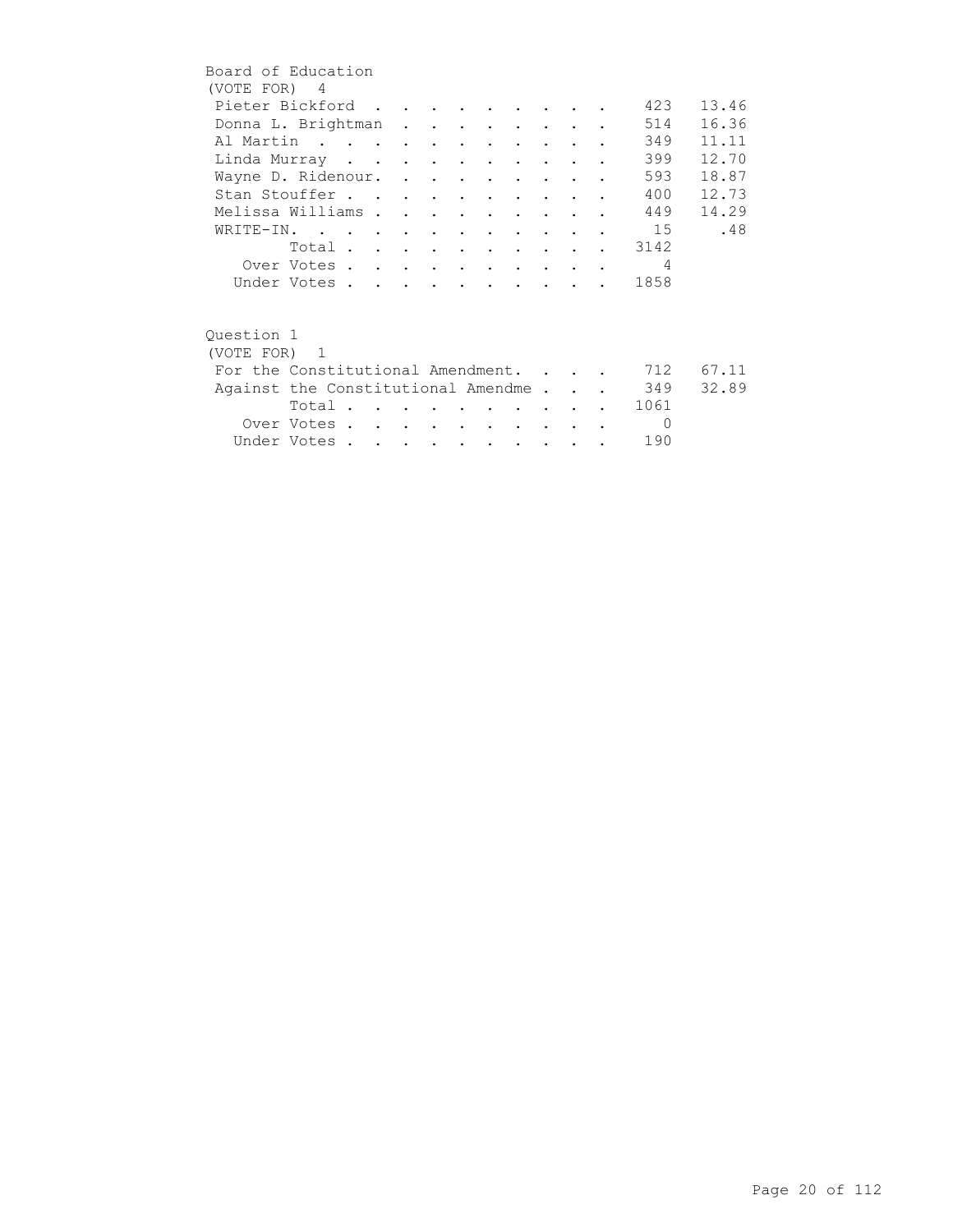## Board of Education

(VOTE FOR) 4

| Candidate | Votes | Percent |
|---|---|---|
| Pieter Bickford | 423 | 13.46 |
| Donna L. Brightman | 514 | 16.36 |
| Al Martin | 349 | 11.11 |
| Linda Murray | 399 | 12.70 |
| Wayne D. Ridenour. | 593 | 18.87 |
| Stan Stouffer | 400 | 12.73 |
| Melissa Williams | 449 | 14.29 |
| WRITE-IN. | 15 | .48 |
| Total | 3142 | |
| Over Votes | 4 | |
| Under Votes | 1858 | |

## Question 1

(VOTE FOR) 1

| Choice | Votes | Percent |
|---|---|---|
| For the Constitutional Amendment. | 712 | 67.11 |
| Against the Constitutional Amendme | 349 | 32.89 |
| Total | 1061 | |
| Over Votes | 0 | |
| Under Votes | 190 | |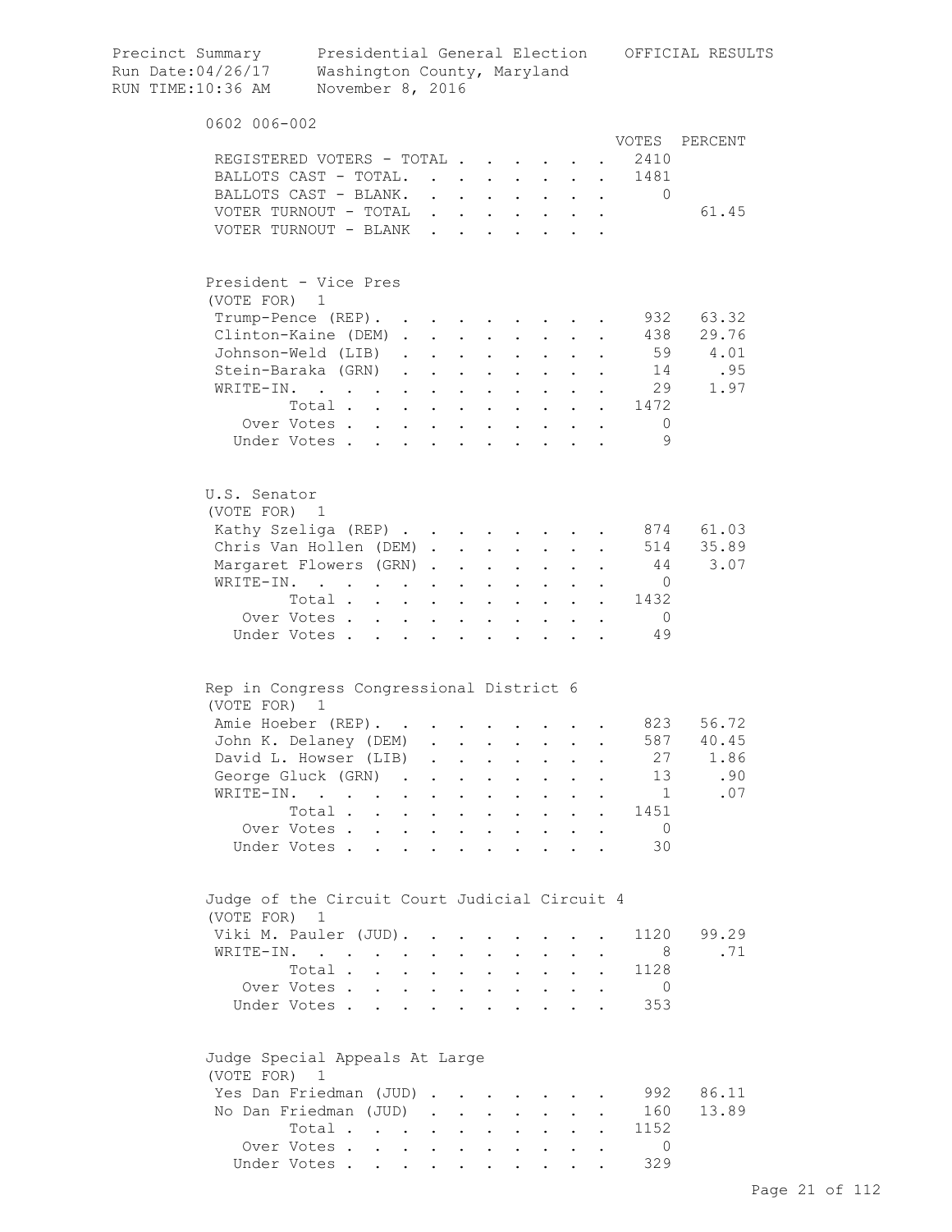Precinct Summary Presidential General Election OFFICIAL RESULTS
Run Date:04/26/17 Washington County, Maryland
RUN TIME:10:36 AM November 8, 2016

## 0602 006-002

| | VOTES | PERCENT |
|---|---|---|
| REGISTERED VOTERS - TOTAL | 2410 | |
| BALLOTS CAST - TOTAL. | 1481 | |
| BALLOTS CAST - BLANK. | 0 | |
| VOTER TURNOUT - TOTAL | | 61.45 |
| VOTER TURNOUT - BLANK | | |

### President - Vice Pres
(VOTE FOR) 1

| | VOTES | PERCENT |
|---|---|---|
| Trump-Pence (REP) | 932 | 63.32 |
| Clinton-Kaine (DEM) | 438 | 29.76 |
| Johnson-Weld (LIB) | 59 | 4.01 |
| Stein-Baraka (GRN) | 14 | .95 |
| WRITE-IN. | 29 | 1.97 |
| Total | 1472 | |
| Over Votes | 0 | |
| Under Votes | 9 | |

### U.S. Senator
(VOTE FOR) 1

| | VOTES | PERCENT |
|---|---|---|
| Kathy Szeliga (REP) | 874 | 61.03 |
| Chris Van Hollen (DEM) | 514 | 35.89 |
| Margaret Flowers (GRN) | 44 | 3.07 |
| WRITE-IN. | 0 | |
| Total | 1432 | |
| Over Votes | 0 | |
| Under Votes | 49 | |

### Rep in Congress Congressional District 6
(VOTE FOR) 1

| | VOTES | PERCENT |
|---|---|---|
| Amie Hoeber (REP) | 823 | 56.72 |
| John K. Delaney (DEM) | 587 | 40.45 |
| David L. Howser (LIB) | 27 | 1.86 |
| George Gluck (GRN) | 13 | .90 |
| WRITE-IN. | 1 | .07 |
| Total | 1451 | |
| Over Votes | 0 | |
| Under Votes | 30 | |

### Judge of the Circuit Court Judicial Circuit 4
(VOTE FOR) 1

| | VOTES | PERCENT |
|---|---|---|
| Viki M. Pauler (JUD) | 1120 | 99.29 |
| WRITE-IN. | 8 | .71 |
| Total | 1128 | |
| Over Votes | 0 | |
| Under Votes | 353 | |

### Judge Special Appeals At Large
(VOTE FOR) 1

| | VOTES | PERCENT |
|---|---|---|
| Yes Dan Friedman (JUD) | 992 | 86.11 |
| No Dan Friedman (JUD) | 160 | 13.89 |
| Total | 1152 | |
| Over Votes | 0 | |
| Under Votes | 329 | |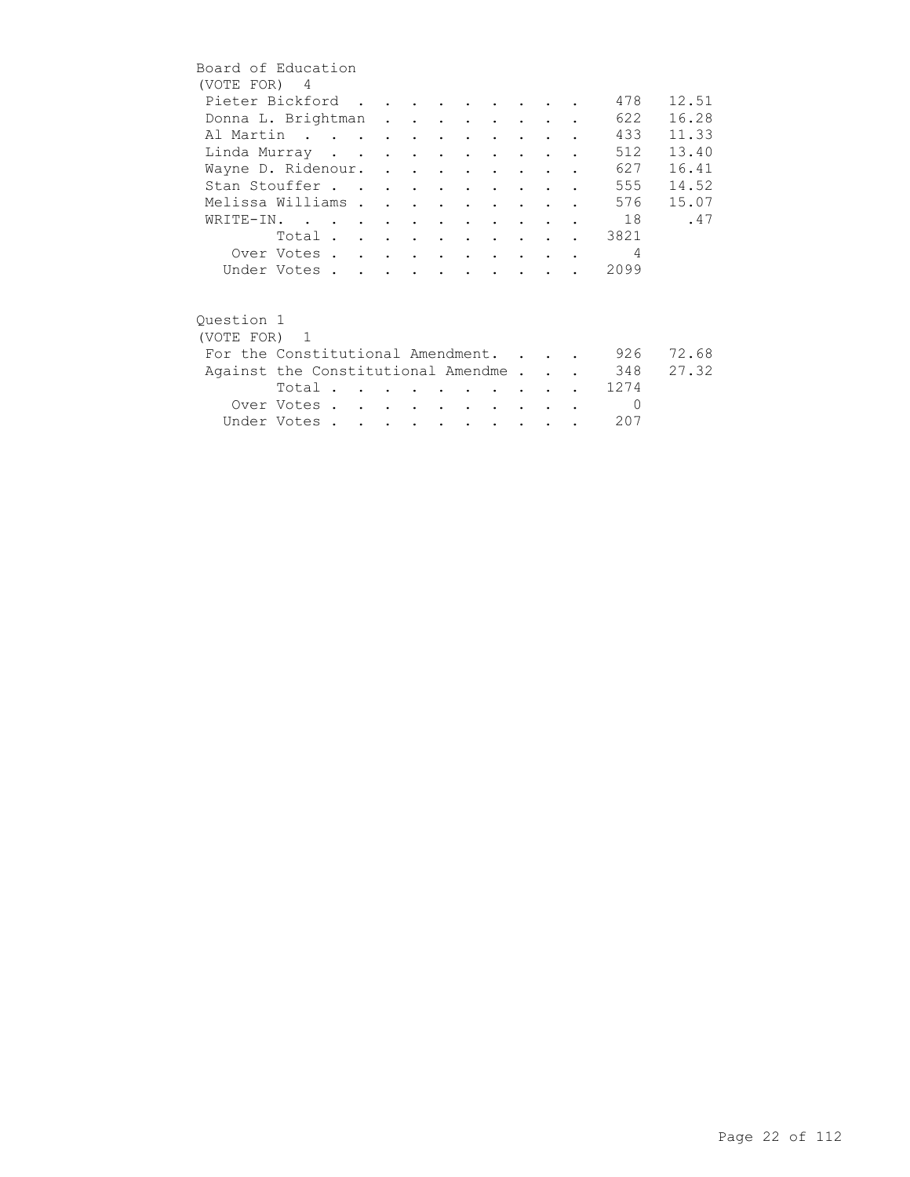## Board of Education

(VOTE FOR) 4

| Candidate | Votes | Percent |
|---|---|---|
| Pieter Bickford | 478 | 12.51 |
| Donna L. Brightman | 622 | 16.28 |
| Al Martin | 433 | 11.33 |
| Linda Murray | 512 | 13.40 |
| Wayne D. Ridenour. | 627 | 16.41 |
| Stan Stouffer | 555 | 14.52 |
| Melissa Williams | 576 | 15.07 |
| WRITE-IN. | 18 | .47 |
| Total | 3821 | |
| Over Votes | 4 | |
| Under Votes | 2099 | |

## Question 1

(VOTE FOR) 1

| Choice | Votes | Percent |
|---|---|---|
| For the Constitutional Amendment. | 926 | 72.68 |
| Against the Constitutional Amendme | 348 | 27.32 |
| Total | 1274 | |
| Over Votes | 0 | |
| Under Votes | 207 | |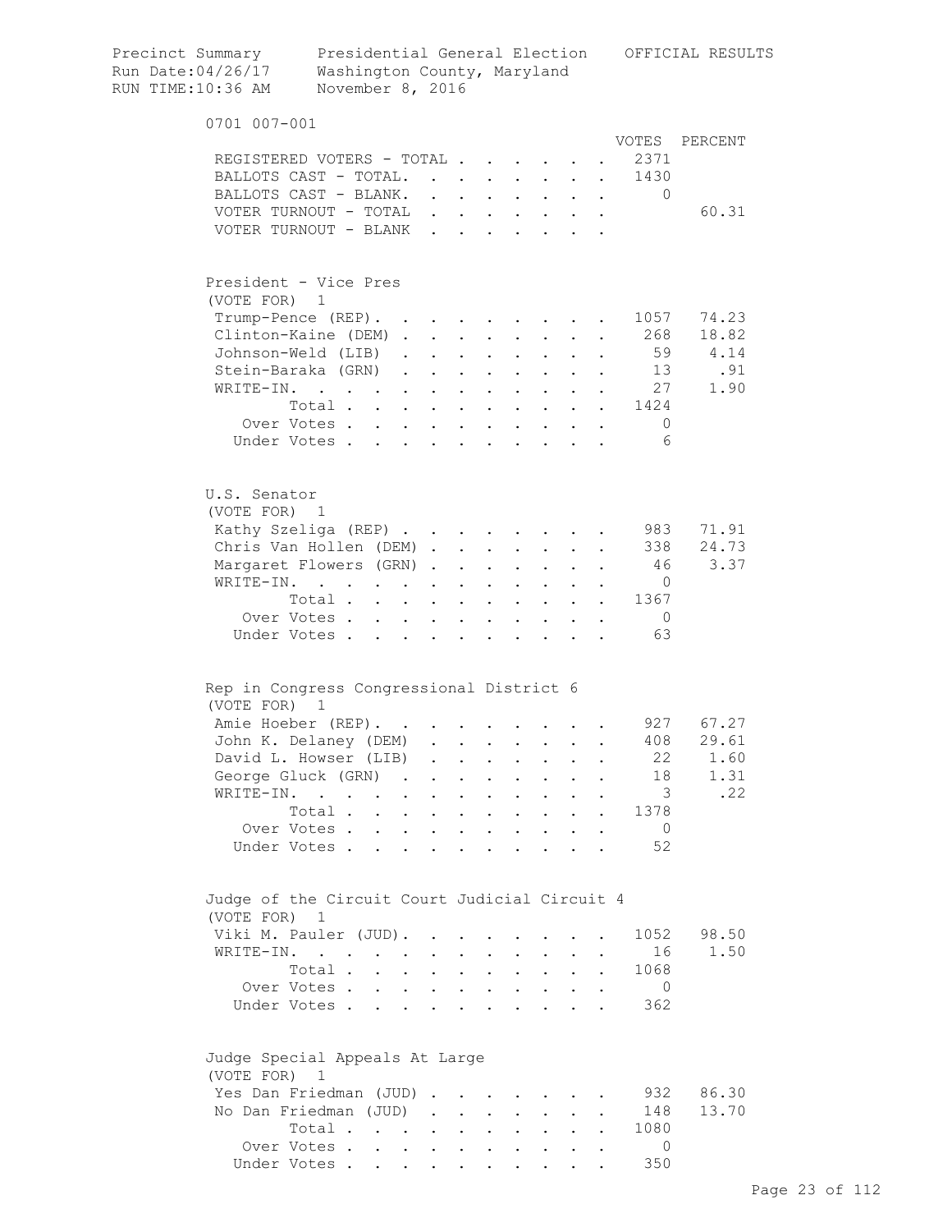Precinct Summary — Presidential General Election — OFFICIAL RESULTS
Run Date:04/26/17 — Washington County, Maryland
RUN TIME:10:36 AM — November 8, 2016

## 0701 007-001

| | VOTES | PERCENT |
|---|---|---|
| REGISTERED VOTERS - TOTAL | 2371 | |
| BALLOTS CAST - TOTAL. | 1430 | |
| BALLOTS CAST - BLANK. | 0 | |
| VOTER TURNOUT - TOTAL | | 60.31 |
| VOTER TURNOUT - BLANK | | |

### President - Vice Pres
(VOTE FOR) 1

| | VOTES | PERCENT |
|---|---|---|
| Trump-Pence (REP). | 1057 | 74.23 |
| Clinton-Kaine (DEM) | 268 | 18.82 |
| Johnson-Weld (LIB) | 59 | 4.14 |
| Stein-Baraka (GRN) | 13 | .91 |
| WRITE-IN. | 27 | 1.90 |
| Total | 1424 | |
| Over Votes | 0 | |
| Under Votes | 6 | |

### U.S. Senator
(VOTE FOR) 1

| | VOTES | PERCENT |
|---|---|---|
| Kathy Szeliga (REP) | 983 | 71.91 |
| Chris Van Hollen (DEM) | 338 | 24.73 |
| Margaret Flowers (GRN) | 46 | 3.37 |
| WRITE-IN. | 0 | |
| Total | 1367 | |
| Over Votes | 0 | |
| Under Votes | 63 | |

### Rep in Congress Congressional District 6
(VOTE FOR) 1

| | VOTES | PERCENT |
|---|---|---|
| Amie Hoeber (REP). | 927 | 67.27 |
| John K. Delaney (DEM) | 408 | 29.61 |
| David L. Howser (LIB) | 22 | 1.60 |
| George Gluck (GRN) | 18 | 1.31 |
| WRITE-IN. | 3 | .22 |
| Total | 1378 | |
| Over Votes | 0 | |
| Under Votes | 52 | |

### Judge of the Circuit Court Judicial Circuit 4
(VOTE FOR) 1

| | VOTES | PERCENT |
|---|---|---|
| Viki M. Pauler (JUD). | 1052 | 98.50 |
| WRITE-IN. | 16 | 1.50 |
| Total | 1068 | |
| Over Votes | 0 | |
| Under Votes | 362 | |

### Judge Special Appeals At Large
(VOTE FOR) 1

| | VOTES | PERCENT |
|---|---|---|
| Yes Dan Friedman (JUD) | 932 | 86.30 |
| No Dan Friedman (JUD) | 148 | 13.70 |
| Total | 1080 | |
| Over Votes | 0 | |
| Under Votes | 350 | |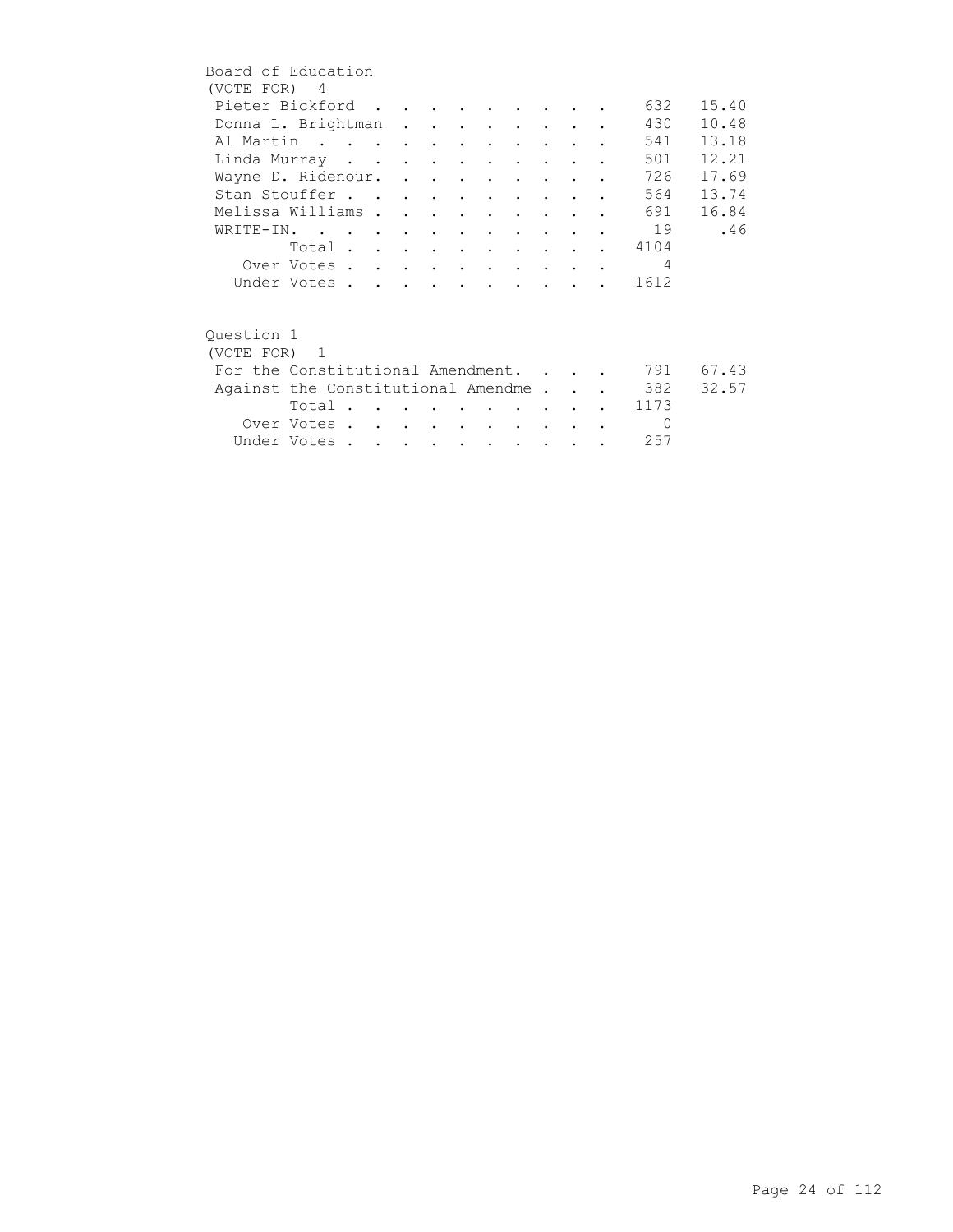## Board of Education

(VOTE FOR) 4

| Candidate | Votes | Percent |
|---|---|---|
| Pieter Bickford | 632 | 15.40 |
| Donna L. Brightman | 430 | 10.48 |
| Al Martin | 541 | 13.18 |
| Linda Murray | 501 | 12.21 |
| Wayne D. Ridenour. | 726 | 17.69 |
| Stan Stouffer | 564 | 13.74 |
| Melissa Williams | 691 | 16.84 |
| WRITE-IN. | 19 | .46 |
| Total | 4104 | |
| Over Votes | 4 | |
| Under Votes | 1612 | |

## Question 1

(VOTE FOR) 1

| Choice | Votes | Percent |
|---|---|---|
| For the Constitutional Amendment. | 791 | 67.43 |
| Against the Constitutional Amendme | 382 | 32.57 |
| Total | 1173 | |
| Over Votes | 0 | |
| Under Votes | 257 | |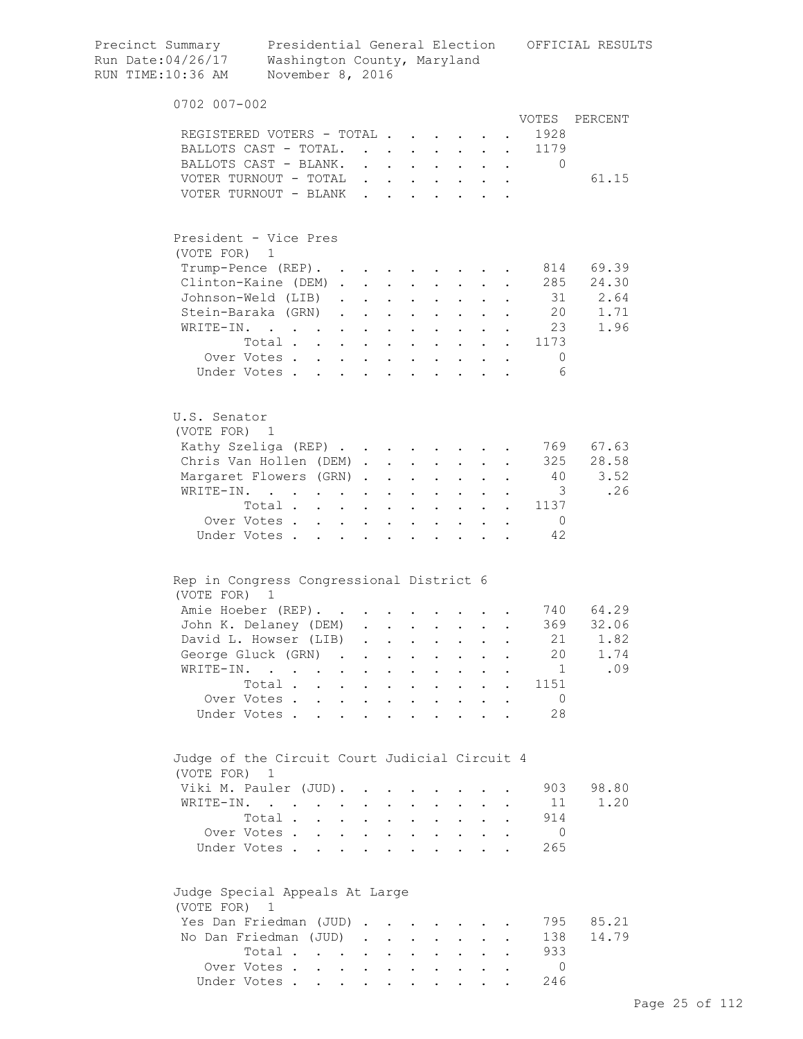Precinct Summary — Presidential General Election — OFFICIAL RESULTS
Run Date:04/26/17 — Washington County, Maryland
RUN TIME:10:36 AM — November 8, 2016

## 0702 007-002

| | VOTES | PERCENT |
|---|---|---|
| REGISTERED VOTERS - TOTAL | 1928 | |
| BALLOTS CAST - TOTAL. | 1179 | |
| BALLOTS CAST - BLANK. | 0 | |
| VOTER TURNOUT - TOTAL | | 61.15 |
| VOTER TURNOUT - BLANK | | |

### President - Vice Pres
(VOTE FOR) 1

| | VOTES | PERCENT |
|---|---|---|
| Trump-Pence (REP). | 814 | 69.39 |
| Clinton-Kaine (DEM) | 285 | 24.30 |
| Johnson-Weld (LIB) | 31 | 2.64 |
| Stein-Baraka (GRN) | 20 | 1.71 |
| WRITE-IN. | 23 | 1.96 |
| Total | 1173 | |
| Over Votes | 0 | |
| Under Votes | 6 | |

### U.S. Senator
(VOTE FOR) 1

| | VOTES | PERCENT |
|---|---|---|
| Kathy Szeliga (REP) | 769 | 67.63 |
| Chris Van Hollen (DEM) | 325 | 28.58 |
| Margaret Flowers (GRN) | 40 | 3.52 |
| WRITE-IN. | 3 | .26 |
| Total | 1137 | |
| Over Votes | 0 | |
| Under Votes | 42 | |

### Rep in Congress Congressional District 6
(VOTE FOR) 1

| | VOTES | PERCENT |
|---|---|---|
| Amie Hoeber (REP). | 740 | 64.29 |
| John K. Delaney (DEM) | 369 | 32.06 |
| David L. Howser (LIB) | 21 | 1.82 |
| George Gluck (GRN) | 20 | 1.74 |
| WRITE-IN. | 1 | .09 |
| Total | 1151 | |
| Over Votes | 0 | |
| Under Votes | 28 | |

### Judge of the Circuit Court Judicial Circuit 4
(VOTE FOR) 1

| | VOTES | PERCENT |
|---|---|---|
| Viki M. Pauler (JUD). | 903 | 98.80 |
| WRITE-IN. | 11 | 1.20 |
| Total | 914 | |
| Over Votes | 0 | |
| Under Votes | 265 | |

### Judge Special Appeals At Large
(VOTE FOR) 1

| | VOTES | PERCENT |
|---|---|---|
| Yes Dan Friedman (JUD) | 795 | 85.21 |
| No Dan Friedman (JUD) | 138 | 14.79 |
| Total | 933 | |
| Over Votes | 0 | |
| Under Votes | 246 | |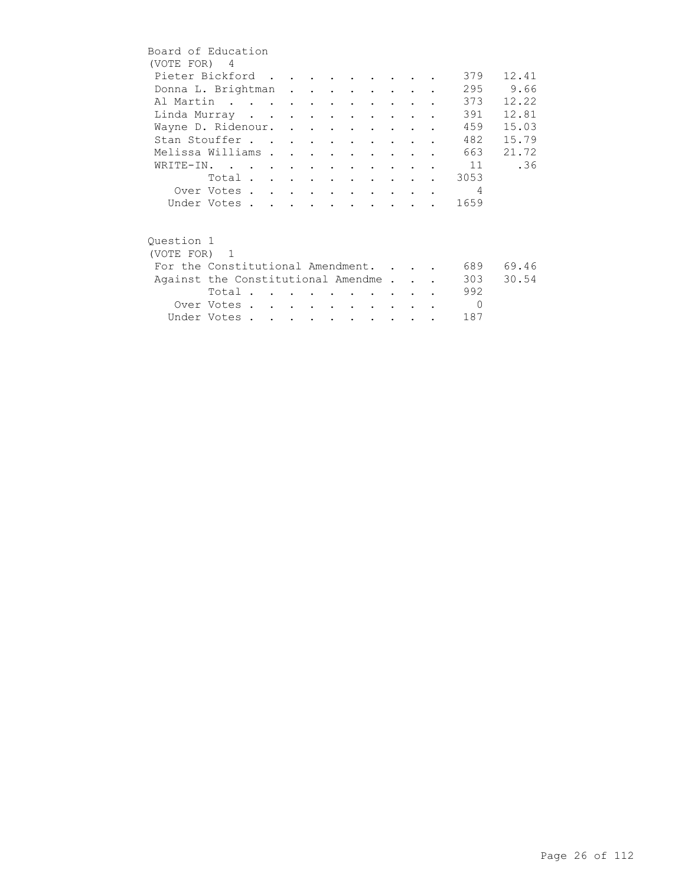## Board of Education

(VOTE FOR) 4

| Candidate | Votes | Percent |
|---|---|---|
| Pieter Bickford | 379 | 12.41 |
| Donna L. Brightman | 295 | 9.66 |
| Al Martin | 373 | 12.22 |
| Linda Murray | 391 | 12.81 |
| Wayne D. Ridenour. | 459 | 15.03 |
| Stan Stouffer | 482 | 15.79 |
| Melissa Williams | 663 | 21.72 |
| WRITE-IN. | 11 | .36 |
| Total | 3053 | |
| Over Votes | 4 | |
| Under Votes | 1659 | |

## Question 1

(VOTE FOR) 1

| Choice | Votes | Percent |
|---|---|---|
| For the Constitutional Amendment. | 689 | 69.46 |
| Against the Constitutional Amendme | 303 | 30.54 |
| Total | 992 | |
| Over Votes | 0 | |
| Under Votes | 187 | |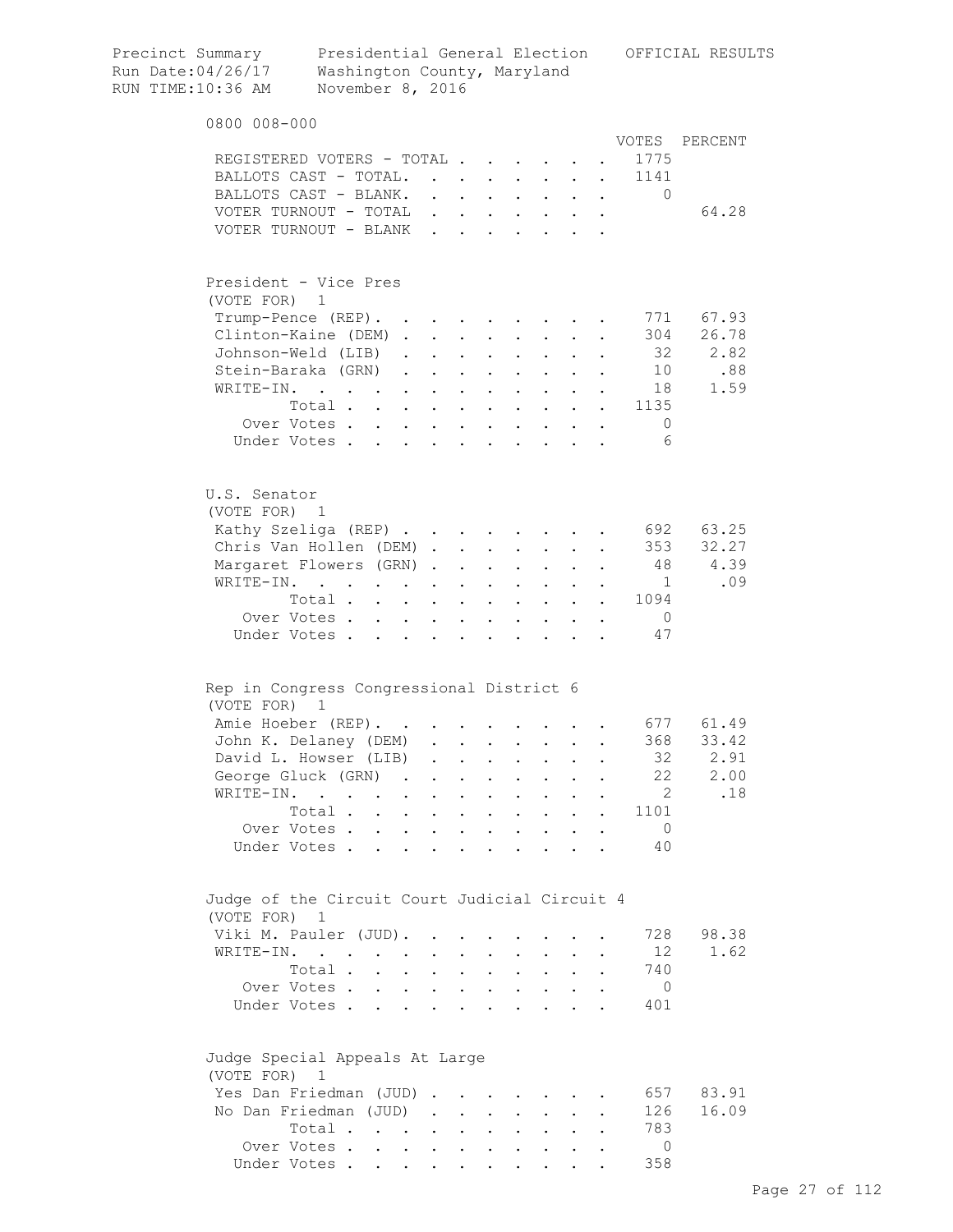Precinct Summary    Presidential General Election    OFFICIAL RESULTS
Run Date:04/26/17    Washington County, Maryland
RUN TIME:10:36 AM    November 8, 2016

## 0800 008-000

| | VOTES | PERCENT |
|---|---|---|
| REGISTERED VOTERS - TOTAL | 1775 | |
| BALLOTS CAST - TOTAL. | 1141 | |
| BALLOTS CAST - BLANK. | 0 | |
| VOTER TURNOUT - TOTAL | | 64.28 |
| VOTER TURNOUT - BLANK | | |

### President - Vice Pres
(VOTE FOR) 1

| | VOTES | PERCENT |
|---|---|---|
| Trump-Pence (REP). | 771 | 67.93 |
| Clinton-Kaine (DEM) | 304 | 26.78 |
| Johnson-Weld (LIB) | 32 | 2.82 |
| Stein-Baraka (GRN) | 10 | .88 |
| WRITE-IN. | 18 | 1.59 |
| Total | 1135 | |
| Over Votes | 0 | |
| Under Votes | 6 | |

### U.S. Senator
(VOTE FOR) 1

| | VOTES | PERCENT |
|---|---|---|
| Kathy Szeliga (REP) | 692 | 63.25 |
| Chris Van Hollen (DEM) | 353 | 32.27 |
| Margaret Flowers (GRN) | 48 | 4.39 |
| WRITE-IN. | 1 | .09 |
| Total | 1094 | |
| Over Votes | 0 | |
| Under Votes | 47 | |

### Rep in Congress Congressional District 6
(VOTE FOR) 1

| | VOTES | PERCENT |
|---|---|---|
| Amie Hoeber (REP). | 677 | 61.49 |
| John K. Delaney (DEM) | 368 | 33.42 |
| David L. Howser (LIB) | 32 | 2.91 |
| George Gluck (GRN) | 22 | 2.00 |
| WRITE-IN. | 2 | .18 |
| Total | 1101 | |
| Over Votes | 0 | |
| Under Votes | 40 | |

### Judge of the Circuit Court Judicial Circuit 4
(VOTE FOR) 1

| | VOTES | PERCENT |
|---|---|---|
| Viki M. Pauler (JUD). | 728 | 98.38 |
| WRITE-IN. | 12 | 1.62 |
| Total | 740 | |
| Over Votes | 0 | |
| Under Votes | 401 | |

### Judge Special Appeals At Large
(VOTE FOR) 1

| | VOTES | PERCENT |
|---|---|---|
| Yes Dan Friedman (JUD) | 657 | 83.91 |
| No Dan Friedman (JUD) | 126 | 16.09 |
| Total | 783 | |
| Over Votes | 0 | |
| Under Votes | 358 | |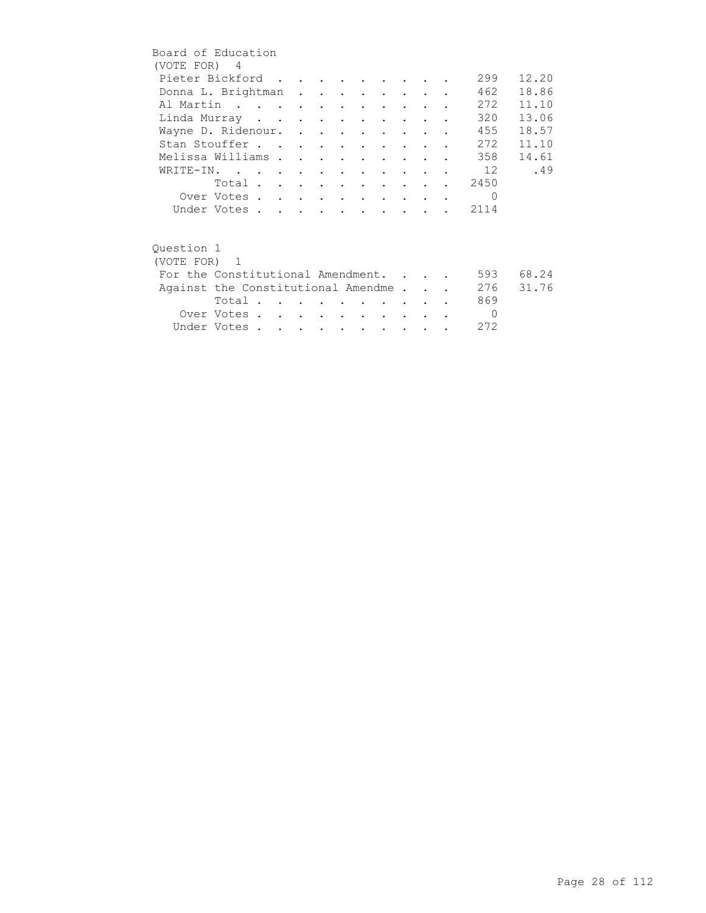## Board of Education

(VOTE FOR) 4

| Candidate | Votes | Percent |
|---|---|---|
| Pieter Bickford | 299 | 12.20 |
| Donna L. Brightman | 462 | 18.86 |
| Al Martin | 272 | 11.10 |
| Linda Murray | 320 | 13.06 |
| Wayne D. Ridenour. | 455 | 18.57 |
| Stan Stouffer | 272 | 11.10 |
| Melissa Williams | 358 | 14.61 |
| WRITE-IN. | 12 | .49 |
| Total | 2450 | |
| Over Votes | 0 | |
| Under Votes | 2114 | |

## Question 1

(VOTE FOR) 1

| Choice | Votes | Percent |
|---|---|---|
| For the Constitutional Amendment. | 593 | 68.24 |
| Against the Constitutional Amendme | 276 | 31.76 |
| Total | 869 | |
| Over Votes | 0 | |
| Under Votes | 272 | |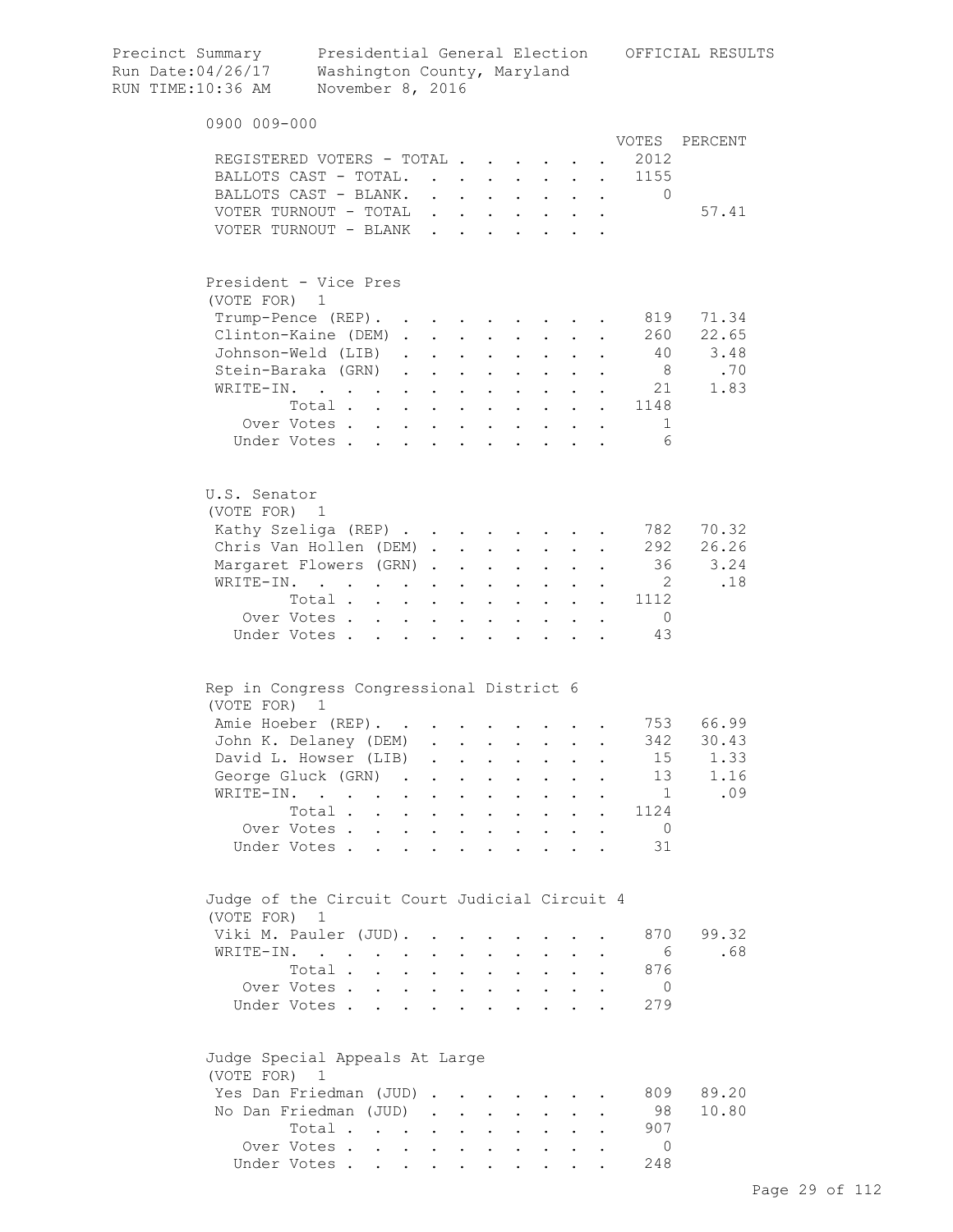Precinct Summary Presidential General Election OFFICIAL RESULTS
Run Date:04/26/17 Washington County, Maryland
RUN TIME:10:36 AM November 8, 2016

## 0900 009-000

| | VOTES | PERCENT |
|---|---|---|
| REGISTERED VOTERS - TOTAL | 2012 | |
| BALLOTS CAST - TOTAL. | 1155 | |
| BALLOTS CAST - BLANK. | 0 | |
| VOTER TURNOUT - TOTAL | | 57.41 |
| VOTER TURNOUT - BLANK | | |

### President - Vice Pres
(VOTE FOR) 1

| | VOTES | PERCENT |
|---|---|---|
| Trump-Pence (REP). | 819 | 71.34 |
| Clinton-Kaine (DEM) | 260 | 22.65 |
| Johnson-Weld (LIB) | 40 | 3.48 |
| Stein-Baraka (GRN) | 8 | .70 |
| WRITE-IN. | 21 | 1.83 |
| Total | 1148 | |
| Over Votes | 1 | |
| Under Votes | 6 | |

### U.S. Senator
(VOTE FOR) 1

| | VOTES | PERCENT |
|---|---|---|
| Kathy Szeliga (REP) | 782 | 70.32 |
| Chris Van Hollen (DEM) | 292 | 26.26 |
| Margaret Flowers (GRN) | 36 | 3.24 |
| WRITE-IN. | 2 | .18 |
| Total | 1112 | |
| Over Votes | 0 | |
| Under Votes | 43 | |

### Rep in Congress Congressional District 6
(VOTE FOR) 1

| | VOTES | PERCENT |
|---|---|---|
| Amie Hoeber (REP). | 753 | 66.99 |
| John K. Delaney (DEM) | 342 | 30.43 |
| David L. Howser (LIB) | 15 | 1.33 |
| George Gluck (GRN) | 13 | 1.16 |
| WRITE-IN. | 1 | .09 |
| Total | 1124 | |
| Over Votes | 0 | |
| Under Votes | 31 | |

### Judge of the Circuit Court Judicial Circuit 4
(VOTE FOR) 1

| | VOTES | PERCENT |
|---|---|---|
| Viki M. Pauler (JUD). | 870 | 99.32 |
| WRITE-IN. | 6 | .68 |
| Total | 876 | |
| Over Votes | 0 | |
| Under Votes | 279 | |

### Judge Special Appeals At Large
(VOTE FOR) 1

| | VOTES | PERCENT |
|---|---|---|
| Yes Dan Friedman (JUD) | 809 | 89.20 |
| No Dan Friedman (JUD) | 98 | 10.80 |
| Total | 907 | |
| Over Votes | 0 | |
| Under Votes | 248 | |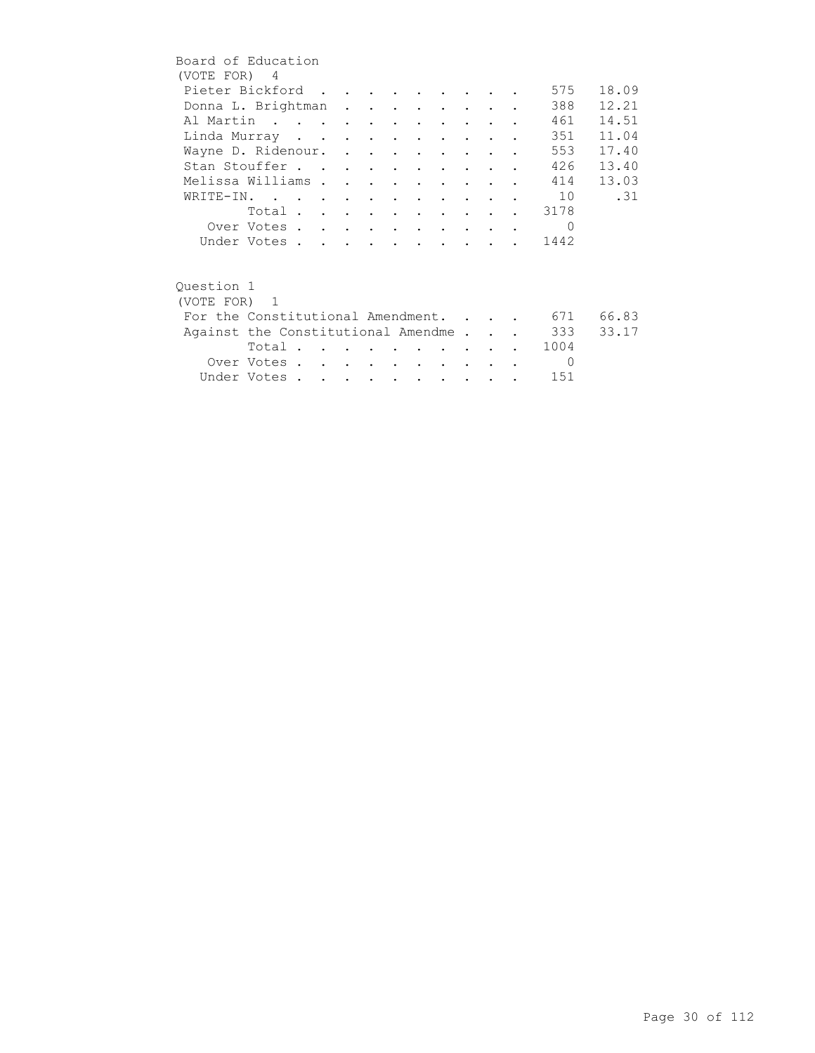## Board of Education

(VOTE FOR) 4

| Candidate | Votes | Percent |
|---|---|---|
| Pieter Bickford | 575 | 18.09 |
| Donna L. Brightman | 388 | 12.21 |
| Al Martin | 461 | 14.51 |
| Linda Murray | 351 | 11.04 |
| Wayne D. Ridenour. | 553 | 17.40 |
| Stan Stouffer | 426 | 13.40 |
| Melissa Williams | 414 | 13.03 |
| WRITE-IN. | 10 | .31 |
| Total | 3178 | |
| Over Votes | 0 | |
| Under Votes | 1442 | |

## Question 1

(VOTE FOR) 1

| Choice | Votes | Percent |
|---|---|---|
| For the Constitutional Amendment. | 671 | 66.83 |
| Against the Constitutional Amendme | 333 | 33.17 |
| Total | 1004 | |
| Over Votes | 0 | |
| Under Votes | 151 | |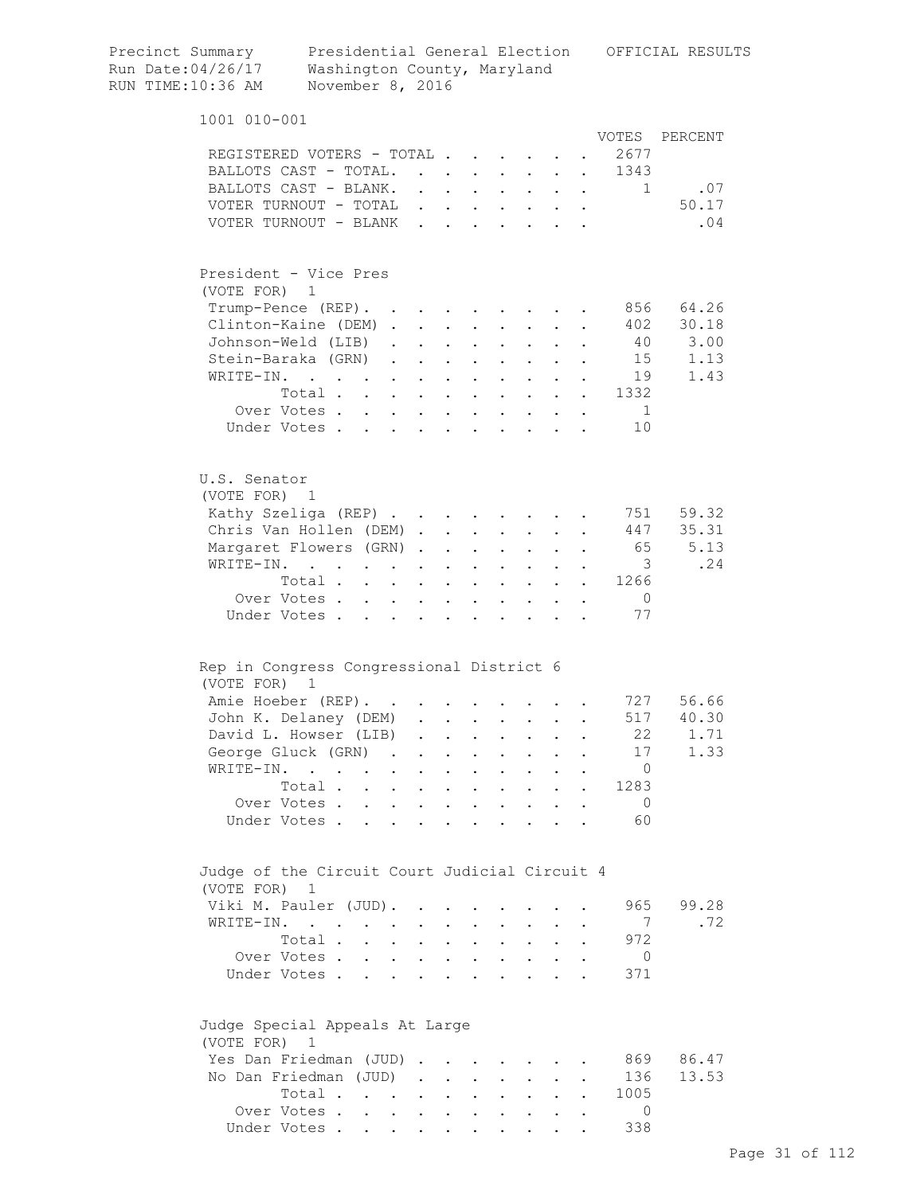Precinct Summary    Presidential General Election    OFFICIAL RESULTS
Run Date:04/26/17    Washington County, Maryland
RUN TIME:10:36 AM    November 8, 2016

## 1001 010-001

| | VOTES | PERCENT |
|---|---|---|
| REGISTERED VOTERS - TOTAL | 2677 | |
| BALLOTS CAST - TOTAL. | 1343 | |
| BALLOTS CAST - BLANK. | 1 | .07 |
| VOTER TURNOUT - TOTAL | | 50.17 |
| VOTER TURNOUT - BLANK | | .04 |

### President - Vice Pres
(VOTE FOR) 1

| | VOTES | PERCENT |
|---|---|---|
| Trump-Pence (REP). | 856 | 64.26 |
| Clinton-Kaine (DEM) | 402 | 30.18 |
| Johnson-Weld (LIB) | 40 | 3.00 |
| Stein-Baraka (GRN) | 15 | 1.13 |
| WRITE-IN. | 19 | 1.43 |
| Total | 1332 | |
| Over Votes | 1 | |
| Under Votes | 10 | |

### U.S. Senator
(VOTE FOR) 1

| | VOTES | PERCENT |
|---|---|---|
| Kathy Szeliga (REP) | 751 | 59.32 |
| Chris Van Hollen (DEM) | 447 | 35.31 |
| Margaret Flowers (GRN) | 65 | 5.13 |
| WRITE-IN. | 3 | .24 |
| Total | 1266 | |
| Over Votes | 0 | |
| Under Votes | 77 | |

### Rep in Congress Congressional District 6
(VOTE FOR) 1

| | VOTES | PERCENT |
|---|---|---|
| Amie Hoeber (REP). | 727 | 56.66 |
| John K. Delaney (DEM) | 517 | 40.30 |
| David L. Howser (LIB) | 22 | 1.71 |
| George Gluck (GRN) | 17 | 1.33 |
| WRITE-IN. | 0 | |
| Total | 1283 | |
| Over Votes | 0 | |
| Under Votes | 60 | |

### Judge of the Circuit Court Judicial Circuit 4
(VOTE FOR) 1

| | VOTES | PERCENT |
|---|---|---|
| Viki M. Pauler (JUD). | 965 | 99.28 |
| WRITE-IN. | 7 | .72 |
| Total | 972 | |
| Over Votes | 0 | |
| Under Votes | 371 | |

### Judge Special Appeals At Large
(VOTE FOR) 1

| | VOTES | PERCENT |
|---|---|---|
| Yes Dan Friedman (JUD) | 869 | 86.47 |
| No Dan Friedman (JUD) | 136 | 13.53 |
| Total | 1005 | |
| Over Votes | 0 | |
| Under Votes | 338 | |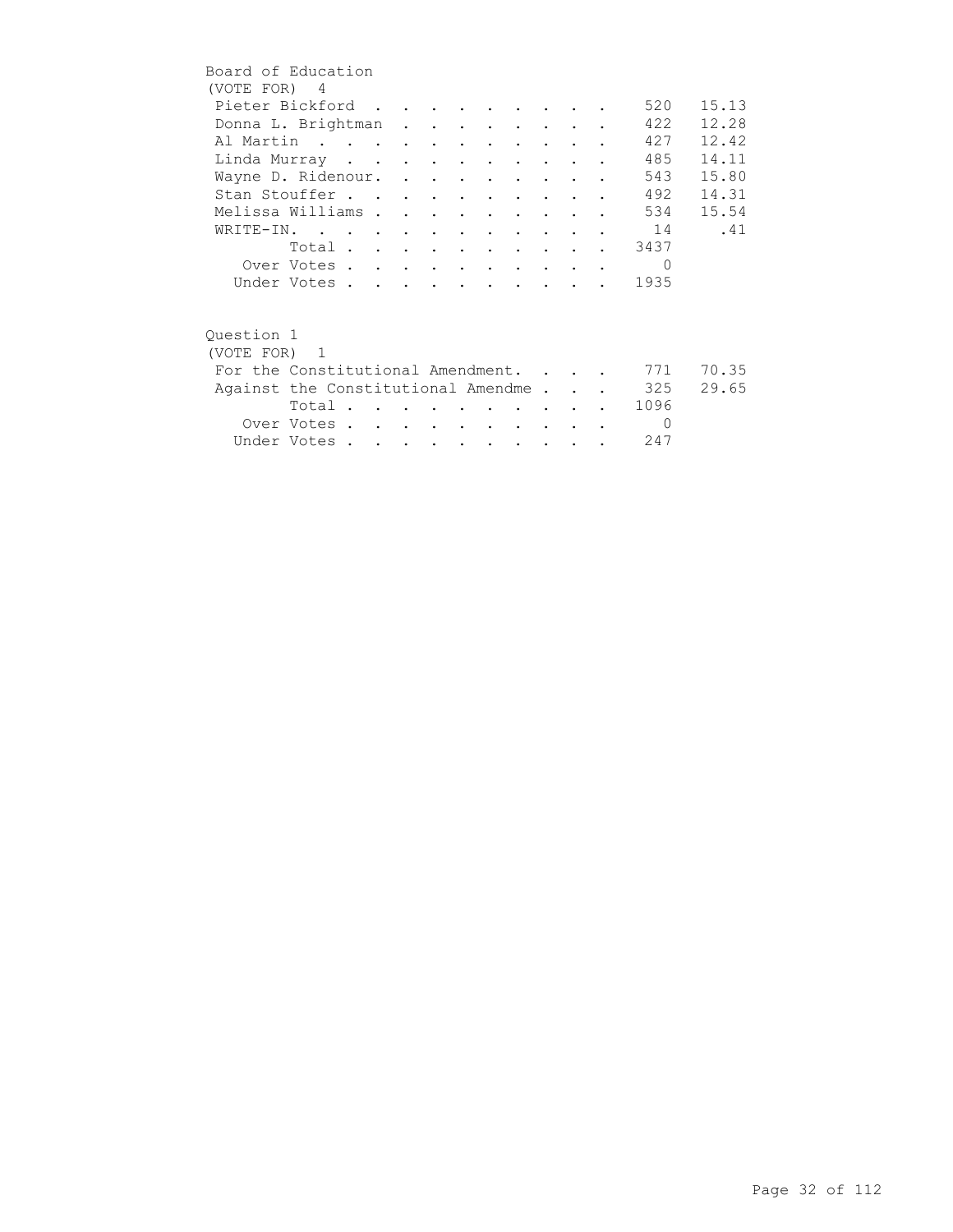Board of Education
(VOTE FOR) 4

| Candidate | Votes | Percent |
|---|---|---|
| Pieter Bickford | 520 | 15.13 |
| Donna L. Brightman | 422 | 12.28 |
| Al Martin | 427 | 12.42 |
| Linda Murray | 485 | 14.11 |
| Wayne D. Ridenour. | 543 | 15.80 |
| Stan Stouffer | 492 | 14.31 |
| Melissa Williams | 534 | 15.54 |
| WRITE-IN. | 14 | .41 |
| Total | 3437 | |
| Over Votes | 0 | |
| Under Votes | 1935 | |

Question 1
(VOTE FOR) 1

| Choice | Votes | Percent |
|---|---|---|
| For the Constitutional Amendment. | 771 | 70.35 |
| Against the Constitutional Amendme | 325 | 29.65 |
| Total | 1096 | |
| Over Votes | 0 | |
| Under Votes | 247 | |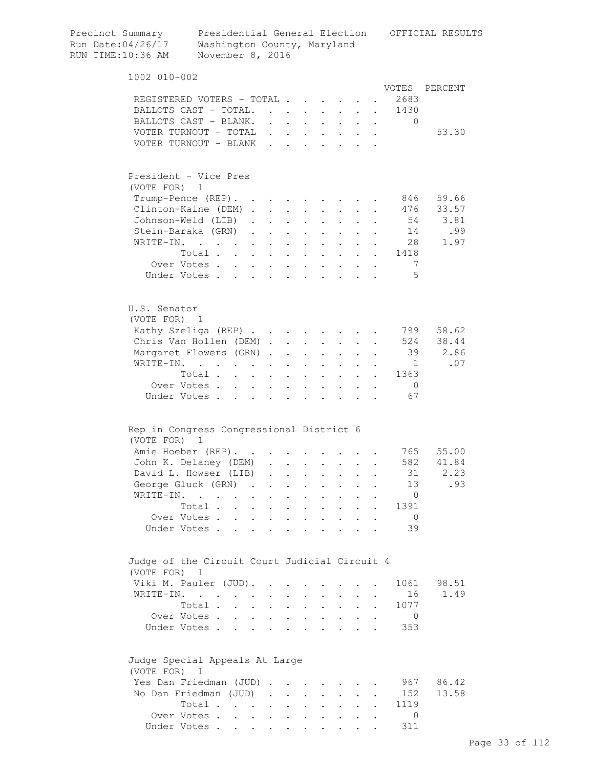Precinct Summary Presidential General Election OFFICIAL RESULTS
Run Date:04/26/17 Washington County, Maryland
RUN TIME:10:36 AM November 8, 2016

## 1002 010-002

| | VOTES | PERCENT |
|---|---|---|
| REGISTERED VOTERS - TOTAL | 2683 | |
| BALLOTS CAST - TOTAL. | 1430 | |
| BALLOTS CAST - BLANK. | 0 | |
| VOTER TURNOUT - TOTAL | | 53.30 |
| VOTER TURNOUT - BLANK | | |

### President - Vice Pres
(VOTE FOR) 1

| | VOTES | PERCENT |
|---|---|---|
| Trump-Pence (REP). | 846 | 59.66 |
| Clinton-Kaine (DEM) | 476 | 33.57 |
| Johnson-Weld (LIB) | 54 | 3.81 |
| Stein-Baraka (GRN) | 14 | .99 |
| WRITE-IN. | 28 | 1.97 |
| Total | 1418 | |
| Over Votes | 7 | |
| Under Votes | 5 | |

### U.S. Senator
(VOTE FOR) 1

| | VOTES | PERCENT |
|---|---|---|
| Kathy Szeliga (REP) | 799 | 58.62 |
| Chris Van Hollen (DEM) | 524 | 38.44 |
| Margaret Flowers (GRN) | 39 | 2.86 |
| WRITE-IN. | 1 | .07 |
| Total | 1363 | |
| Over Votes | 0 | |
| Under Votes | 67 | |

### Rep in Congress Congressional District 6
(VOTE FOR) 1

| | VOTES | PERCENT |
|---|---|---|
| Amie Hoeber (REP). | 765 | 55.00 |
| John K. Delaney (DEM) | 582 | 41.84 |
| David L. Howser (LIB) | 31 | 2.23 |
| George Gluck (GRN) | 13 | .93 |
| WRITE-IN. | 0 | |
| Total | 1391 | |
| Over Votes | 0 | |
| Under Votes | 39 | |

### Judge of the Circuit Court Judicial Circuit 4
(VOTE FOR) 1

| | VOTES | PERCENT |
|---|---|---|
| Viki M. Pauler (JUD). | 1061 | 98.51 |
| WRITE-IN. | 16 | 1.49 |
| Total | 1077 | |
| Over Votes | 0 | |
| Under Votes | 353 | |

### Judge Special Appeals At Large
(VOTE FOR) 1

| | VOTES | PERCENT |
|---|---|---|
| Yes Dan Friedman (JUD) | 967 | 86.42 |
| No Dan Friedman (JUD) | 152 | 13.58 |
| Total | 1119 | |
| Over Votes | 0 | |
| Under Votes | 311 | |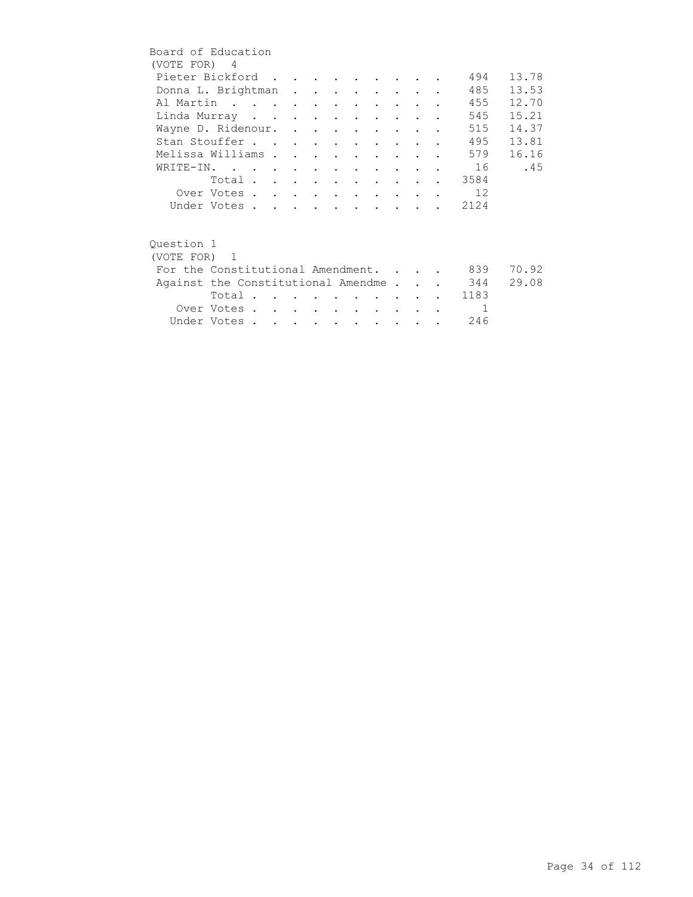Board of Education
(VOTE FOR) 4

| Candidate | Votes | Percent |
| --- | --- | --- |
| Pieter Bickford | 494 | 13.78 |
| Donna L. Brightman | 485 | 13.53 |
| Al Martin | 455 | 12.70 |
| Linda Murray | 545 | 15.21 |
| Wayne D. Ridenour. | 515 | 14.37 |
| Stan Stouffer | 495 | 13.81 |
| Melissa Williams | 579 | 16.16 |
| WRITE-IN. | 16 | .45 |
| Total | 3584 | |
| Over Votes | 12 | |
| Under Votes | 2124 | |

Question 1
(VOTE FOR) 1

| Choice | Votes | Percent |
| --- | --- | --- |
| For the Constitutional Amendment. | 839 | 70.92 |
| Against the Constitutional Amendme | 344 | 29.08 |
| Total | 1183 | |
| Over Votes | 1 | |
| Under Votes | 246 | |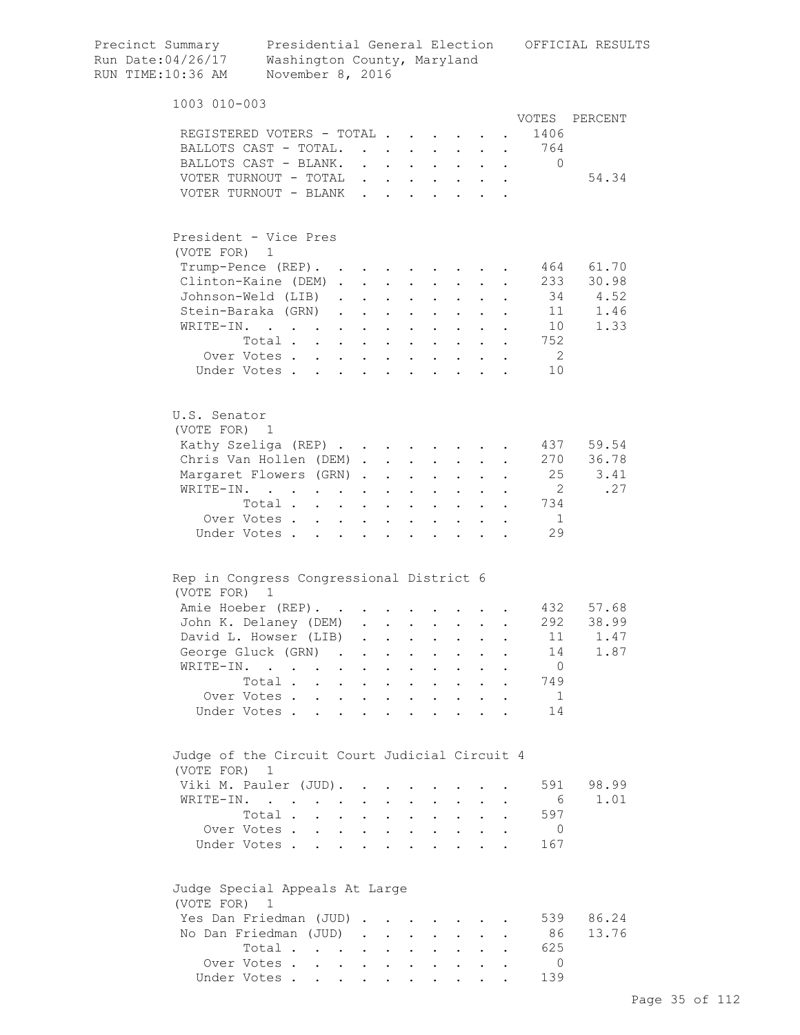Precinct Summary Presidential General Election OFFICIAL RESULTS
Run Date:04/26/17 Washington County, Maryland
RUN TIME:10:36 AM November 8, 2016

## 1003 010-003

| | VOTES | PERCENT |
|---|---|---|
| REGISTERED VOTERS - TOTAL | 1406 | |
| BALLOTS CAST - TOTAL. | 764 | |
| BALLOTS CAST - BLANK. | 0 | |
| VOTER TURNOUT - TOTAL | | 54.34 |
| VOTER TURNOUT - BLANK | | |

### President - Vice Pres
(VOTE FOR) 1

| | VOTES | PERCENT |
|---|---|---|
| Trump-Pence (REP) | 464 | 61.70 |
| Clinton-Kaine (DEM) | 233 | 30.98 |
| Johnson-Weld (LIB) | 34 | 4.52 |
| Stein-Baraka (GRN) | 11 | 1.46 |
| WRITE-IN. | 10 | 1.33 |
| Total | 752 | |
| Over Votes | 2 | |
| Under Votes | 10 | |

### U.S. Senator
(VOTE FOR) 1

| | VOTES | PERCENT |
|---|---|---|
| Kathy Szeliga (REP) | 437 | 59.54 |
| Chris Van Hollen (DEM) | 270 | 36.78 |
| Margaret Flowers (GRN) | 25 | 3.41 |
| WRITE-IN. | 2 | .27 |
| Total | 734 | |
| Over Votes | 1 | |
| Under Votes | 29 | |

### Rep in Congress Congressional District 6
(VOTE FOR) 1

| | VOTES | PERCENT |
|---|---|---|
| Amie Hoeber (REP) | 432 | 57.68 |
| John K. Delaney (DEM) | 292 | 38.99 |
| David L. Howser (LIB) | 11 | 1.47 |
| George Gluck (GRN) | 14 | 1.87 |
| WRITE-IN. | 0 | |
| Total | 749 | |
| Over Votes | 1 | |
| Under Votes | 14 | |

### Judge of the Circuit Court Judicial Circuit 4
(VOTE FOR) 1

| | VOTES | PERCENT |
|---|---|---|
| Viki M. Pauler (JUD) | 591 | 98.99 |
| WRITE-IN. | 6 | 1.01 |
| Total | 597 | |
| Over Votes | 0 | |
| Under Votes | 167 | |

### Judge Special Appeals At Large
(VOTE FOR) 1

| | VOTES | PERCENT |
|---|---|---|
| Yes Dan Friedman (JUD) | 539 | 86.24 |
| No Dan Friedman (JUD) | 86 | 13.76 |
| Total | 625 | |
| Over Votes | 0 | |
| Under Votes | 139 | |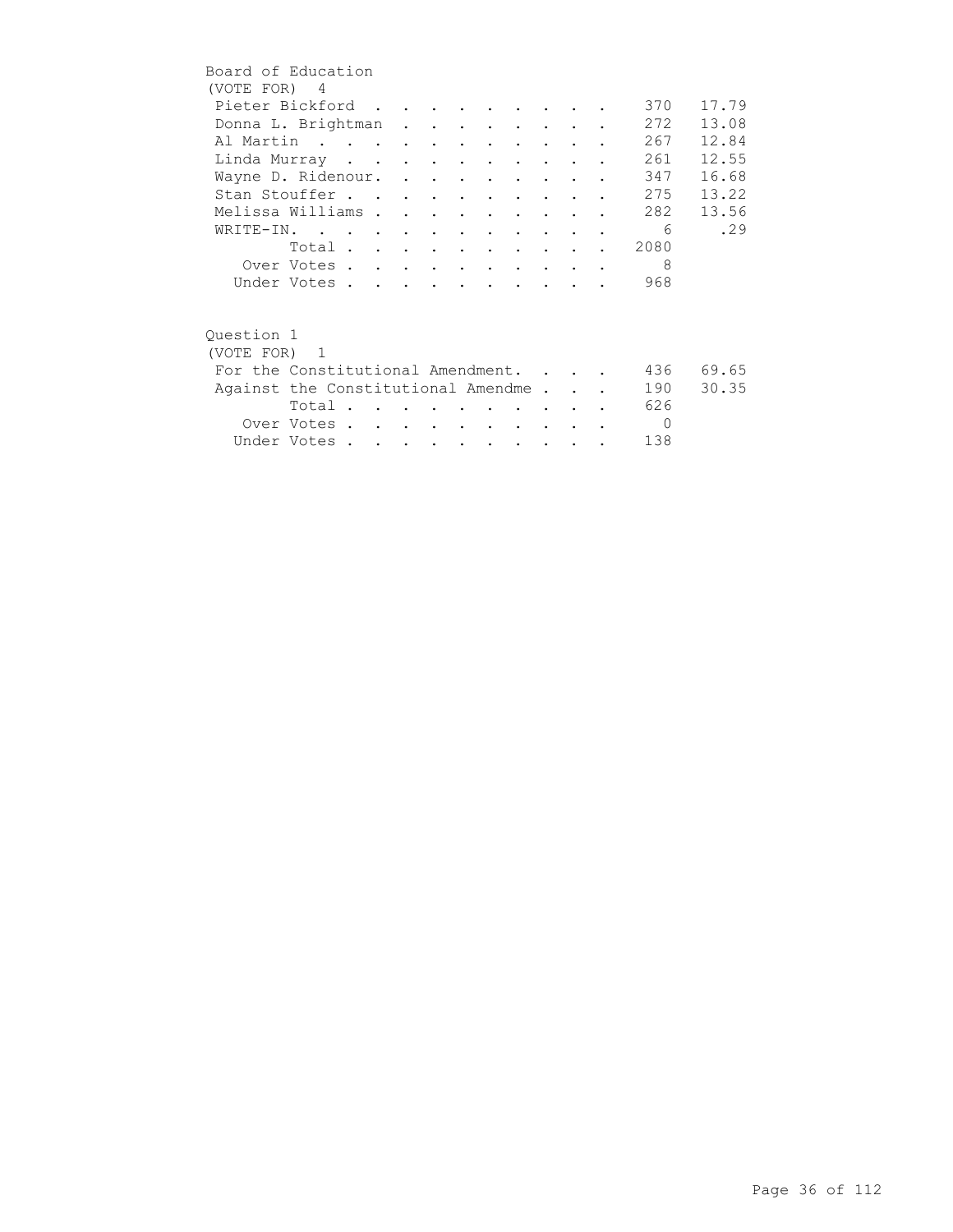## Board of Education

(VOTE FOR) 4

| Candidate | Votes | Percent |
|---|---|---|
| Pieter Bickford | 370 | 17.79 |
| Donna L. Brightman | 272 | 13.08 |
| Al Martin | 267 | 12.84 |
| Linda Murray | 261 | 12.55 |
| Wayne D. Ridenour. | 347 | 16.68 |
| Stan Stouffer | 275 | 13.22 |
| Melissa Williams | 282 | 13.56 |
| WRITE-IN. | 6 | .29 |
| Total | 2080 | |
| Over Votes | 8 | |
| Under Votes | 968 | |

## Question 1

(VOTE FOR) 1

| Choice | Votes | Percent |
|---|---|---|
| For the Constitutional Amendment. | 436 | 69.65 |
| Against the Constitutional Amendme | 190 | 30.35 |
| Total | 626 | |
| Over Votes | 0 | |
| Under Votes | 138 | |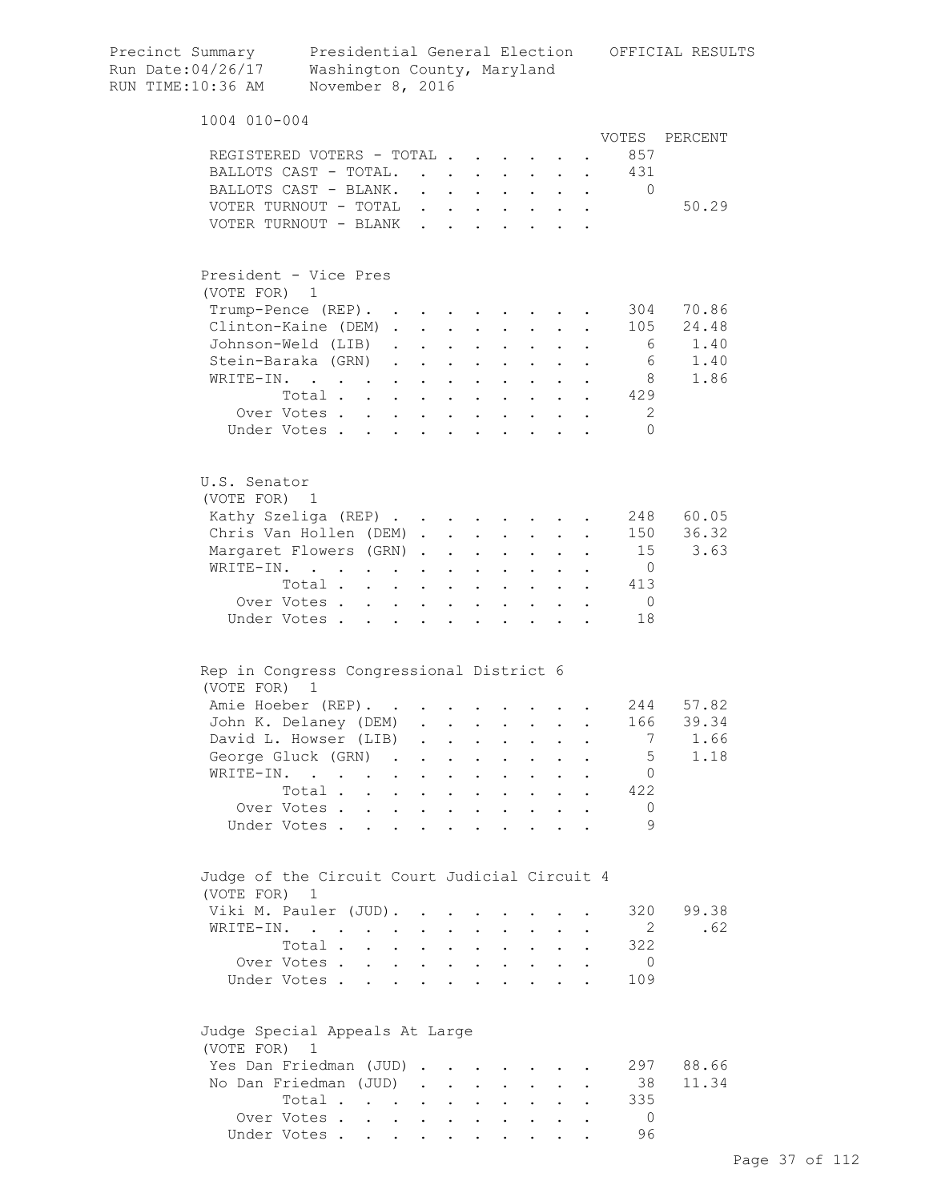Precinct Summary — Presidential General Election — OFFICIAL RESULTS
Run Date:04/26/17 — Washington County, Maryland
RUN TIME:10:36 AM — November 8, 2016

## 1004 010-004

| | VOTES | PERCENT |
|---|---|---|
| REGISTERED VOTERS - TOTAL | 857 | |
| BALLOTS CAST - TOTAL. | 431 | |
| BALLOTS CAST - BLANK. | 0 | |
| VOTER TURNOUT - TOTAL | | 50.29 |
| VOTER TURNOUT - BLANK | | |

### President - Vice Pres
(VOTE FOR) 1

| | VOTES | PERCENT |
|---|---|---|
| Trump-Pence (REP). | 304 | 70.86 |
| Clinton-Kaine (DEM) | 105 | 24.48 |
| Johnson-Weld (LIB) | 6 | 1.40 |
| Stein-Baraka (GRN) | 6 | 1.40 |
| WRITE-IN. | 8 | 1.86 |
| Total | 429 | |
| Over Votes | 2 | |
| Under Votes | 0 | |

### U.S. Senator
(VOTE FOR) 1

| | VOTES | PERCENT |
|---|---|---|
| Kathy Szeliga (REP) | 248 | 60.05 |
| Chris Van Hollen (DEM) | 150 | 36.32 |
| Margaret Flowers (GRN) | 15 | 3.63 |
| WRITE-IN. | 0 | |
| Total | 413 | |
| Over Votes | 0 | |
| Under Votes | 18 | |

### Rep in Congress Congressional District 6
(VOTE FOR) 1

| | VOTES | PERCENT |
|---|---|---|
| Amie Hoeber (REP). | 244 | 57.82 |
| John K. Delaney (DEM) | 166 | 39.34 |
| David L. Howser (LIB) | 7 | 1.66 |
| George Gluck (GRN) | 5 | 1.18 |
| WRITE-IN. | 0 | |
| Total | 422 | |
| Over Votes | 0 | |
| Under Votes | 9 | |

### Judge of the Circuit Court Judicial Circuit 4
(VOTE FOR) 1

| | VOTES | PERCENT |
|---|---|---|
| Viki M. Pauler (JUD). | 320 | 99.38 |
| WRITE-IN. | 2 | .62 |
| Total | 322 | |
| Over Votes | 0 | |
| Under Votes | 109 | |

### Judge Special Appeals At Large
(VOTE FOR) 1

| | VOTES | PERCENT |
|---|---|---|
| Yes Dan Friedman (JUD) | 297 | 88.66 |
| No Dan Friedman (JUD) | 38 | 11.34 |
| Total | 335 | |
| Over Votes | 0 | |
| Under Votes | 96 | |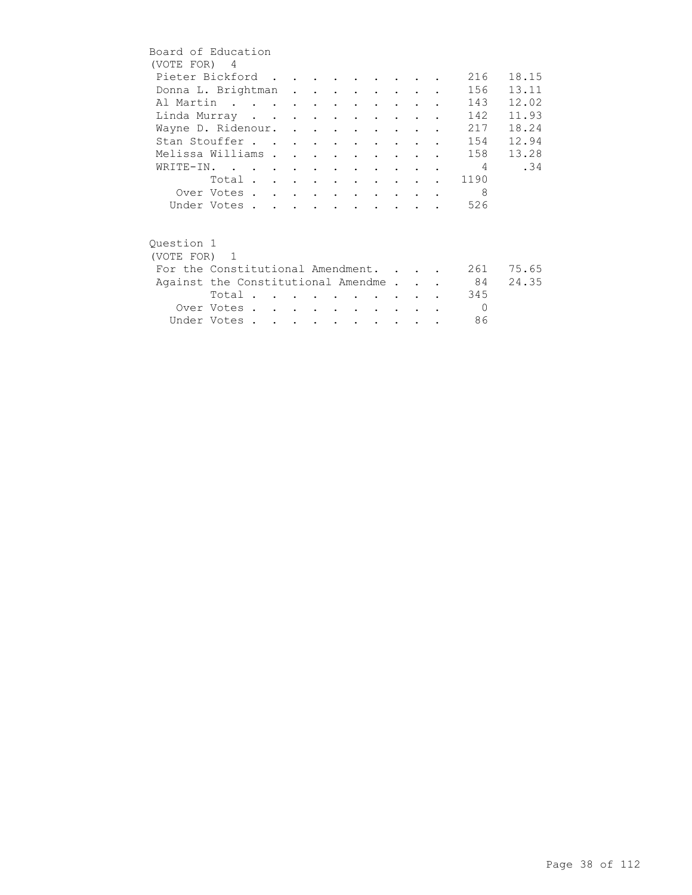Board of Education
(VOTE FOR) 4

| Candidate | Votes | Percent |
|---|---|---|
| Pieter Bickford | 216 | 18.15 |
| Donna L. Brightman | 156 | 13.11 |
| Al Martin | 143 | 12.02 |
| Linda Murray | 142 | 11.93 |
| Wayne D. Ridenour. | 217 | 18.24 |
| Stan Stouffer | 154 | 12.94 |
| Melissa Williams | 158 | 13.28 |
| WRITE-IN. | 4 | .34 |
| Total | 1190 | |
| Over Votes | 8 | |
| Under Votes | 526 | |

Question 1
(VOTE FOR) 1

| Choice | Votes | Percent |
|---|---|---|
| For the Constitutional Amendment. | 261 | 75.65 |
| Against the Constitutional Amendme | 84 | 24.35 |
| Total | 345 | |
| Over Votes | 0 | |
| Under Votes | 86 | |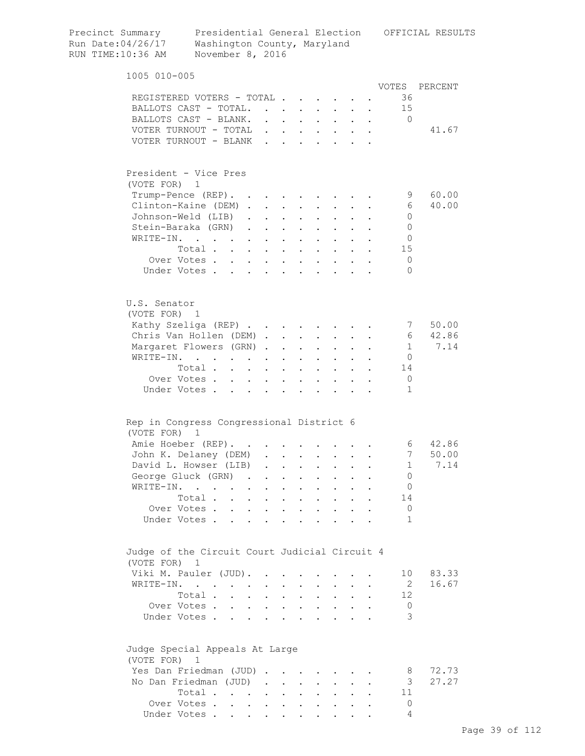Precinct Summary Presidential General Election OFFICIAL RESULTS
Run Date:04/26/17 Washington County, Maryland
RUN TIME:10:36 AM November 8, 2016

## 1005 010-005

| | VOTES | PERCENT |
|---|---|---|
| REGISTERED VOTERS - TOTAL | 36 | |
| BALLOTS CAST - TOTAL. | 15 | |
| BALLOTS CAST - BLANK. | 0 | |
| VOTER TURNOUT - TOTAL | | 41.67 |
| VOTER TURNOUT - BLANK | | |

### President - Vice Pres
(VOTE FOR) 1

| | VOTES | PERCENT |
|---|---|---|
| Trump-Pence (REP). | 9 | 60.00 |
| Clinton-Kaine (DEM) | 6 | 40.00 |
| Johnson-Weld (LIB) | 0 | |
| Stein-Baraka (GRN) | 0 | |
| WRITE-IN. | 0 | |
| Total | 15 | |
| Over Votes | 0 | |
| Under Votes | 0 | |

### U.S. Senator
(VOTE FOR) 1

| | VOTES | PERCENT |
|---|---|---|
| Kathy Szeliga (REP) | 7 | 50.00 |
| Chris Van Hollen (DEM) | 6 | 42.86 |
| Margaret Flowers (GRN) | 1 | 7.14 |
| WRITE-IN. | 0 | |
| Total | 14 | |
| Over Votes | 0 | |
| Under Votes | 1 | |

### Rep in Congress Congressional District 6
(VOTE FOR) 1

| | VOTES | PERCENT |
|---|---|---|
| Amie Hoeber (REP). | 6 | 42.86 |
| John K. Delaney (DEM) | 7 | 50.00 |
| David L. Howser (LIB) | 1 | 7.14 |
| George Gluck (GRN) | 0 | |
| WRITE-IN. | 0 | |
| Total | 14 | |
| Over Votes | 0 | |
| Under Votes | 1 | |

### Judge of the Circuit Court Judicial Circuit 4
(VOTE FOR) 1

| | VOTES | PERCENT |
|---|---|---|
| Viki M. Pauler (JUD). | 10 | 83.33 |
| WRITE-IN. | 2 | 16.67 |
| Total | 12 | |
| Over Votes | 0 | |
| Under Votes | 3 | |

### Judge Special Appeals At Large
(VOTE FOR) 1

| | VOTES | PERCENT |
|---|---|---|
| Yes Dan Friedman (JUD) | 8 | 72.73 |
| No Dan Friedman (JUD) | 3 | 27.27 |
| Total | 11 | |
| Over Votes | 0 | |
| Under Votes | 4 | |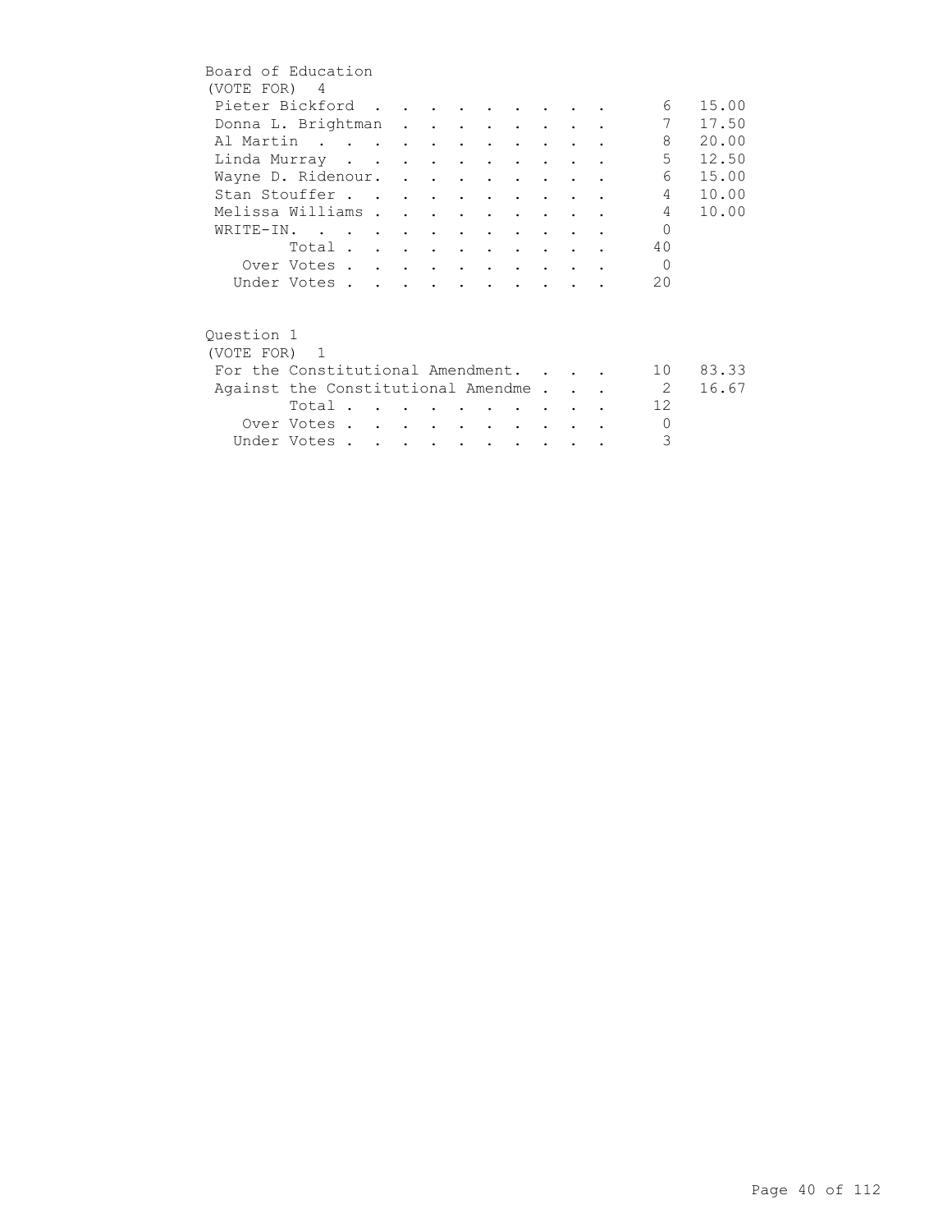## Board of Education

(VOTE FOR) 4

| Candidate | Votes | Percent |
|---|---|---|
| Pieter Bickford | 6 | 15.00 |
| Donna L. Brightman | 7 | 17.50 |
| Al Martin | 8 | 20.00 |
| Linda Murray | 5 | 12.50 |
| Wayne D. Ridenour. | 6 | 15.00 |
| Stan Stouffer | 4 | 10.00 |
| Melissa Williams | 4 | 10.00 |
| WRITE-IN. | 0 | |
| Total | 40 | |
| Over Votes | 0 | |
| Under Votes | 20 | |

## Question 1

(VOTE FOR) 1

| Choice | Votes | Percent |
|---|---|---|
| For the Constitutional Amendment. | 10 | 83.33 |
| Against the Constitutional Amendme | 2 | 16.67 |
| Total | 12 | |
| Over Votes | 0 | |
| Under Votes | 3 | |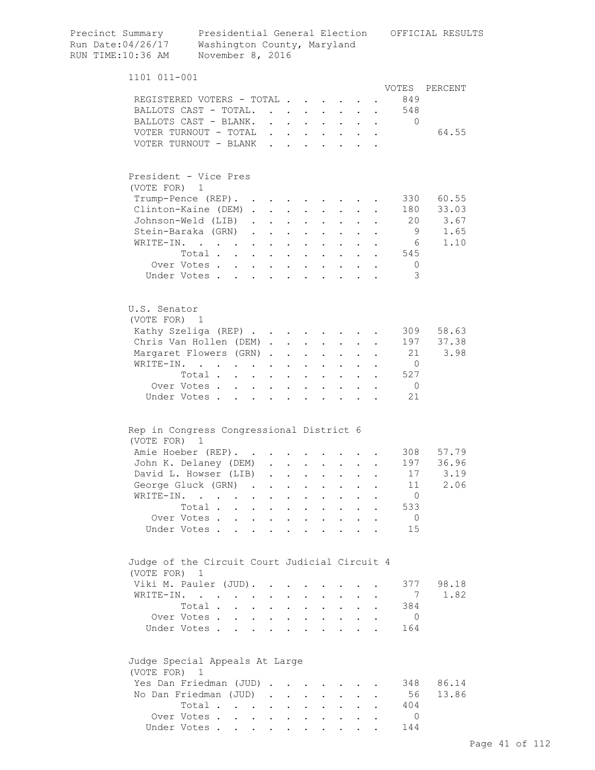Precinct Summary    Presidential General Election    OFFICIAL RESULTS
Run Date:04/26/17    Washington County, Maryland
RUN TIME:10:36 AM    November 8, 2016

## 1101 011-001

| | VOTES | PERCENT |
|---|---|---|
| REGISTERED VOTERS - TOTAL | 849 | |
| BALLOTS CAST - TOTAL. | 548 | |
| BALLOTS CAST - BLANK. | 0 | |
| VOTER TURNOUT - TOTAL | | 64.55 |
| VOTER TURNOUT - BLANK | | |

### President - Vice Pres
(VOTE FOR) 1

| | VOTES | PERCENT |
|---|---|---|
| Trump-Pence (REP) | 330 | 60.55 |
| Clinton-Kaine (DEM) | 180 | 33.03 |
| Johnson-Weld (LIB) | 20 | 3.67 |
| Stein-Baraka (GRN) | 9 | 1.65 |
| WRITE-IN. | 6 | 1.10 |
| Total | 545 | |
| Over Votes | 0 | |
| Under Votes | 3 | |

### U.S. Senator
(VOTE FOR) 1

| | VOTES | PERCENT |
|---|---|---|
| Kathy Szeliga (REP) | 309 | 58.63 |
| Chris Van Hollen (DEM) | 197 | 37.38 |
| Margaret Flowers (GRN) | 21 | 3.98 |
| WRITE-IN. | 0 | |
| Total | 527 | |
| Over Votes | 0 | |
| Under Votes | 21 | |

### Rep in Congress Congressional District 6
(VOTE FOR) 1

| | VOTES | PERCENT |
|---|---|---|
| Amie Hoeber (REP) | 308 | 57.79 |
| John K. Delaney (DEM) | 197 | 36.96 |
| David L. Howser (LIB) | 17 | 3.19 |
| George Gluck (GRN) | 11 | 2.06 |
| WRITE-IN. | 0 | |
| Total | 533 | |
| Over Votes | 0 | |
| Under Votes | 15 | |

### Judge of the Circuit Court Judicial Circuit 4
(VOTE FOR) 1

| | VOTES | PERCENT |
|---|---|---|
| Viki M. Pauler (JUD) | 377 | 98.18 |
| WRITE-IN. | 7 | 1.82 |
| Total | 384 | |
| Over Votes | 0 | |
| Under Votes | 164 | |

### Judge Special Appeals At Large
(VOTE FOR) 1

| | VOTES | PERCENT |
|---|---|---|
| Yes Dan Friedman (JUD) | 348 | 86.14 |
| No Dan Friedman (JUD) | 56 | 13.86 |
| Total | 404 | |
| Over Votes | 0 | |
| Under Votes | 144 | |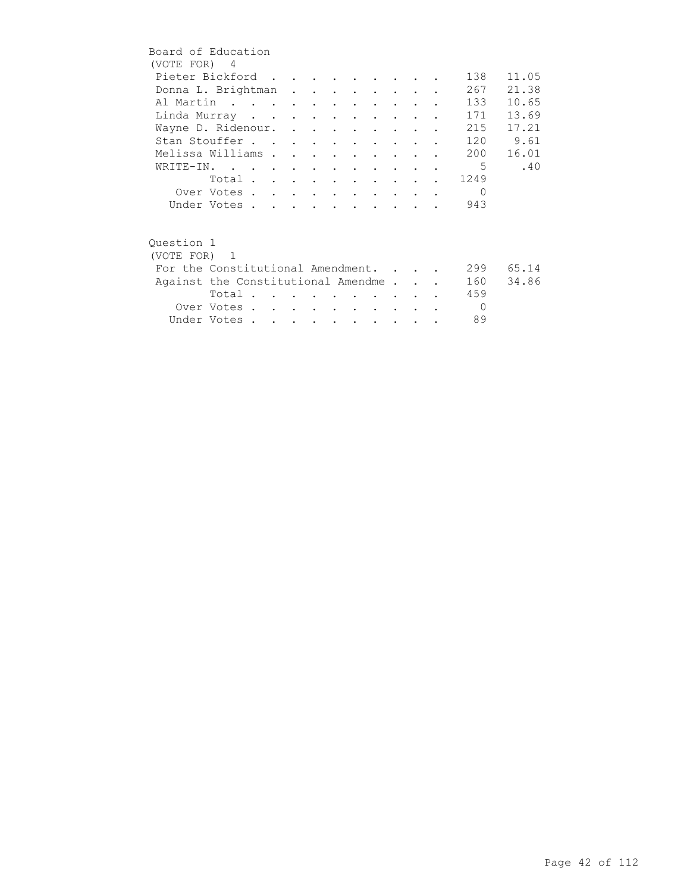## Board of Education

(VOTE FOR) 4

| Candidate | Votes | Percent |
|---|---|---|
| Pieter Bickford | 138 | 11.05 |
| Donna L. Brightman | 267 | 21.38 |
| Al Martin | 133 | 10.65 |
| Linda Murray | 171 | 13.69 |
| Wayne D. Ridenour. | 215 | 17.21 |
| Stan Stouffer | 120 | 9.61 |
| Melissa Williams | 200 | 16.01 |
| WRITE-IN. | 5 | .40 |
| Total | 1249 | |
| Over Votes | 0 | |
| Under Votes | 943 | |

## Question 1

(VOTE FOR) 1

| Choice | Votes | Percent |
|---|---|---|
| For the Constitutional Amendment. | 299 | 65.14 |
| Against the Constitutional Amendme | 160 | 34.86 |
| Total | 459 | |
| Over Votes | 0 | |
| Under Votes | 89 | |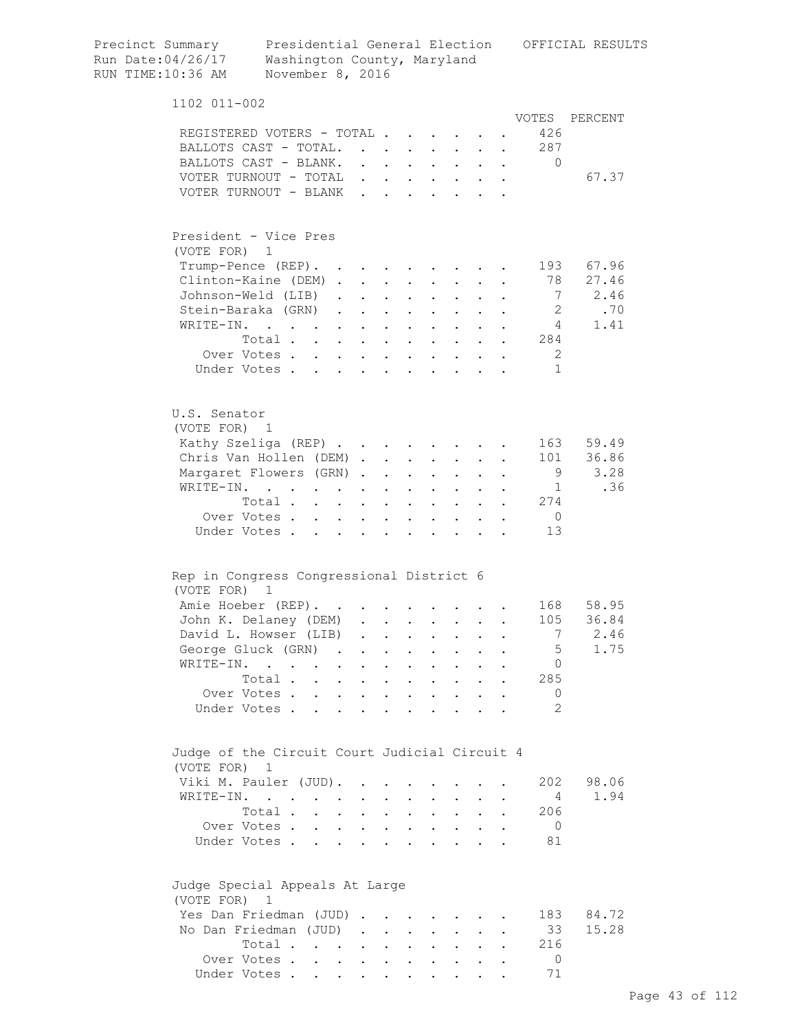Precinct Summary Presidential General Election OFFICIAL RESULTS
Run Date:04/26/17 Washington County, Maryland
RUN TIME:10:36 AM November 8, 2016

## 1102 011-002

| | VOTES | PERCENT |
|---|---|---|
| REGISTERED VOTERS - TOTAL | 426 | |
| BALLOTS CAST - TOTAL. | 287 | |
| BALLOTS CAST - BLANK. | 0 | |
| VOTER TURNOUT - TOTAL | | 67.37 |
| VOTER TURNOUT - BLANK | | |

### President - Vice Pres
(VOTE FOR) 1

| | VOTES | PERCENT |
|---|---|---|
| Trump-Pence (REP). | 193 | 67.96 |
| Clinton-Kaine (DEM) | 78 | 27.46 |
| Johnson-Weld (LIB) | 7 | 2.46 |
| Stein-Baraka (GRN) | 2 | .70 |
| WRITE-IN. | 4 | 1.41 |
| Total | 284 | |
| Over Votes | 2 | |
| Under Votes | 1 | |

### U.S. Senator
(VOTE FOR) 1

| | VOTES | PERCENT |
|---|---|---|
| Kathy Szeliga (REP) | 163 | 59.49 |
| Chris Van Hollen (DEM) | 101 | 36.86 |
| Margaret Flowers (GRN) | 9 | 3.28 |
| WRITE-IN. | 1 | .36 |
| Total | 274 | |
| Over Votes | 0 | |
| Under Votes | 13 | |

### Rep in Congress Congressional District 6
(VOTE FOR) 1

| | VOTES | PERCENT |
|---|---|---|
| Amie Hoeber (REP). | 168 | 58.95 |
| John K. Delaney (DEM) | 105 | 36.84 |
| David L. Howser (LIB) | 7 | 2.46 |
| George Gluck (GRN) | 5 | 1.75 |
| WRITE-IN. | 0 | |
| Total | 285 | |
| Over Votes | 0 | |
| Under Votes | 2 | |

### Judge of the Circuit Court Judicial Circuit 4
(VOTE FOR) 1

| | VOTES | PERCENT |
|---|---|---|
| Viki M. Pauler (JUD). | 202 | 98.06 |
| WRITE-IN. | 4 | 1.94 |
| Total | 206 | |
| Over Votes | 0 | |
| Under Votes | 81 | |

### Judge Special Appeals At Large
(VOTE FOR) 1

| | VOTES | PERCENT |
|---|---|---|
| Yes Dan Friedman (JUD) | 183 | 84.72 |
| No Dan Friedman (JUD) | 33 | 15.28 |
| Total | 216 | |
| Over Votes | 0 | |
| Under Votes | 71 | |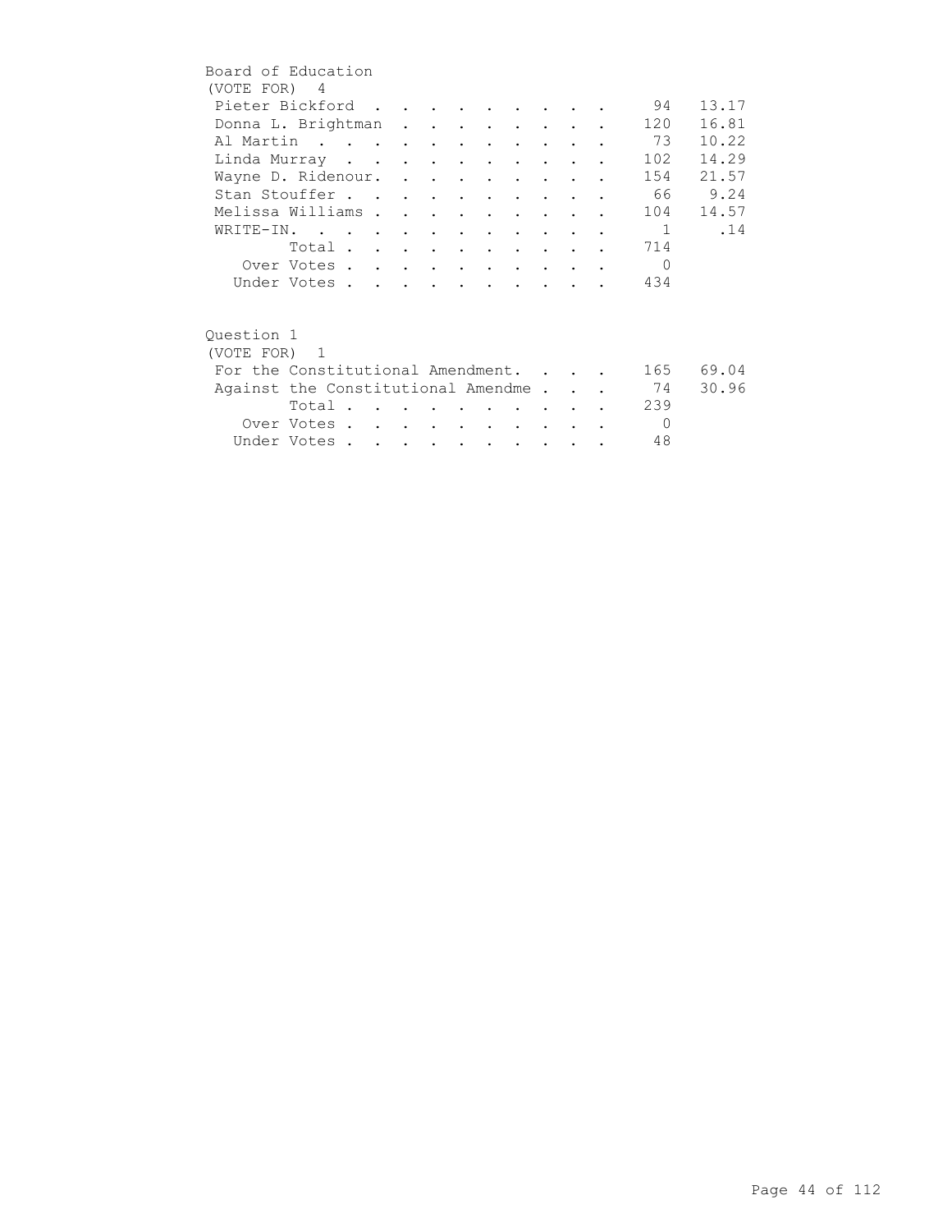## Board of Education

(VOTE FOR) 4

| Candidate | Votes | Percent |
|---|---|---|
| Pieter Bickford | 94 | 13.17 |
| Donna L. Brightman | 120 | 16.81 |
| Al Martin | 73 | 10.22 |
| Linda Murray | 102 | 14.29 |
| Wayne D. Ridenour. | 154 | 21.57 |
| Stan Stouffer | 66 | 9.24 |
| Melissa Williams | 104 | 14.57 |
| WRITE-IN. | 1 | .14 |
| Total | 714 | |
| Over Votes | 0 | |
| Under Votes | 434 | |

## Question 1

(VOTE FOR) 1

| Choice | Votes | Percent |
|---|---|---|
| For the Constitutional Amendment. | 165 | 69.04 |
| Against the Constitutional Amendme | 74 | 30.96 |
| Total | 239 | |
| Over Votes | 0 | |
| Under Votes | 48 | |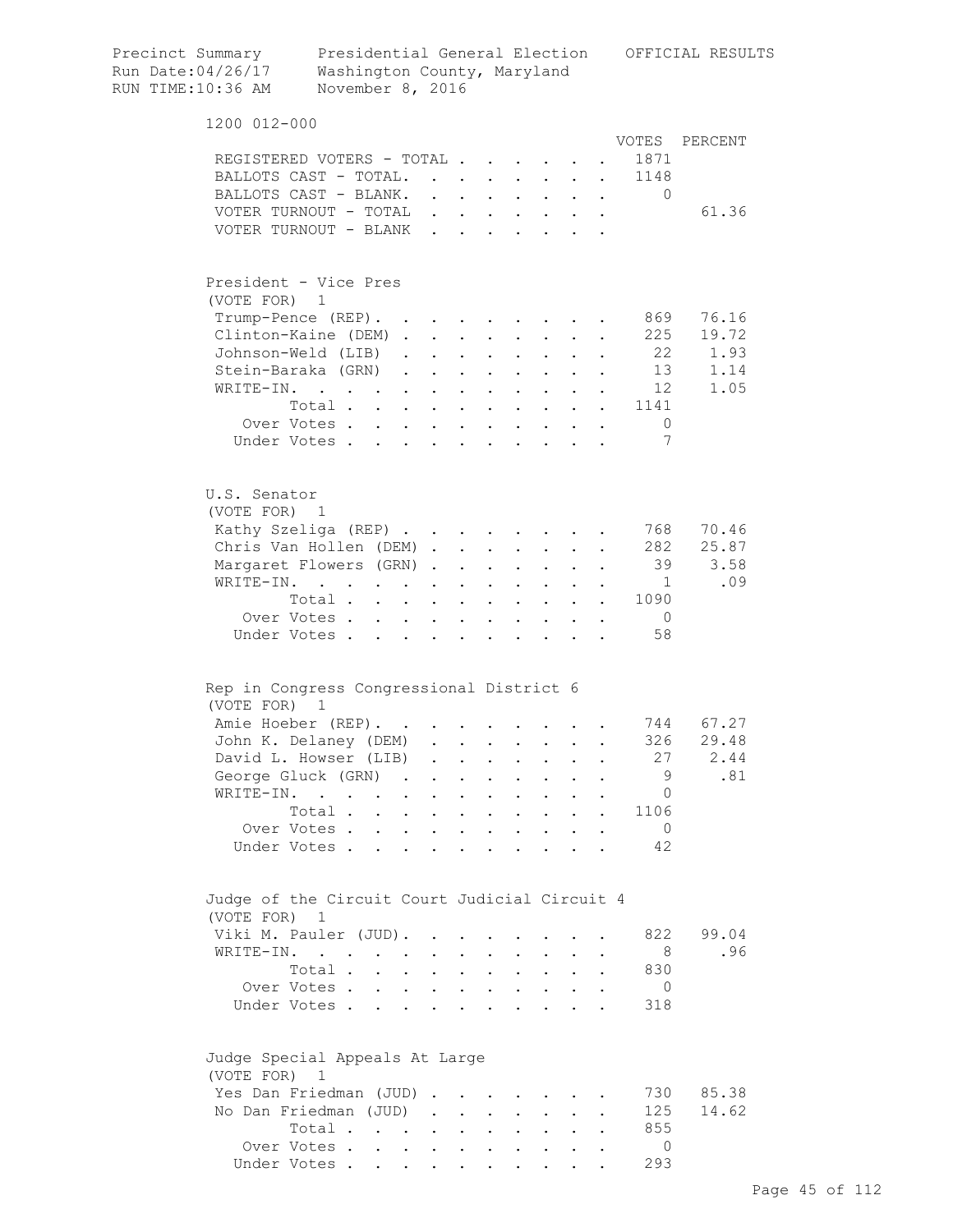Precinct Summary Presidential General Election OFFICIAL RESULTS
Run Date:04/26/17 Washington County, Maryland
RUN TIME:10:36 AM November 8, 2016

## 1200 012-000

| | VOTES | PERCENT |
|---|---|---|
| REGISTERED VOTERS - TOTAL | 1871 | |
| BALLOTS CAST - TOTAL. | 1148 | |
| BALLOTS CAST - BLANK. | 0 | |
| VOTER TURNOUT - TOTAL | | 61.36 |
| VOTER TURNOUT - BLANK | | |

### President - Vice Pres
(VOTE FOR) 1

| | VOTES | PERCENT |
|---|---|---|
| Trump-Pence (REP). | 869 | 76.16 |
| Clinton-Kaine (DEM) | 225 | 19.72 |
| Johnson-Weld (LIB) | 22 | 1.93 |
| Stein-Baraka (GRN) | 13 | 1.14 |
| WRITE-IN. | 12 | 1.05 |
| Total | 1141 | |
| Over Votes | 0 | |
| Under Votes | 7 | |

### U.S. Senator
(VOTE FOR) 1

| | VOTES | PERCENT |
|---|---|---|
| Kathy Szeliga (REP) | 768 | 70.46 |
| Chris Van Hollen (DEM) | 282 | 25.87 |
| Margaret Flowers (GRN) | 39 | 3.58 |
| WRITE-IN. | 1 | .09 |
| Total | 1090 | |
| Over Votes | 0 | |
| Under Votes | 58 | |

### Rep in Congress Congressional District 6
(VOTE FOR) 1

| | VOTES | PERCENT |
|---|---|---|
| Amie Hoeber (REP). | 744 | 67.27 |
| John K. Delaney (DEM) | 326 | 29.48 |
| David L. Howser (LIB) | 27 | 2.44 |
| George Gluck (GRN) | 9 | .81 |
| WRITE-IN. | 0 | |
| Total | 1106 | |
| Over Votes | 0 | |
| Under Votes | 42 | |

### Judge of the Circuit Court Judicial Circuit 4
(VOTE FOR) 1

| | VOTES | PERCENT |
|---|---|---|
| Viki M. Pauler (JUD). | 822 | 99.04 |
| WRITE-IN. | 8 | .96 |
| Total | 830 | |
| Over Votes | 0 | |
| Under Votes | 318 | |

### Judge Special Appeals At Large
(VOTE FOR) 1

| | VOTES | PERCENT |
|---|---|---|
| Yes Dan Friedman (JUD) | 730 | 85.38 |
| No Dan Friedman (JUD) | 125 | 14.62 |
| Total | 855 | |
| Over Votes | 0 | |
| Under Votes | 293 | |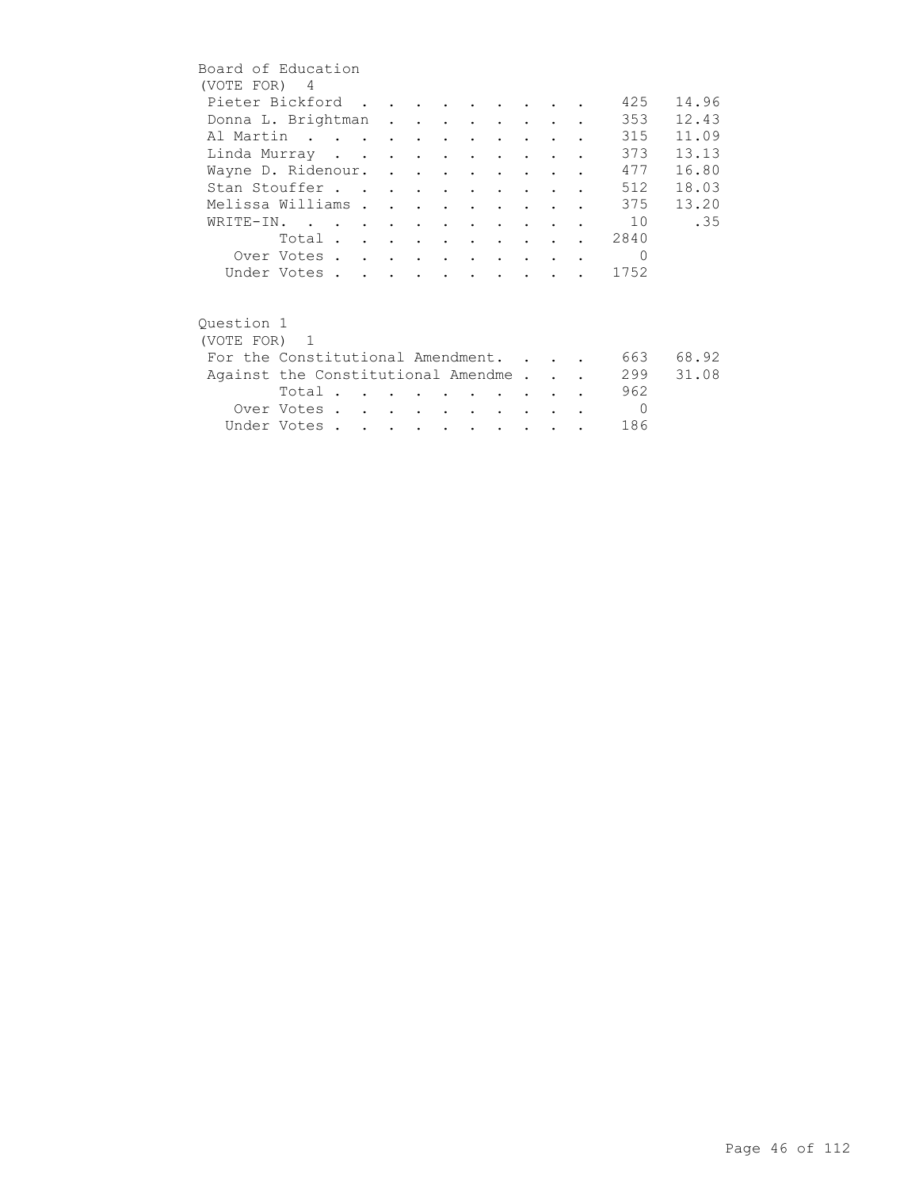## Board of Education

(VOTE FOR) 4

| Candidate | Votes | Percent |
|---|---|---|
| Pieter Bickford | 425 | 14.96 |
| Donna L. Brightman | 353 | 12.43 |
| Al Martin | 315 | 11.09 |
| Linda Murray | 373 | 13.13 |
| Wayne D. Ridenour. | 477 | 16.80 |
| Stan Stouffer | 512 | 18.03 |
| Melissa Williams | 375 | 13.20 |
| WRITE-IN. | 10 | .35 |
| Total | 2840 | |
| Over Votes | 0 | |
| Under Votes | 1752 | |

## Question 1

(VOTE FOR) 1

| Choice | Votes | Percent |
|---|---|---|
| For the Constitutional Amendment. | 663 | 68.92 |
| Against the Constitutional Amendme | 299 | 31.08 |
| Total | 962 | |
| Over Votes | 0 | |
| Under Votes | 186 | |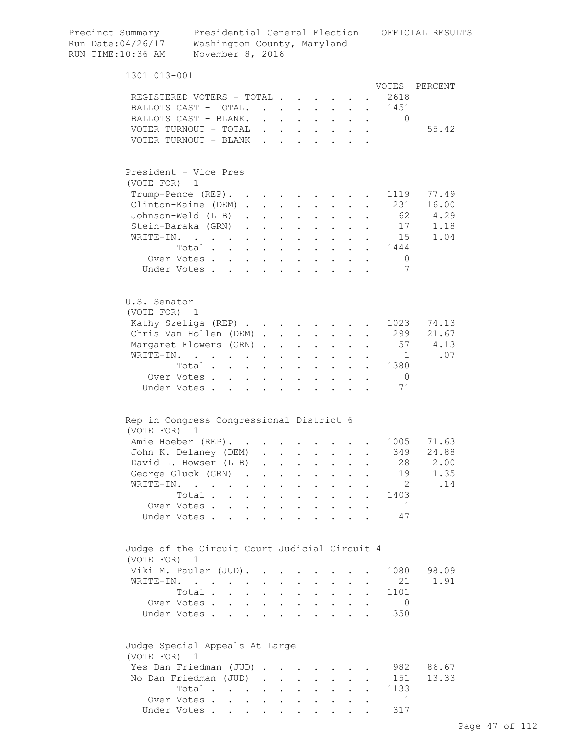Precinct Summary — Presidential General Election — OFFICIAL RESULTS
Run Date:04/26/17 — Washington County, Maryland
RUN TIME:10:36 AM — November 8, 2016

## 1301 013-001

| | VOTES | PERCENT |
|---|---|---|
| REGISTERED VOTERS - TOTAL | 2618 | |
| BALLOTS CAST - TOTAL. | 1451 | |
| BALLOTS CAST - BLANK. | 0 | |
| VOTER TURNOUT - TOTAL | | 55.42 |
| VOTER TURNOUT - BLANK | | |

### President - Vice Pres
(VOTE FOR) 1

| | VOTES | PERCENT |
|---|---|---|
| Trump-Pence (REP). | 1119 | 77.49 |
| Clinton-Kaine (DEM) | 231 | 16.00 |
| Johnson-Weld (LIB) | 62 | 4.29 |
| Stein-Baraka (GRN) | 17 | 1.18 |
| WRITE-IN. | 15 | 1.04 |
| Total | 1444 | |
| Over Votes | 0 | |
| Under Votes | 7 | |

### U.S. Senator
(VOTE FOR) 1

| | VOTES | PERCENT |
|---|---|---|
| Kathy Szeliga (REP) | 1023 | 74.13 |
| Chris Van Hollen (DEM) | 299 | 21.67 |
| Margaret Flowers (GRN) | 57 | 4.13 |
| WRITE-IN. | 1 | .07 |
| Total | 1380 | |
| Over Votes | 0 | |
| Under Votes | 71 | |

### Rep in Congress Congressional District 6
(VOTE FOR) 1

| | VOTES | PERCENT |
|---|---|---|
| Amie Hoeber (REP). | 1005 | 71.63 |
| John K. Delaney (DEM) | 349 | 24.88 |
| David L. Howser (LIB) | 28 | 2.00 |
| George Gluck (GRN) | 19 | 1.35 |
| WRITE-IN. | 2 | .14 |
| Total | 1403 | |
| Over Votes | 1 | |
| Under Votes | 47 | |

### Judge of the Circuit Court Judicial Circuit 4
(VOTE FOR) 1

| | VOTES | PERCENT |
|---|---|---|
| Viki M. Pauler (JUD). | 1080 | 98.09 |
| WRITE-IN. | 21 | 1.91 |
| Total | 1101 | |
| Over Votes | 0 | |
| Under Votes | 350 | |

### Judge Special Appeals At Large
(VOTE FOR) 1

| | VOTES | PERCENT |
|---|---|---|
| Yes Dan Friedman (JUD) | 982 | 86.67 |
| No Dan Friedman (JUD) | 151 | 13.33 |
| Total | 1133 | |
| Over Votes | 1 | |
| Under Votes | 317 | |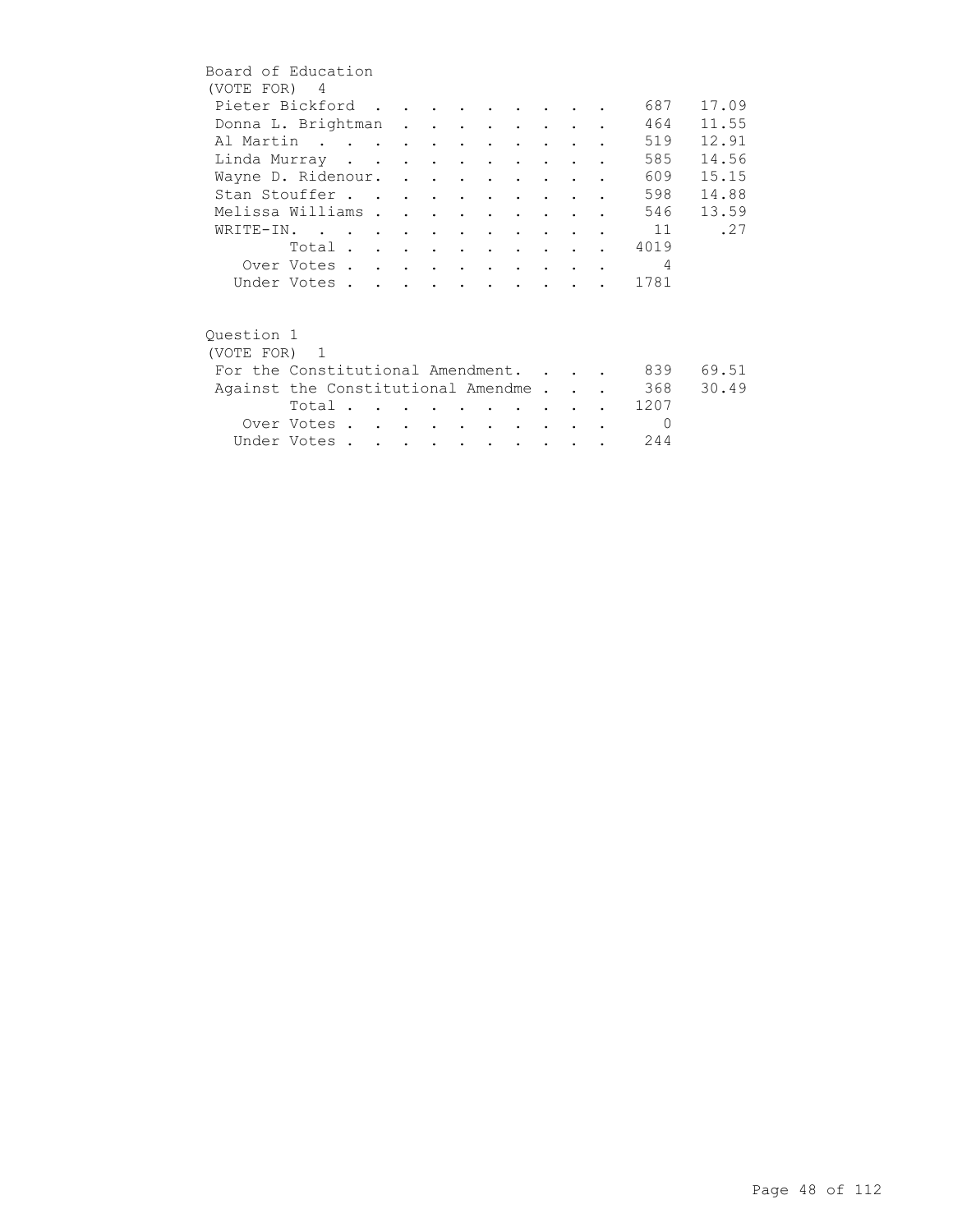Board of Education
(VOTE FOR) 4

| Candidate | Votes | Percent |
|---|---|---|
| Pieter Bickford | 687 | 17.09 |
| Donna L. Brightman | 464 | 11.55 |
| Al Martin | 519 | 12.91 |
| Linda Murray | 585 | 14.56 |
| Wayne D. Ridenour. | 609 | 15.15 |
| Stan Stouffer | 598 | 14.88 |
| Melissa Williams | 546 | 13.59 |
| WRITE-IN. | 11 | .27 |
| Total | 4019 | |
| Over Votes | 4 | |
| Under Votes | 1781 | |

Question 1
(VOTE FOR) 1

| Choice | Votes | Percent |
|---|---|---|
| For the Constitutional Amendment. | 839 | 69.51 |
| Against the Constitutional Amendme | 368 | 30.49 |
| Total | 1207 | |
| Over Votes | 0 | |
| Under Votes | 244 | |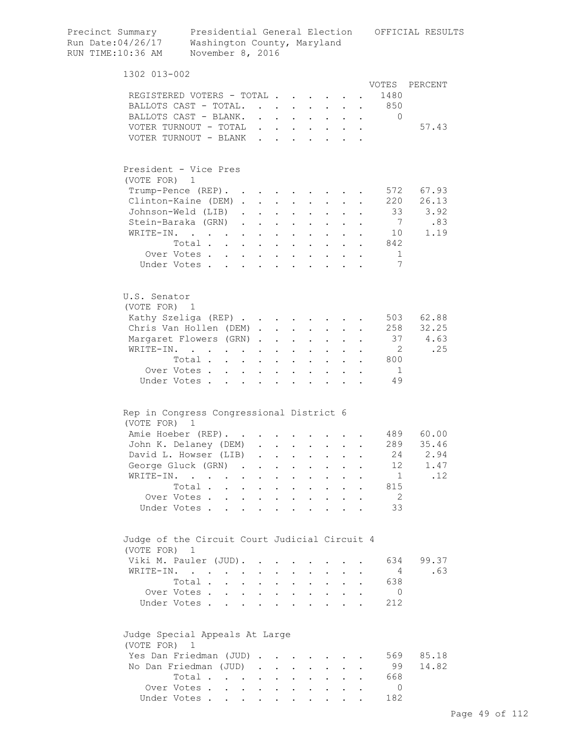Precinct Summary    Presidential General Election    OFFICIAL RESULTS
Run Date:04/26/17    Washington County, Maryland
RUN TIME:10:36 AM    November 8, 2016

## 1302 013-002

| | VOTES | PERCENT |
|---|---|---|
| REGISTERED VOTERS - TOTAL | 1480 | |
| BALLOTS CAST - TOTAL. | 850 | |
| BALLOTS CAST - BLANK. | 0 | |
| VOTER TURNOUT - TOTAL | | 57.43 |
| VOTER TURNOUT - BLANK | | |

### President - Vice Pres
(VOTE FOR) 1

| | VOTES | PERCENT |
|---|---|---|
| Trump-Pence (REP). | 572 | 67.93 |
| Clinton-Kaine (DEM) | 220 | 26.13 |
| Johnson-Weld (LIB) | 33 | 3.92 |
| Stein-Baraka (GRN) | 7 | .83 |
| WRITE-IN. | 10 | 1.19 |
| Total | 842 | |
| Over Votes | 1 | |
| Under Votes | 7 | |

### U.S. Senator
(VOTE FOR) 1

| | VOTES | PERCENT |
|---|---|---|
| Kathy Szeliga (REP) | 503 | 62.88 |
| Chris Van Hollen (DEM) | 258 | 32.25 |
| Margaret Flowers (GRN) | 37 | 4.63 |
| WRITE-IN. | 2 | .25 |
| Total | 800 | |
| Over Votes | 1 | |
| Under Votes | 49 | |

### Rep in Congress Congressional District 6
(VOTE FOR) 1

| | VOTES | PERCENT |
|---|---|---|
| Amie Hoeber (REP). | 489 | 60.00 |
| John K. Delaney (DEM) | 289 | 35.46 |
| David L. Howser (LIB) | 24 | 2.94 |
| George Gluck (GRN) | 12 | 1.47 |
| WRITE-IN. | 1 | .12 |
| Total | 815 | |
| Over Votes | 2 | |
| Under Votes | 33 | |

### Judge of the Circuit Court Judicial Circuit 4
(VOTE FOR) 1

| | VOTES | PERCENT |
|---|---|---|
| Viki M. Pauler (JUD). | 634 | 99.37 |
| WRITE-IN. | 4 | .63 |
| Total | 638 | |
| Over Votes | 0 | |
| Under Votes | 212 | |

### Judge Special Appeals At Large
(VOTE FOR) 1

| | VOTES | PERCENT |
|---|---|---|
| Yes Dan Friedman (JUD) | 569 | 85.18 |
| No Dan Friedman (JUD) | 99 | 14.82 |
| Total | 668 | |
| Over Votes | 0 | |
| Under Votes | 182 | |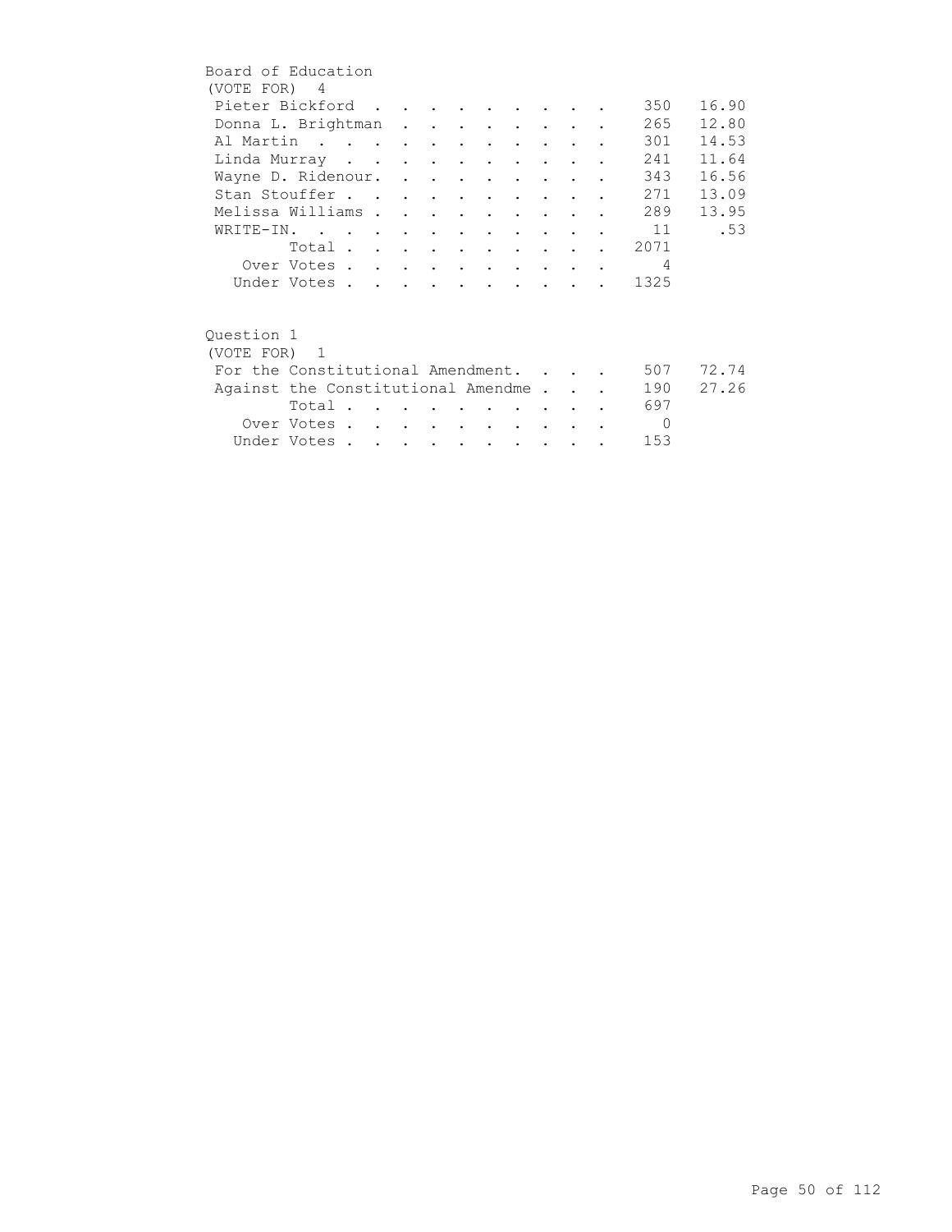## Board of Education

(VOTE FOR) 4

| Candidate | Votes | Percent |
|---|---|---|
| Pieter Bickford | 350 | 16.90 |
| Donna L. Brightman | 265 | 12.80 |
| Al Martin | 301 | 14.53 |
| Linda Murray | 241 | 11.64 |
| Wayne D. Ridenour. | 343 | 16.56 |
| Stan Stouffer | 271 | 13.09 |
| Melissa Williams | 289 | 13.95 |
| WRITE-IN. | 11 | .53 |
| Total | 2071 | |
| Over Votes | 4 | |
| Under Votes | 1325 | |

## Question 1

(VOTE FOR) 1

| Choice | Votes | Percent |
|---|---|---|
| For the Constitutional Amendment. | 507 | 72.74 |
| Against the Constitutional Amendme | 190 | 27.26 |
| Total | 697 | |
| Over Votes | 0 | |
| Under Votes | 153 | |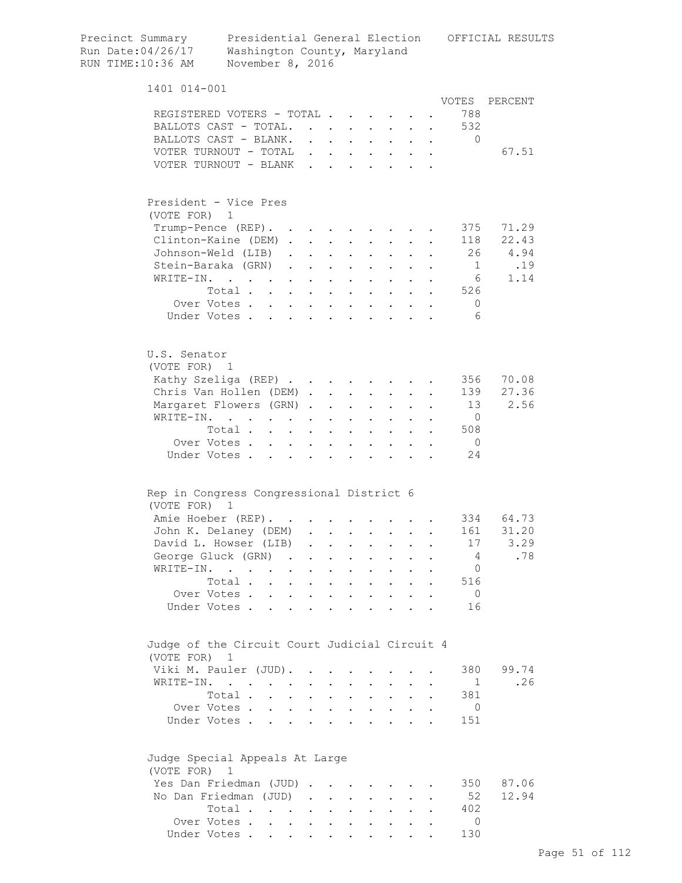Precinct Summary — Presidential General Election — OFFICIAL RESULTS
Run Date:04/26/17 — Washington County, Maryland
RUN TIME:10:36 AM — November 8, 2016

## 1401 014-001

| | VOTES | PERCENT |
|---|---|---|
| REGISTERED VOTERS - TOTAL | 788 | |
| BALLOTS CAST - TOTAL. | 532 | |
| BALLOTS CAST - BLANK. | 0 | |
| VOTER TURNOUT - TOTAL | | 67.51 |
| VOTER TURNOUT - BLANK | | |

### President - Vice Pres
(VOTE FOR) 1

| | VOTES | PERCENT |
|---|---|---|
| Trump-Pence (REP). | 375 | 71.29 |
| Clinton-Kaine (DEM) | 118 | 22.43 |
| Johnson-Weld (LIB) | 26 | 4.94 |
| Stein-Baraka (GRN) | 1 | .19 |
| WRITE-IN. | 6 | 1.14 |
| Total | 526 | |
| Over Votes | 0 | |
| Under Votes | 6 | |

### U.S. Senator
(VOTE FOR) 1

| | VOTES | PERCENT |
|---|---|---|
| Kathy Szeliga (REP) | 356 | 70.08 |
| Chris Van Hollen (DEM) | 139 | 27.36 |
| Margaret Flowers (GRN) | 13 | 2.56 |
| WRITE-IN. | 0 | |
| Total | 508 | |
| Over Votes | 0 | |
| Under Votes | 24 | |

### Rep in Congress Congressional District 6
(VOTE FOR) 1

| | VOTES | PERCENT |
|---|---|---|
| Amie Hoeber (REP). | 334 | 64.73 |
| John K. Delaney (DEM) | 161 | 31.20 |
| David L. Howser (LIB) | 17 | 3.29 |
| George Gluck (GRN) | 4 | .78 |
| WRITE-IN. | 0 | |
| Total | 516 | |
| Over Votes | 0 | |
| Under Votes | 16 | |

### Judge of the Circuit Court Judicial Circuit 4
(VOTE FOR) 1

| | VOTES | PERCENT |
|---|---|---|
| Viki M. Pauler (JUD). | 380 | 99.74 |
| WRITE-IN. | 1 | .26 |
| Total | 381 | |
| Over Votes | 0 | |
| Under Votes | 151 | |

### Judge Special Appeals At Large
(VOTE FOR) 1

| | VOTES | PERCENT |
|---|---|---|
| Yes Dan Friedman (JUD) | 350 | 87.06 |
| No Dan Friedman (JUD) | 52 | 12.94 |
| Total | 402 | |
| Over Votes | 0 | |
| Under Votes | 130 | |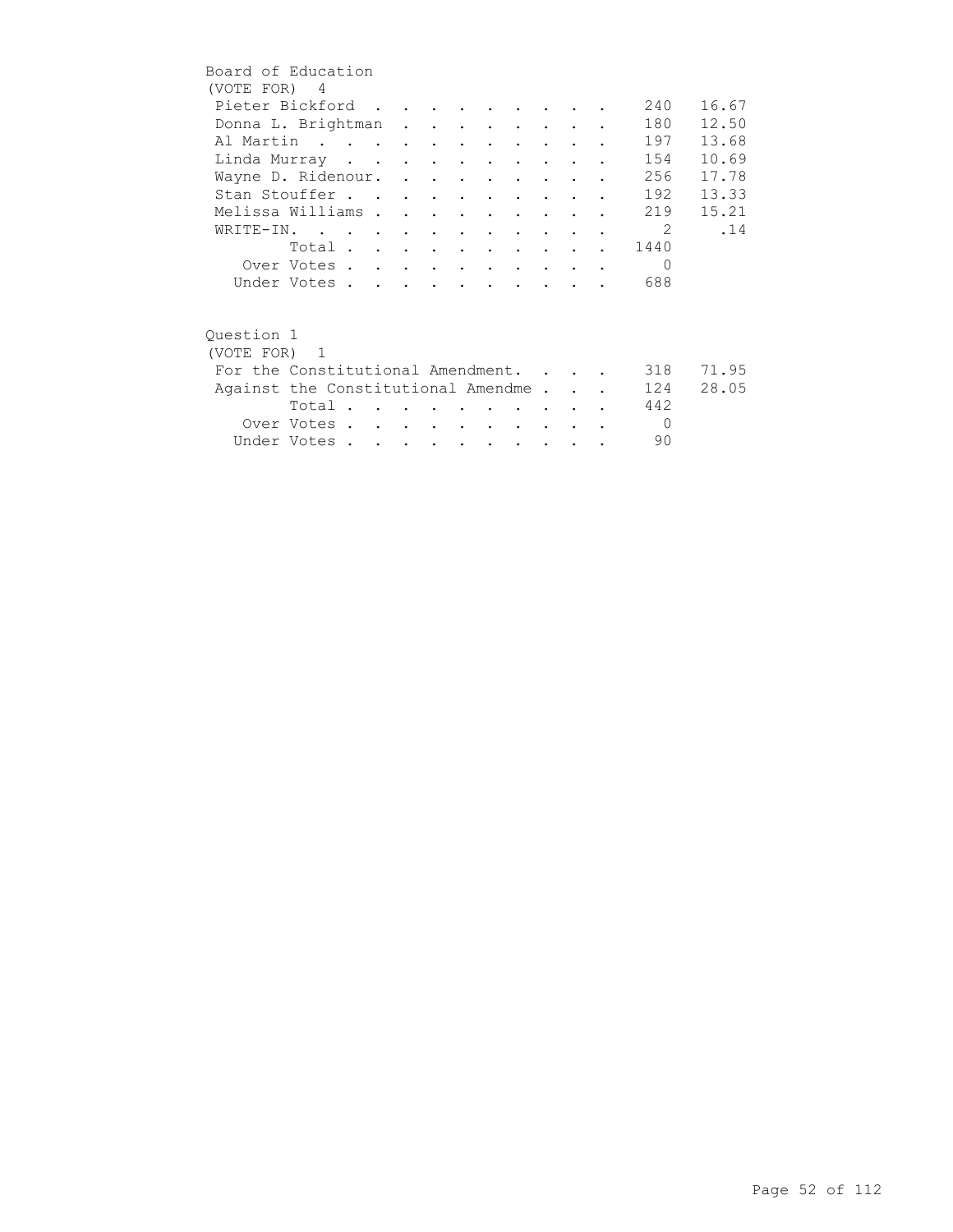## Board of Education

(VOTE FOR) 4

| Candidate | Votes | Percent |
|---|---|---|
| Pieter Bickford | 240 | 16.67 |
| Donna L. Brightman | 180 | 12.50 |
| Al Martin | 197 | 13.68 |
| Linda Murray | 154 | 10.69 |
| Wayne D. Ridenour. | 256 | 17.78 |
| Stan Stouffer | 192 | 13.33 |
| Melissa Williams | 219 | 15.21 |
| WRITE-IN. | 2 | .14 |
| Total | 1440 | |
| Over Votes | 0 | |
| Under Votes | 688 | |

## Question 1

(VOTE FOR) 1

| Choice | Votes | Percent |
|---|---|---|
| For the Constitutional Amendment. | 318 | 71.95 |
| Against the Constitutional Amendme | 124 | 28.05 |
| Total | 442 | |
| Over Votes | 0 | |
| Under Votes | 90 | |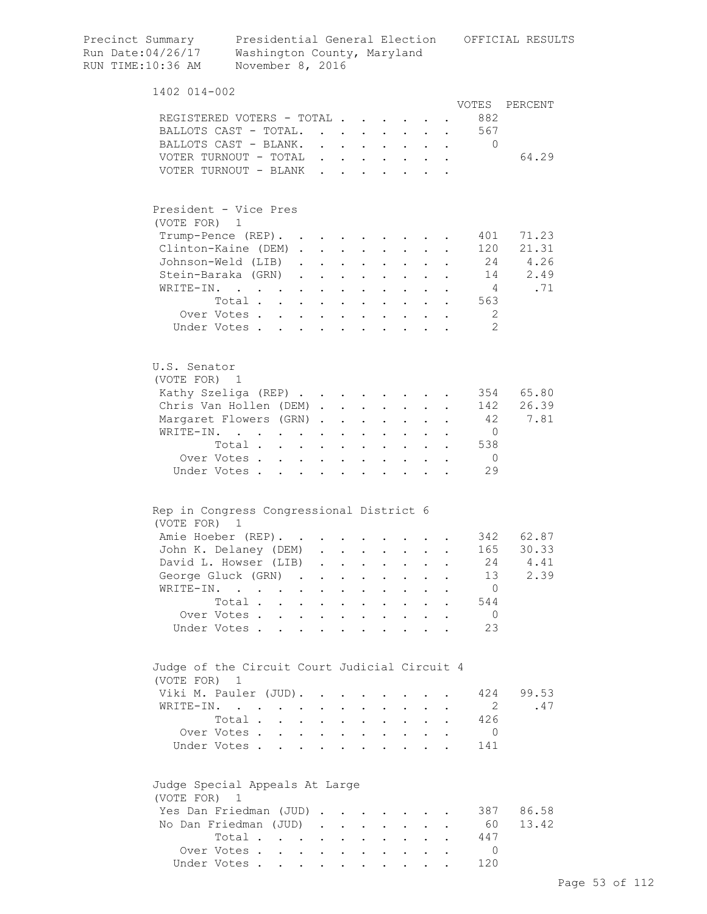Precinct Summary — Presidential General Election — OFFICIAL RESULTS
Run Date:04/26/17 — Washington County, Maryland
RUN TIME:10:36 AM — November 8, 2016

## 1402 014-002

| | VOTES | PERCENT |
|---|---|---|
| REGISTERED VOTERS - TOTAL | 882 | |
| BALLOTS CAST - TOTAL. | 567 | |
| BALLOTS CAST - BLANK. | 0 | |
| VOTER TURNOUT - TOTAL | | 64.29 |
| VOTER TURNOUT - BLANK | | |

### President - Vice Pres
(VOTE FOR) 1

| | VOTES | PERCENT |
|---|---|---|
| Trump-Pence (REP). | 401 | 71.23 |
| Clinton-Kaine (DEM) | 120 | 21.31 |
| Johnson-Weld (LIB) | 24 | 4.26 |
| Stein-Baraka (GRN) | 14 | 2.49 |
| WRITE-IN. | 4 | .71 |
| Total | 563 | |
| Over Votes | 2 | |
| Under Votes | 2 | |

### U.S. Senator
(VOTE FOR) 1

| | VOTES | PERCENT |
|---|---|---|
| Kathy Szeliga (REP) | 354 | 65.80 |
| Chris Van Hollen (DEM) | 142 | 26.39 |
| Margaret Flowers (GRN) | 42 | 7.81 |
| WRITE-IN. | 0 | |
| Total | 538 | |
| Over Votes | 0 | |
| Under Votes | 29 | |

### Rep in Congress Congressional District 6
(VOTE FOR) 1

| | VOTES | PERCENT |
|---|---|---|
| Amie Hoeber (REP). | 342 | 62.87 |
| John K. Delaney (DEM) | 165 | 30.33 |
| David L. Howser (LIB) | 24 | 4.41 |
| George Gluck (GRN) | 13 | 2.39 |
| WRITE-IN. | 0 | |
| Total | 544 | |
| Over Votes | 0 | |
| Under Votes | 23 | |

### Judge of the Circuit Court Judicial Circuit 4
(VOTE FOR) 1

| | VOTES | PERCENT |
|---|---|---|
| Viki M. Pauler (JUD). | 424 | 99.53 |
| WRITE-IN. | 2 | .47 |
| Total | 426 | |
| Over Votes | 0 | |
| Under Votes | 141 | |

### Judge Special Appeals At Large
(VOTE FOR) 1

| | VOTES | PERCENT |
|---|---|---|
| Yes Dan Friedman (JUD) | 387 | 86.58 |
| No Dan Friedman (JUD) | 60 | 13.42 |
| Total | 447 | |
| Over Votes | 0 | |
| Under Votes | 120 | |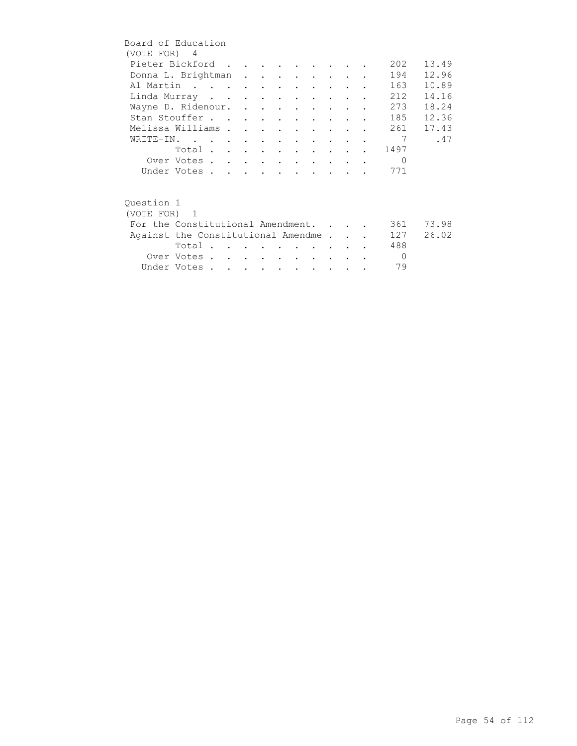## Board of Education

(VOTE FOR) 4

| Candidate | Votes | Percent |
|---|---|---|
| Pieter Bickford | 202 | 13.49 |
| Donna L. Brightman | 194 | 12.96 |
| Al Martin | 163 | 10.89 |
| Linda Murray | 212 | 14.16 |
| Wayne D. Ridenour. | 273 | 18.24 |
| Stan Stouffer | 185 | 12.36 |
| Melissa Williams | 261 | 17.43 |
| WRITE-IN. | 7 | .47 |
| Total | 1497 | |
| Over Votes | 0 | |
| Under Votes | 771 | |

## Question 1

(VOTE FOR) 1

| Choice | Votes | Percent |
|---|---|---|
| For the Constitutional Amendment. | 361 | 73.98 |
| Against the Constitutional Amendme | 127 | 26.02 |
| Total | 488 | |
| Over Votes | 0 | |
| Under Votes | 79 | |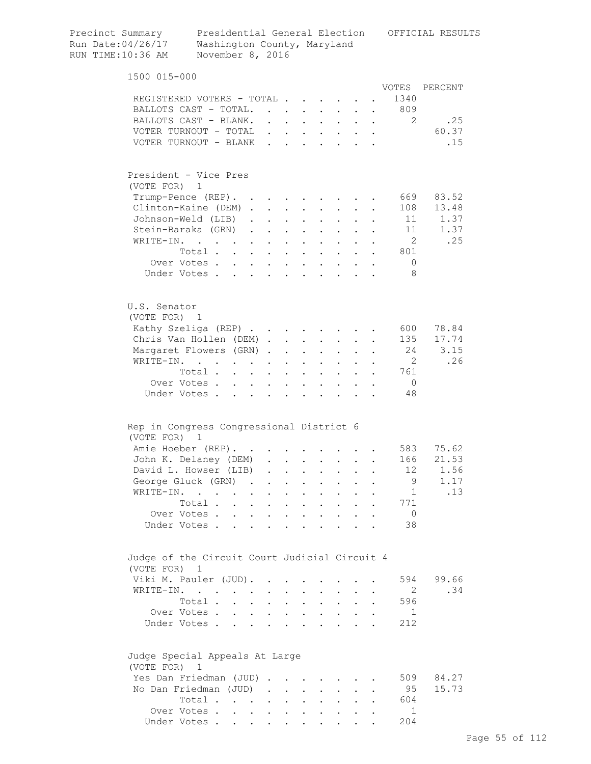Precinct Summary — Presidential General Election — OFFICIAL RESULTS
Run Date:04/26/17 — Washington County, Maryland
RUN TIME:10:36 AM — November 8, 2016

## 1500 015-000

| | VOTES | PERCENT |
|---|---|---|
| REGISTERED VOTERS - TOTAL | 1340 | |
| BALLOTS CAST - TOTAL. | 809 | |
| BALLOTS CAST - BLANK. | 2 | .25 |
| VOTER TURNOUT - TOTAL | | 60.37 |
| VOTER TURNOUT - BLANK | | .15 |

### President - Vice Pres
(VOTE FOR) 1

| | VOTES | PERCENT |
|---|---|---|
| Trump-Pence (REP). | 669 | 83.52 |
| Clinton-Kaine (DEM) | 108 | 13.48 |
| Johnson-Weld (LIB) | 11 | 1.37 |
| Stein-Baraka (GRN) | 11 | 1.37 |
| WRITE-IN. | 2 | .25 |
| Total | 801 | |
| Over Votes | 0 | |
| Under Votes | 8 | |

### U.S. Senator
(VOTE FOR) 1

| | VOTES | PERCENT |
|---|---|---|
| Kathy Szeliga (REP) | 600 | 78.84 |
| Chris Van Hollen (DEM) | 135 | 17.74 |
| Margaret Flowers (GRN) | 24 | 3.15 |
| WRITE-IN. | 2 | .26 |
| Total | 761 | |
| Over Votes | 0 | |
| Under Votes | 48 | |

### Rep in Congress Congressional District 6
(VOTE FOR) 1

| | VOTES | PERCENT |
|---|---|---|
| Amie Hoeber (REP). | 583 | 75.62 |
| John K. Delaney (DEM) | 166 | 21.53 |
| David L. Howser (LIB) | 12 | 1.56 |
| George Gluck (GRN) | 9 | 1.17 |
| WRITE-IN. | 1 | .13 |
| Total | 771 | |
| Over Votes | 0 | |
| Under Votes | 38 | |

### Judge of the Circuit Court Judicial Circuit 4
(VOTE FOR) 1

| | VOTES | PERCENT |
|---|---|---|
| Viki M. Pauler (JUD). | 594 | 99.66 |
| WRITE-IN. | 2 | .34 |
| Total | 596 | |
| Over Votes | 1 | |
| Under Votes | 212 | |

### Judge Special Appeals At Large
(VOTE FOR) 1

| | VOTES | PERCENT |
|---|---|---|
| Yes Dan Friedman (JUD) | 509 | 84.27 |
| No Dan Friedman (JUD) | 95 | 15.73 |
| Total | 604 | |
| Over Votes | 1 | |
| Under Votes | 204 | |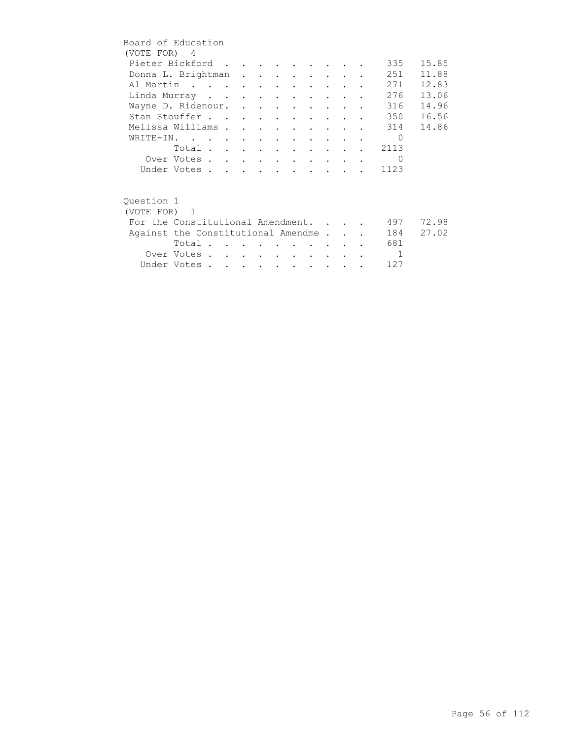## Board of Education

(VOTE FOR) 4

| Candidate | Votes | Percent |
|---|---|---|
| Pieter Bickford | 335 | 15.85 |
| Donna L. Brightman | 251 | 11.88 |
| Al Martin | 271 | 12.83 |
| Linda Murray | 276 | 13.06 |
| Wayne D. Ridenour. | 316 | 14.96 |
| Stan Stouffer | 350 | 16.56 |
| Melissa Williams | 314 | 14.86 |
| WRITE-IN. | 0 | |
| Total | 2113 | |
| Over Votes | 0 | |
| Under Votes | 1123 | |

## Question 1

(VOTE FOR) 1

| Choice | Votes | Percent |
|---|---|---|
| For the Constitutional Amendment. | 497 | 72.98 |
| Against the Constitutional Amendme | 184 | 27.02 |
| Total | 681 | |
| Over Votes | 1 | |
| Under Votes | 127 | |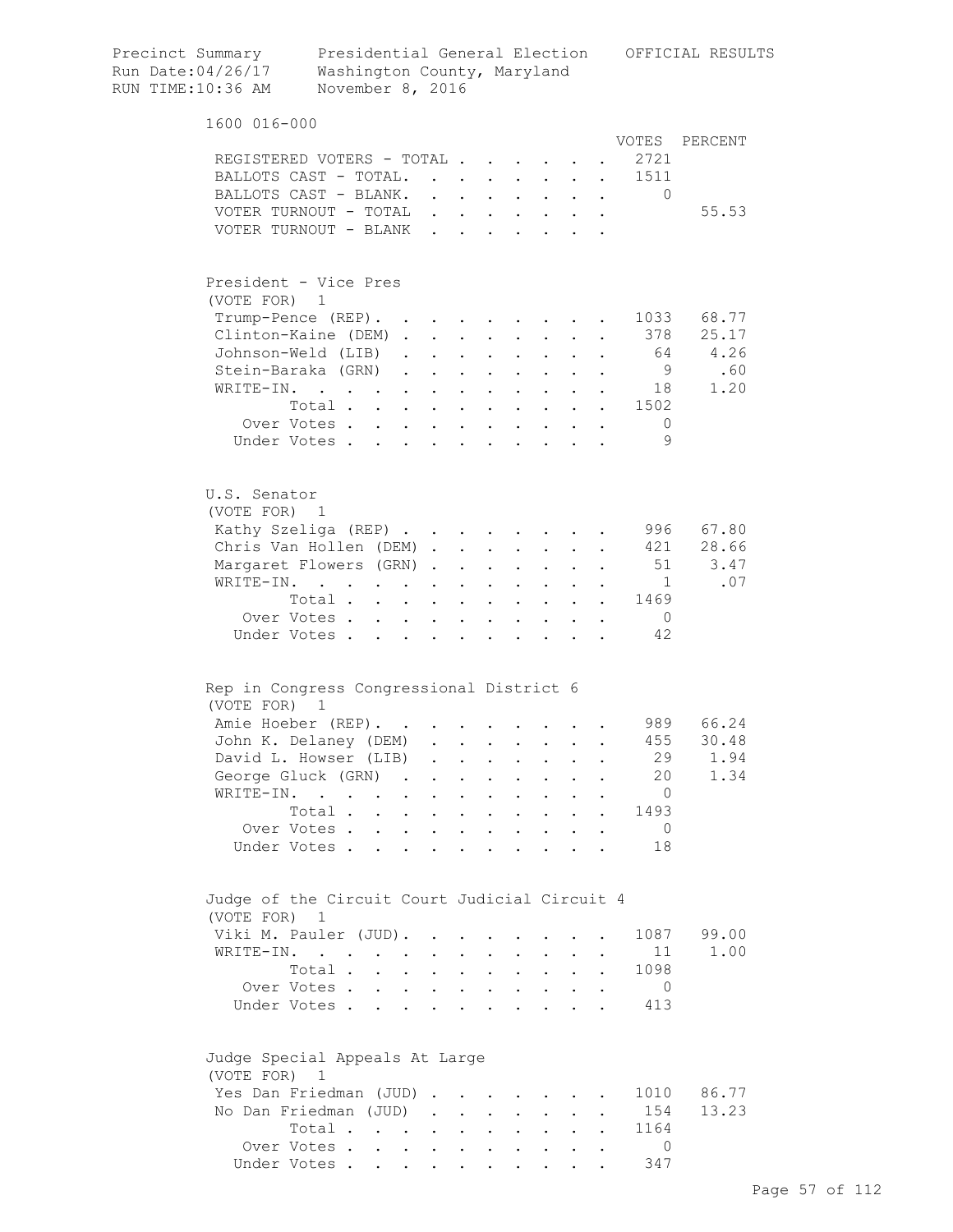Precinct Summary    Presidential General Election    OFFICIAL RESULTS
Run Date:04/26/17    Washington County, Maryland
RUN TIME:10:36 AM    November 8, 2016

## 1600 016-000

| | VOTES | PERCENT |
|---|---|---|
| REGISTERED VOTERS - TOTAL | 2721 | |
| BALLOTS CAST - TOTAL | 1511 | |
| BALLOTS CAST - BLANK | 0 | |
| VOTER TURNOUT - TOTAL | | 55.53 |
| VOTER TURNOUT - BLANK | | |

### President - Vice Pres
(VOTE FOR) 1

| | VOTES | PERCENT |
|---|---|---|
| Trump-Pence (REP) | 1033 | 68.77 |
| Clinton-Kaine (DEM) | 378 | 25.17 |
| Johnson-Weld (LIB) | 64 | 4.26 |
| Stein-Baraka (GRN) | 9 | .60 |
| WRITE-IN. | 18 | 1.20 |
| Total | 1502 | |
| Over Votes | 0 | |
| Under Votes | 9 | |

### U.S. Senator
(VOTE FOR) 1

| | VOTES | PERCENT |
|---|---|---|
| Kathy Szeliga (REP) | 996 | 67.80 |
| Chris Van Hollen (DEM) | 421 | 28.66 |
| Margaret Flowers (GRN) | 51 | 3.47 |
| WRITE-IN. | 1 | .07 |
| Total | 1469 | |
| Over Votes | 0 | |
| Under Votes | 42 | |

### Rep in Congress Congressional District 6
(VOTE FOR) 1

| | VOTES | PERCENT |
|---|---|---|
| Amie Hoeber (REP) | 989 | 66.24 |
| John K. Delaney (DEM) | 455 | 30.48 |
| David L. Howser (LIB) | 29 | 1.94 |
| George Gluck (GRN) | 20 | 1.34 |
| WRITE-IN. | 0 | |
| Total | 1493 | |
| Over Votes | 0 | |
| Under Votes | 18 | |

### Judge of the Circuit Court Judicial Circuit 4
(VOTE FOR) 1

| | VOTES | PERCENT |
|---|---|---|
| Viki M. Pauler (JUD) | 1087 | 99.00 |
| WRITE-IN. | 11 | 1.00 |
| Total | 1098 | |
| Over Votes | 0 | |
| Under Votes | 413 | |

### Judge Special Appeals At Large
(VOTE FOR) 1

| | VOTES | PERCENT |
|---|---|---|
| Yes Dan Friedman (JUD) | 1010 | 86.77 |
| No Dan Friedman (JUD) | 154 | 13.23 |
| Total | 1164 | |
| Over Votes | 0 | |
| Under Votes | 347 | |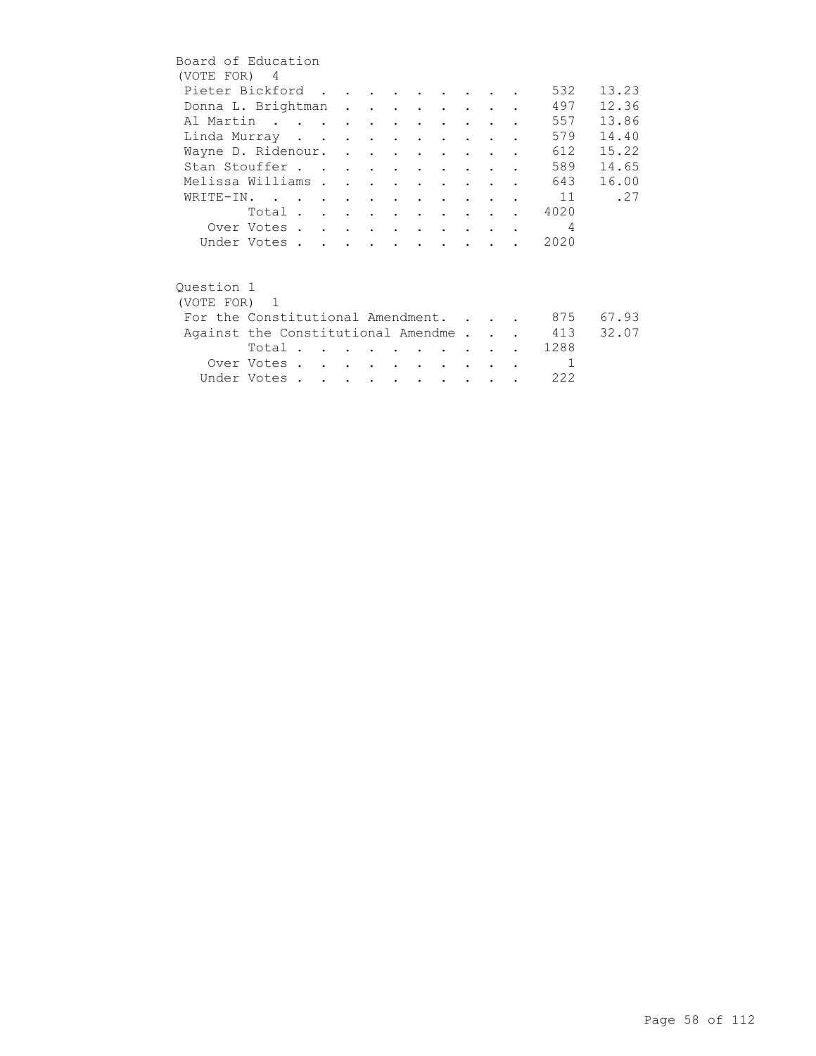## Board of Education

(VOTE FOR) 4

| Candidate | Votes | Percent |
|---|---|---|
| Pieter Bickford | 532 | 13.23 |
| Donna L. Brightman | 497 | 12.36 |
| Al Martin | 557 | 13.86 |
| Linda Murray | 579 | 14.40 |
| Wayne D. Ridenour. | 612 | 15.22 |
| Stan Stouffer | 589 | 14.65 |
| Melissa Williams | 643 | 16.00 |
| WRITE-IN. | 11 | .27 |
| Total | 4020 | |
| Over Votes | 4 | |
| Under Votes | 2020 | |

## Question 1

(VOTE FOR) 1

| Choice | Votes | Percent |
|---|---|---|
| For the Constitutional Amendment. | 875 | 67.93 |
| Against the Constitutional Amendme | 413 | 32.07 |
| Total | 1288 | |
| Over Votes | 1 | |
| Under Votes | 222 | |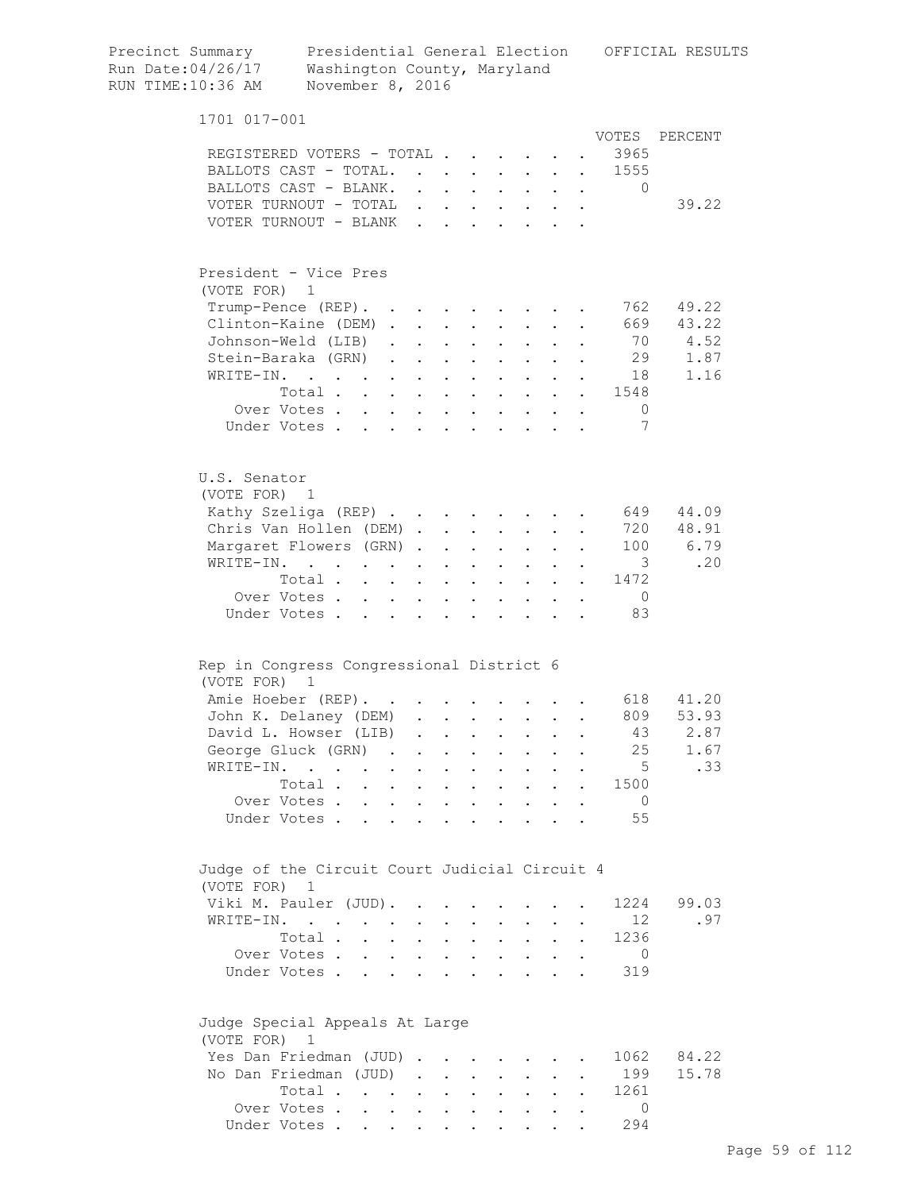Precinct Summary — Presidential General Election — OFFICIAL RESULTS
Run Date:04/26/17 — Washington County, Maryland
RUN TIME:10:36 AM — November 8, 2016

## 1701 017-001

| | VOTES | PERCENT |
|---|---|---|
| REGISTERED VOTERS - TOTAL | 3965 | |
| BALLOTS CAST - TOTAL. | 1555 | |
| BALLOTS CAST - BLANK. | 0 | |
| VOTER TURNOUT - TOTAL | | 39.22 |
| VOTER TURNOUT - BLANK | | |

### President - Vice Pres
(VOTE FOR) 1

| | VOTES | PERCENT |
|---|---|---|
| Trump-Pence (REP) | 762 | 49.22 |
| Clinton-Kaine (DEM) | 669 | 43.22 |
| Johnson-Weld (LIB) | 70 | 4.52 |
| Stein-Baraka (GRN) | 29 | 1.87 |
| WRITE-IN. | 18 | 1.16 |
| Total | 1548 | |
| Over Votes | 0 | |
| Under Votes | 7 | |

### U.S. Senator
(VOTE FOR) 1

| | VOTES | PERCENT |
|---|---|---|
| Kathy Szeliga (REP) | 649 | 44.09 |
| Chris Van Hollen (DEM) | 720 | 48.91 |
| Margaret Flowers (GRN) | 100 | 6.79 |
| WRITE-IN. | 3 | .20 |
| Total | 1472 | |
| Over Votes | 0 | |
| Under Votes | 83 | |

### Rep in Congress Congressional District 6
(VOTE FOR) 1

| | VOTES | PERCENT |
|---|---|---|
| Amie Hoeber (REP) | 618 | 41.20 |
| John K. Delaney (DEM) | 809 | 53.93 |
| David L. Howser (LIB) | 43 | 2.87 |
| George Gluck (GRN) | 25 | 1.67 |
| WRITE-IN. | 5 | .33 |
| Total | 1500 | |
| Over Votes | 0 | |
| Under Votes | 55 | |

### Judge of the Circuit Court Judicial Circuit 4
(VOTE FOR) 1

| | VOTES | PERCENT |
|---|---|---|
| Viki M. Pauler (JUD) | 1224 | 99.03 |
| WRITE-IN. | 12 | .97 |
| Total | 1236 | |
| Over Votes | 0 | |
| Under Votes | 319 | |

### Judge Special Appeals At Large
(VOTE FOR) 1

| | VOTES | PERCENT |
|---|---|---|
| Yes Dan Friedman (JUD) | 1062 | 84.22 |
| No Dan Friedman (JUD) | 199 | 15.78 |
| Total | 1261 | |
| Over Votes | 0 | |
| Under Votes | 294 | |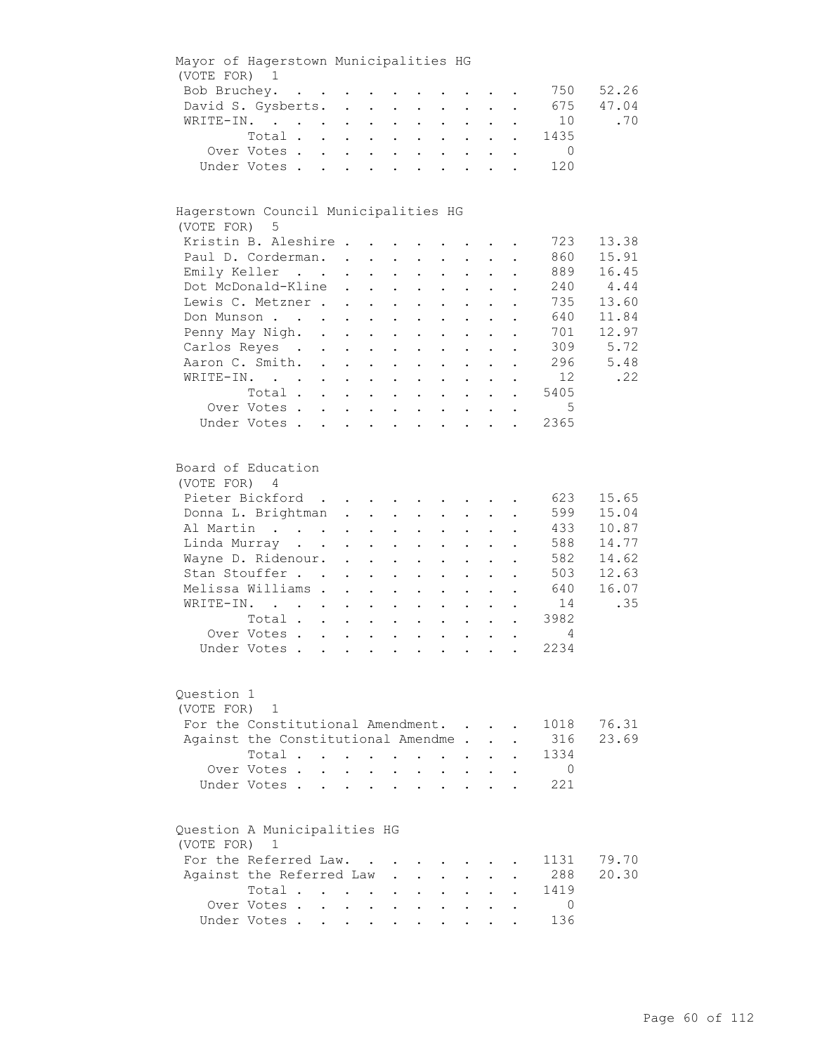## Mayor of Hagerstown Municipalities HG

(VOTE FOR) 1

| Candidate | Votes | Percent |
|---|---|---|
| Bob Bruchey | 750 | 52.26 |
| David S. Gysberts | 675 | 47.04 |
| WRITE-IN | 10 | .70 |
| Total | 1435 | |
| Over Votes | 0 | |
| Under Votes | 120 | |

## Hagerstown Council Municipalities HG

(VOTE FOR) 5

| Candidate | Votes | Percent |
|---|---|---|
| Kristin B. Aleshire | 723 | 13.38 |
| Paul D. Corderman | 860 | 15.91 |
| Emily Keller | 889 | 16.45 |
| Dot McDonald-Kline | 240 | 4.44 |
| Lewis C. Metzner | 735 | 13.60 |
| Don Munson | 640 | 11.84 |
| Penny May Nigh | 701 | 12.97 |
| Carlos Reyes | 309 | 5.72 |
| Aaron C. Smith | 296 | 5.48 |
| WRITE-IN | 12 | .22 |
| Total | 5405 | |
| Over Votes | 5 | |
| Under Votes | 2365 | |

## Board of Education

(VOTE FOR) 4

| Candidate | Votes | Percent |
|---|---|---|
| Pieter Bickford | 623 | 15.65 |
| Donna L. Brightman | 599 | 15.04 |
| Al Martin | 433 | 10.87 |
| Linda Murray | 588 | 14.77 |
| Wayne D. Ridenour | 582 | 14.62 |
| Stan Stouffer | 503 | 12.63 |
| Melissa Williams | 640 | 16.07 |
| WRITE-IN | 14 | .35 |
| Total | 3982 | |
| Over Votes | 4 | |
| Under Votes | 2234 | |

## Question 1

(VOTE FOR) 1

| Choice | Votes | Percent |
|---|---|---|
| For the Constitutional Amendment | 1018 | 76.31 |
| Against the Constitutional Amendme | 316 | 23.69 |
| Total | 1334 | |
| Over Votes | 0 | |
| Under Votes | 221 | |

## Question A Municipalities HG

(VOTE FOR) 1

| Choice | Votes | Percent |
|---|---|---|
| For the Referred Law | 1131 | 79.70 |
| Against the Referred Law | 288 | 20.30 |
| Total | 1419 | |
| Over Votes | 0 | |
| Under Votes | 136 | |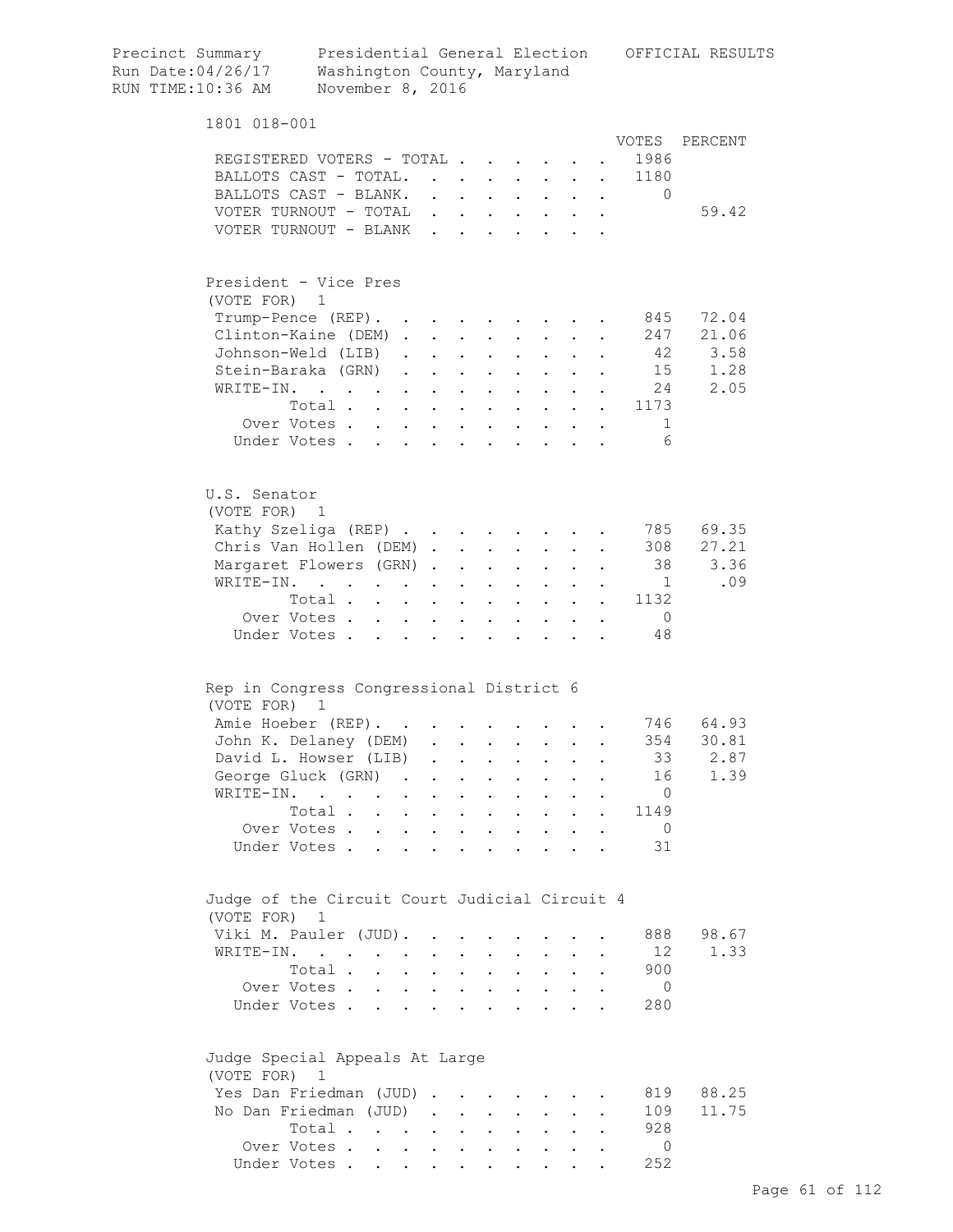Precinct Summary    Presidential General Election    OFFICIAL RESULTS
Run Date:04/26/17    Washington County, Maryland
RUN TIME:10:36 AM    November 8, 2016

## 1801 018-001

| | VOTES | PERCENT |
|---|---|---|
| REGISTERED VOTERS - TOTAL | 1986 | |
| BALLOTS CAST - TOTAL. | 1180 | |
| BALLOTS CAST - BLANK. | 0 | |
| VOTER TURNOUT - TOTAL | | 59.42 |
| VOTER TURNOUT - BLANK | | |

### President - Vice Pres
(VOTE FOR) 1

| | VOTES | PERCENT |
|---|---|---|
| Trump-Pence (REP). | 845 | 72.04 |
| Clinton-Kaine (DEM) | 247 | 21.06 |
| Johnson-Weld (LIB) | 42 | 3.58 |
| Stein-Baraka (GRN) | 15 | 1.28 |
| WRITE-IN. | 24 | 2.05 |
| Total | 1173 | |
| Over Votes | 1 | |
| Under Votes | 6 | |

### U.S. Senator
(VOTE FOR) 1

| | VOTES | PERCENT |
|---|---|---|
| Kathy Szeliga (REP) | 785 | 69.35 |
| Chris Van Hollen (DEM) | 308 | 27.21 |
| Margaret Flowers (GRN) | 38 | 3.36 |
| WRITE-IN. | 1 | .09 |
| Total | 1132 | |
| Over Votes | 0 | |
| Under Votes | 48 | |

### Rep in Congress Congressional District 6
(VOTE FOR) 1

| | VOTES | PERCENT |
|---|---|---|
| Amie Hoeber (REP). | 746 | 64.93 |
| John K. Delaney (DEM) | 354 | 30.81 |
| David L. Howser (LIB) | 33 | 2.87 |
| George Gluck (GRN) | 16 | 1.39 |
| WRITE-IN. | 0 | |
| Total | 1149 | |
| Over Votes | 0 | |
| Under Votes | 31 | |

### Judge of the Circuit Court Judicial Circuit 4
(VOTE FOR) 1

| | VOTES | PERCENT |
|---|---|---|
| Viki M. Pauler (JUD). | 888 | 98.67 |
| WRITE-IN. | 12 | 1.33 |
| Total | 900 | |
| Over Votes | 0 | |
| Under Votes | 280 | |

### Judge Special Appeals At Large
(VOTE FOR) 1

| | VOTES | PERCENT |
|---|---|---|
| Yes Dan Friedman (JUD) | 819 | 88.25 |
| No Dan Friedman (JUD) | 109 | 11.75 |
| Total | 928 | |
| Over Votes | 0 | |
| Under Votes | 252 | |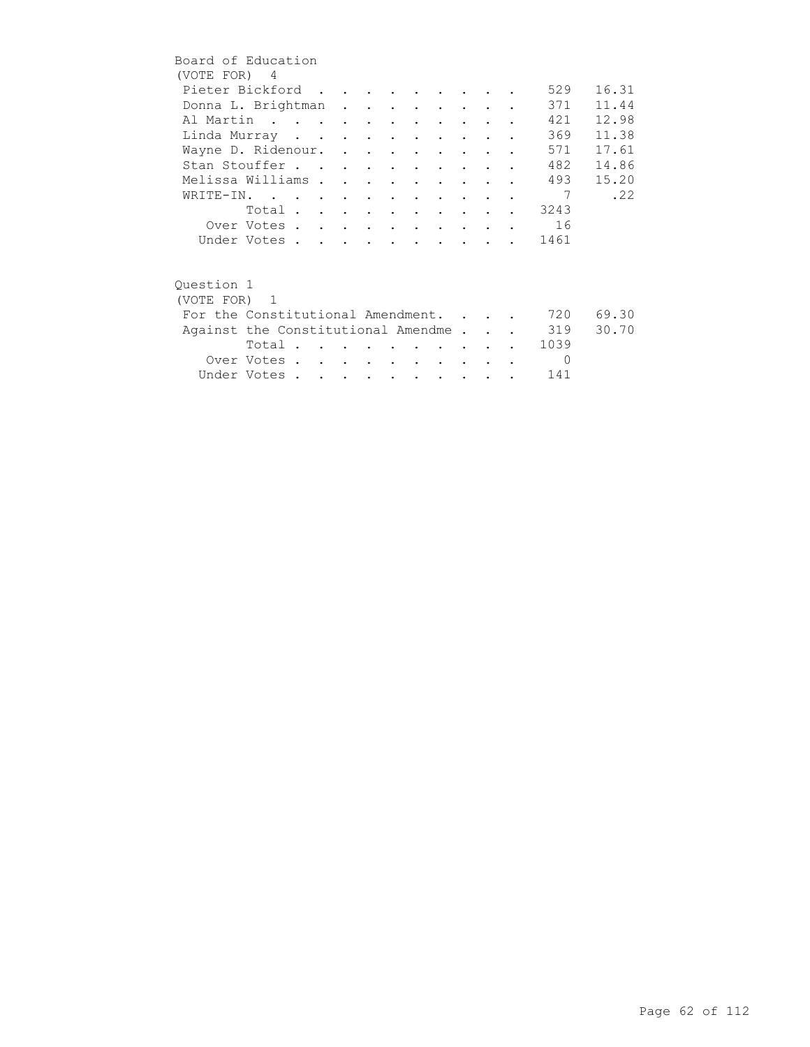Board of Education
(VOTE FOR) 4

| Candidate | Votes | Percent |
|---|---|---|
| Pieter Bickford | 529 | 16.31 |
| Donna L. Brightman | 371 | 11.44 |
| Al Martin | 421 | 12.98 |
| Linda Murray | 369 | 11.38 |
| Wayne D. Ridenour. | 571 | 17.61 |
| Stan Stouffer | 482 | 14.86 |
| Melissa Williams | 493 | 15.20 |
| WRITE-IN. | 7 | .22 |
| Total | 3243 | |
| Over Votes | 16 | |
| Under Votes | 1461 | |

Question 1
(VOTE FOR) 1

| Choice | Votes | Percent |
|---|---|---|
| For the Constitutional Amendment. | 720 | 69.30 |
| Against the Constitutional Amendme | 319 | 30.70 |
| Total | 1039 | |
| Over Votes | 0 | |
| Under Votes | 141 | |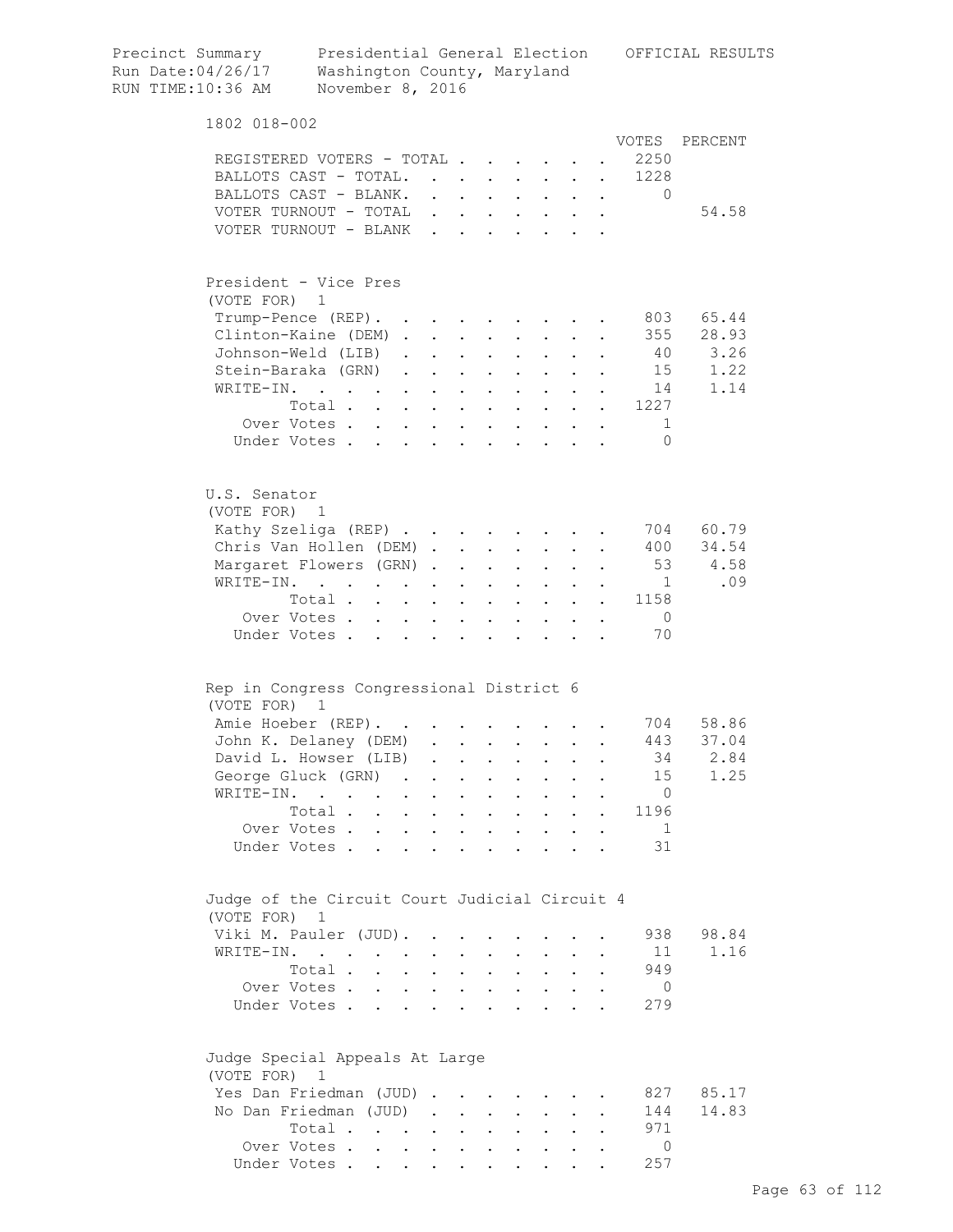Precinct Summary    Presidential General Election    OFFICIAL RESULTS
Run Date:04/26/17    Washington County, Maryland
RUN TIME:10:36 AM    November 8, 2016

## 1802 018-002

| | VOTES | PERCENT |
|---|---|---|
| REGISTERED VOTERS - TOTAL | 2250 | |
| BALLOTS CAST - TOTAL. | 1228 | |
| BALLOTS CAST - BLANK. | 0 | |
| VOTER TURNOUT - TOTAL | | 54.58 |
| VOTER TURNOUT - BLANK | | |

### President - Vice Pres
(VOTE FOR) 1

| | VOTES | PERCENT |
|---|---|---|
| Trump-Pence (REP). | 803 | 65.44 |
| Clinton-Kaine (DEM) | 355 | 28.93 |
| Johnson-Weld (LIB) | 40 | 3.26 |
| Stein-Baraka (GRN) | 15 | 1.22 |
| WRITE-IN. | 14 | 1.14 |
| Total | 1227 | |
| Over Votes | 1 | |
| Under Votes | 0 | |

### U.S. Senator
(VOTE FOR) 1

| | VOTES | PERCENT |
|---|---|---|
| Kathy Szeliga (REP) | 704 | 60.79 |
| Chris Van Hollen (DEM) | 400 | 34.54 |
| Margaret Flowers (GRN) | 53 | 4.58 |
| WRITE-IN. | 1 | .09 |
| Total | 1158 | |
| Over Votes | 0 | |
| Under Votes | 70 | |

### Rep in Congress Congressional District 6
(VOTE FOR) 1

| | VOTES | PERCENT |
|---|---|---|
| Amie Hoeber (REP). | 704 | 58.86 |
| John K. Delaney (DEM) | 443 | 37.04 |
| David L. Howser (LIB) | 34 | 2.84 |
| George Gluck (GRN) | 15 | 1.25 |
| WRITE-IN. | 0 | |
| Total | 1196 | |
| Over Votes | 1 | |
| Under Votes | 31 | |

### Judge of the Circuit Court Judicial Circuit 4
(VOTE FOR) 1

| | VOTES | PERCENT |
|---|---|---|
| Viki M. Pauler (JUD). | 938 | 98.84 |
| WRITE-IN. | 11 | 1.16 |
| Total | 949 | |
| Over Votes | 0 | |
| Under Votes | 279 | |

### Judge Special Appeals At Large
(VOTE FOR) 1

| | VOTES | PERCENT |
|---|---|---|
| Yes Dan Friedman (JUD) | 827 | 85.17 |
| No Dan Friedman (JUD) | 144 | 14.83 |
| Total | 971 | |
| Over Votes | 0 | |
| Under Votes | 257 | |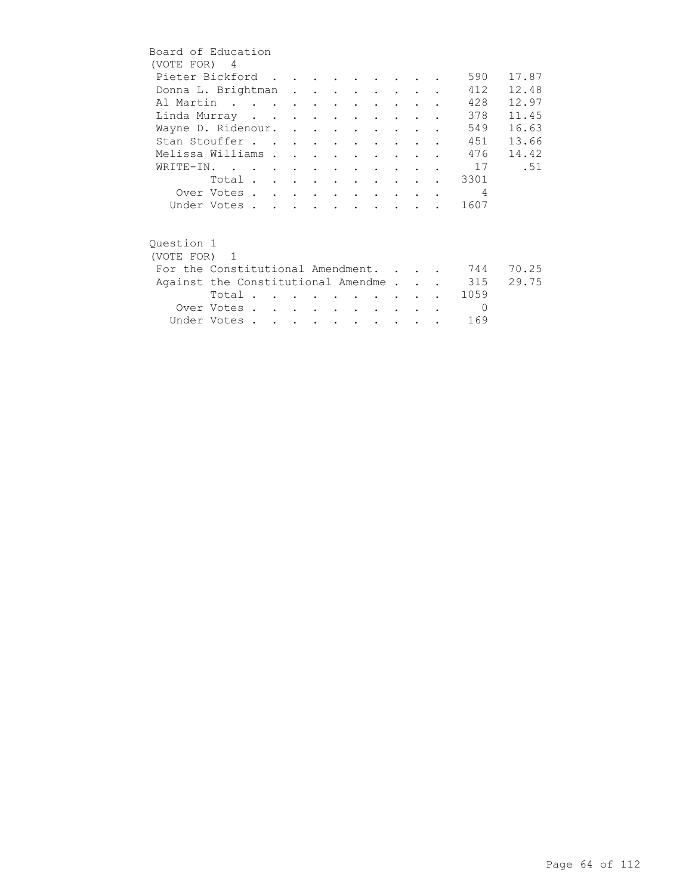## Board of Education

(VOTE FOR) 4

| Candidate | Votes | Percent |
|---|---|---|
| Pieter Bickford | 590 | 17.87 |
| Donna L. Brightman | 412 | 12.48 |
| Al Martin | 428 | 12.97 |
| Linda Murray | 378 | 11.45 |
| Wayne D. Ridenour. | 549 | 16.63 |
| Stan Stouffer | 451 | 13.66 |
| Melissa Williams | 476 | 14.42 |
| WRITE-IN. | 17 | .51 |
| Total | 3301 | |
| Over Votes | 4 | |
| Under Votes | 1607 | |

## Question 1

(VOTE FOR) 1

| Choice | Votes | Percent |
|---|---|---|
| For the Constitutional Amendment. | 744 | 70.25 |
| Against the Constitutional Amendme | 315 | 29.75 |
| Total | 1059 | |
| Over Votes | 0 | |
| Under Votes | 169 | |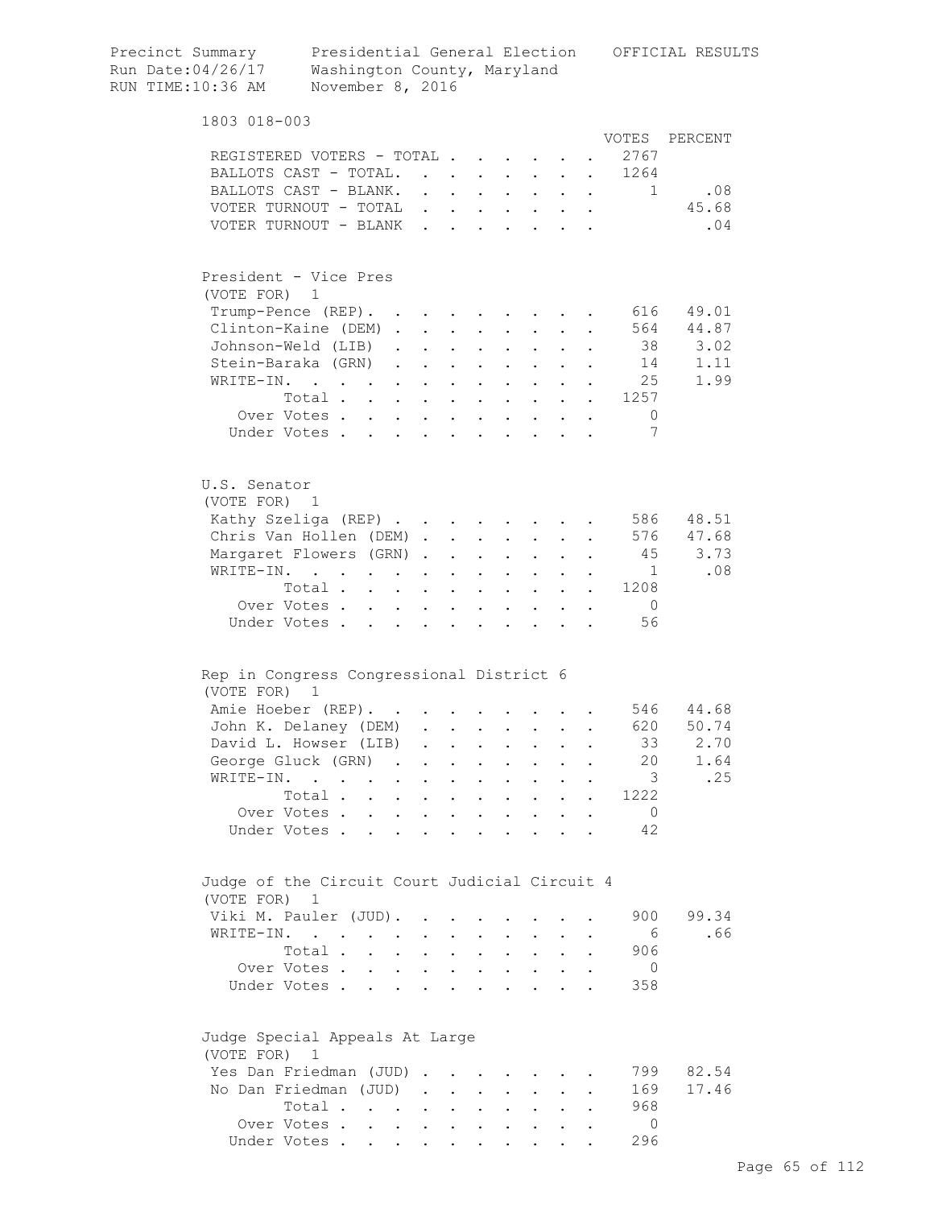Precinct Summary    Presidential General Election    OFFICIAL RESULTS
Run Date:04/26/17    Washington County, Maryland
RUN TIME:10:36 AM    November 8, 2016

## 1803 018-003

| | VOTES | PERCENT |
|---|---|---|
| REGISTERED VOTERS - TOTAL | 2767 | |
| BALLOTS CAST - TOTAL. | 1264 | |
| BALLOTS CAST - BLANK. | 1 | .08 |
| VOTER TURNOUT - TOTAL | | 45.68 |
| VOTER TURNOUT - BLANK | | .04 |

### President - Vice Pres
(VOTE FOR) 1

| | VOTES | PERCENT |
|---|---|---|
| Trump-Pence (REP). | 616 | 49.01 |
| Clinton-Kaine (DEM) | 564 | 44.87 |
| Johnson-Weld (LIB) | 38 | 3.02 |
| Stein-Baraka (GRN) | 14 | 1.11 |
| WRITE-IN. | 25 | 1.99 |
| Total | 1257 | |
| Over Votes | 0 | |
| Under Votes | 7 | |

### U.S. Senator
(VOTE FOR) 1

| | VOTES | PERCENT |
|---|---|---|
| Kathy Szeliga (REP) | 586 | 48.51 |
| Chris Van Hollen (DEM) | 576 | 47.68 |
| Margaret Flowers (GRN) | 45 | 3.73 |
| WRITE-IN. | 1 | .08 |
| Total | 1208 | |
| Over Votes | 0 | |
| Under Votes | 56 | |

### Rep in Congress Congressional District 6
(VOTE FOR) 1

| | VOTES | PERCENT |
|---|---|---|
| Amie Hoeber (REP). | 546 | 44.68 |
| John K. Delaney (DEM) | 620 | 50.74 |
| David L. Howser (LIB) | 33 | 2.70 |
| George Gluck (GRN) | 20 | 1.64 |
| WRITE-IN. | 3 | .25 |
| Total | 1222 | |
| Over Votes | 0 | |
| Under Votes | 42 | |

### Judge of the Circuit Court Judicial Circuit 4
(VOTE FOR) 1

| | VOTES | PERCENT |
|---|---|---|
| Viki M. Pauler (JUD). | 900 | 99.34 |
| WRITE-IN. | 6 | .66 |
| Total | 906 | |
| Over Votes | 0 | |
| Under Votes | 358 | |

### Judge Special Appeals At Large
(VOTE FOR) 1

| | VOTES | PERCENT |
|---|---|---|
| Yes Dan Friedman (JUD) | 799 | 82.54 |
| No Dan Friedman (JUD) | 169 | 17.46 |
| Total | 968 | |
| Over Votes | 0 | |
| Under Votes | 296 | |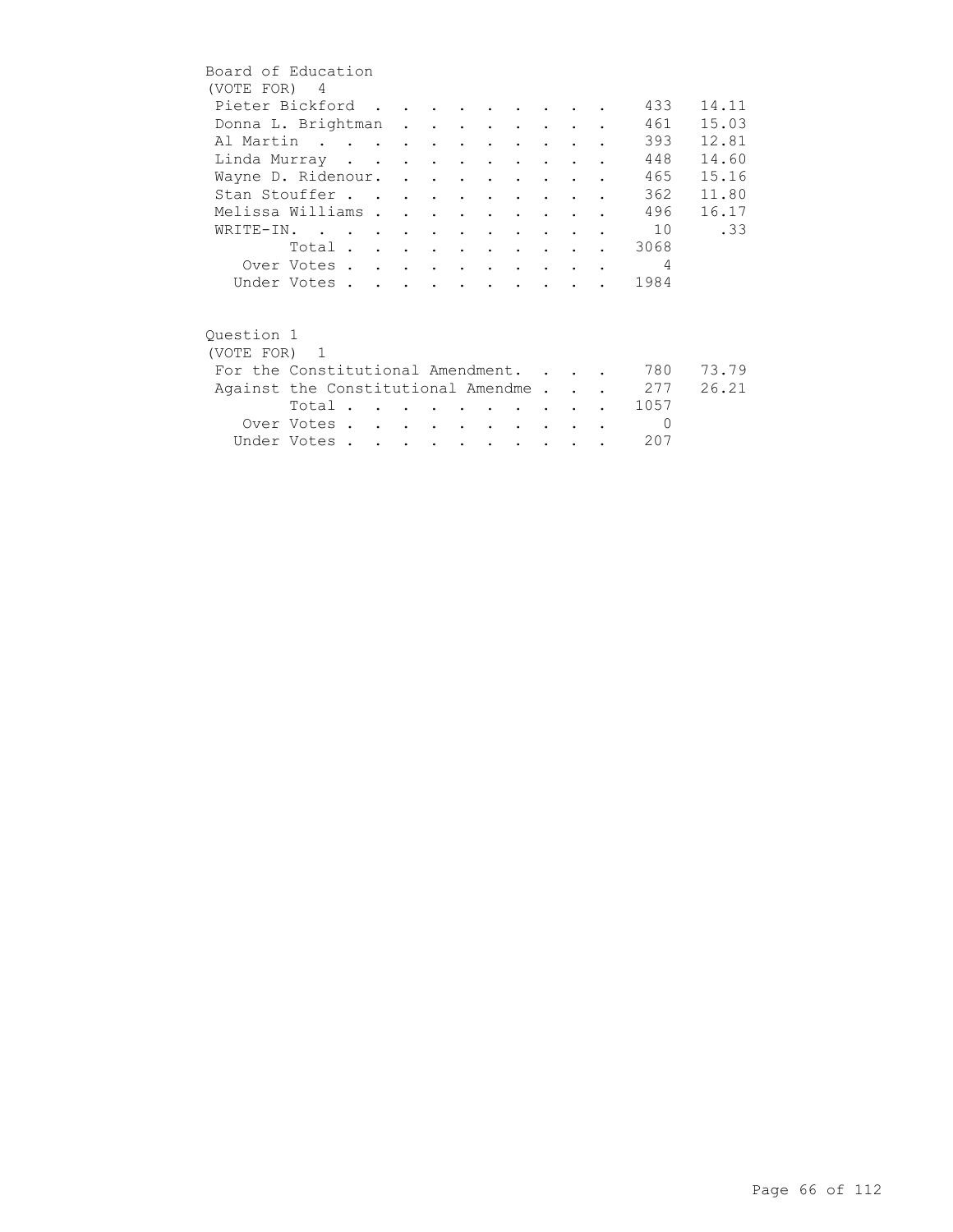Board of Education
(VOTE FOR) 4

| Candidate | Votes | Percent |
|---|---|---|
| Pieter Bickford | 433 | 14.11 |
| Donna L. Brightman | 461 | 15.03 |
| Al Martin | 393 | 12.81 |
| Linda Murray | 448 | 14.60 |
| Wayne D. Ridenour. | 465 | 15.16 |
| Stan Stouffer | 362 | 11.80 |
| Melissa Williams | 496 | 16.17 |
| WRITE-IN. | 10 | .33 |
| Total | 3068 | |
| Over Votes | 4 | |
| Under Votes | 1984 | |

Question 1
(VOTE FOR) 1

| Choice | Votes | Percent |
|---|---|---|
| For the Constitutional Amendment. | 780 | 73.79 |
| Against the Constitutional Amendme | 277 | 26.21 |
| Total | 1057 | |
| Over Votes | 0 | |
| Under Votes | 207 | |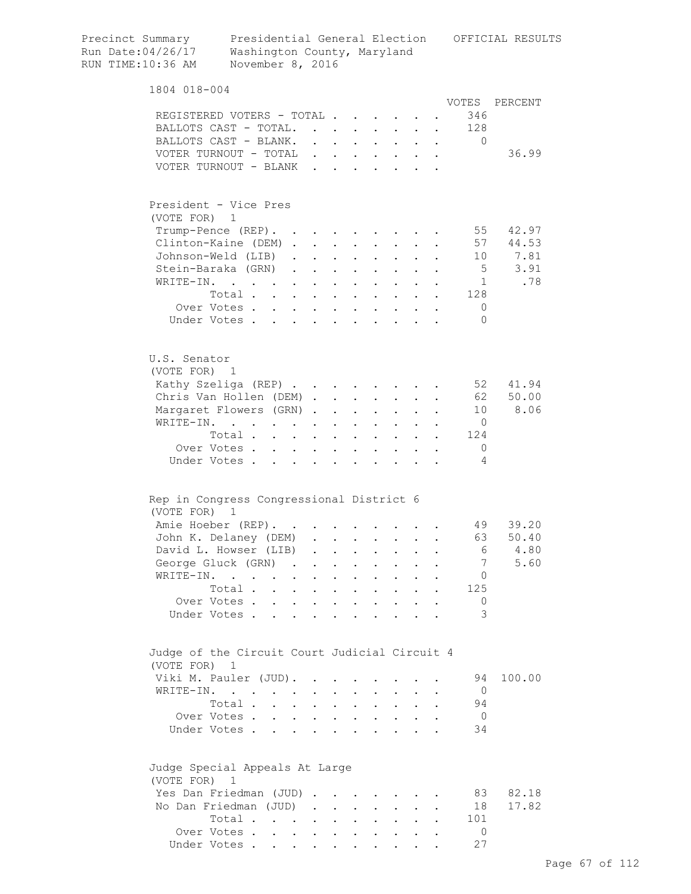Precinct Summary — Presidential General Election — OFFICIAL RESULTS
Run Date:04/26/17 — Washington County, Maryland
RUN TIME:10:36 AM — November 8, 2016

## 1804 018-004

| | VOTES | PERCENT |
|---|---|---|
| REGISTERED VOTERS - TOTAL | 346 | |
| BALLOTS CAST - TOTAL. | 128 | |
| BALLOTS CAST - BLANK. | 0 | |
| VOTER TURNOUT - TOTAL | | 36.99 |
| VOTER TURNOUT - BLANK | | |

### President - Vice Pres
(VOTE FOR) 1

| | VOTES | PERCENT |
|---|---|---|
| Trump-Pence (REP). | 55 | 42.97 |
| Clinton-Kaine (DEM) | 57 | 44.53 |
| Johnson-Weld (LIB) | 10 | 7.81 |
| Stein-Baraka (GRN) | 5 | 3.91 |
| WRITE-IN. | 1 | .78 |
| Total | 128 | |
| Over Votes | 0 | |
| Under Votes | 0 | |

### U.S. Senator
(VOTE FOR) 1

| | VOTES | PERCENT |
|---|---|---|
| Kathy Szeliga (REP) | 52 | 41.94 |
| Chris Van Hollen (DEM) | 62 | 50.00 |
| Margaret Flowers (GRN) | 10 | 8.06 |
| WRITE-IN. | 0 | |
| Total | 124 | |
| Over Votes | 0 | |
| Under Votes | 4 | |

### Rep in Congress Congressional District 6
(VOTE FOR) 1

| | VOTES | PERCENT |
|---|---|---|
| Amie Hoeber (REP). | 49 | 39.20 |
| John K. Delaney (DEM) | 63 | 50.40 |
| David L. Howser (LIB) | 6 | 4.80 |
| George Gluck (GRN) | 7 | 5.60 |
| WRITE-IN. | 0 | |
| Total | 125 | |
| Over Votes | 0 | |
| Under Votes | 3 | |

### Judge of the Circuit Court Judicial Circuit 4
(VOTE FOR) 1

| | VOTES | PERCENT |
|---|---|---|
| Viki M. Pauler (JUD). | 94 | 100.00 |
| WRITE-IN. | 0 | |
| Total | 94 | |
| Over Votes | 0 | |
| Under Votes | 34 | |

### Judge Special Appeals At Large
(VOTE FOR) 1

| | VOTES | PERCENT |
|---|---|---|
| Yes Dan Friedman (JUD) | 83 | 82.18 |
| No Dan Friedman (JUD) | 18 | 17.82 |
| Total | 101 | |
| Over Votes | 0 | |
| Under Votes | 27 | |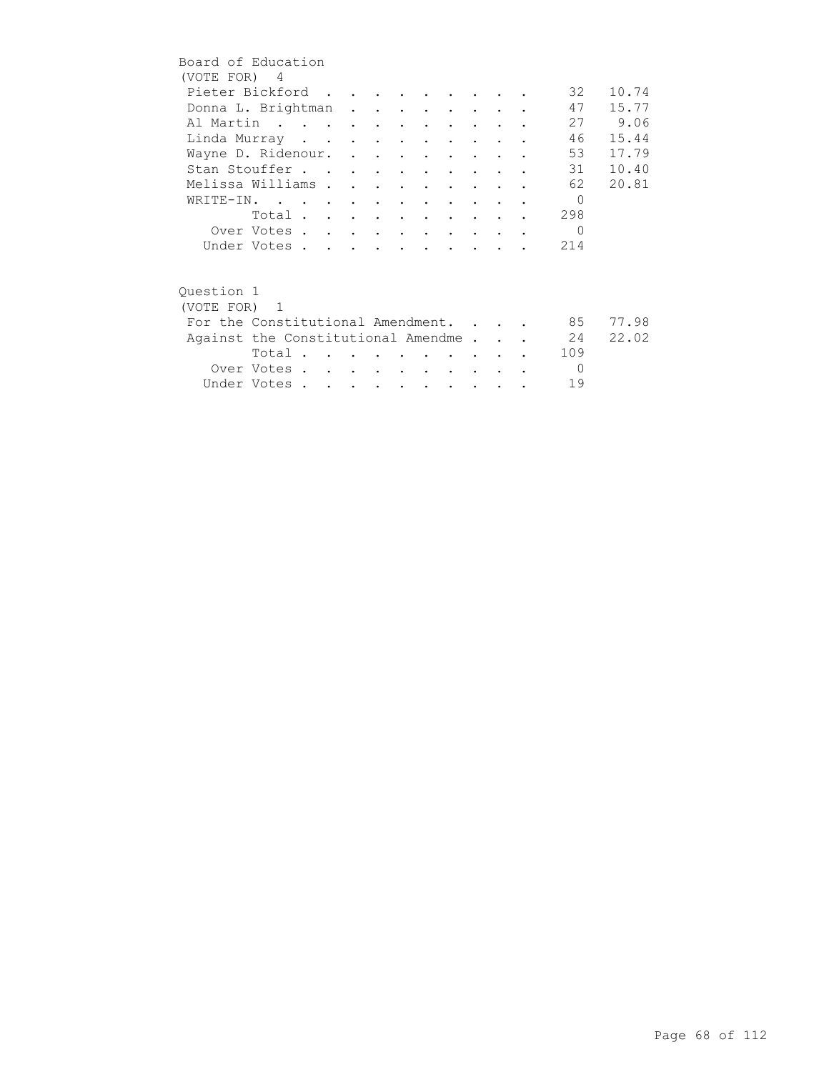## Board of Education

(VOTE FOR) 4

| Candidate | Votes | Percent |
|---|---|---|
| Pieter Bickford | 32 | 10.74 |
| Donna L. Brightman | 47 | 15.77 |
| Al Martin | 27 | 9.06 |
| Linda Murray | 46 | 15.44 |
| Wayne D. Ridenour. | 53 | 17.79 |
| Stan Stouffer | 31 | 10.40 |
| Melissa Williams | 62 | 20.81 |
| WRITE-IN. | 0 | |
| Total | 298 | |
| Over Votes | 0 | |
| Under Votes | 214 | |

## Question 1

(VOTE FOR) 1

| Choice | Votes | Percent |
|---|---|---|
| For the Constitutional Amendment. | 85 | 77.98 |
| Against the Constitutional Amendme | 24 | 22.02 |
| Total | 109 | |
| Over Votes | 0 | |
| Under Votes | 19 | |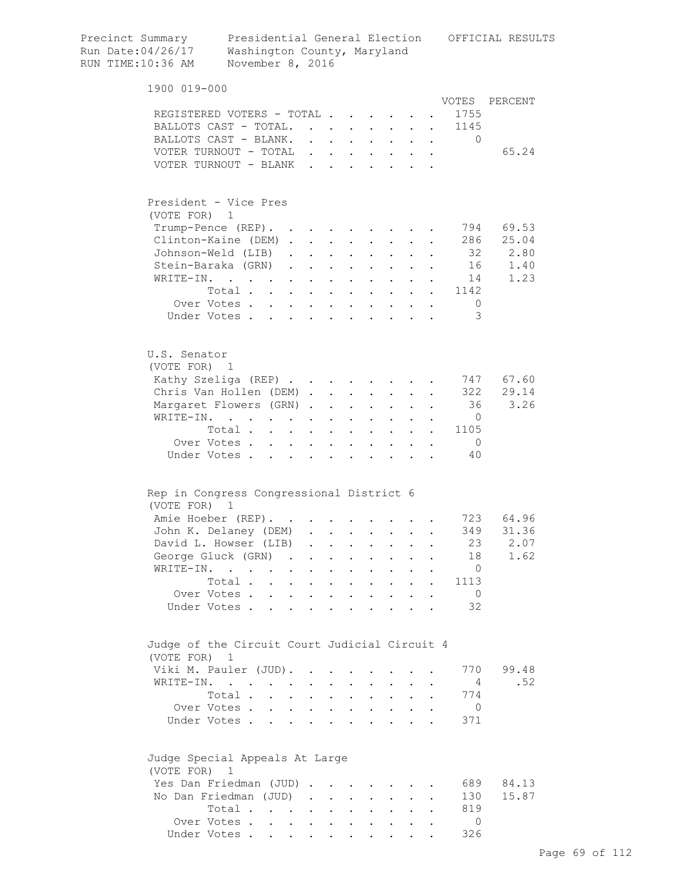Precinct Summary — Presidential General Election — OFFICIAL RESULTS
Run Date:04/26/17 — Washington County, Maryland
RUN TIME:10:36 AM — November 8, 2016

## 1900 019-000

| | VOTES | PERCENT |
|---|---|---|
| REGISTERED VOTERS - TOTAL | 1755 | |
| BALLOTS CAST - TOTAL. | 1145 | |
| BALLOTS CAST - BLANK. | 0 | |
| VOTER TURNOUT - TOTAL | | 65.24 |
| VOTER TURNOUT - BLANK | | |

### President - Vice Pres
(VOTE FOR) 1

| | VOTES | PERCENT |
|---|---|---|
| Trump-Pence (REP). | 794 | 69.53 |
| Clinton-Kaine (DEM) | 286 | 25.04 |
| Johnson-Weld (LIB) | 32 | 2.80 |
| Stein-Baraka (GRN) | 16 | 1.40 |
| WRITE-IN. | 14 | 1.23 |
| Total | 1142 | |
| Over Votes | 0 | |
| Under Votes | 3 | |

### U.S. Senator
(VOTE FOR) 1

| | VOTES | PERCENT |
|---|---|---|
| Kathy Szeliga (REP) | 747 | 67.60 |
| Chris Van Hollen (DEM) | 322 | 29.14 |
| Margaret Flowers (GRN) | 36 | 3.26 |
| WRITE-IN. | 0 | |
| Total | 1105 | |
| Over Votes | 0 | |
| Under Votes | 40 | |

### Rep in Congress Congressional District 6
(VOTE FOR) 1

| | VOTES | PERCENT |
|---|---|---|
| Amie Hoeber (REP). | 723 | 64.96 |
| John K. Delaney (DEM) | 349 | 31.36 |
| David L. Howser (LIB) | 23 | 2.07 |
| George Gluck (GRN) | 18 | 1.62 |
| WRITE-IN. | 0 | |
| Total | 1113 | |
| Over Votes | 0 | |
| Under Votes | 32 | |

### Judge of the Circuit Court Judicial Circuit 4
(VOTE FOR) 1

| | VOTES | PERCENT |
|---|---|---|
| Viki M. Pauler (JUD). | 770 | 99.48 |
| WRITE-IN. | 4 | .52 |
| Total | 774 | |
| Over Votes | 0 | |
| Under Votes | 371 | |

### Judge Special Appeals At Large
(VOTE FOR) 1

| | VOTES | PERCENT |
|---|---|---|
| Yes Dan Friedman (JUD) | 689 | 84.13 |
| No Dan Friedman (JUD) | 130 | 15.87 |
| Total | 819 | |
| Over Votes | 0 | |
| Under Votes | 326 | |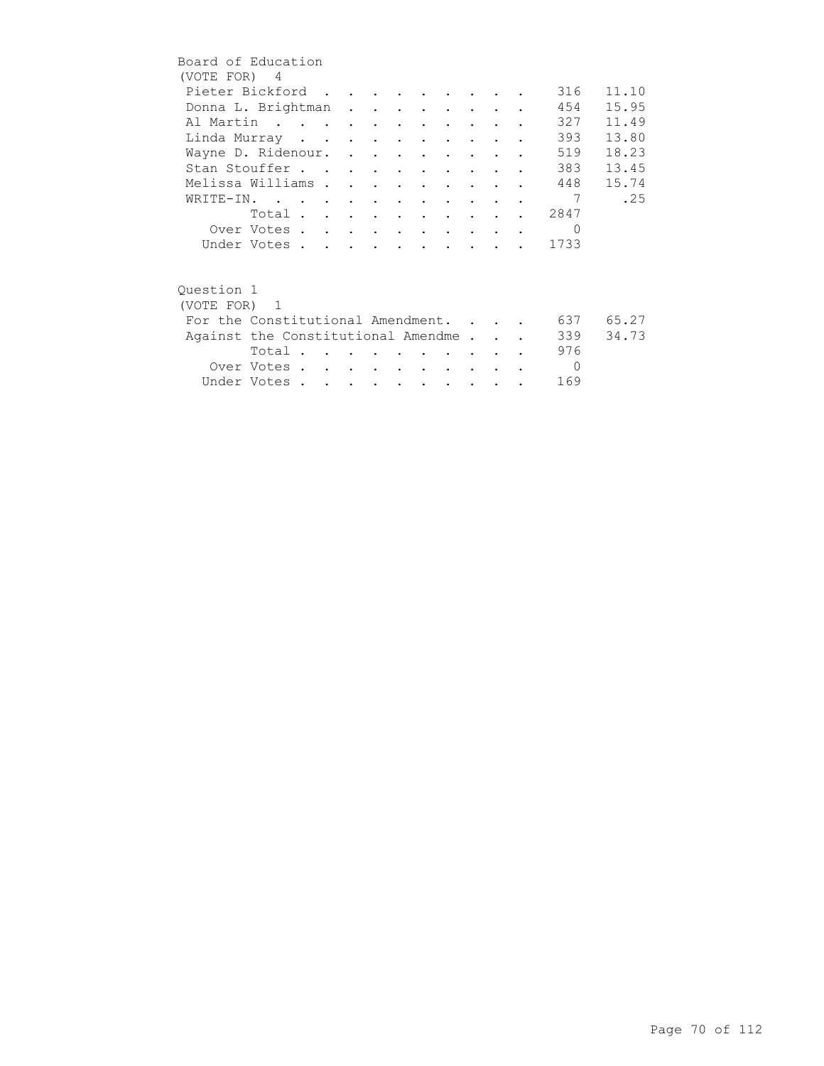Board of Education
(VOTE FOR) 4

| Candidate | Votes | Percent |
|---|---|---|
| Pieter Bickford | 316 | 11.10 |
| Donna L. Brightman | 454 | 15.95 |
| Al Martin | 327 | 11.49 |
| Linda Murray | 393 | 13.80 |
| Wayne D. Ridenour. | 519 | 18.23 |
| Stan Stouffer | 383 | 13.45 |
| Melissa Williams | 448 | 15.74 |
| WRITE-IN. | 7 | .25 |
| Total | 2847 | |
| Over Votes | 0 | |
| Under Votes | 1733 | |

Question 1
(VOTE FOR) 1

| Choice | Votes | Percent |
|---|---|---|
| For the Constitutional Amendment. | 637 | 65.27 |
| Against the Constitutional Amendme | 339 | 34.73 |
| Total | 976 | |
| Over Votes | 0 | |
| Under Votes | 169 | |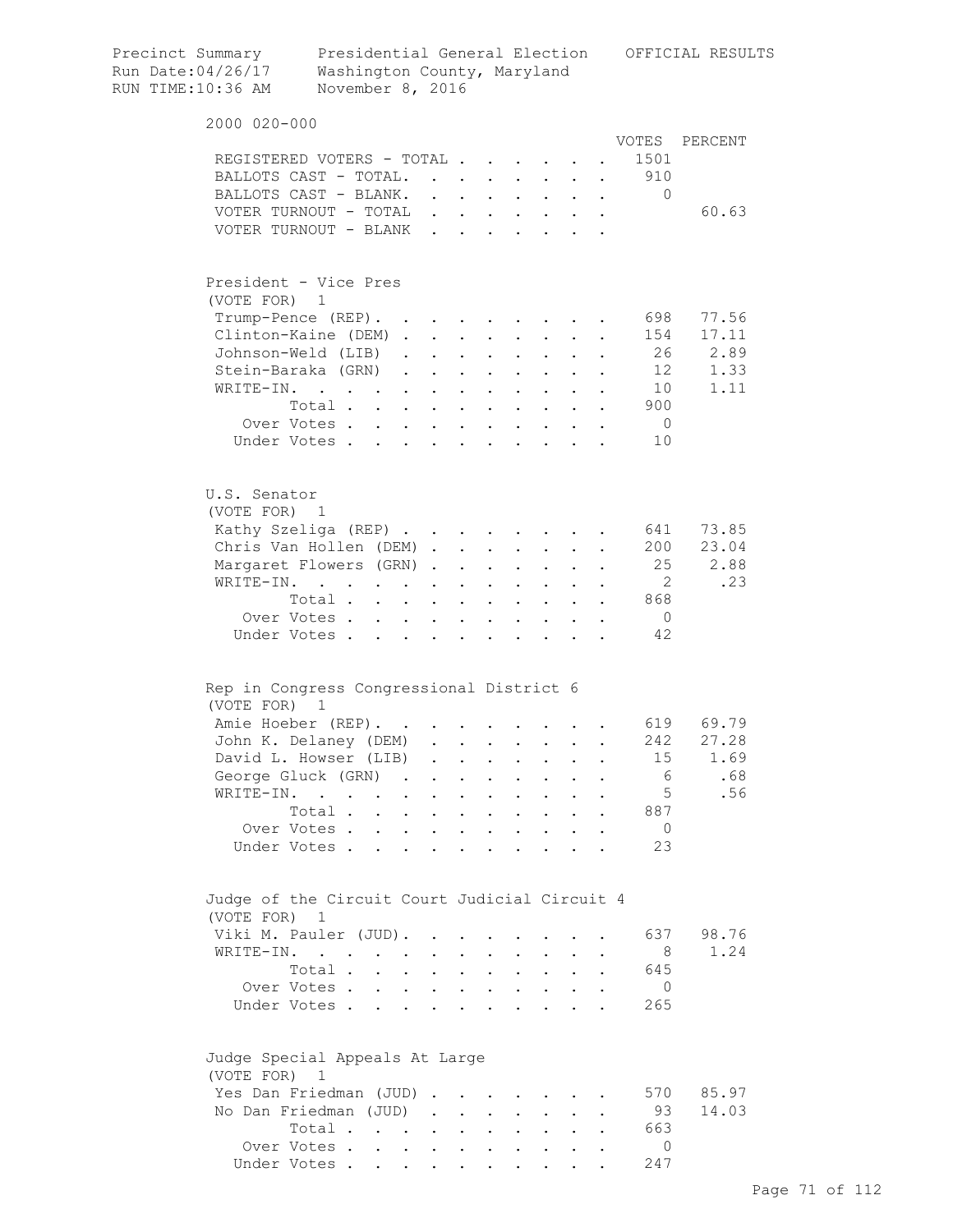Precinct Summary — Presidential General Election — OFFICIAL RESULTS

Run Date:04/26/17 — Washington County, Maryland

RUN TIME:10:36 AM — November 8, 2016

## 2000 020-000

| | VOTES | PERCENT |
|---|---|---|
| REGISTERED VOTERS - TOTAL | 1501 | |
| BALLOTS CAST - TOTAL. | 910 | |
| BALLOTS CAST - BLANK. | 0 | |
| VOTER TURNOUT - TOTAL | | 60.63 |
| VOTER TURNOUT - BLANK | | |

### President - Vice Pres
(VOTE FOR) 1

| | VOTES | PERCENT |
|---|---|---|
| Trump-Pence (REP). | 698 | 77.56 |
| Clinton-Kaine (DEM) | 154 | 17.11 |
| Johnson-Weld (LIB) | 26 | 2.89 |
| Stein-Baraka (GRN) | 12 | 1.33 |
| WRITE-IN. | 10 | 1.11 |
| Total | 900 | |
| Over Votes | 0 | |
| Under Votes | 10 | |

### U.S. Senator
(VOTE FOR) 1

| | VOTES | PERCENT |
|---|---|---|
| Kathy Szeliga (REP) | 641 | 73.85 |
| Chris Van Hollen (DEM) | 200 | 23.04 |
| Margaret Flowers (GRN) | 25 | 2.88 |
| WRITE-IN. | 2 | .23 |
| Total | 868 | |
| Over Votes | 0 | |
| Under Votes | 42 | |

### Rep in Congress Congressional District 6
(VOTE FOR) 1

| | VOTES | PERCENT |
|---|---|---|
| Amie Hoeber (REP). | 619 | 69.79 |
| John K. Delaney (DEM) | 242 | 27.28 |
| David L. Howser (LIB) | 15 | 1.69 |
| George Gluck (GRN) | 6 | .68 |
| WRITE-IN. | 5 | .56 |
| Total | 887 | |
| Over Votes | 0 | |
| Under Votes | 23 | |

### Judge of the Circuit Court Judicial Circuit 4
(VOTE FOR) 1

| | VOTES | PERCENT |
|---|---|---|
| Viki M. Pauler (JUD). | 637 | 98.76 |
| WRITE-IN. | 8 | 1.24 |
| Total | 645 | |
| Over Votes | 0 | |
| Under Votes | 265 | |

### Judge Special Appeals At Large
(VOTE FOR) 1

| | VOTES | PERCENT |
|---|---|---|
| Yes Dan Friedman (JUD) | 570 | 85.97 |
| No Dan Friedman (JUD) | 93 | 14.03 |
| Total | 663 | |
| Over Votes | 0 | |
| Under Votes | 247 | |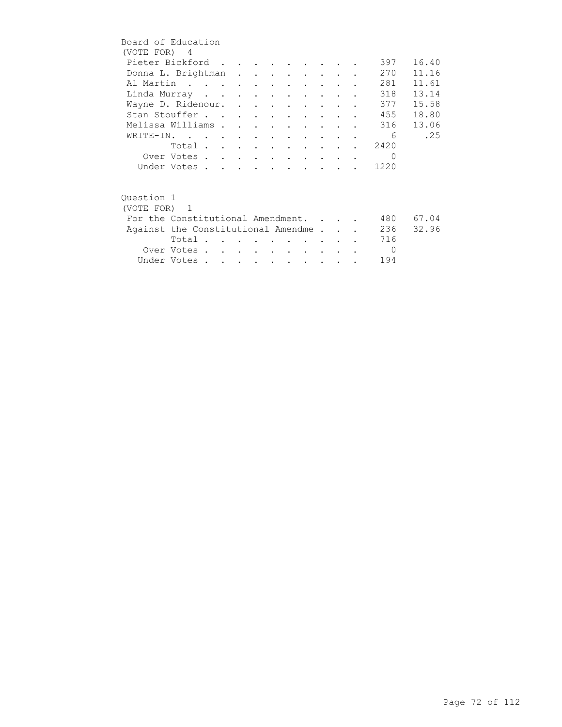Board of Education
(VOTE FOR) 4

| Candidate | Votes | Percent |
|---|---|---|
| Pieter Bickford | 397 | 16.40 |
| Donna L. Brightman | 270 | 11.16 |
| Al Martin | 281 | 11.61 |
| Linda Murray | 318 | 13.14 |
| Wayne D. Ridenour. | 377 | 15.58 |
| Stan Stouffer | 455 | 18.80 |
| Melissa Williams | 316 | 13.06 |
| WRITE-IN. | 6 | .25 |
| Total | 2420 | |
| Over Votes | 0 | |
| Under Votes | 1220 | |

Question 1
(VOTE FOR) 1

| Choice | Votes | Percent |
|---|---|---|
| For the Constitutional Amendment. | 480 | 67.04 |
| Against the Constitutional Amendme | 236 | 32.96 |
| Total | 716 | |
| Over Votes | 0 | |
| Under Votes | 194 | |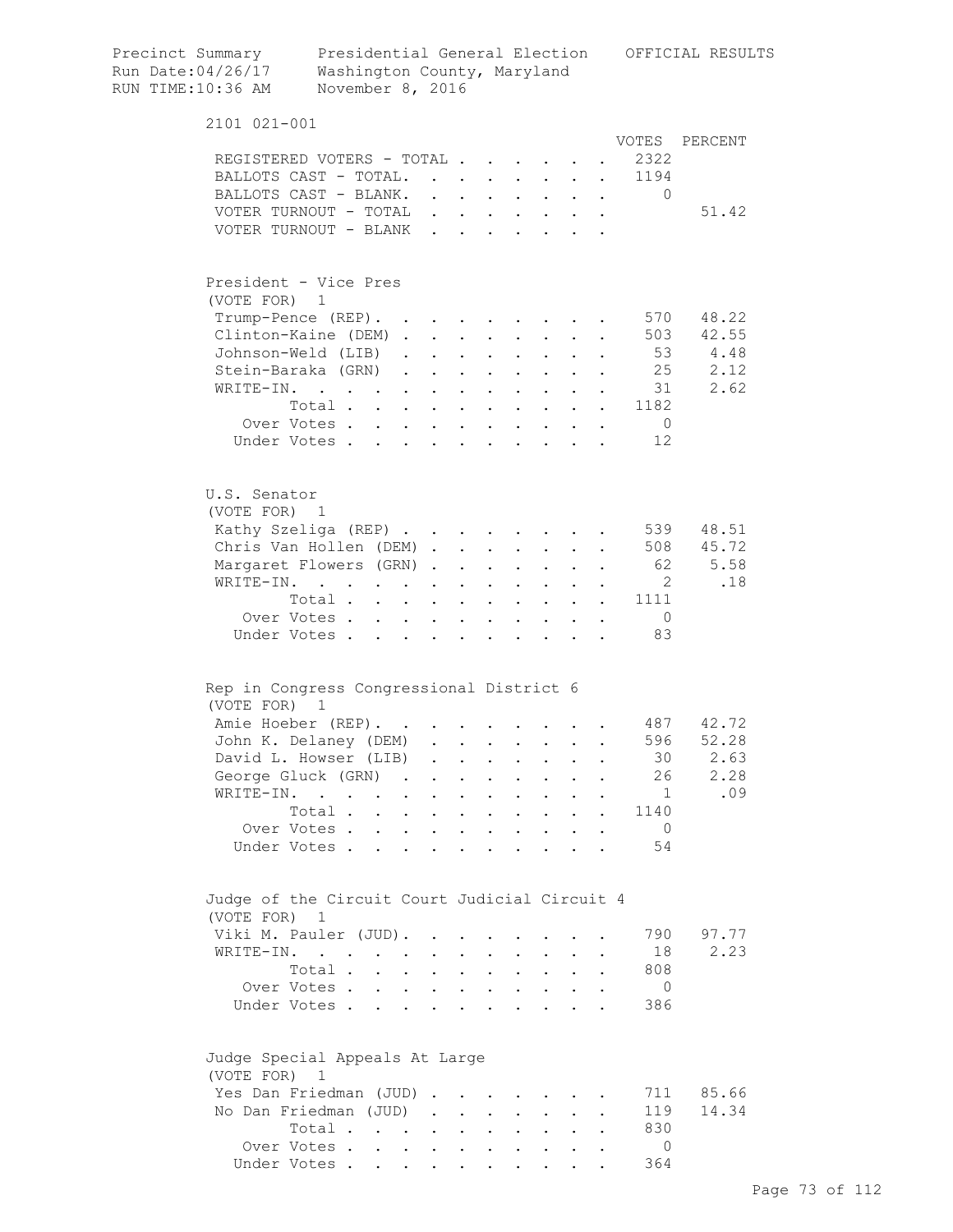Precinct Summary — Presidential General Election — OFFICIAL RESULTS
Run Date:04/26/17 — Washington County, Maryland
RUN TIME:10:36 AM — November 8, 2016

## 2101 021-001

| | VOTES | PERCENT |
|---|---|---|
| REGISTERED VOTERS - TOTAL | 2322 | |
| BALLOTS CAST - TOTAL. | 1194 | |
| BALLOTS CAST - BLANK. | 0 | |
| VOTER TURNOUT - TOTAL | | 51.42 |
| VOTER TURNOUT - BLANK | | |

### President - Vice Pres
(VOTE FOR) 1

| | VOTES | PERCENT |
|---|---|---|
| Trump-Pence (REP). | 570 | 48.22 |
| Clinton-Kaine (DEM) | 503 | 42.55 |
| Johnson-Weld (LIB) | 53 | 4.48 |
| Stein-Baraka (GRN) | 25 | 2.12 |
| WRITE-IN. | 31 | 2.62 |
| Total | 1182 | |
| Over Votes | 0 | |
| Under Votes | 12 | |

### U.S. Senator
(VOTE FOR) 1

| | VOTES | PERCENT |
|---|---|---|
| Kathy Szeliga (REP) | 539 | 48.51 |
| Chris Van Hollen (DEM) | 508 | 45.72 |
| Margaret Flowers (GRN) | 62 | 5.58 |
| WRITE-IN. | 2 | .18 |
| Total | 1111 | |
| Over Votes | 0 | |
| Under Votes | 83 | |

### Rep in Congress Congressional District 6
(VOTE FOR) 1

| | VOTES | PERCENT |
|---|---|---|
| Amie Hoeber (REP). | 487 | 42.72 |
| John K. Delaney (DEM) | 596 | 52.28 |
| David L. Howser (LIB) | 30 | 2.63 |
| George Gluck (GRN) | 26 | 2.28 |
| WRITE-IN. | 1 | .09 |
| Total | 1140 | |
| Over Votes | 0 | |
| Under Votes | 54 | |

### Judge of the Circuit Court Judicial Circuit 4
(VOTE FOR) 1

| | VOTES | PERCENT |
|---|---|---|
| Viki M. Pauler (JUD). | 790 | 97.77 |
| WRITE-IN. | 18 | 2.23 |
| Total | 808 | |
| Over Votes | 0 | |
| Under Votes | 386 | |

### Judge Special Appeals At Large
(VOTE FOR) 1

| | VOTES | PERCENT |
|---|---|---|
| Yes Dan Friedman (JUD) | 711 | 85.66 |
| No Dan Friedman (JUD) | 119 | 14.34 |
| Total | 830 | |
| Over Votes | 0 | |
| Under Votes | 364 | |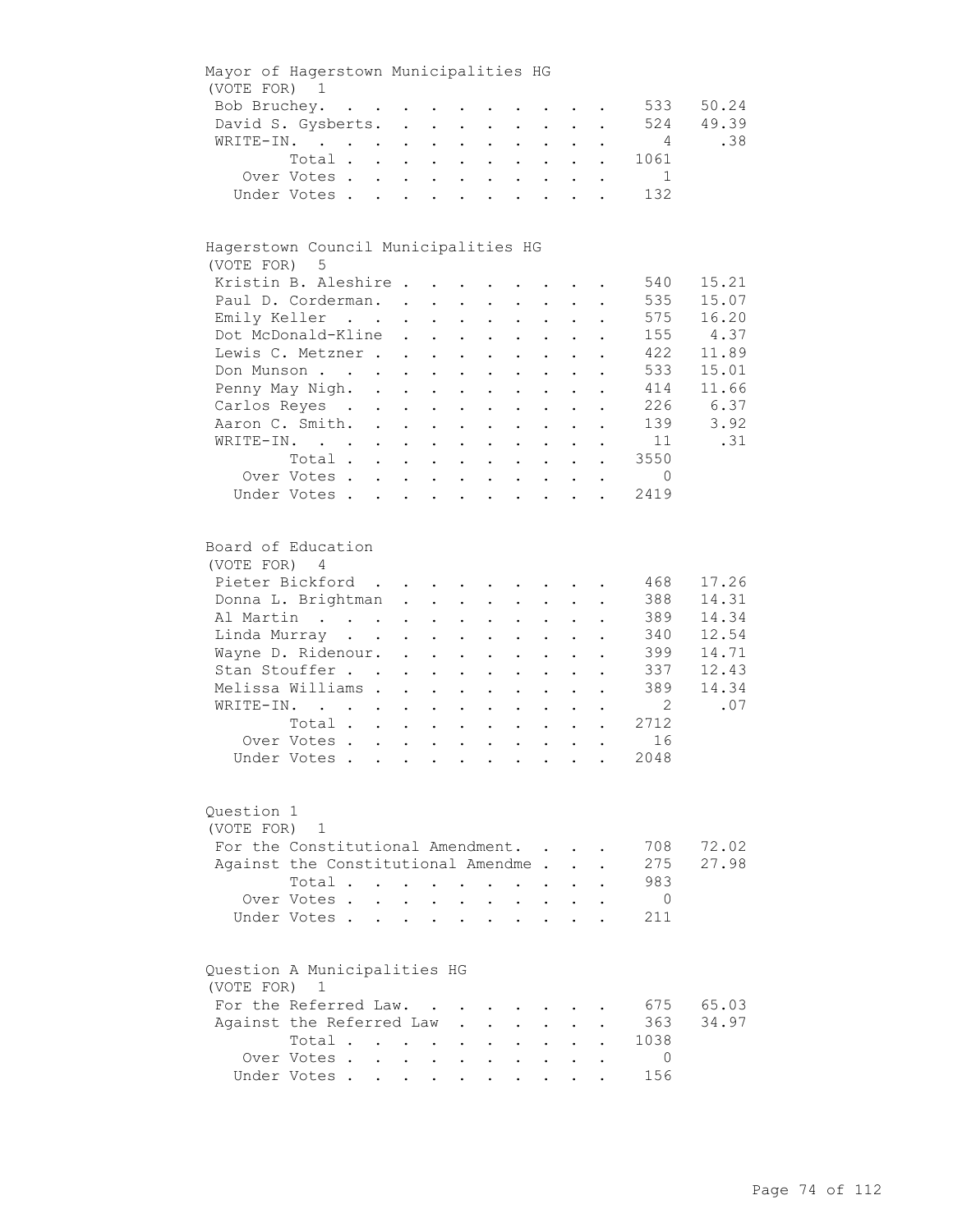## Mayor of Hagerstown Municipalities HG

(VOTE FOR) 1

| Candidate | Votes | Percent |
|---|---|---|
| Bob Bruchey | 533 | 50.24 |
| David S. Gysberts | 524 | 49.39 |
| WRITE-IN | 4 | .38 |
| Total | 1061 | |
| Over Votes | 1 | |
| Under Votes | 132 | |

## Hagerstown Council Municipalities HG

(VOTE FOR) 5

| Candidate | Votes | Percent |
|---|---|---|
| Kristin B. Aleshire | 540 | 15.21 |
| Paul D. Corderman | 535 | 15.07 |
| Emily Keller | 575 | 16.20 |
| Dot McDonald-Kline | 155 | 4.37 |
| Lewis C. Metzner | 422 | 11.89 |
| Don Munson | 533 | 15.01 |
| Penny May Nigh | 414 | 11.66 |
| Carlos Reyes | 226 | 6.37 |
| Aaron C. Smith | 139 | 3.92 |
| WRITE-IN | 11 | .31 |
| Total | 3550 | |
| Over Votes | 0 | |
| Under Votes | 2419 | |

## Board of Education

(VOTE FOR) 4

| Candidate | Votes | Percent |
|---|---|---|
| Pieter Bickford | 468 | 17.26 |
| Donna L. Brightman | 388 | 14.31 |
| Al Martin | 389 | 14.34 |
| Linda Murray | 340 | 12.54 |
| Wayne D. Ridenour | 399 | 14.71 |
| Stan Stouffer | 337 | 12.43 |
| Melissa Williams | 389 | 14.34 |
| WRITE-IN | 2 | .07 |
| Total | 2712 | |
| Over Votes | 16 | |
| Under Votes | 2048 | |

## Question 1

(VOTE FOR) 1

| Choice | Votes | Percent |
|---|---|---|
| For the Constitutional Amendment | 708 | 72.02 |
| Against the Constitutional Amendme | 275 | 27.98 |
| Total | 983 | |
| Over Votes | 0 | |
| Under Votes | 211 | |

## Question A Municipalities HG

(VOTE FOR) 1

| Choice | Votes | Percent |
|---|---|---|
| For the Referred Law | 675 | 65.03 |
| Against the Referred Law | 363 | 34.97 |
| Total | 1038 | |
| Over Votes | 0 | |
| Under Votes | 156 | |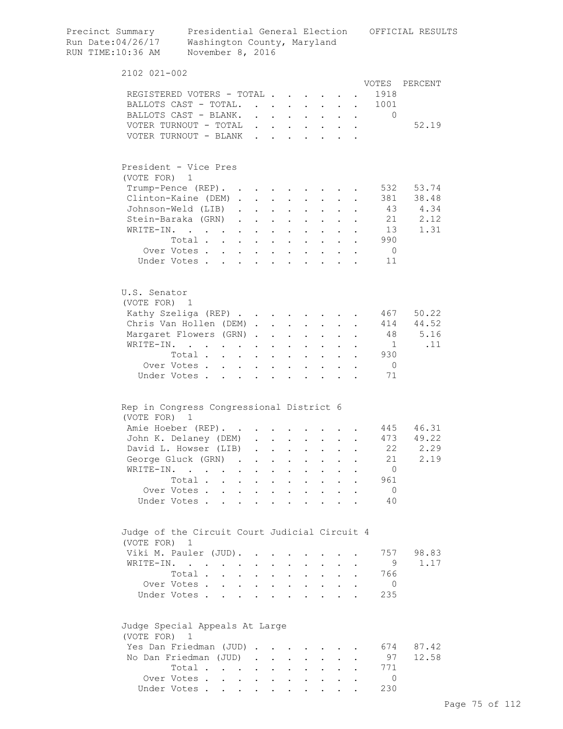Precinct Summary — Presidential General Election — OFFICIAL RESULTS
Run Date:04/26/17 — Washington County, Maryland
RUN TIME:10:36 AM — November 8, 2016

## 2102 021-002

| | VOTES | PERCENT |
|---|---|---|
| REGISTERED VOTERS - TOTAL | 1918 | |
| BALLOTS CAST - TOTAL. | 1001 | |
| BALLOTS CAST - BLANK. | 0 | |
| VOTER TURNOUT - TOTAL | | 52.19 |
| VOTER TURNOUT - BLANK | | |

### President - Vice Pres
(VOTE FOR) 1

| | VOTES | PERCENT |
|---|---|---|
| Trump-Pence (REP). | 532 | 53.74 |
| Clinton-Kaine (DEM) | 381 | 38.48 |
| Johnson-Weld (LIB) | 43 | 4.34 |
| Stein-Baraka (GRN) | 21 | 2.12 |
| WRITE-IN. | 13 | 1.31 |
| Total | 990 | |
| Over Votes | 0 | |
| Under Votes | 11 | |

### U.S. Senator
(VOTE FOR) 1

| | VOTES | PERCENT |
|---|---|---|
| Kathy Szeliga (REP) | 467 | 50.22 |
| Chris Van Hollen (DEM) | 414 | 44.52 |
| Margaret Flowers (GRN) | 48 | 5.16 |
| WRITE-IN. | 1 | .11 |
| Total | 930 | |
| Over Votes | 0 | |
| Under Votes | 71 | |

### Rep in Congress Congressional District 6
(VOTE FOR) 1

| | VOTES | PERCENT |
|---|---|---|
| Amie Hoeber (REP). | 445 | 46.31 |
| John K. Delaney (DEM) | 473 | 49.22 |
| David L. Howser (LIB) | 22 | 2.29 |
| George Gluck (GRN) | 21 | 2.19 |
| WRITE-IN. | 0 | |
| Total | 961 | |
| Over Votes | 0 | |
| Under Votes | 40 | |

### Judge of the Circuit Court Judicial Circuit 4
(VOTE FOR) 1

| | VOTES | PERCENT |
|---|---|---|
| Viki M. Pauler (JUD). | 757 | 98.83 |
| WRITE-IN. | 9 | 1.17 |
| Total | 766 | |
| Over Votes | 0 | |
| Under Votes | 235 | |

### Judge Special Appeals At Large
(VOTE FOR) 1

| | VOTES | PERCENT |
|---|---|---|
| Yes Dan Friedman (JUD) | 674 | 87.42 |
| No Dan Friedman (JUD) | 97 | 12.58 |
| Total | 771 | |
| Over Votes | 0 | |
| Under Votes | 230 | |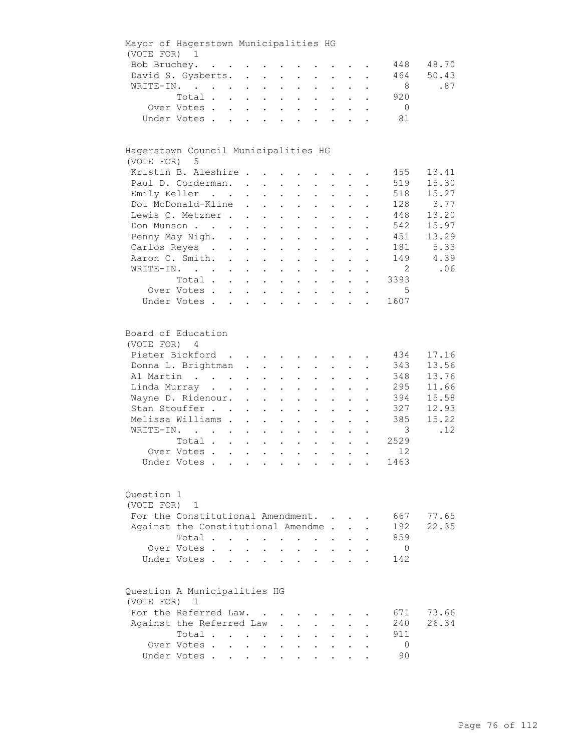## Mayor of Hagerstown Municipalities HG

(VOTE FOR) 1

| Candidate | Votes | Percent |
|---|---|---|
| Bob Bruchey | 448 | 48.70 |
| David S. Gysberts | 464 | 50.43 |
| WRITE-IN | 8 | .87 |
| Total | 920 | |
| Over Votes | 0 | |
| Under Votes | 81 | |

## Hagerstown Council Municipalities HG

(VOTE FOR) 5

| Candidate | Votes | Percent |
|---|---|---|
| Kristin B. Aleshire | 455 | 13.41 |
| Paul D. Corderman | 519 | 15.30 |
| Emily Keller | 518 | 15.27 |
| Dot McDonald-Kline | 128 | 3.77 |
| Lewis C. Metzner | 448 | 13.20 |
| Don Munson | 542 | 15.97 |
| Penny May Nigh | 451 | 13.29 |
| Carlos Reyes | 181 | 5.33 |
| Aaron C. Smith | 149 | 4.39 |
| WRITE-IN | 2 | .06 |
| Total | 3393 | |
| Over Votes | 5 | |
| Under Votes | 1607 | |

## Board of Education

(VOTE FOR) 4

| Candidate | Votes | Percent |
|---|---|---|
| Pieter Bickford | 434 | 17.16 |
| Donna L. Brightman | 343 | 13.56 |
| Al Martin | 348 | 13.76 |
| Linda Murray | 295 | 11.66 |
| Wayne D. Ridenour | 394 | 15.58 |
| Stan Stouffer | 327 | 12.93 |
| Melissa Williams | 385 | 15.22 |
| WRITE-IN | 3 | .12 |
| Total | 2529 | |
| Over Votes | 12 | |
| Under Votes | 1463 | |

## Question 1

(VOTE FOR) 1

| Choice | Votes | Percent |
|---|---|---|
| For the Constitutional Amendment | 667 | 77.65 |
| Against the Constitutional Amendme | 192 | 22.35 |
| Total | 859 | |
| Over Votes | 0 | |
| Under Votes | 142 | |

## Question A Municipalities HG

(VOTE FOR) 1

| Choice | Votes | Percent |
|---|---|---|
| For the Referred Law | 671 | 73.66 |
| Against the Referred Law | 240 | 26.34 |
| Total | 911 | |
| Over Votes | 0 | |
| Under Votes | 90 | |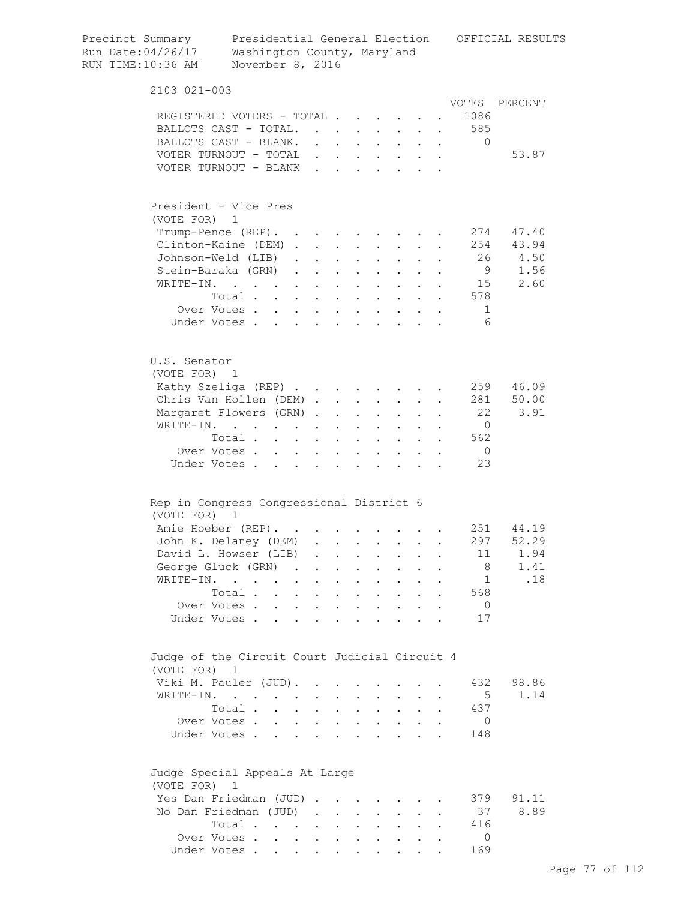Precinct Summary Presidential General Election OFFICIAL RESULTS
Run Date:04/26/17 Washington County, Maryland
RUN TIME:10:36 AM November 8, 2016

## 2103 021-003

| | VOTES | PERCENT |
|---|---|---|
| REGISTERED VOTERS - TOTAL | 1086 | |
| BALLOTS CAST - TOTAL. | 585 | |
| BALLOTS CAST - BLANK. | 0 | |
| VOTER TURNOUT - TOTAL | | 53.87 |
| VOTER TURNOUT - BLANK | | |

### President - Vice Pres
(VOTE FOR) 1

| | VOTES | PERCENT |
|---|---|---|
| Trump-Pence (REP). | 274 | 47.40 |
| Clinton-Kaine (DEM) | 254 | 43.94 |
| Johnson-Weld (LIB) | 26 | 4.50 |
| Stein-Baraka (GRN) | 9 | 1.56 |
| WRITE-IN. | 15 | 2.60 |
| Total | 578 | |
| Over Votes | 1 | |
| Under Votes | 6 | |

### U.S. Senator
(VOTE FOR) 1

| | VOTES | PERCENT |
|---|---|---|
| Kathy Szeliga (REP) | 259 | 46.09 |
| Chris Van Hollen (DEM) | 281 | 50.00 |
| Margaret Flowers (GRN) | 22 | 3.91 |
| WRITE-IN. | 0 | |
| Total | 562 | |
| Over Votes | 0 | |
| Under Votes | 23 | |

### Rep in Congress Congressional District 6
(VOTE FOR) 1

| | VOTES | PERCENT |
|---|---|---|
| Amie Hoeber (REP). | 251 | 44.19 |
| John K. Delaney (DEM) | 297 | 52.29 |
| David L. Howser (LIB) | 11 | 1.94 |
| George Gluck (GRN) | 8 | 1.41 |
| WRITE-IN. | 1 | .18 |
| Total | 568 | |
| Over Votes | 0 | |
| Under Votes | 17 | |

### Judge of the Circuit Court Judicial Circuit 4
(VOTE FOR) 1

| | VOTES | PERCENT |
|---|---|---|
| Viki M. Pauler (JUD). | 432 | 98.86 |
| WRITE-IN. | 5 | 1.14 |
| Total | 437 | |
| Over Votes | 0 | |
| Under Votes | 148 | |

### Judge Special Appeals At Large
(VOTE FOR) 1

| | VOTES | PERCENT |
|---|---|---|
| Yes Dan Friedman (JUD) | 379 | 91.11 |
| No Dan Friedman (JUD) | 37 | 8.89 |
| Total | 416 | |
| Over Votes | 0 | |
| Under Votes | 169 | |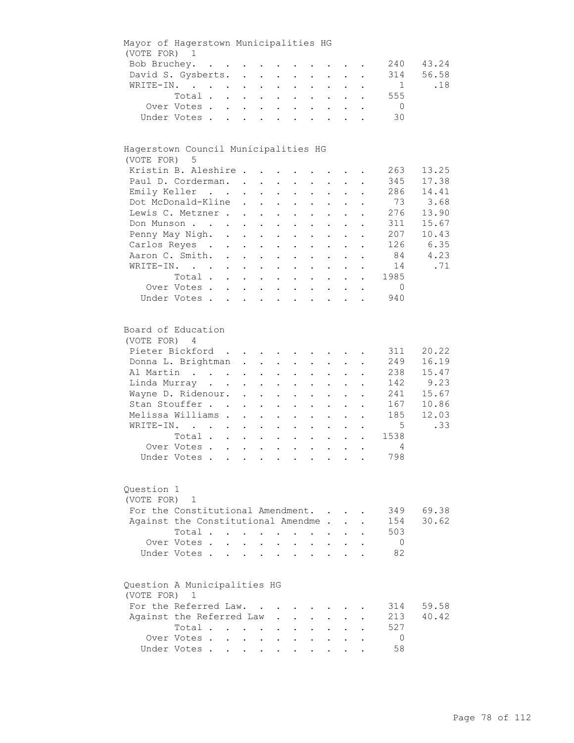## Mayor of Hagerstown Municipalities HG

(VOTE FOR) 1

| Candidate | Votes | Percent |
|---|---|---|
| Bob Bruchey | 240 | 43.24 |
| David S. Gysberts | 314 | 56.58 |
| WRITE-IN | 1 | .18 |
| Total | 555 | |
| Over Votes | 0 | |
| Under Votes | 30 | |

## Hagerstown Council Municipalities HG

(VOTE FOR) 5

| Candidate | Votes | Percent |
|---|---|---|
| Kristin B. Aleshire | 263 | 13.25 |
| Paul D. Corderman | 345 | 17.38 |
| Emily Keller | 286 | 14.41 |
| Dot McDonald-Kline | 73 | 3.68 |
| Lewis C. Metzner | 276 | 13.90 |
| Don Munson | 311 | 15.67 |
| Penny May Nigh | 207 | 10.43 |
| Carlos Reyes | 126 | 6.35 |
| Aaron C. Smith | 84 | 4.23 |
| WRITE-IN | 14 | .71 |
| Total | 1985 | |
| Over Votes | 0 | |
| Under Votes | 940 | |

## Board of Education

(VOTE FOR) 4

| Candidate | Votes | Percent |
|---|---|---|
| Pieter Bickford | 311 | 20.22 |
| Donna L. Brightman | 249 | 16.19 |
| Al Martin | 238 | 15.47 |
| Linda Murray | 142 | 9.23 |
| Wayne D. Ridenour | 241 | 15.67 |
| Stan Stouffer | 167 | 10.86 |
| Melissa Williams | 185 | 12.03 |
| WRITE-IN | 5 | .33 |
| Total | 1538 | |
| Over Votes | 4 | |
| Under Votes | 798 | |

## Question 1

(VOTE FOR) 1

| Choice | Votes | Percent |
|---|---|---|
| For the Constitutional Amendment | 349 | 69.38 |
| Against the Constitutional Amendme | 154 | 30.62 |
| Total | 503 | |
| Over Votes | 0 | |
| Under Votes | 82 | |

## Question A Municipalities HG

(VOTE FOR) 1

| Choice | Votes | Percent |
|---|---|---|
| For the Referred Law | 314 | 59.58 |
| Against the Referred Law | 213 | 40.42 |
| Total | 527 | |
| Over Votes | 0 | |
| Under Votes | 58 | |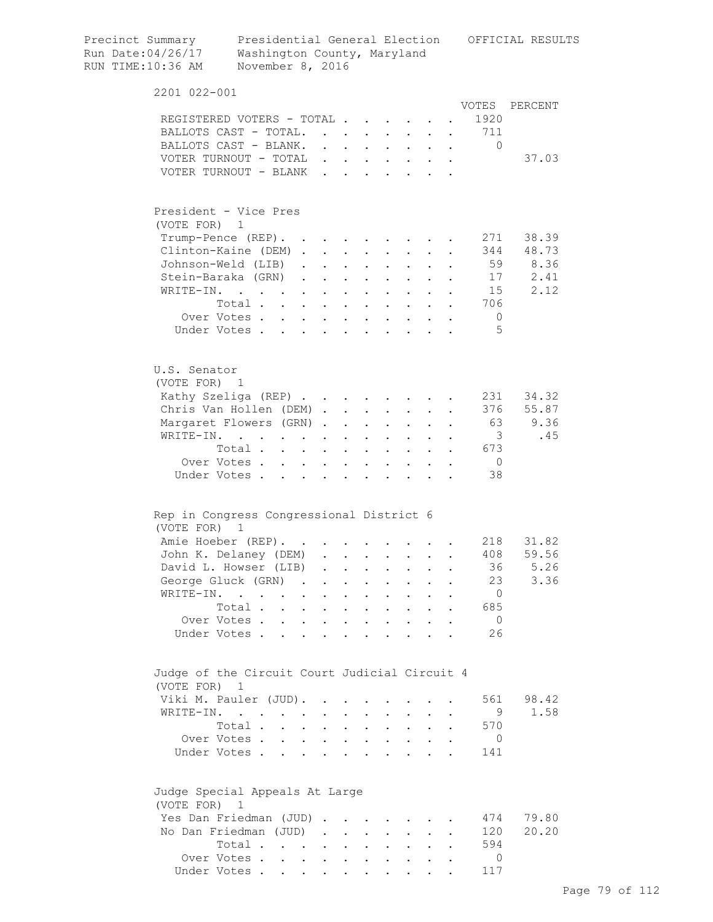Precinct Summary — Presidential General Election — OFFICIAL RESULTS
Run Date:04/26/17 — Washington County, Maryland
RUN TIME:10:36 AM — November 8, 2016

## 2201 022-001

| | VOTES | PERCENT |
|---|---|---|
| REGISTERED VOTERS - TOTAL | 1920 | |
| BALLOTS CAST - TOTAL. | 711 | |
| BALLOTS CAST - BLANK. | 0 | |
| VOTER TURNOUT - TOTAL | | 37.03 |
| VOTER TURNOUT - BLANK | | |

### President - Vice Pres
(VOTE FOR) 1

| | VOTES | PERCENT |
|---|---|---|
| Trump-Pence (REP) | 271 | 38.39 |
| Clinton-Kaine (DEM) | 344 | 48.73 |
| Johnson-Weld (LIB) | 59 | 8.36 |
| Stein-Baraka (GRN) | 17 | 2.41 |
| WRITE-IN. | 15 | 2.12 |
| Total | 706 | |
| Over Votes | 0 | |
| Under Votes | 5 | |

### U.S. Senator
(VOTE FOR) 1

| | VOTES | PERCENT |
|---|---|---|
| Kathy Szeliga (REP) | 231 | 34.32 |
| Chris Van Hollen (DEM) | 376 | 55.87 |
| Margaret Flowers (GRN) | 63 | 9.36 |
| WRITE-IN. | 3 | .45 |
| Total | 673 | |
| Over Votes | 0 | |
| Under Votes | 38 | |

### Rep in Congress Congressional District 6
(VOTE FOR) 1

| | VOTES | PERCENT |
|---|---|---|
| Amie Hoeber (REP) | 218 | 31.82 |
| John K. Delaney (DEM) | 408 | 59.56 |
| David L. Howser (LIB) | 36 | 5.26 |
| George Gluck (GRN) | 23 | 3.36 |
| WRITE-IN. | 0 | |
| Total | 685 | |
| Over Votes | 0 | |
| Under Votes | 26 | |

### Judge of the Circuit Court Judicial Circuit 4
(VOTE FOR) 1

| | VOTES | PERCENT |
|---|---|---|
| Viki M. Pauler (JUD) | 561 | 98.42 |
| WRITE-IN. | 9 | 1.58 |
| Total | 570 | |
| Over Votes | 0 | |
| Under Votes | 141 | |

### Judge Special Appeals At Large
(VOTE FOR) 1

| | VOTES | PERCENT |
|---|---|---|
| Yes Dan Friedman (JUD) | 474 | 79.80 |
| No Dan Friedman (JUD) | 120 | 20.20 |
| Total | 594 | |
| Over Votes | 0 | |
| Under Votes | 117 | |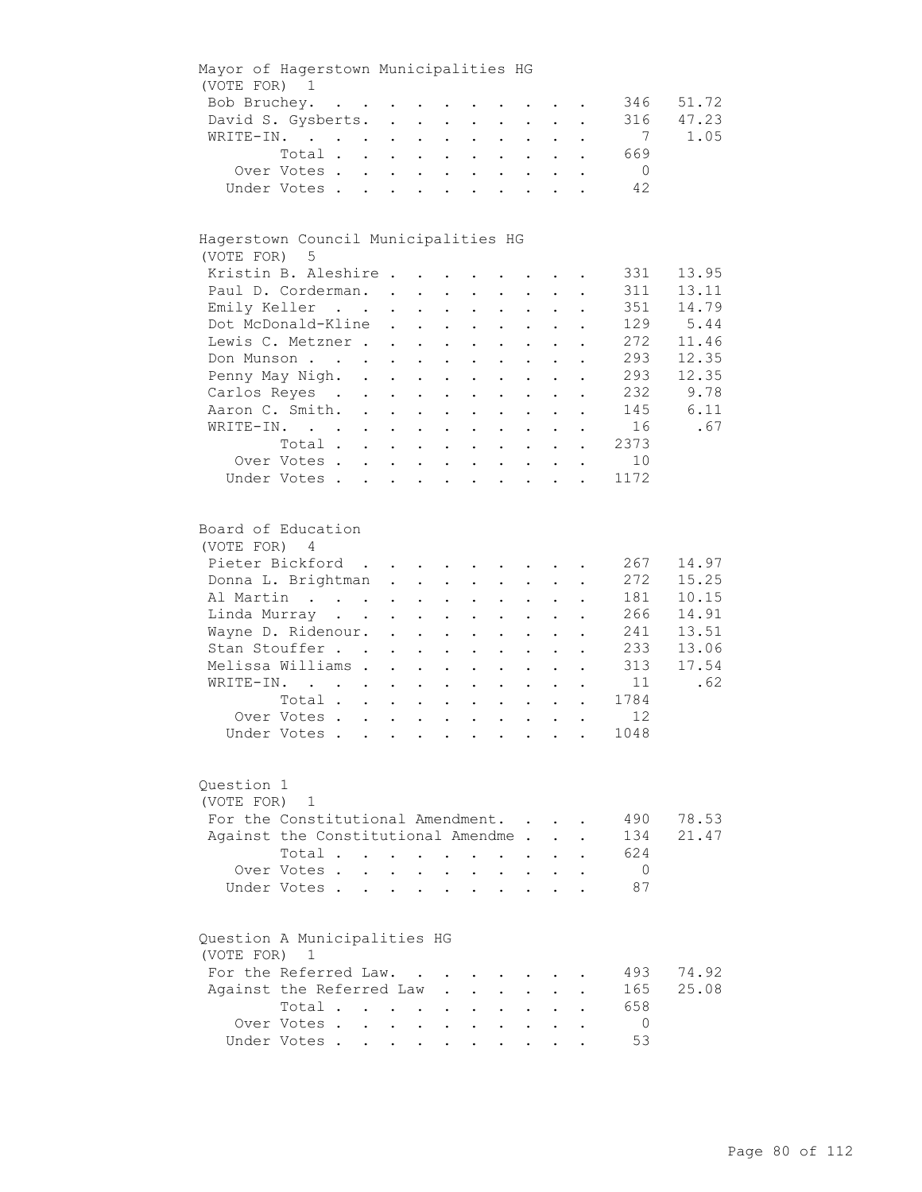## Mayor of Hagerstown Municipalities HG

(VOTE FOR) 1

| Candidate | Votes | Percent |
|---|---|---|
| Bob Bruchey | 346 | 51.72 |
| David S. Gysberts | 316 | 47.23 |
| WRITE-IN | 7 | 1.05 |
| Total | 669 | |
| Over Votes | 0 | |
| Under Votes | 42 | |

## Hagerstown Council Municipalities HG

(VOTE FOR) 5

| Candidate | Votes | Percent |
|---|---|---|
| Kristin B. Aleshire | 331 | 13.95 |
| Paul D. Corderman | 311 | 13.11 |
| Emily Keller | 351 | 14.79 |
| Dot McDonald-Kline | 129 | 5.44 |
| Lewis C. Metzner | 272 | 11.46 |
| Don Munson | 293 | 12.35 |
| Penny May Nigh | 293 | 12.35 |
| Carlos Reyes | 232 | 9.78 |
| Aaron C. Smith | 145 | 6.11 |
| WRITE-IN | 16 | .67 |
| Total | 2373 | |
| Over Votes | 10 | |
| Under Votes | 1172 | |

## Board of Education

(VOTE FOR) 4

| Candidate | Votes | Percent |
|---|---|---|
| Pieter Bickford | 267 | 14.97 |
| Donna L. Brightman | 272 | 15.25 |
| Al Martin | 181 | 10.15 |
| Linda Murray | 266 | 14.91 |
| Wayne D. Ridenour | 241 | 13.51 |
| Stan Stouffer | 233 | 13.06 |
| Melissa Williams | 313 | 17.54 |
| WRITE-IN | 11 | .62 |
| Total | 1784 | |
| Over Votes | 12 | |
| Under Votes | 1048 | |

## Question 1

(VOTE FOR) 1

| Choice | Votes | Percent |
|---|---|---|
| For the Constitutional Amendment | 490 | 78.53 |
| Against the Constitutional Amendme | 134 | 21.47 |
| Total | 624 | |
| Over Votes | 0 | |
| Under Votes | 87 | |

## Question A Municipalities HG

(VOTE FOR) 1

| Choice | Votes | Percent |
|---|---|---|
| For the Referred Law | 493 | 74.92 |
| Against the Referred Law | 165 | 25.08 |
| Total | 658 | |
| Over Votes | 0 | |
| Under Votes | 53 | |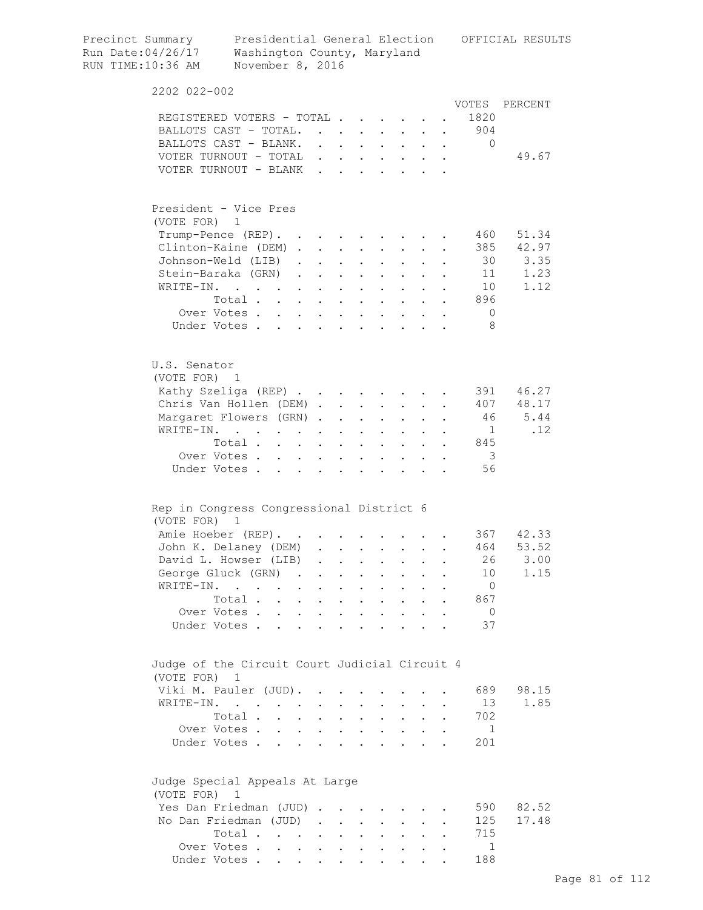Precinct Summary — Presidential General Election — OFFICIAL RESULTS
Run Date:04/26/17 — Washington County, Maryland
RUN TIME:10:36 AM — November 8, 2016

## 2202 022-002

| | VOTES | PERCENT |
|---|---|---|
| REGISTERED VOTERS - TOTAL | 1820 | |
| BALLOTS CAST - TOTAL. | 904 | |
| BALLOTS CAST - BLANK. | 0 | |
| VOTER TURNOUT - TOTAL | | 49.67 |
| VOTER TURNOUT - BLANK | | |

### President - Vice Pres
(VOTE FOR) 1

| | VOTES | PERCENT |
|---|---|---|
| Trump-Pence (REP). | 460 | 51.34 |
| Clinton-Kaine (DEM) | 385 | 42.97 |
| Johnson-Weld (LIB) | 30 | 3.35 |
| Stein-Baraka (GRN) | 11 | 1.23 |
| WRITE-IN. | 10 | 1.12 |
| Total | 896 | |
| Over Votes | 0 | |
| Under Votes | 8 | |

### U.S. Senator
(VOTE FOR) 1

| | VOTES | PERCENT |
|---|---|---|
| Kathy Szeliga (REP) | 391 | 46.27 |
| Chris Van Hollen (DEM) | 407 | 48.17 |
| Margaret Flowers (GRN) | 46 | 5.44 |
| WRITE-IN. | 1 | .12 |
| Total | 845 | |
| Over Votes | 3 | |
| Under Votes | 56 | |

### Rep in Congress Congressional District 6
(VOTE FOR) 1

| | VOTES | PERCENT |
|---|---|---|
| Amie Hoeber (REP). | 367 | 42.33 |
| John K. Delaney (DEM) | 464 | 53.52 |
| David L. Howser (LIB) | 26 | 3.00 |
| George Gluck (GRN) | 10 | 1.15 |
| WRITE-IN. | 0 | |
| Total | 867 | |
| Over Votes | 0 | |
| Under Votes | 37 | |

### Judge of the Circuit Court Judicial Circuit 4
(VOTE FOR) 1

| | VOTES | PERCENT |
|---|---|---|
| Viki M. Pauler (JUD). | 689 | 98.15 |
| WRITE-IN. | 13 | 1.85 |
| Total | 702 | |
| Over Votes | 1 | |
| Under Votes | 201 | |

### Judge Special Appeals At Large
(VOTE FOR) 1

| | VOTES | PERCENT |
|---|---|---|
| Yes Dan Friedman (JUD) | 590 | 82.52 |
| No Dan Friedman (JUD) | 125 | 17.48 |
| Total | 715 | |
| Over Votes | 1 | |
| Under Votes | 188 | |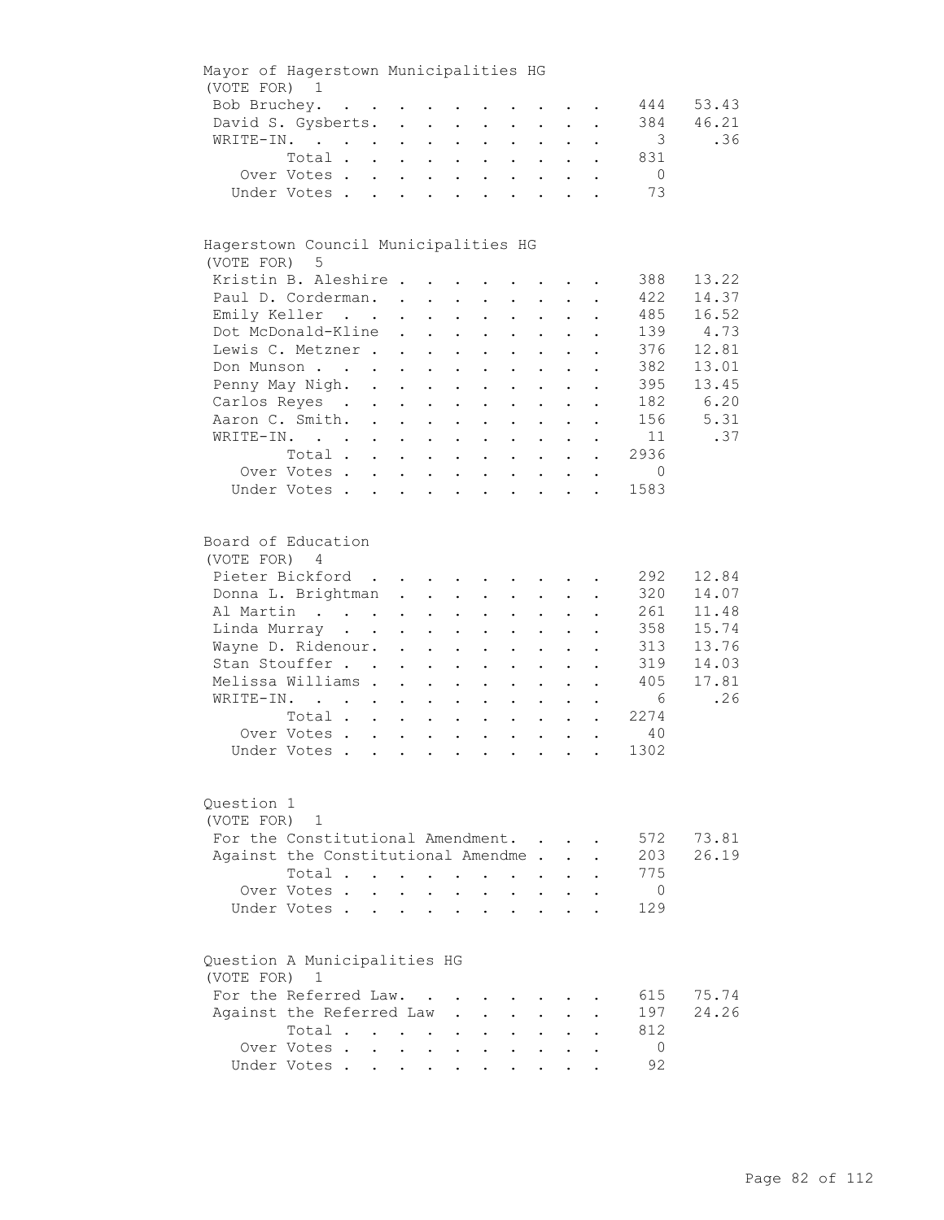## Mayor of Hagerstown Municipalities HG

(VOTE FOR) 1

| Candidate | Votes | Percent |
|---|---|---|
| Bob Bruchey | 444 | 53.43 |
| David S. Gysberts | 384 | 46.21 |
| WRITE-IN | 3 | .36 |
| Total | 831 | |
| Over Votes | 0 | |
| Under Votes | 73 | |

## Hagerstown Council Municipalities HG

(VOTE FOR) 5

| Candidate | Votes | Percent |
|---|---|---|
| Kristin B. Aleshire | 388 | 13.22 |
| Paul D. Corderman | 422 | 14.37 |
| Emily Keller | 485 | 16.52 |
| Dot McDonald-Kline | 139 | 4.73 |
| Lewis C. Metzner | 376 | 12.81 |
| Don Munson | 382 | 13.01 |
| Penny May Nigh | 395 | 13.45 |
| Carlos Reyes | 182 | 6.20 |
| Aaron C. Smith | 156 | 5.31 |
| WRITE-IN | 11 | .37 |
| Total | 2936 | |
| Over Votes | 0 | |
| Under Votes | 1583 | |

## Board of Education

(VOTE FOR) 4

| Candidate | Votes | Percent |
|---|---|---|
| Pieter Bickford | 292 | 12.84 |
| Donna L. Brightman | 320 | 14.07 |
| Al Martin | 261 | 11.48 |
| Linda Murray | 358 | 15.74 |
| Wayne D. Ridenour | 313 | 13.76 |
| Stan Stouffer | 319 | 14.03 |
| Melissa Williams | 405 | 17.81 |
| WRITE-IN | 6 | .26 |
| Total | 2274 | |
| Over Votes | 40 | |
| Under Votes | 1302 | |

## Question 1

(VOTE FOR) 1

| Choice | Votes | Percent |
|---|---|---|
| For the Constitutional Amendment | 572 | 73.81 |
| Against the Constitutional Amendme | 203 | 26.19 |
| Total | 775 | |
| Over Votes | 0 | |
| Under Votes | 129 | |

## Question A Municipalities HG

(VOTE FOR) 1

| Choice | Votes | Percent |
|---|---|---|
| For the Referred Law | 615 | 75.74 |
| Against the Referred Law | 197 | 24.26 |
| Total | 812 | |
| Over Votes | 0 | |
| Under Votes | 92 | |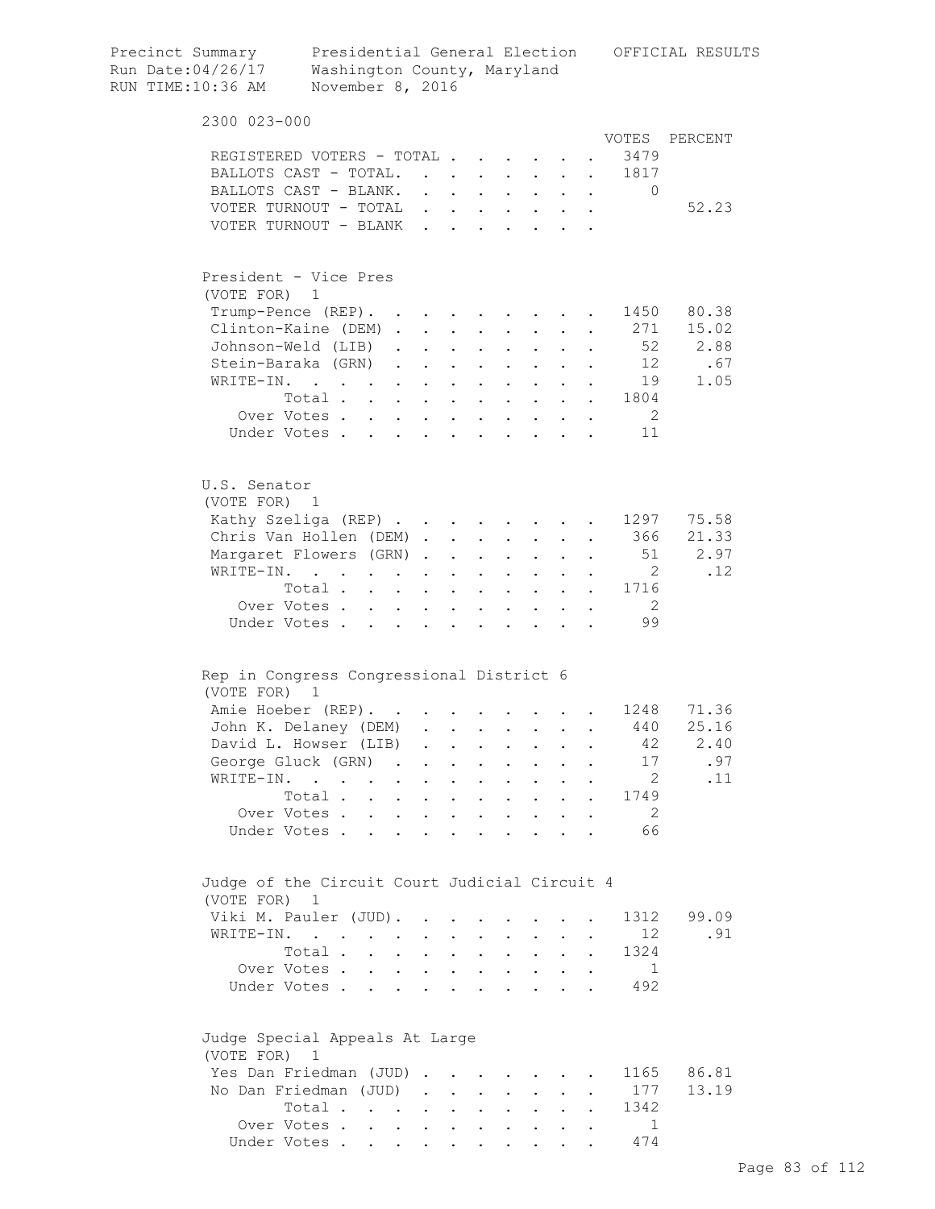Precinct Summary — Presidential General Election — OFFICIAL RESULTS
Run Date:04/26/17 — Washington County, Maryland
RUN TIME:10:36 AM — November 8, 2016

## 2300 023-000

| | VOTES | PERCENT |
|---|---|---|
| REGISTERED VOTERS - TOTAL | 3479 | |
| BALLOTS CAST - TOTAL. | 1817 | |
| BALLOTS CAST - BLANK. | 0 | |
| VOTER TURNOUT - TOTAL | | 52.23 |
| VOTER TURNOUT - BLANK | | |

### President - Vice Pres
(VOTE FOR) 1

| | VOTES | PERCENT |
|---|---|---|
| Trump-Pence (REP). | 1450 | 80.38 |
| Clinton-Kaine (DEM) | 271 | 15.02 |
| Johnson-Weld (LIB) | 52 | 2.88 |
| Stein-Baraka (GRN) | 12 | .67 |
| WRITE-IN. | 19 | 1.05 |
| Total | 1804 | |
| Over Votes | 2 | |
| Under Votes | 11 | |

### U.S. Senator
(VOTE FOR) 1

| | VOTES | PERCENT |
|---|---|---|
| Kathy Szeliga (REP) | 1297 | 75.58 |
| Chris Van Hollen (DEM) | 366 | 21.33 |
| Margaret Flowers (GRN) | 51 | 2.97 |
| WRITE-IN. | 2 | .12 |
| Total | 1716 | |
| Over Votes | 2 | |
| Under Votes | 99 | |

### Rep in Congress Congressional District 6
(VOTE FOR) 1

| | VOTES | PERCENT |
|---|---|---|
| Amie Hoeber (REP). | 1248 | 71.36 |
| John K. Delaney (DEM) | 440 | 25.16 |
| David L. Howser (LIB) | 42 | 2.40 |
| George Gluck (GRN) | 17 | .97 |
| WRITE-IN. | 2 | .11 |
| Total | 1749 | |
| Over Votes | 2 | |
| Under Votes | 66 | |

### Judge of the Circuit Court Judicial Circuit 4
(VOTE FOR) 1

| | VOTES | PERCENT |
|---|---|---|
| Viki M. Pauler (JUD). | 1312 | 99.09 |
| WRITE-IN. | 12 | .91 |
| Total | 1324 | |
| Over Votes | 1 | |
| Under Votes | 492 | |

### Judge Special Appeals At Large
(VOTE FOR) 1

| | VOTES | PERCENT |
|---|---|---|
| Yes Dan Friedman (JUD) | 1165 | 86.81 |
| No Dan Friedman (JUD) | 177 | 13.19 |
| Total | 1342 | |
| Over Votes | 1 | |
| Under Votes | 474 | |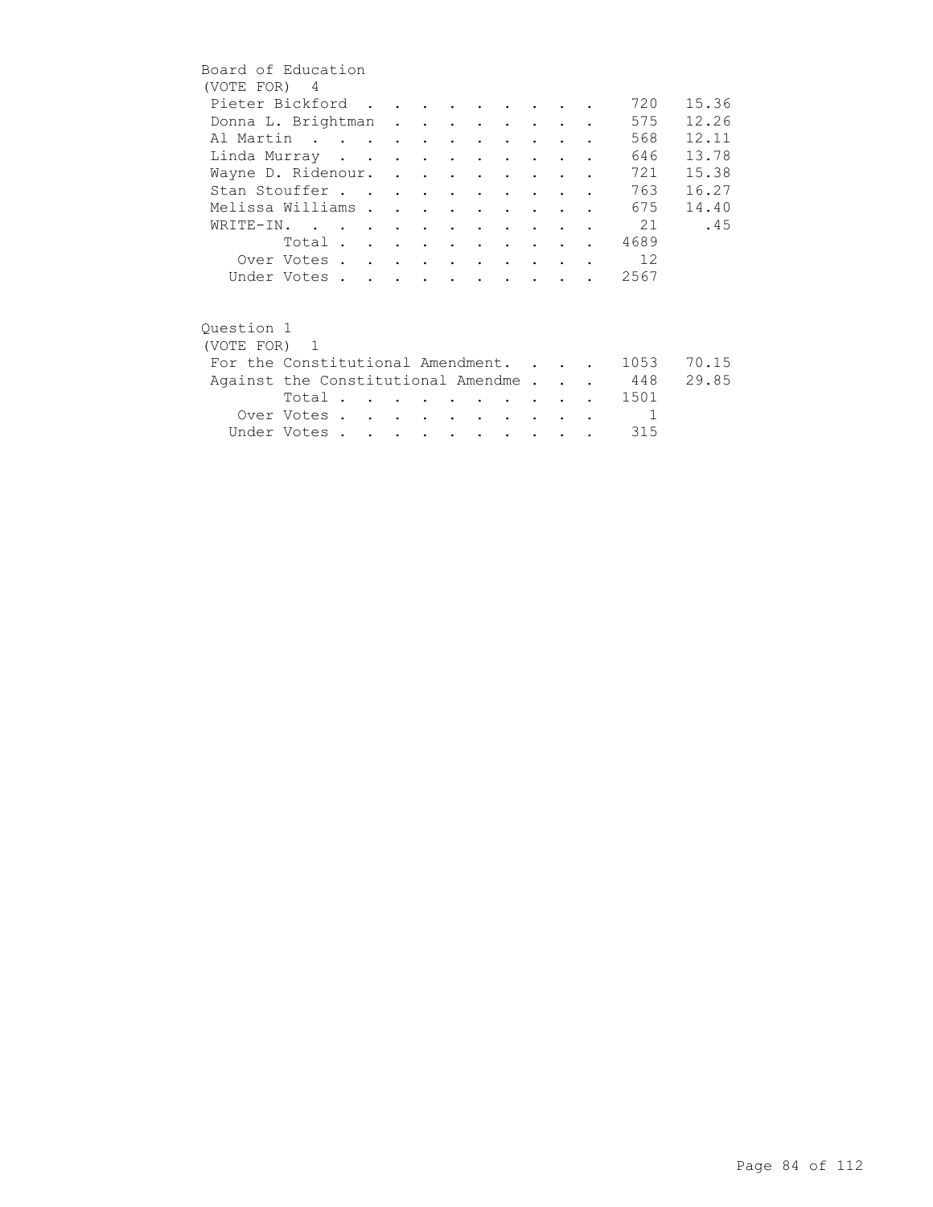Board of Education
(VOTE FOR) 4

| Candidate | Votes | Percent |
|---|---|---|
| Pieter Bickford | 720 | 15.36 |
| Donna L. Brightman | 575 | 12.26 |
| Al Martin | 568 | 12.11 |
| Linda Murray | 646 | 13.78 |
| Wayne D. Ridenour. | 721 | 15.38 |
| Stan Stouffer | 763 | 16.27 |
| Melissa Williams | 675 | 14.40 |
| WRITE-IN. | 21 | .45 |
| Total | 4689 | |
| Over Votes | 12 | |
| Under Votes | 2567 | |

Question 1
(VOTE FOR) 1

| Choice | Votes | Percent |
|---|---|---|
| For the Constitutional Amendment. | 1053 | 70.15 |
| Against the Constitutional Amendme | 448 | 29.85 |
| Total | 1501 | |
| Over Votes | 1 | |
| Under Votes | 315 | |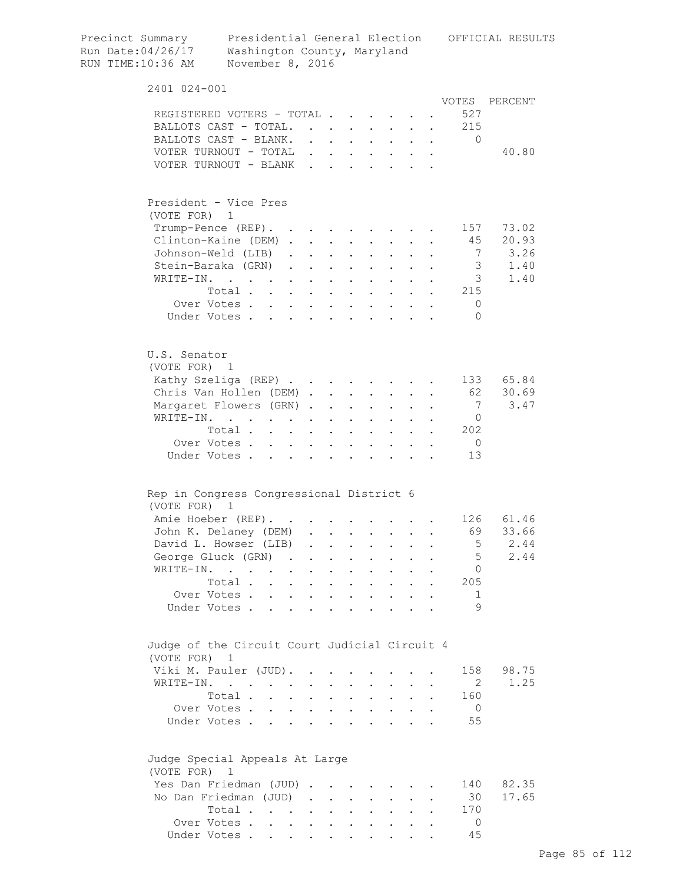Precinct Summary — Presidential General Election — OFFICIAL RESULTS
Run Date:04/26/17 — Washington County, Maryland
RUN TIME:10:36 AM — November 8, 2016

## 2401 024-001

| | VOTES | PERCENT |
|---|---|---|
| REGISTERED VOTERS - TOTAL | 527 | |
| BALLOTS CAST - TOTAL. | 215 | |
| BALLOTS CAST - BLANK. | 0 | |
| VOTER TURNOUT - TOTAL | | 40.80 |
| VOTER TURNOUT - BLANK | | |

### President - Vice Pres
(VOTE FOR) 1

| | VOTES | PERCENT |
|---|---|---|
| Trump-Pence (REP). | 157 | 73.02 |
| Clinton-Kaine (DEM) | 45 | 20.93 |
| Johnson-Weld (LIB) | 7 | 3.26 |
| Stein-Baraka (GRN) | 3 | 1.40 |
| WRITE-IN. | 3 | 1.40 |
| Total | 215 | |
| Over Votes | 0 | |
| Under Votes | 0 | |

### U.S. Senator
(VOTE FOR) 1

| | VOTES | PERCENT |
|---|---|---|
| Kathy Szeliga (REP) | 133 | 65.84 |
| Chris Van Hollen (DEM) | 62 | 30.69 |
| Margaret Flowers (GRN) | 7 | 3.47 |
| WRITE-IN. | 0 | |
| Total | 202 | |
| Over Votes | 0 | |
| Under Votes | 13 | |

### Rep in Congress Congressional District 6
(VOTE FOR) 1

| | VOTES | PERCENT |
|---|---|---|
| Amie Hoeber (REP). | 126 | 61.46 |
| John K. Delaney (DEM) | 69 | 33.66 |
| David L. Howser (LIB) | 5 | 2.44 |
| George Gluck (GRN) | 5 | 2.44 |
| WRITE-IN. | 0 | |
| Total | 205 | |
| Over Votes | 1 | |
| Under Votes | 9 | |

### Judge of the Circuit Court Judicial Circuit 4
(VOTE FOR) 1

| | VOTES | PERCENT |
|---|---|---|
| Viki M. Pauler (JUD). | 158 | 98.75 |
| WRITE-IN. | 2 | 1.25 |
| Total | 160 | |
| Over Votes | 0 | |
| Under Votes | 55 | |

### Judge Special Appeals At Large
(VOTE FOR) 1

| | VOTES | PERCENT |
|---|---|---|
| Yes Dan Friedman (JUD) | 140 | 82.35 |
| No Dan Friedman (JUD) | 30 | 17.65 |
| Total | 170 | |
| Over Votes | 0 | |
| Under Votes | 45 | |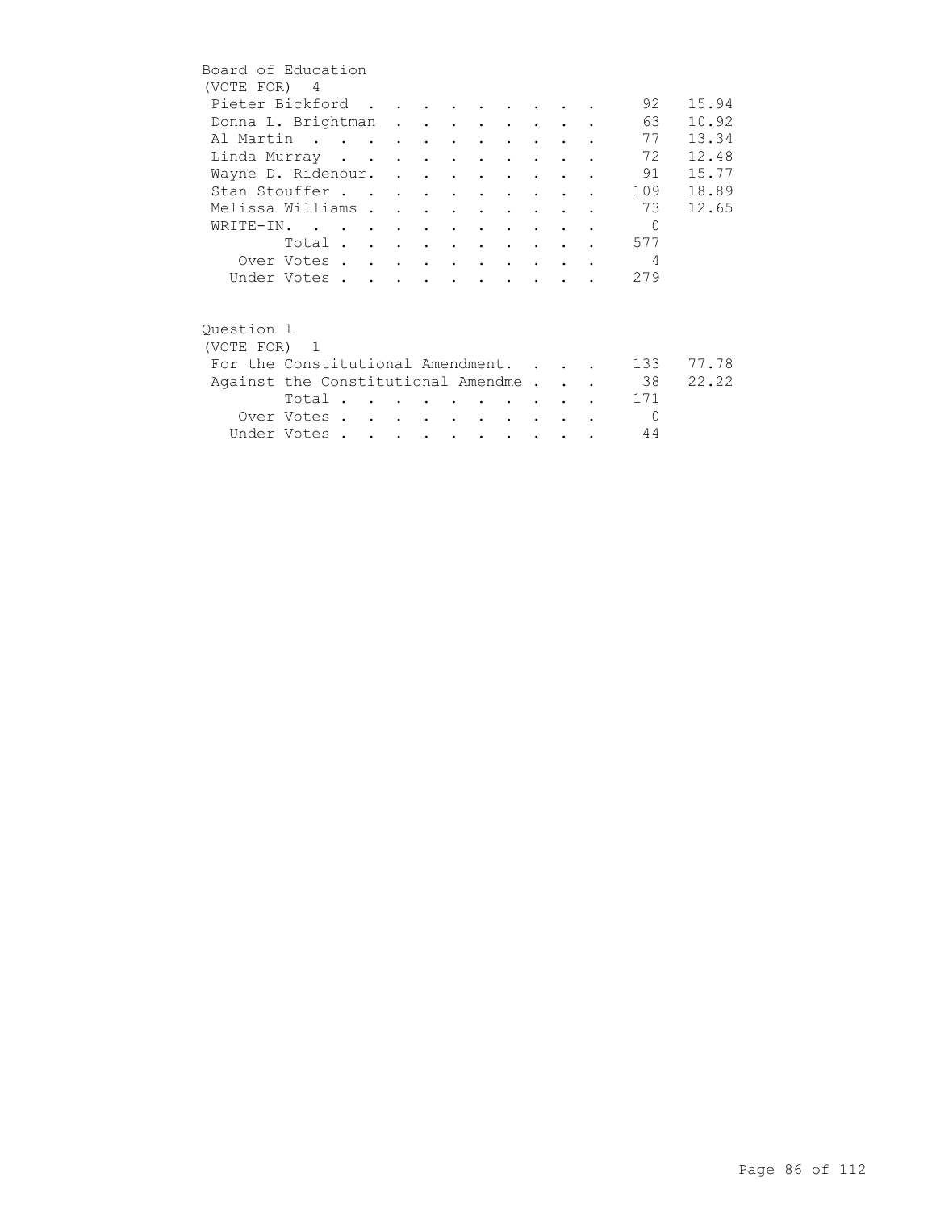## Board of Education

(VOTE FOR) 4

| Candidate | Votes | Percent |
|---|---|---|
| Pieter Bickford | 92 | 15.94 |
| Donna L. Brightman | 63 | 10.92 |
| Al Martin | 77 | 13.34 |
| Linda Murray | 72 | 12.48 |
| Wayne D. Ridenour. | 91 | 15.77 |
| Stan Stouffer | 109 | 18.89 |
| Melissa Williams | 73 | 12.65 |
| WRITE-IN. | 0 | |
| Total | 577 | |
| Over Votes | 4 | |
| Under Votes | 279 | |

## Question 1

(VOTE FOR) 1

| Choice | Votes | Percent |
|---|---|---|
| For the Constitutional Amendment. | 133 | 77.78 |
| Against the Constitutional Amendme | 38 | 22.22 |
| Total | 171 | |
| Over Votes | 0 | |
| Under Votes | 44 | |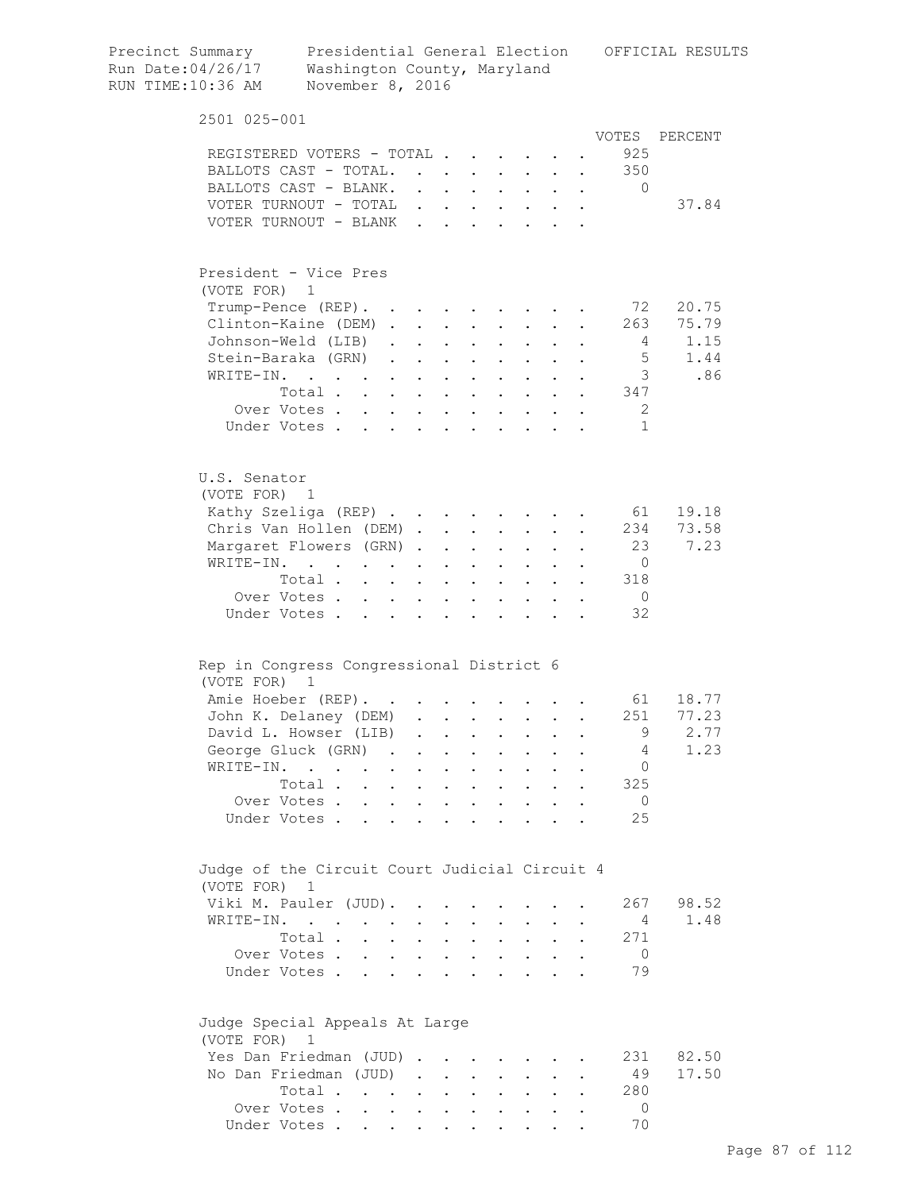Precinct Summary — Presidential General Election — OFFICIAL RESULTS
Run Date:04/26/17 — Washington County, Maryland
RUN TIME:10:36 AM — November 8, 2016

## 2501 025-001

| | VOTES | PERCENT |
|---|---|---|
| REGISTERED VOTERS - TOTAL | 925 | |
| BALLOTS CAST - TOTAL. | 350 | |
| BALLOTS CAST - BLANK. | 0 | |
| VOTER TURNOUT - TOTAL | | 37.84 |
| VOTER TURNOUT - BLANK | | |

### President - Vice Pres
(VOTE FOR) 1

| | VOTES | PERCENT |
|---|---|---|
| Trump-Pence (REP) | 72 | 20.75 |
| Clinton-Kaine (DEM) | 263 | 75.79 |
| Johnson-Weld (LIB) | 4 | 1.15 |
| Stein-Baraka (GRN) | 5 | 1.44 |
| WRITE-IN. | 3 | .86 |
| Total | 347 | |
| Over Votes | 2 | |
| Under Votes | 1 | |

### U.S. Senator
(VOTE FOR) 1

| | VOTES | PERCENT |
|---|---|---|
| Kathy Szeliga (REP) | 61 | 19.18 |
| Chris Van Hollen (DEM) | 234 | 73.58 |
| Margaret Flowers (GRN) | 23 | 7.23 |
| WRITE-IN. | 0 | |
| Total | 318 | |
| Over Votes | 0 | |
| Under Votes | 32 | |

### Rep in Congress Congressional District 6
(VOTE FOR) 1

| | VOTES | PERCENT |
|---|---|---|
| Amie Hoeber (REP) | 61 | 18.77 |
| John K. Delaney (DEM) | 251 | 77.23 |
| David L. Howser (LIB) | 9 | 2.77 |
| George Gluck (GRN) | 4 | 1.23 |
| WRITE-IN. | 0 | |
| Total | 325 | |
| Over Votes | 0 | |
| Under Votes | 25 | |

### Judge of the Circuit Court Judicial Circuit 4
(VOTE FOR) 1

| | VOTES | PERCENT |
|---|---|---|
| Viki M. Pauler (JUD) | 267 | 98.52 |
| WRITE-IN. | 4 | 1.48 |
| Total | 271 | |
| Over Votes | 0 | |
| Under Votes | 79 | |

### Judge Special Appeals At Large
(VOTE FOR) 1

| | VOTES | PERCENT |
|---|---|---|
| Yes Dan Friedman (JUD) | 231 | 82.50 |
| No Dan Friedman (JUD) | 49 | 17.50 |
| Total | 280 | |
| Over Votes | 0 | |
| Under Votes | 70 | |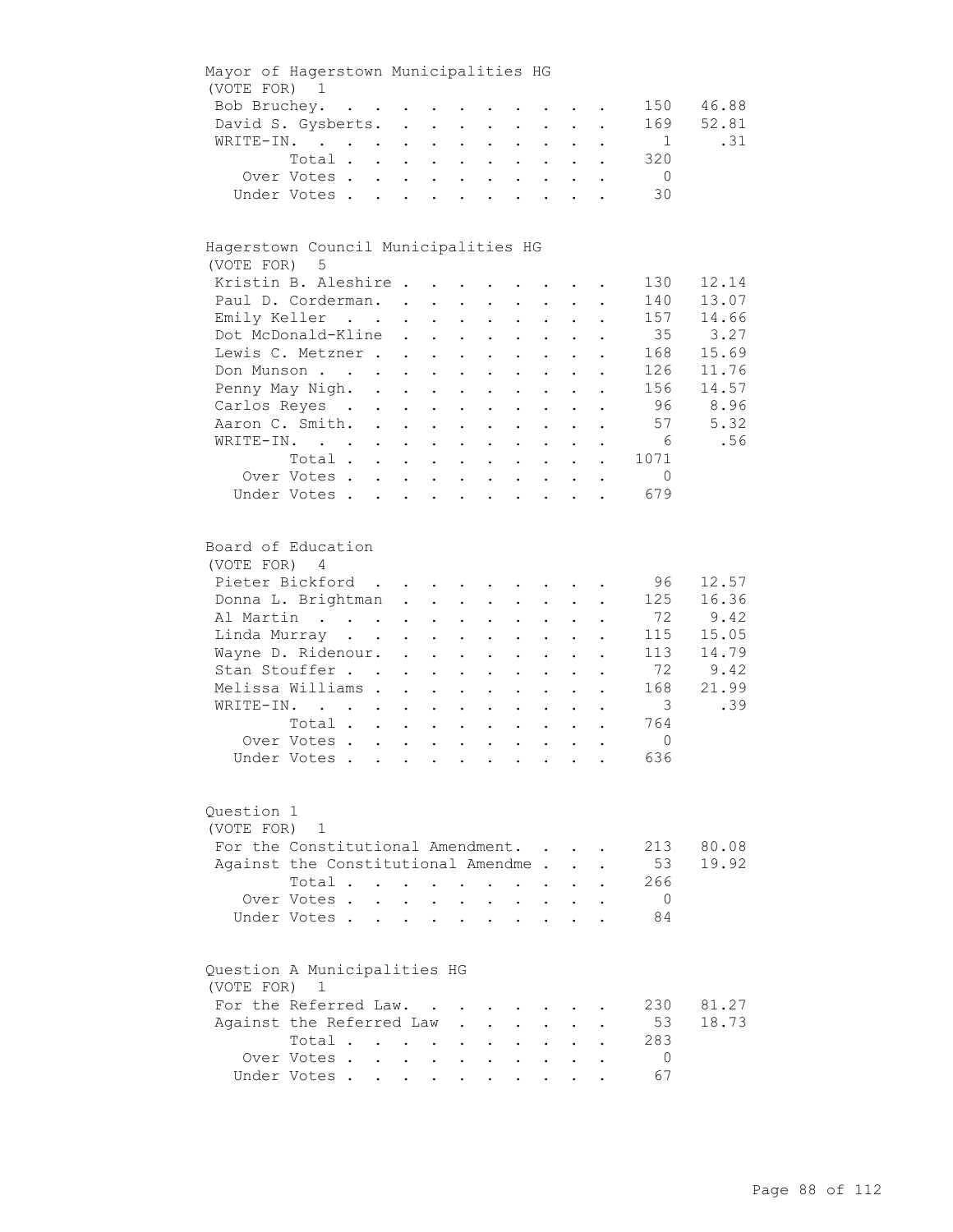Mayor of Hagerstown Municipalities HG
(VOTE FOR) 1

| Candidate | Votes | Percent |
|---|---|---|
| Bob Bruchey | 150 | 46.88 |
| David S. Gysberts | 169 | 52.81 |
| WRITE-IN. | 1 | .31 |
| Total | 320 | |
| Over Votes | 0 | |
| Under Votes | 30 | |

Hagerstown Council Municipalities HG
(VOTE FOR) 5

| Candidate | Votes | Percent |
|---|---|---|
| Kristin B. Aleshire | 130 | 12.14 |
| Paul D. Corderman | 140 | 13.07 |
| Emily Keller | 157 | 14.66 |
| Dot McDonald-Kline | 35 | 3.27 |
| Lewis C. Metzner | 168 | 15.69 |
| Don Munson | 126 | 11.76 |
| Penny May Nigh | 156 | 14.57 |
| Carlos Reyes | 96 | 8.96 |
| Aaron C. Smith | 57 | 5.32 |
| WRITE-IN. | 6 | .56 |
| Total | 1071 | |
| Over Votes | 0 | |
| Under Votes | 679 | |

Board of Education
(VOTE FOR) 4

| Candidate | Votes | Percent |
|---|---|---|
| Pieter Bickford | 96 | 12.57 |
| Donna L. Brightman | 125 | 16.36 |
| Al Martin | 72 | 9.42 |
| Linda Murray | 115 | 15.05 |
| Wayne D. Ridenour | 113 | 14.79 |
| Stan Stouffer | 72 | 9.42 |
| Melissa Williams | 168 | 21.99 |
| WRITE-IN. | 3 | .39 |
| Total | 764 | |
| Over Votes | 0 | |
| Under Votes | 636 | |

Question 1
(VOTE FOR) 1

| Choice | Votes | Percent |
|---|---|---|
| For the Constitutional Amendment | 213 | 80.08 |
| Against the Constitutional Amendme | 53 | 19.92 |
| Total | 266 | |
| Over Votes | 0 | |
| Under Votes | 84 | |

Question A Municipalities HG
(VOTE FOR) 1

| Choice | Votes | Percent |
|---|---|---|
| For the Referred Law | 230 | 81.27 |
| Against the Referred Law | 53 | 18.73 |
| Total | 283 | |
| Over Votes | 0 | |
| Under Votes | 67 | |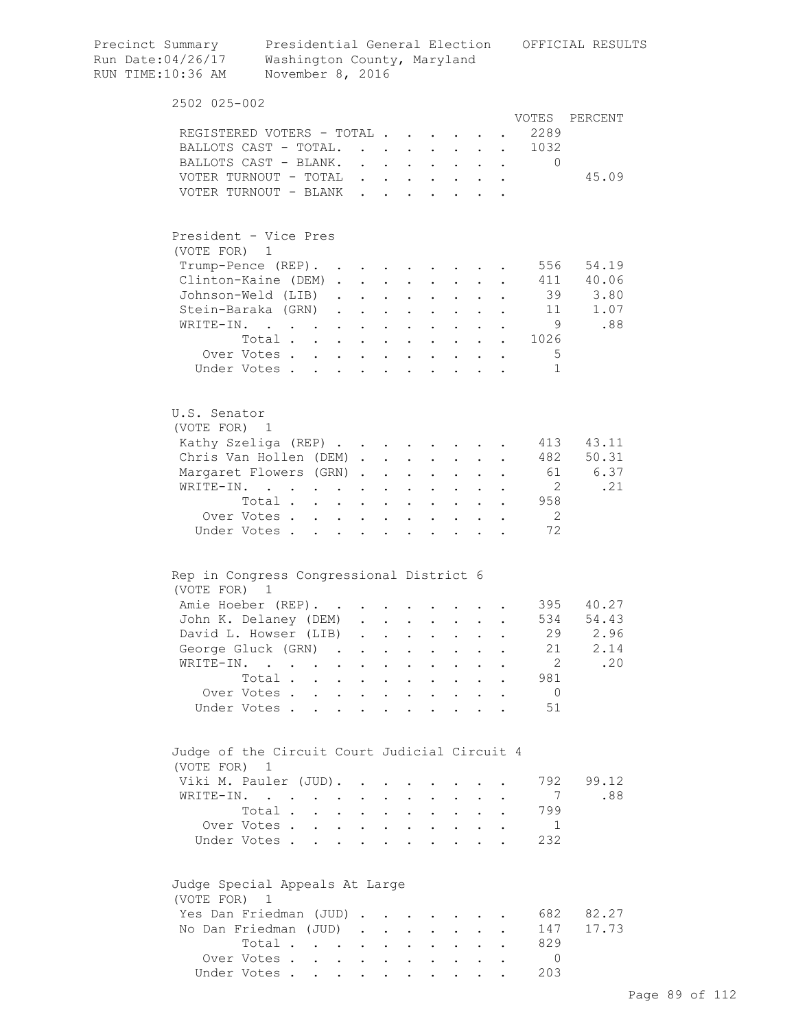Precinct Summary — Presidential General Election — OFFICIAL RESULTS
Run Date:04/26/17 — Washington County, Maryland
RUN TIME:10:36 AM — November 8, 2016

## 2502 025-002

| | VOTES | PERCENT |
|---|---|---|
| REGISTERED VOTERS - TOTAL | 2289 | |
| BALLOTS CAST - TOTAL. | 1032 | |
| BALLOTS CAST - BLANK. | 0 | |
| VOTER TURNOUT - TOTAL | | 45.09 |
| VOTER TURNOUT - BLANK | | |

### President - Vice Pres
(VOTE FOR) 1

| | VOTES | PERCENT |
|---|---|---|
| Trump-Pence (REP). | 556 | 54.19 |
| Clinton-Kaine (DEM) | 411 | 40.06 |
| Johnson-Weld (LIB) | 39 | 3.80 |
| Stein-Baraka (GRN) | 11 | 1.07 |
| WRITE-IN. | 9 | .88 |
| Total | 1026 | |
| Over Votes | 5 | |
| Under Votes | 1 | |

### U.S. Senator
(VOTE FOR) 1

| | VOTES | PERCENT |
|---|---|---|
| Kathy Szeliga (REP) | 413 | 43.11 |
| Chris Van Hollen (DEM) | 482 | 50.31 |
| Margaret Flowers (GRN) | 61 | 6.37 |
| WRITE-IN. | 2 | .21 |
| Total | 958 | |
| Over Votes | 2 | |
| Under Votes | 72 | |

### Rep in Congress Congressional District 6
(VOTE FOR) 1

| | VOTES | PERCENT |
|---|---|---|
| Amie Hoeber (REP). | 395 | 40.27 |
| John K. Delaney (DEM) | 534 | 54.43 |
| David L. Howser (LIB) | 29 | 2.96 |
| George Gluck (GRN) | 21 | 2.14 |
| WRITE-IN. | 2 | .20 |
| Total | 981 | |
| Over Votes | 0 | |
| Under Votes | 51 | |

### Judge of the Circuit Court Judicial Circuit 4
(VOTE FOR) 1

| | VOTES | PERCENT |
|---|---|---|
| Viki M. Pauler (JUD). | 792 | 99.12 |
| WRITE-IN. | 7 | .88 |
| Total | 799 | |
| Over Votes | 1 | |
| Under Votes | 232 | |

### Judge Special Appeals At Large
(VOTE FOR) 1

| | VOTES | PERCENT |
|---|---|---|
| Yes Dan Friedman (JUD) | 682 | 82.27 |
| No Dan Friedman (JUD) | 147 | 17.73 |
| Total | 829 | |
| Over Votes | 0 | |
| Under Votes | 203 | |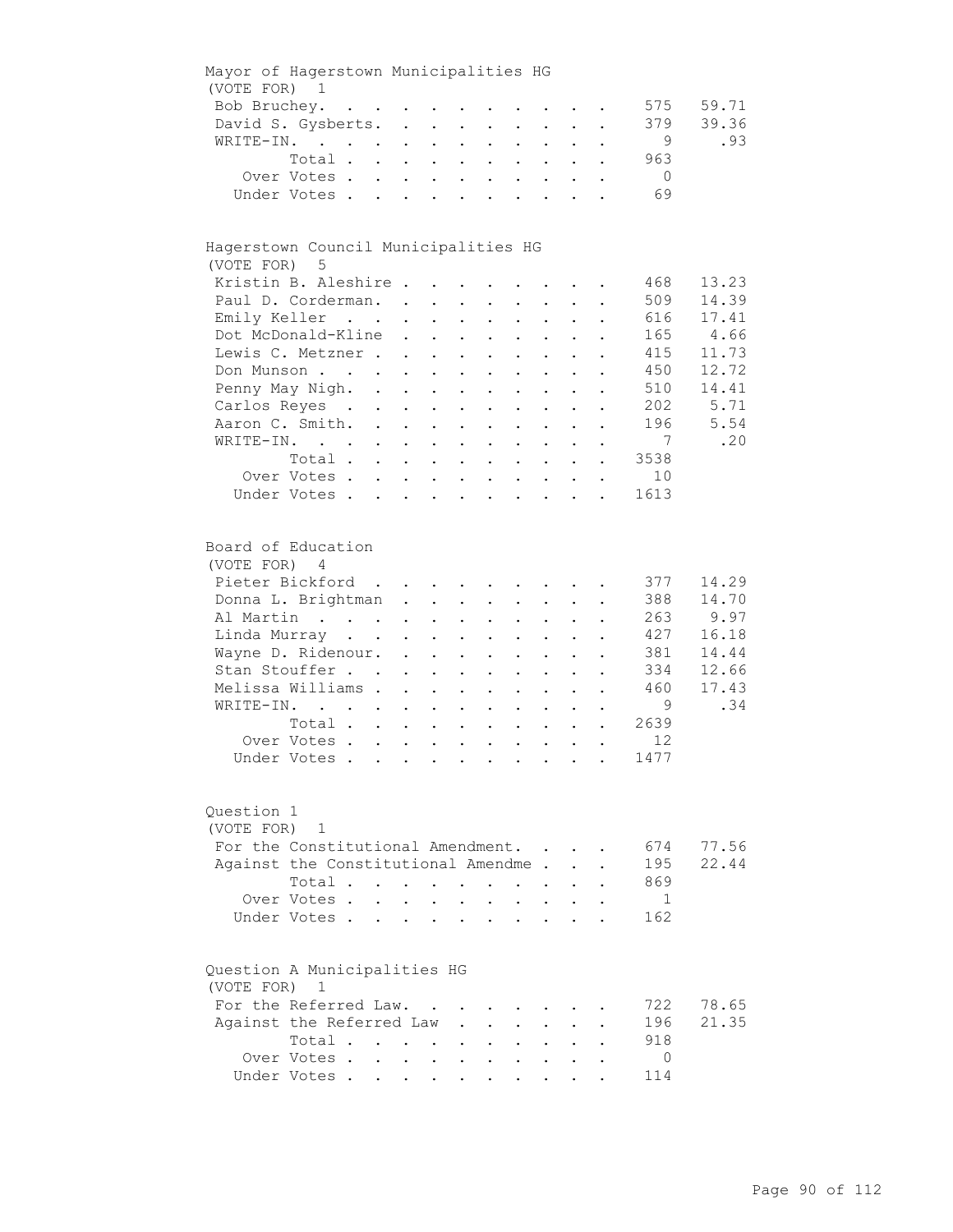Mayor of Hagerstown Municipalities HG
(VOTE FOR) 1

| Candidate | Votes | Percent |
|---|---|---|
| Bob Bruchey | 575 | 59.71 |
| David S. Gysberts | 379 | 39.36 |
| WRITE-IN. | 9 | .93 |
| Total | 963 | |
| Over Votes | 0 | |
| Under Votes | 69 | |

Hagerstown Council Municipalities HG
(VOTE FOR) 5

| Candidate | Votes | Percent |
|---|---|---|
| Kristin B. Aleshire | 468 | 13.23 |
| Paul D. Corderman | 509 | 14.39 |
| Emily Keller | 616 | 17.41 |
| Dot McDonald-Kline | 165 | 4.66 |
| Lewis C. Metzner | 415 | 11.73 |
| Don Munson | 450 | 12.72 |
| Penny May Nigh | 510 | 14.41 |
| Carlos Reyes | 202 | 5.71 |
| Aaron C. Smith | 196 | 5.54 |
| WRITE-IN. | 7 | .20 |
| Total | 3538 | |
| Over Votes | 10 | |
| Under Votes | 1613 | |

Board of Education
(VOTE FOR) 4

| Candidate | Votes | Percent |
|---|---|---|
| Pieter Bickford | 377 | 14.29 |
| Donna L. Brightman | 388 | 14.70 |
| Al Martin | 263 | 9.97 |
| Linda Murray | 427 | 16.18 |
| Wayne D. Ridenour | 381 | 14.44 |
| Stan Stouffer | 334 | 12.66 |
| Melissa Williams | 460 | 17.43 |
| WRITE-IN. | 9 | .34 |
| Total | 2639 | |
| Over Votes | 12 | |
| Under Votes | 1477 | |

Question 1
(VOTE FOR) 1

| Choice | Votes | Percent |
|---|---|---|
| For the Constitutional Amendment. | 674 | 77.56 |
| Against the Constitutional Amendme | 195 | 22.44 |
| Total | 869 | |
| Over Votes | 1 | |
| Under Votes | 162 | |

Question A Municipalities HG
(VOTE FOR) 1

| Choice | Votes | Percent |
|---|---|---|
| For the Referred Law. | 722 | 78.65 |
| Against the Referred Law | 196 | 21.35 |
| Total | 918 | |
| Over Votes | 0 | |
| Under Votes | 114 | |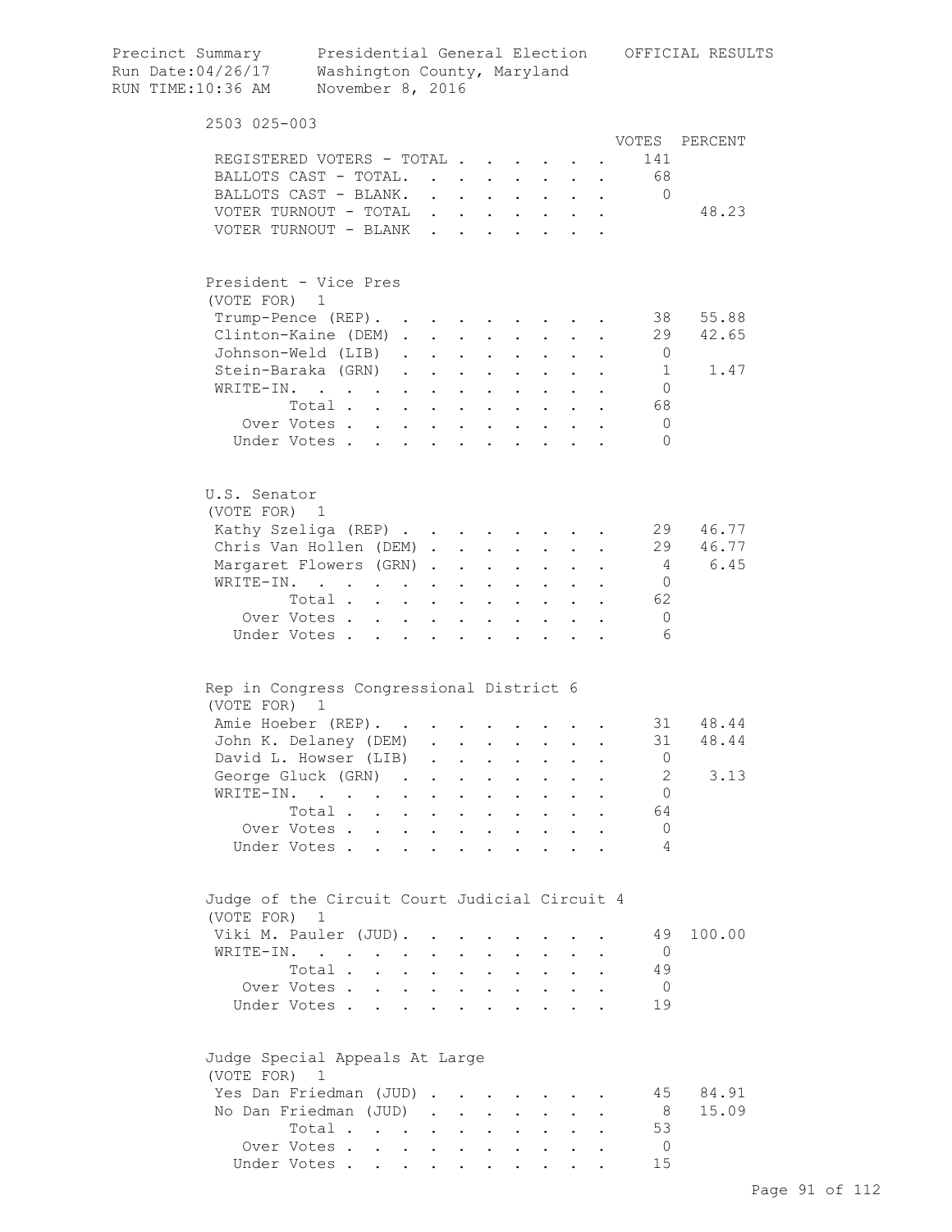Precinct Summary — Presidential General Election — OFFICIAL RESULTS
Run Date:04/26/17 — Washington County, Maryland
RUN TIME:10:36 AM — November 8, 2016

## 2503 025-003

| | VOTES | PERCENT |
|---|---|---|
| REGISTERED VOTERS - TOTAL | 141 | |
| BALLOTS CAST - TOTAL. | 68 | |
| BALLOTS CAST - BLANK. | 0 | |
| VOTER TURNOUT - TOTAL | | 48.23 |
| VOTER TURNOUT - BLANK | | |

### President - Vice Pres
(VOTE FOR) 1

| | VOTES | PERCENT |
|---|---|---|
| Trump-Pence (REP) | 38 | 55.88 |
| Clinton-Kaine (DEM) | 29 | 42.65 |
| Johnson-Weld (LIB) | 0 | |
| Stein-Baraka (GRN) | 1 | 1.47 |
| WRITE-IN. | 0 | |
| Total | 68 | |
| Over Votes | 0 | |
| Under Votes | 0 | |

### U.S. Senator
(VOTE FOR) 1

| | VOTES | PERCENT |
|---|---|---|
| Kathy Szeliga (REP) | 29 | 46.77 |
| Chris Van Hollen (DEM) | 29 | 46.77 |
| Margaret Flowers (GRN) | 4 | 6.45 |
| WRITE-IN. | 0 | |
| Total | 62 | |
| Over Votes | 0 | |
| Under Votes | 6 | |

### Rep in Congress Congressional District 6
(VOTE FOR) 1

| | VOTES | PERCENT |
|---|---|---|
| Amie Hoeber (REP) | 31 | 48.44 |
| John K. Delaney (DEM) | 31 | 48.44 |
| David L. Howser (LIB) | 0 | |
| George Gluck (GRN) | 2 | 3.13 |
| WRITE-IN. | 0 | |
| Total | 64 | |
| Over Votes | 0 | |
| Under Votes | 4 | |

### Judge of the Circuit Court Judicial Circuit 4
(VOTE FOR) 1

| | VOTES | PERCENT |
|---|---|---|
| Viki M. Pauler (JUD) | 49 | 100.00 |
| WRITE-IN. | 0 | |
| Total | 49 | |
| Over Votes | 0 | |
| Under Votes | 19 | |

### Judge Special Appeals At Large
(VOTE FOR) 1

| | VOTES | PERCENT |
|---|---|---|
| Yes Dan Friedman (JUD) | 45 | 84.91 |
| No Dan Friedman (JUD) | 8 | 15.09 |
| Total | 53 | |
| Over Votes | 0 | |
| Under Votes | 15 | |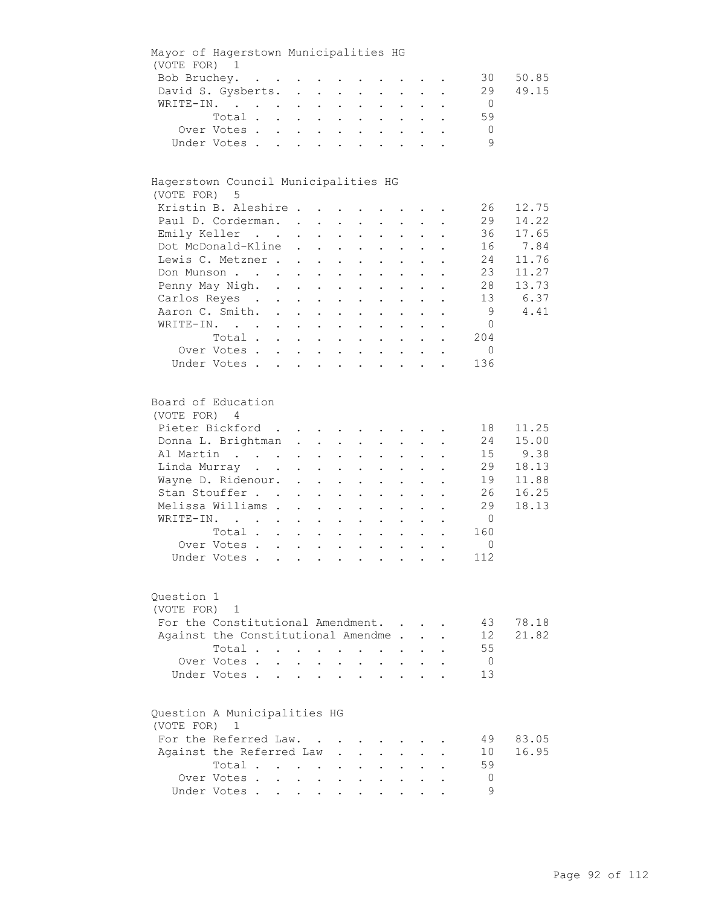## Mayor of Hagerstown Municipalities HG

(VOTE FOR) 1

| Candidate | Votes | Percent |
|---|---|---|
| Bob Bruchey | 30 | 50.85 |
| David S. Gysberts | 29 | 49.15 |
| WRITE-IN | 0 | |
| Total | 59 | |
| Over Votes | 0 | |
| Under Votes | 9 | |

## Hagerstown Council Municipalities HG

(VOTE FOR) 5

| Candidate | Votes | Percent |
|---|---|---|
| Kristin B. Aleshire | 26 | 12.75 |
| Paul D. Corderman | 29 | 14.22 |
| Emily Keller | 36 | 17.65 |
| Dot McDonald-Kline | 16 | 7.84 |
| Lewis C. Metzner | 24 | 11.76 |
| Don Munson | 23 | 11.27 |
| Penny May Nigh | 28 | 13.73 |
| Carlos Reyes | 13 | 6.37 |
| Aaron C. Smith | 9 | 4.41 |
| WRITE-IN | 0 | |
| Total | 204 | |
| Over Votes | 0 | |
| Under Votes | 136 | |

## Board of Education

(VOTE FOR) 4

| Candidate | Votes | Percent |
|---|---|---|
| Pieter Bickford | 18 | 11.25 |
| Donna L. Brightman | 24 | 15.00 |
| Al Martin | 15 | 9.38 |
| Linda Murray | 29 | 18.13 |
| Wayne D. Ridenour | 19 | 11.88 |
| Stan Stouffer | 26 | 16.25 |
| Melissa Williams | 29 | 18.13 |
| WRITE-IN | 0 | |
| Total | 160 | |
| Over Votes | 0 | |
| Under Votes | 112 | |

## Question 1

(VOTE FOR) 1

| Choice | Votes | Percent |
|---|---|---|
| For the Constitutional Amendment | 43 | 78.18 |
| Against the Constitutional Amendme | 12 | 21.82 |
| Total | 55 | |
| Over Votes | 0 | |
| Under Votes | 13 | |

## Question A Municipalities HG

(VOTE FOR) 1

| Choice | Votes | Percent |
|---|---|---|
| For the Referred Law | 49 | 83.05 |
| Against the Referred Law | 10 | 16.95 |
| Total | 59 | |
| Over Votes | 0 | |
| Under Votes | 9 | |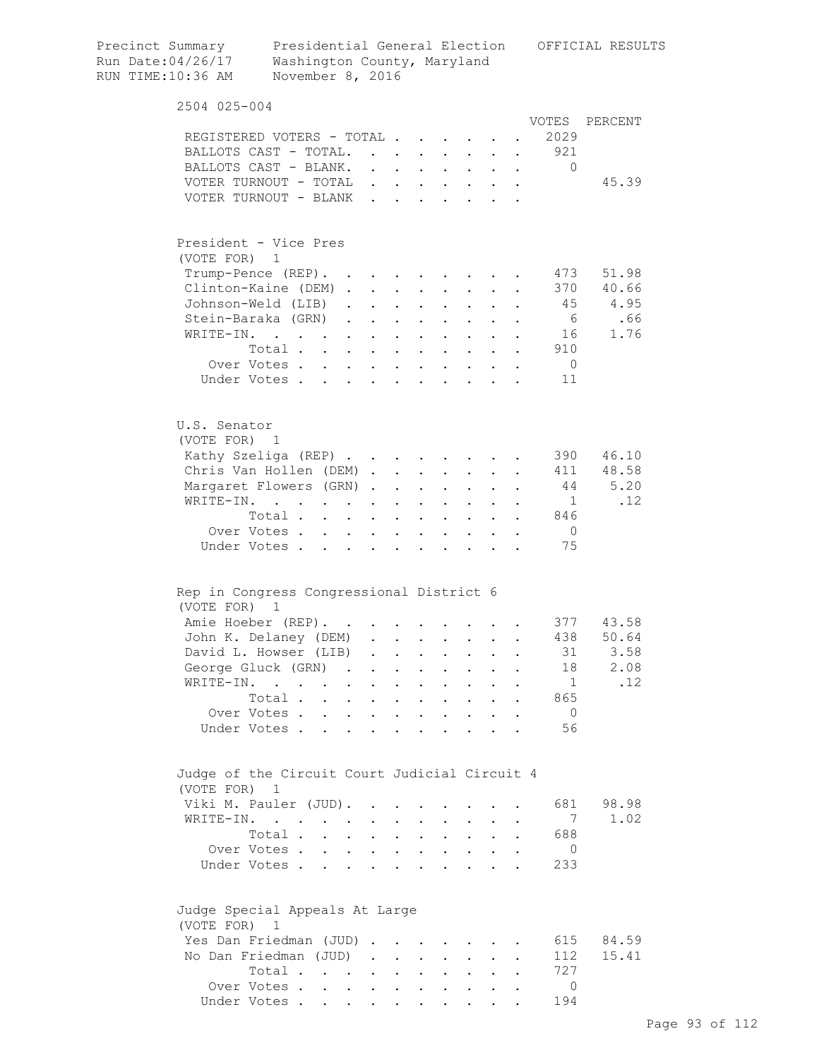Precinct Summary — Presidential General Election — OFFICIAL RESULTS
Run Date:04/26/17 — Washington County, Maryland
RUN TIME:10:36 AM — November 8, 2016

## 2504 025-004

| | VOTES | PERCENT |
|---|---|---|
| REGISTERED VOTERS - TOTAL | 2029 | |
| BALLOTS CAST - TOTAL. | 921 | |
| BALLOTS CAST - BLANK. | 0 | |
| VOTER TURNOUT - TOTAL | | 45.39 |
| VOTER TURNOUT - BLANK | | |

### President - Vice Pres
(VOTE FOR) 1

| | VOTES | PERCENT |
|---|---|---|
| Trump-Pence (REP). | 473 | 51.98 |
| Clinton-Kaine (DEM) | 370 | 40.66 |
| Johnson-Weld (LIB) | 45 | 4.95 |
| Stein-Baraka (GRN) | 6 | .66 |
| WRITE-IN. | 16 | 1.76 |
| Total | 910 | |
| Over Votes | 0 | |
| Under Votes | 11 | |

### U.S. Senator
(VOTE FOR) 1

| | VOTES | PERCENT |
|---|---|---|
| Kathy Szeliga (REP) | 390 | 46.10 |
| Chris Van Hollen (DEM) | 411 | 48.58 |
| Margaret Flowers (GRN) | 44 | 5.20 |
| WRITE-IN. | 1 | .12 |
| Total | 846 | |
| Over Votes | 0 | |
| Under Votes | 75 | |

### Rep in Congress Congressional District 6
(VOTE FOR) 1

| | VOTES | PERCENT |
|---|---|---|
| Amie Hoeber (REP). | 377 | 43.58 |
| John K. Delaney (DEM) | 438 | 50.64 |
| David L. Howser (LIB) | 31 | 3.58 |
| George Gluck (GRN) | 18 | 2.08 |
| WRITE-IN. | 1 | .12 |
| Total | 865 | |
| Over Votes | 0 | |
| Under Votes | 56 | |

### Judge of the Circuit Court Judicial Circuit 4
(VOTE FOR) 1

| | VOTES | PERCENT |
|---|---|---|
| Viki M. Pauler (JUD). | 681 | 98.98 |
| WRITE-IN. | 7 | 1.02 |
| Total | 688 | |
| Over Votes | 0 | |
| Under Votes | 233 | |

### Judge Special Appeals At Large
(VOTE FOR) 1

| | VOTES | PERCENT |
|---|---|---|
| Yes Dan Friedman (JUD) | 615 | 84.59 |
| No Dan Friedman (JUD) | 112 | 15.41 |
| Total | 727 | |
| Over Votes | 0 | |
| Under Votes | 194 | |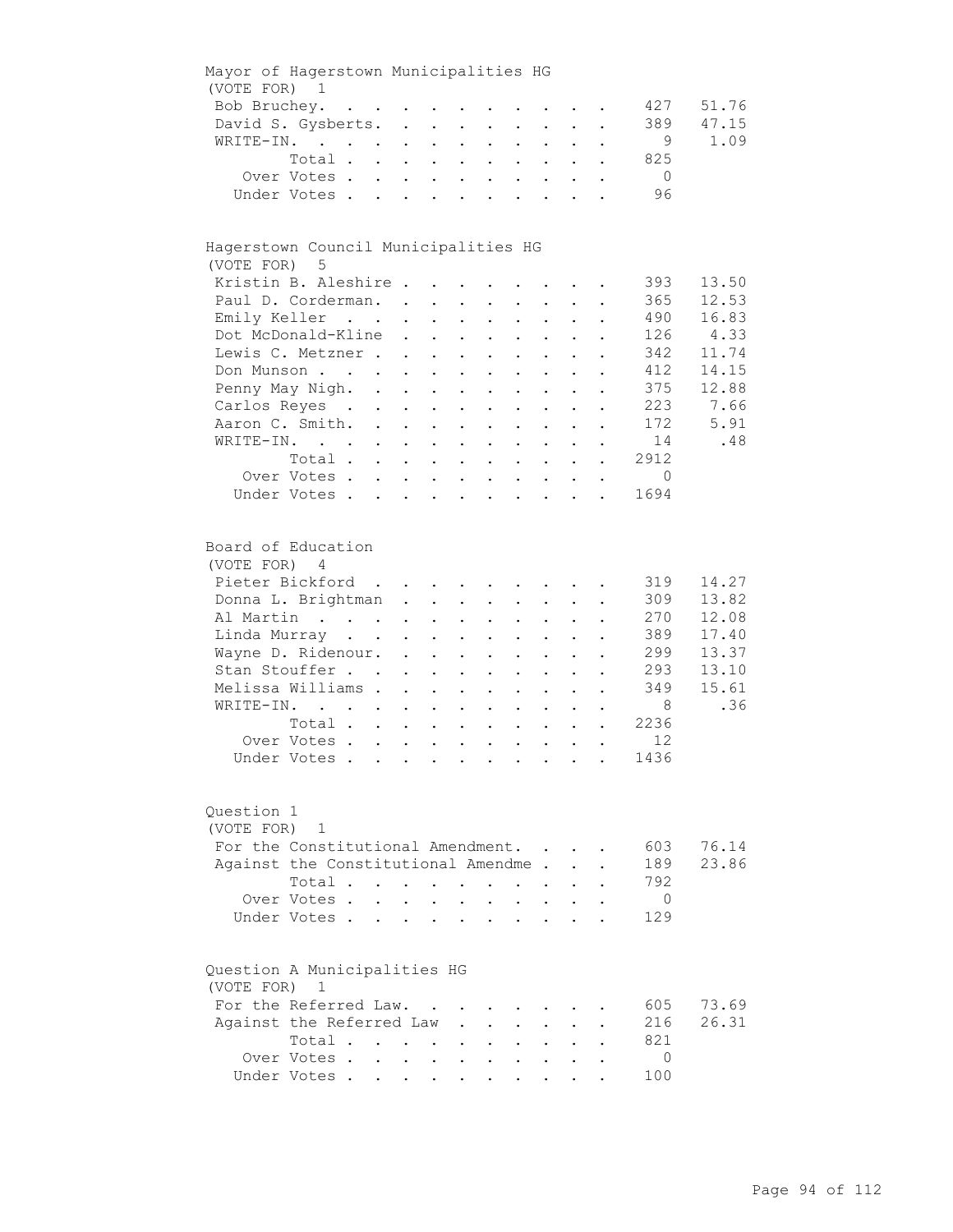## Mayor of Hagerstown Municipalities HG

(VOTE FOR) 1

| Candidate | Votes | Percent |
|---|---|---|
| Bob Bruchey | 427 | 51.76 |
| David S. Gysberts | 389 | 47.15 |
| WRITE-IN. | 9 | 1.09 |
| Total | 825 | |
| Over Votes | 0 | |
| Under Votes | 96 | |

## Hagerstown Council Municipalities HG

(VOTE FOR) 5

| Candidate | Votes | Percent |
|---|---|---|
| Kristin B. Aleshire | 393 | 13.50 |
| Paul D. Corderman. | 365 | 12.53 |
| Emily Keller | 490 | 16.83 |
| Dot McDonald-Kline | 126 | 4.33 |
| Lewis C. Metzner | 342 | 11.74 |
| Don Munson | 412 | 14.15 |
| Penny May Nigh. | 375 | 12.88 |
| Carlos Reyes | 223 | 7.66 |
| Aaron C. Smith. | 172 | 5.91 |
| WRITE-IN. | 14 | .48 |
| Total | 2912 | |
| Over Votes | 0 | |
| Under Votes | 1694 | |

## Board of Education

(VOTE FOR) 4

| Candidate | Votes | Percent |
|---|---|---|
| Pieter Bickford | 319 | 14.27 |
| Donna L. Brightman | 309 | 13.82 |
| Al Martin | 270 | 12.08 |
| Linda Murray | 389 | 17.40 |
| Wayne D. Ridenour. | 299 | 13.37 |
| Stan Stouffer | 293 | 13.10 |
| Melissa Williams | 349 | 15.61 |
| WRITE-IN. | 8 | .36 |
| Total | 2236 | |
| Over Votes | 12 | |
| Under Votes | 1436 | |

## Question 1

(VOTE FOR) 1

| Choice | Votes | Percent |
|---|---|---|
| For the Constitutional Amendment. | 603 | 76.14 |
| Against the Constitutional Amendme | 189 | 23.86 |
| Total | 792 | |
| Over Votes | 0 | |
| Under Votes | 129 | |

## Question A Municipalities HG

(VOTE FOR) 1

| Choice | Votes | Percent |
|---|---|---|
| For the Referred Law. | 605 | 73.69 |
| Against the Referred Law | 216 | 26.31 |
| Total | 821 | |
| Over Votes | 0 | |
| Under Votes | 100 | |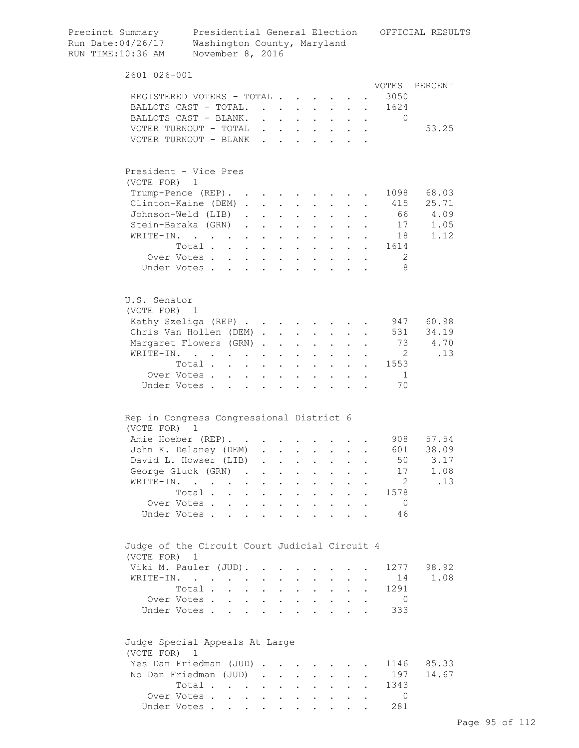Precinct Summary    Presidential General Election    OFFICIAL RESULTS
Run Date:04/26/17    Washington County, Maryland
RUN TIME:10:36 AM    November 8, 2016

## 2601 026-001

| | VOTES | PERCENT |
|---|---|---|
| REGISTERED VOTERS - TOTAL | 3050 | |
| BALLOTS CAST - TOTAL. | 1624 | |
| BALLOTS CAST - BLANK. | 0 | |
| VOTER TURNOUT - TOTAL | | 53.25 |
| VOTER TURNOUT - BLANK | | |

### President - Vice Pres
(VOTE FOR) 1

| | VOTES | PERCENT |
|---|---|---|
| Trump-Pence (REP) | 1098 | 68.03 |
| Clinton-Kaine (DEM) | 415 | 25.71 |
| Johnson-Weld (LIB) | 66 | 4.09 |
| Stein-Baraka (GRN) | 17 | 1.05 |
| WRITE-IN. | 18 | 1.12 |
| Total | 1614 | |
| Over Votes | 2 | |
| Under Votes | 8 | |

### U.S. Senator
(VOTE FOR) 1

| | VOTES | PERCENT |
|---|---|---|
| Kathy Szeliga (REP) | 947 | 60.98 |
| Chris Van Hollen (DEM) | 531 | 34.19 |
| Margaret Flowers (GRN) | 73 | 4.70 |
| WRITE-IN. | 2 | .13 |
| Total | 1553 | |
| Over Votes | 1 | |
| Under Votes | 70 | |

### Rep in Congress Congressional District 6
(VOTE FOR) 1

| | VOTES | PERCENT |
|---|---|---|
| Amie Hoeber (REP) | 908 | 57.54 |
| John K. Delaney (DEM) | 601 | 38.09 |
| David L. Howser (LIB) | 50 | 3.17 |
| George Gluck (GRN) | 17 | 1.08 |
| WRITE-IN. | 2 | .13 |
| Total | 1578 | |
| Over Votes | 0 | |
| Under Votes | 46 | |

### Judge of the Circuit Court Judicial Circuit 4
(VOTE FOR) 1

| | VOTES | PERCENT |
|---|---|---|
| Viki M. Pauler (JUD) | 1277 | 98.92 |
| WRITE-IN. | 14 | 1.08 |
| Total | 1291 | |
| Over Votes | 0 | |
| Under Votes | 333 | |

### Judge Special Appeals At Large
(VOTE FOR) 1

| | VOTES | PERCENT |
|---|---|---|
| Yes Dan Friedman (JUD) | 1146 | 85.33 |
| No Dan Friedman (JUD) | 197 | 14.67 |
| Total | 1343 | |
| Over Votes | 0 | |
| Under Votes | 281 | |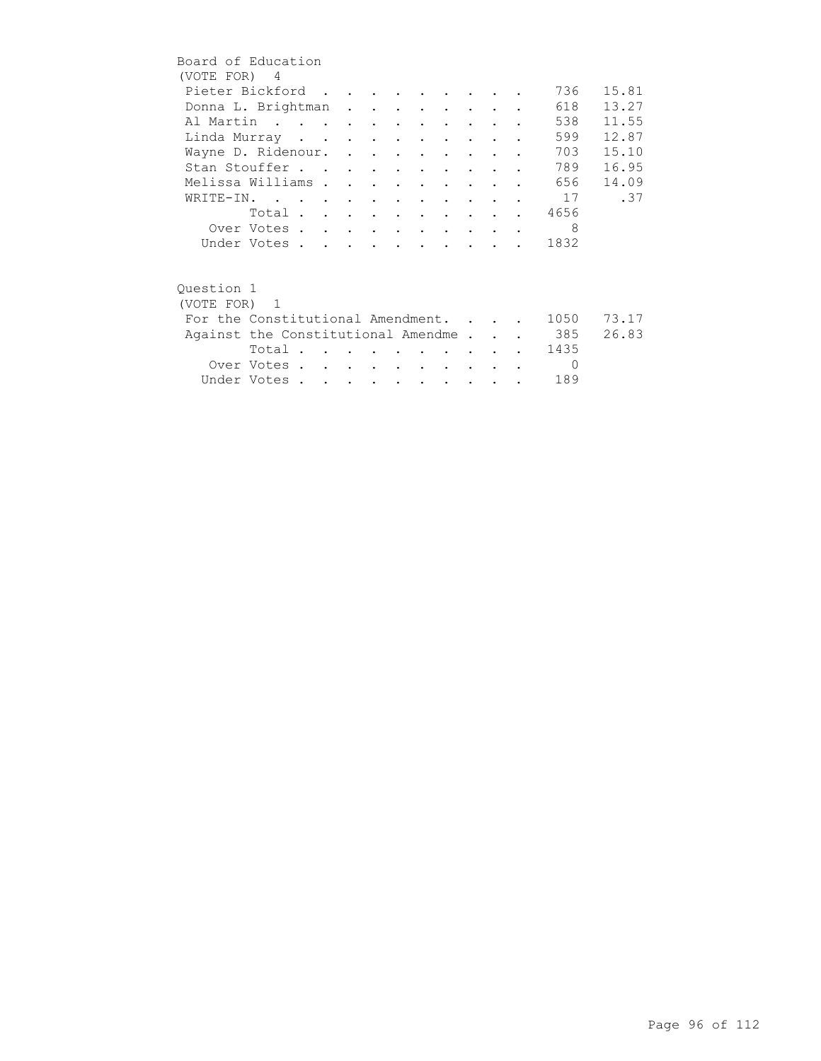## Board of Education

(VOTE FOR) 4

| Candidate | Votes | Percent |
|---|---|---|
| Pieter Bickford | 736 | 15.81 |
| Donna L. Brightman | 618 | 13.27 |
| Al Martin | 538 | 11.55 |
| Linda Murray | 599 | 12.87 |
| Wayne D. Ridenour. | 703 | 15.10 |
| Stan Stouffer | 789 | 16.95 |
| Melissa Williams | 656 | 14.09 |
| WRITE-IN. | 17 | .37 |
| Total | 4656 | |
| Over Votes | 8 | |
| Under Votes | 1832 | |

## Question 1

(VOTE FOR) 1

| Choice | Votes | Percent |
|---|---|---|
| For the Constitutional Amendment. | 1050 | 73.17 |
| Against the Constitutional Amendme | 385 | 26.83 |
| Total | 1435 | |
| Over Votes | 0 | |
| Under Votes | 189 | |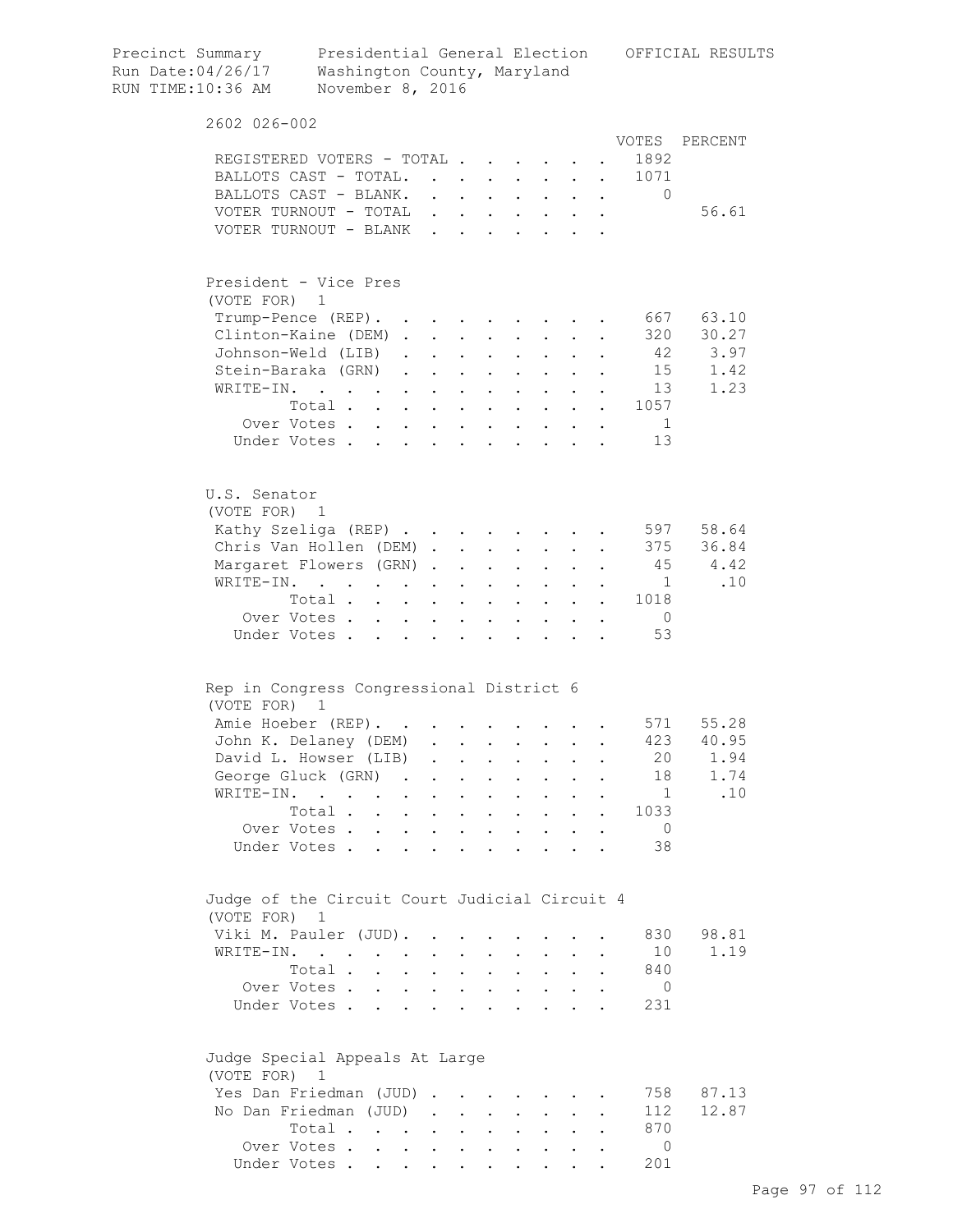Precinct Summary Presidential General Election OFFICIAL RESULTS
Run Date:04/26/17 Washington County, Maryland
RUN TIME:10:36 AM November 8, 2016

## 2602 026-002

| | VOTES | PERCENT |
|---|---|---|
| REGISTERED VOTERS - TOTAL | 1892 | |
| BALLOTS CAST - TOTAL. | 1071 | |
| BALLOTS CAST - BLANK. | 0 | |
| VOTER TURNOUT - TOTAL | | 56.61 |
| VOTER TURNOUT - BLANK | | |

### President - Vice Pres
(VOTE FOR) 1

| | VOTES | PERCENT |
|---|---|---|
| Trump-Pence (REP). | 667 | 63.10 |
| Clinton-Kaine (DEM) | 320 | 30.27 |
| Johnson-Weld (LIB) | 42 | 3.97 |
| Stein-Baraka (GRN) | 15 | 1.42 |
| WRITE-IN. | 13 | 1.23 |
| Total | 1057 | |
| Over Votes | 1 | |
| Under Votes | 13 | |

### U.S. Senator
(VOTE FOR) 1

| | VOTES | PERCENT |
|---|---|---|
| Kathy Szeliga (REP) | 597 | 58.64 |
| Chris Van Hollen (DEM) | 375 | 36.84 |
| Margaret Flowers (GRN) | 45 | 4.42 |
| WRITE-IN. | 1 | .10 |
| Total | 1018 | |
| Over Votes | 0 | |
| Under Votes | 53 | |

### Rep in Congress Congressional District 6
(VOTE FOR) 1

| | VOTES | PERCENT |
|---|---|---|
| Amie Hoeber (REP). | 571 | 55.28 |
| John K. Delaney (DEM) | 423 | 40.95 |
| David L. Howser (LIB) | 20 | 1.94 |
| George Gluck (GRN) | 18 | 1.74 |
| WRITE-IN. | 1 | .10 |
| Total | 1033 | |
| Over Votes | 0 | |
| Under Votes | 38 | |

### Judge of the Circuit Court Judicial Circuit 4
(VOTE FOR) 1

| | VOTES | PERCENT |
|---|---|---|
| Viki M. Pauler (JUD). | 830 | 98.81 |
| WRITE-IN. | 10 | 1.19 |
| Total | 840 | |
| Over Votes | 0 | |
| Under Votes | 231 | |

### Judge Special Appeals At Large
(VOTE FOR) 1

| | VOTES | PERCENT |
|---|---|---|
| Yes Dan Friedman (JUD) | 758 | 87.13 |
| No Dan Friedman (JUD) | 112 | 12.87 |
| Total | 870 | |
| Over Votes | 0 | |
| Under Votes | 201 | |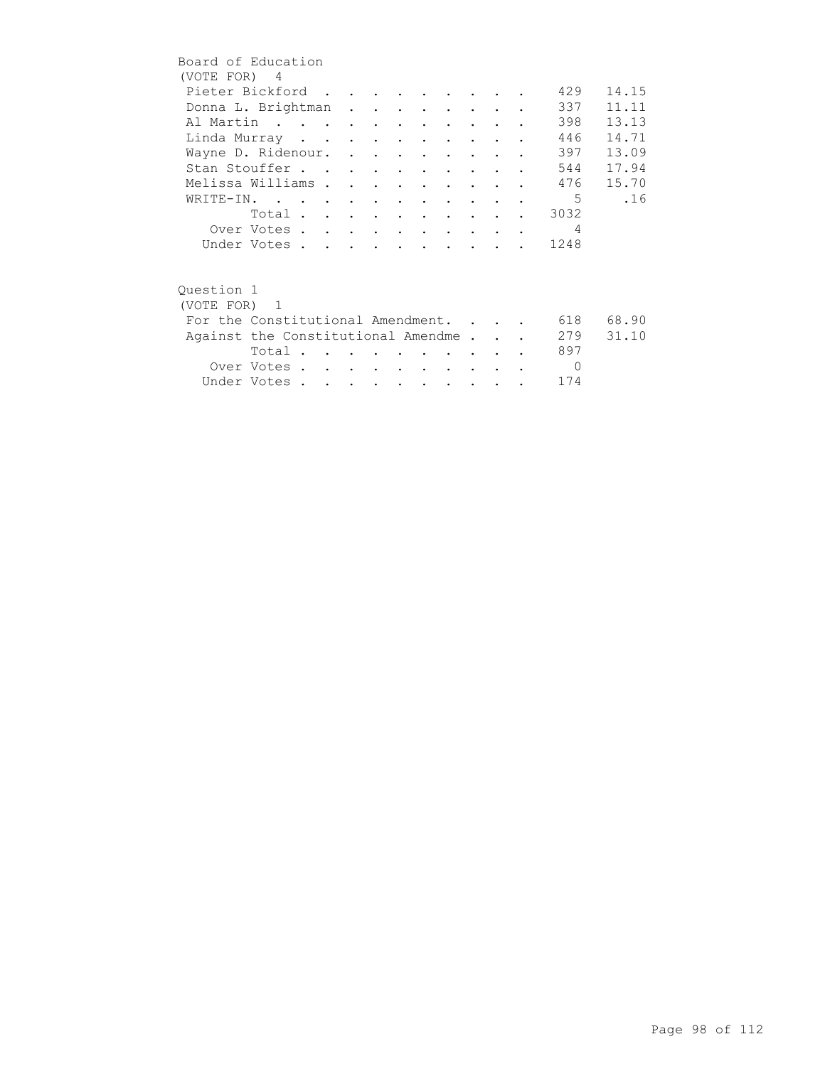## Board of Education

(VOTE FOR) 4

| Candidate | Votes | Percent |
|---|---|---|
| Pieter Bickford | 429 | 14.15 |
| Donna L. Brightman | 337 | 11.11 |
| Al Martin | 398 | 13.13 |
| Linda Murray | 446 | 14.71 |
| Wayne D. Ridenour. | 397 | 13.09 |
| Stan Stouffer | 544 | 17.94 |
| Melissa Williams | 476 | 15.70 |
| WRITE-IN. | 5 | .16 |
| Total | 3032 | |
| Over Votes | 4 | |
| Under Votes | 1248 | |

## Question 1

(VOTE FOR) 1

| Choice | Votes | Percent |
|---|---|---|
| For the Constitutional Amendment. | 618 | 68.90 |
| Against the Constitutional Amendme | 279 | 31.10 |
| Total | 897 | |
| Over Votes | 0 | |
| Under Votes | 174 | |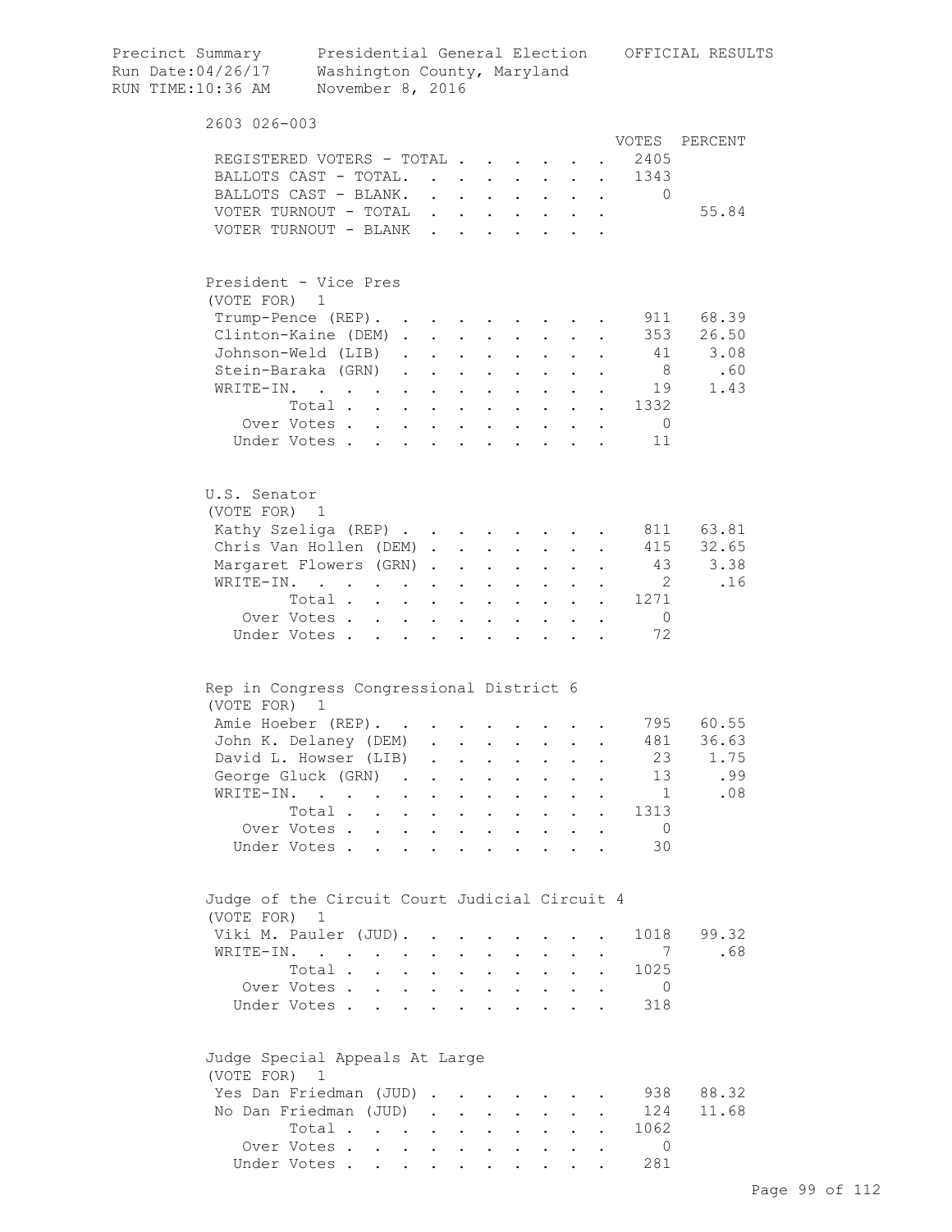Precinct Summary — Presidential General Election — OFFICIAL RESULTS
Run Date:04/26/17 — Washington County, Maryland
RUN TIME:10:36 AM — November 8, 2016

## 2603 026-003

| | VOTES | PERCENT |
|---|---|---|
| REGISTERED VOTERS - TOTAL | 2405 | |
| BALLOTS CAST - TOTAL. | 1343 | |
| BALLOTS CAST - BLANK. | 0 | |
| VOTER TURNOUT - TOTAL | | 55.84 |
| VOTER TURNOUT - BLANK | | |

### President - Vice Pres
(VOTE FOR) 1

| | VOTES | PERCENT |
|---|---|---|
| Trump-Pence (REP). | 911 | 68.39 |
| Clinton-Kaine (DEM) | 353 | 26.50 |
| Johnson-Weld (LIB) | 41 | 3.08 |
| Stein-Baraka (GRN) | 8 | .60 |
| WRITE-IN. | 19 | 1.43 |
| Total | 1332 | |
| Over Votes | 0 | |
| Under Votes | 11 | |

### U.S. Senator
(VOTE FOR) 1

| | VOTES | PERCENT |
|---|---|---|
| Kathy Szeliga (REP) | 811 | 63.81 |
| Chris Van Hollen (DEM) | 415 | 32.65 |
| Margaret Flowers (GRN) | 43 | 3.38 |
| WRITE-IN. | 2 | .16 |
| Total | 1271 | |
| Over Votes | 0 | |
| Under Votes | 72 | |

### Rep in Congress Congressional District 6
(VOTE FOR) 1

| | VOTES | PERCENT |
|---|---|---|
| Amie Hoeber (REP). | 795 | 60.55 |
| John K. Delaney (DEM) | 481 | 36.63 |
| David L. Howser (LIB) | 23 | 1.75 |
| George Gluck (GRN) | 13 | .99 |
| WRITE-IN. | 1 | .08 |
| Total | 1313 | |
| Over Votes | 0 | |
| Under Votes | 30 | |

### Judge of the Circuit Court Judicial Circuit 4
(VOTE FOR) 1

| | VOTES | PERCENT |
|---|---|---|
| Viki M. Pauler (JUD). | 1018 | 99.32 |
| WRITE-IN. | 7 | .68 |
| Total | 1025 | |
| Over Votes | 0 | |
| Under Votes | 318 | |

### Judge Special Appeals At Large
(VOTE FOR) 1

| | VOTES | PERCENT |
|---|---|---|
| Yes Dan Friedman (JUD) | 938 | 88.32 |
| No Dan Friedman (JUD) | 124 | 11.68 |
| Total | 1062 | |
| Over Votes | 0 | |
| Under Votes | 281 | |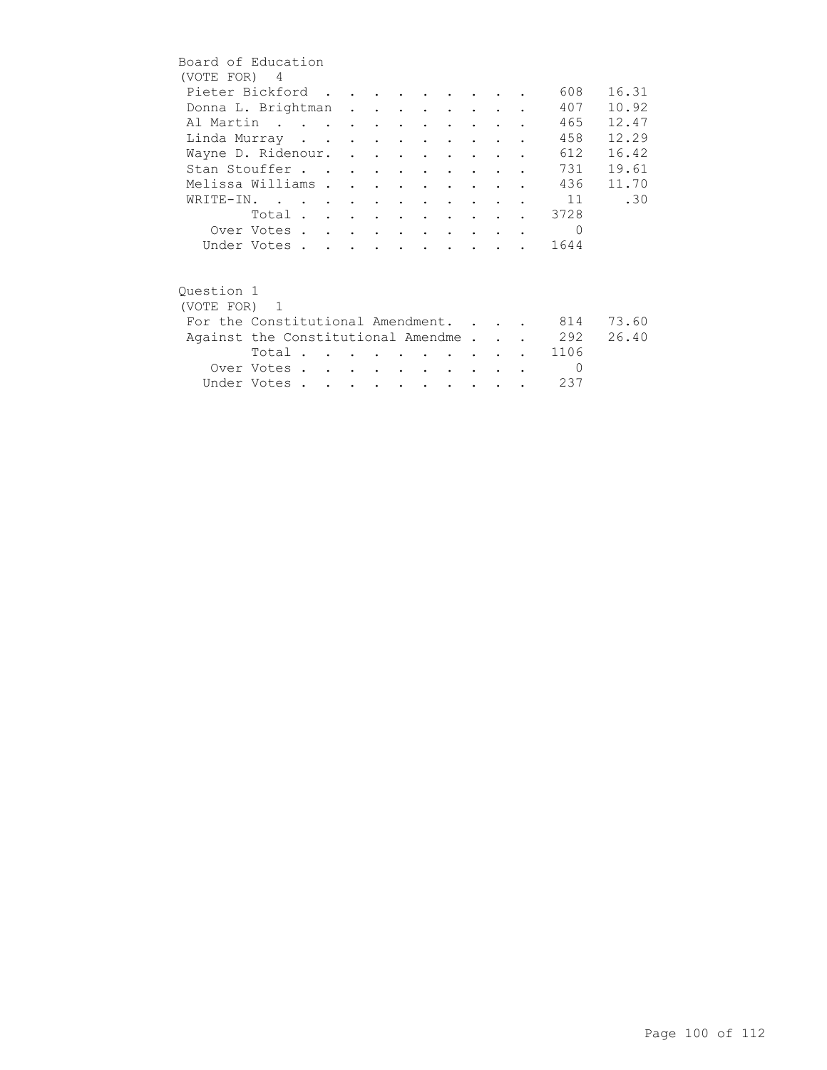## Board of Education

(VOTE FOR) 4

| Candidate | Votes | Percent |
|---|---|---|
| Pieter Bickford | 608 | 16.31 |
| Donna L. Brightman | 407 | 10.92 |
| Al Martin | 465 | 12.47 |
| Linda Murray | 458 | 12.29 |
| Wayne D. Ridenour. | 612 | 16.42 |
| Stan Stouffer | 731 | 19.61 |
| Melissa Williams | 436 | 11.70 |
| WRITE-IN. | 11 | .30 |
| Total | 3728 | |
| Over Votes | 0 | |
| Under Votes | 1644 | |

## Question 1

(VOTE FOR) 1

| Choice | Votes | Percent |
|---|---|---|
| For the Constitutional Amendment. | 814 | 73.60 |
| Against the Constitutional Amendme | 292 | 26.40 |
| Total | 1106 | |
| Over Votes | 0 | |
| Under Votes | 237 | |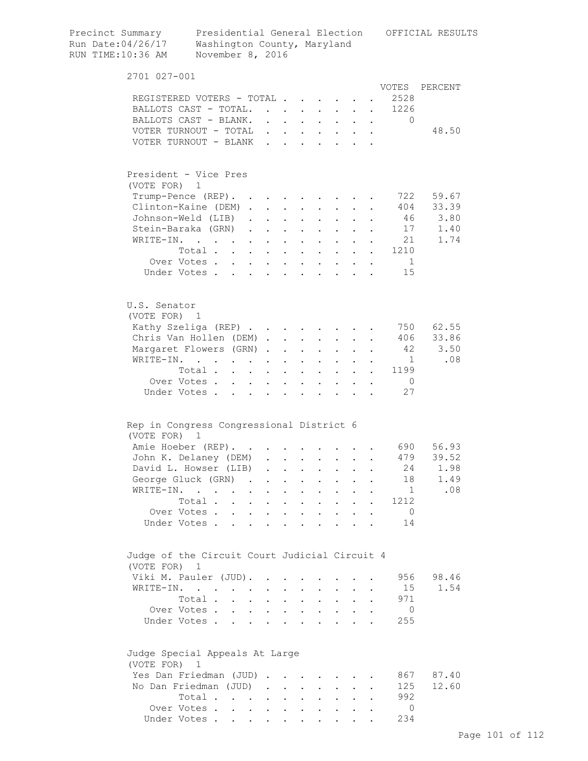Precinct Summary — Presidential General Election — OFFICIAL RESULTS
Run Date:04/26/17 — Washington County, Maryland
RUN TIME:10:36 AM — November 8, 2016

## 2701 027-001

| | VOTES | PERCENT |
|---|---|---|
| REGISTERED VOTERS - TOTAL | 2528 | |
| BALLOTS CAST - TOTAL. | 1226 | |
| BALLOTS CAST - BLANK. | 0 | |
| VOTER TURNOUT - TOTAL | | 48.50 |
| VOTER TURNOUT - BLANK | | |

### President - Vice Pres
(VOTE FOR) 1

| | VOTES | PERCENT |
|---|---|---|
| Trump-Pence (REP) | 722 | 59.67 |
| Clinton-Kaine (DEM) | 404 | 33.39 |
| Johnson-Weld (LIB) | 46 | 3.80 |
| Stein-Baraka (GRN) | 17 | 1.40 |
| WRITE-IN. | 21 | 1.74 |
| Total | 1210 | |
| Over Votes | 1 | |
| Under Votes | 15 | |

### U.S. Senator
(VOTE FOR) 1

| | VOTES | PERCENT |
|---|---|---|
| Kathy Szeliga (REP) | 750 | 62.55 |
| Chris Van Hollen (DEM) | 406 | 33.86 |
| Margaret Flowers (GRN) | 42 | 3.50 |
| WRITE-IN. | 1 | .08 |
| Total | 1199 | |
| Over Votes | 0 | |
| Under Votes | 27 | |

### Rep in Congress Congressional District 6
(VOTE FOR) 1

| | VOTES | PERCENT |
|---|---|---|
| Amie Hoeber (REP) | 690 | 56.93 |
| John K. Delaney (DEM) | 479 | 39.52 |
| David L. Howser (LIB) | 24 | 1.98 |
| George Gluck (GRN) | 18 | 1.49 |
| WRITE-IN. | 1 | .08 |
| Total | 1212 | |
| Over Votes | 0 | |
| Under Votes | 14 | |

### Judge of the Circuit Court Judicial Circuit 4
(VOTE FOR) 1

| | VOTES | PERCENT |
|---|---|---|
| Viki M. Pauler (JUD) | 956 | 98.46 |
| WRITE-IN. | 15 | 1.54 |
| Total | 971 | |
| Over Votes | 0 | |
| Under Votes | 255 | |

### Judge Special Appeals At Large
(VOTE FOR) 1

| | VOTES | PERCENT |
|---|---|---|
| Yes Dan Friedman (JUD) | 867 | 87.40 |
| No Dan Friedman (JUD) | 125 | 12.60 |
| Total | 992 | |
| Over Votes | 0 | |
| Under Votes | 234 | |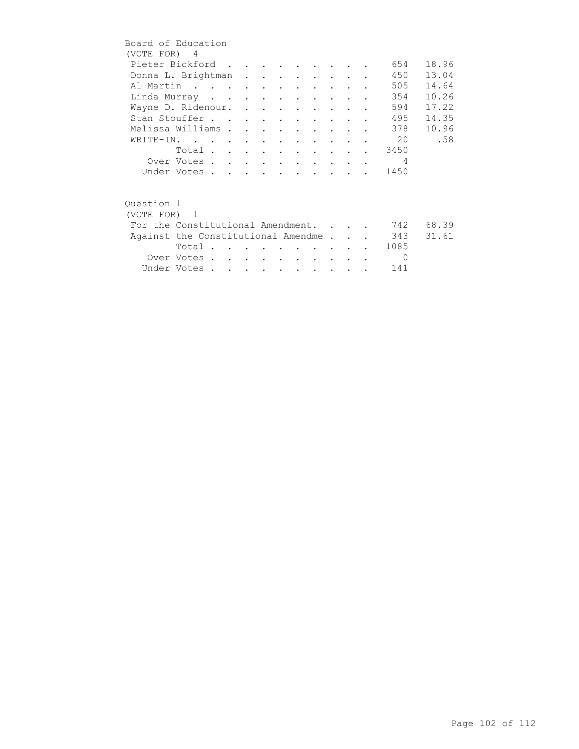## Board of Education

(VOTE FOR) 4

| Candidate | Votes | Percent |
|---|---|---|
| Pieter Bickford | 654 | 18.96 |
| Donna L. Brightman | 450 | 13.04 |
| Al Martin | 505 | 14.64 |
| Linda Murray | 354 | 10.26 |
| Wayne D. Ridenour. | 594 | 17.22 |
| Stan Stouffer | 495 | 14.35 |
| Melissa Williams | 378 | 10.96 |
| WRITE-IN. | 20 | .58 |
| Total | 3450 | |
| Over Votes | 4 | |
| Under Votes | 1450 | |

## Question 1

(VOTE FOR) 1

| Choice | Votes | Percent |
|---|---|---|
| For the Constitutional Amendment. | 742 | 68.39 |
| Against the Constitutional Amendme | 343 | 31.61 |
| Total | 1085 | |
| Over Votes | 0 | |
| Under Votes | 141 | |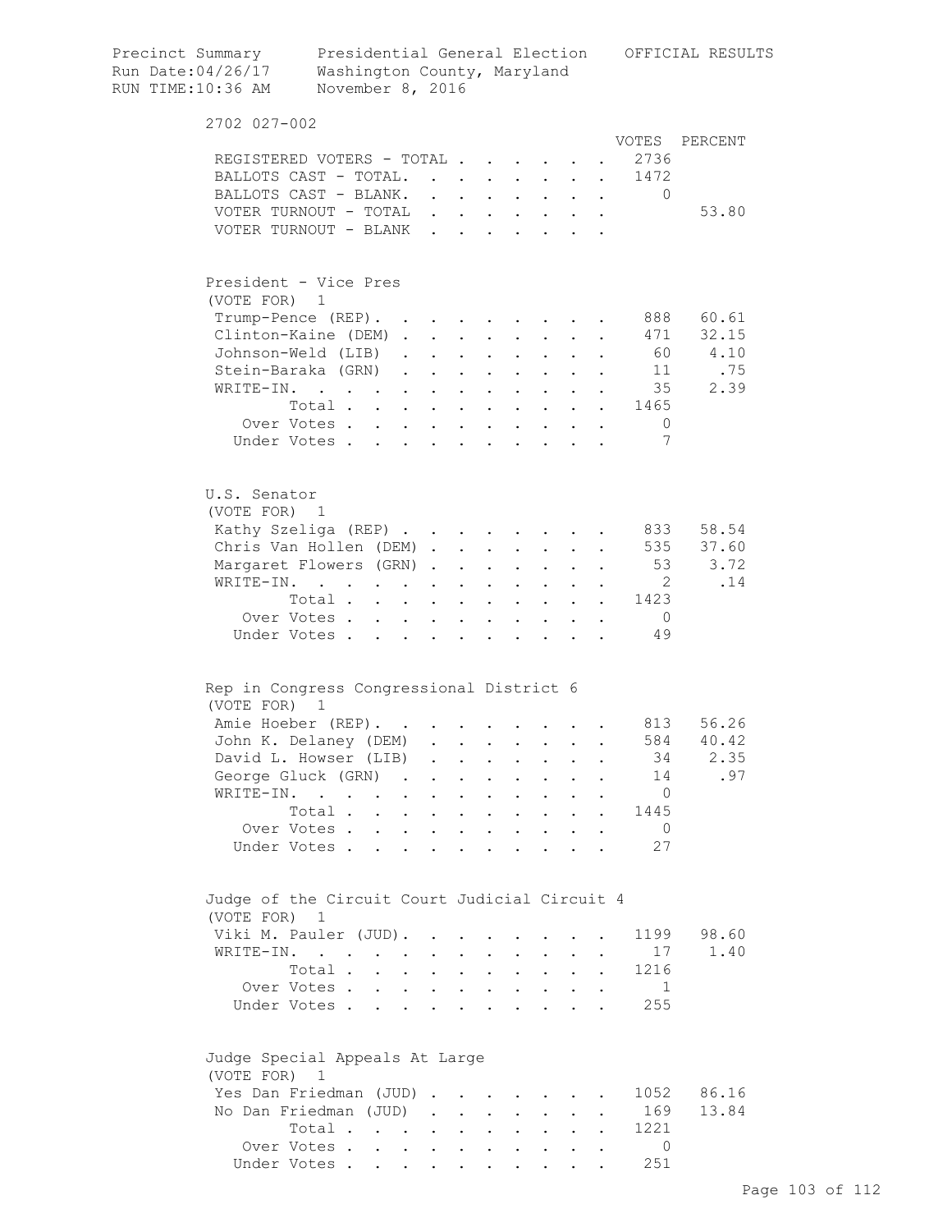Precinct Summary    Presidential General Election    OFFICIAL RESULTS
Run Date:04/26/17    Washington County, Maryland
RUN TIME:10:36 AM    November 8, 2016

## 2702 027-002

| | VOTES | PERCENT |
|---|---|---|
| REGISTERED VOTERS - TOTAL | 2736 | |
| BALLOTS CAST - TOTAL | 1472 | |
| BALLOTS CAST - BLANK | 0 | |
| VOTER TURNOUT - TOTAL | | 53.80 |
| VOTER TURNOUT - BLANK | | |

### President - Vice Pres
(VOTE FOR) 1

| | VOTES | PERCENT |
|---|---|---|
| Trump-Pence (REP) | 888 | 60.61 |
| Clinton-Kaine (DEM) | 471 | 32.15 |
| Johnson-Weld (LIB) | 60 | 4.10 |
| Stein-Baraka (GRN) | 11 | .75 |
| WRITE-IN. | 35 | 2.39 |
| Total | 1465 | |
| Over Votes | 0 | |
| Under Votes | 7 | |

### U.S. Senator
(VOTE FOR) 1

| | VOTES | PERCENT |
|---|---|---|
| Kathy Szeliga (REP) | 833 | 58.54 |
| Chris Van Hollen (DEM) | 535 | 37.60 |
| Margaret Flowers (GRN) | 53 | 3.72 |
| WRITE-IN. | 2 | .14 |
| Total | 1423 | |
| Over Votes | 0 | |
| Under Votes | 49 | |

### Rep in Congress Congressional District 6
(VOTE FOR) 1

| | VOTES | PERCENT |
|---|---|---|
| Amie Hoeber (REP) | 813 | 56.26 |
| John K. Delaney (DEM) | 584 | 40.42 |
| David L. Howser (LIB) | 34 | 2.35 |
| George Gluck (GRN) | 14 | .97 |
| WRITE-IN. | 0 | |
| Total | 1445 | |
| Over Votes | 0 | |
| Under Votes | 27 | |

### Judge of the Circuit Court Judicial Circuit 4
(VOTE FOR) 1

| | VOTES | PERCENT |
|---|---|---|
| Viki M. Pauler (JUD) | 1199 | 98.60 |
| WRITE-IN. | 17 | 1.40 |
| Total | 1216 | |
| Over Votes | 1 | |
| Under Votes | 255 | |

### Judge Special Appeals At Large
(VOTE FOR) 1

| | VOTES | PERCENT |
|---|---|---|
| Yes Dan Friedman (JUD) | 1052 | 86.16 |
| No Dan Friedman (JUD) | 169 | 13.84 |
| Total | 1221 | |
| Over Votes | 0 | |
| Under Votes | 251 | |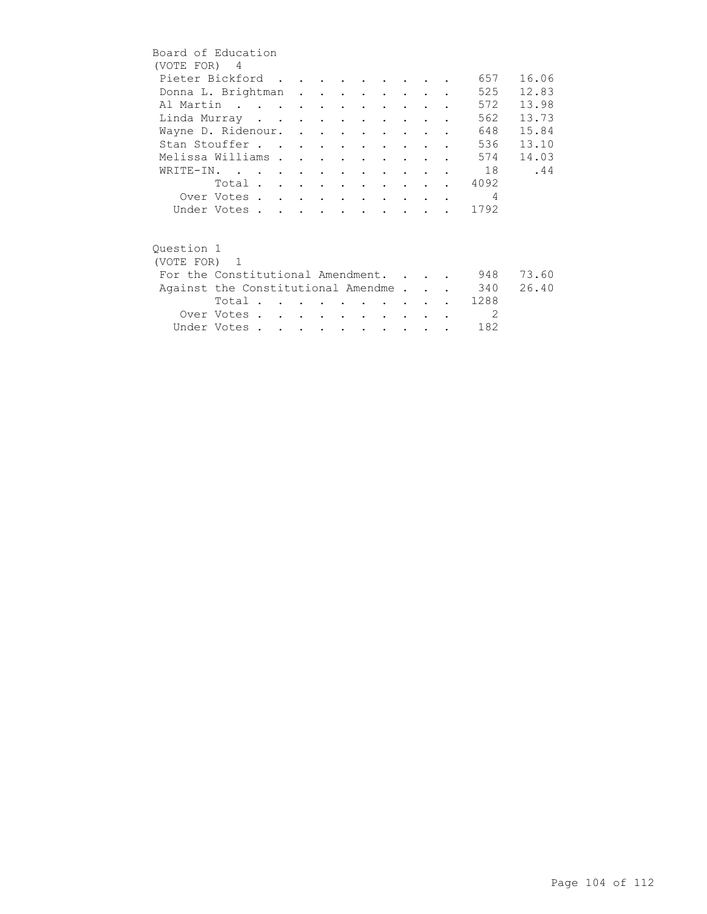## Board of Education

(VOTE FOR) 4

| Candidate | Votes | Percent |
| --- | --- | --- |
| Pieter Bickford | 657 | 16.06 |
| Donna L. Brightman | 525 | 12.83 |
| Al Martin | 572 | 13.98 |
| Linda Murray | 562 | 13.73 |
| Wayne D. Ridenour. | 648 | 15.84 |
| Stan Stouffer | 536 | 13.10 |
| Melissa Williams | 574 | 14.03 |
| WRITE-IN. | 18 | .44 |
| Total | 4092 | |
| Over Votes | 4 | |
| Under Votes | 1792 | |

## Question 1

(VOTE FOR) 1

| Choice | Votes | Percent |
| --- | --- | --- |
| For the Constitutional Amendment. | 948 | 73.60 |
| Against the Constitutional Amendme | 340 | 26.40 |
| Total | 1288 | |
| Over Votes | 2 | |
| Under Votes | 182 | |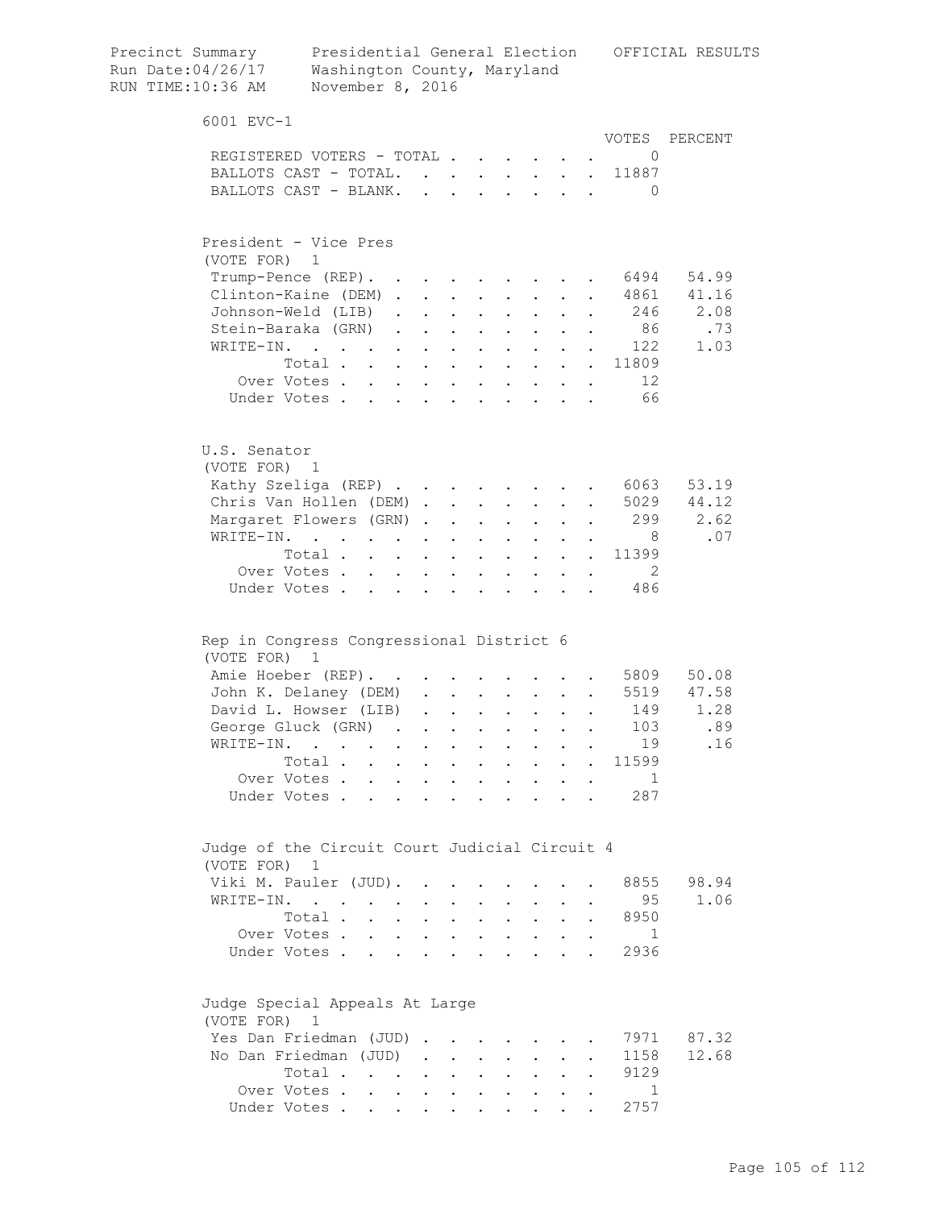Precinct Summary — Presidential General Election — OFFICIAL RESULTS
Run Date:04/26/17 — Washington County, Maryland
RUN TIME:10:36 AM — November 8, 2016

## 6001 EVC-1

| | VOTES | PERCENT |
|---|---|---|
| REGISTERED VOTERS - TOTAL | 0 | |
| BALLOTS CAST - TOTAL. | 11887 | |
| BALLOTS CAST - BLANK. | 0 | |

### President - Vice Pres
(VOTE FOR) 1

| | VOTES | PERCENT |
|---|---|---|
| Trump-Pence (REP). | 6494 | 54.99 |
| Clinton-Kaine (DEM) | 4861 | 41.16 |
| Johnson-Weld (LIB) | 246 | 2.08 |
| Stein-Baraka (GRN) | 86 | .73 |
| WRITE-IN. | 122 | 1.03 |
| Total | 11809 | |
| Over Votes | 12 | |
| Under Votes | 66 | |

### U.S. Senator
(VOTE FOR) 1

| | VOTES | PERCENT |
|---|---|---|
| Kathy Szeliga (REP) | 6063 | 53.19 |
| Chris Van Hollen (DEM) | 5029 | 44.12 |
| Margaret Flowers (GRN) | 299 | 2.62 |
| WRITE-IN. | 8 | .07 |
| Total | 11399 | |
| Over Votes | 2 | |
| Under Votes | 486 | |

### Rep in Congress Congressional District 6
(VOTE FOR) 1

| | VOTES | PERCENT |
|---|---|---|
| Amie Hoeber (REP). | 5809 | 50.08 |
| John K. Delaney (DEM) | 5519 | 47.58 |
| David L. Howser (LIB) | 149 | 1.28 |
| George Gluck (GRN) | 103 | .89 |
| WRITE-IN. | 19 | .16 |
| Total | 11599 | |
| Over Votes | 1 | |
| Under Votes | 287 | |

### Judge of the Circuit Court Judicial Circuit 4
(VOTE FOR) 1

| | VOTES | PERCENT |
|---|---|---|
| Viki M. Pauler (JUD). | 8855 | 98.94 |
| WRITE-IN. | 95 | 1.06 |
| Total | 8950 | |
| Over Votes | 1 | |
| Under Votes | 2936 | |

### Judge Special Appeals At Large
(VOTE FOR) 1

| | VOTES | PERCENT |
|---|---|---|
| Yes Dan Friedman (JUD) | 7971 | 87.32 |
| No Dan Friedman (JUD) | 1158 | 12.68 |
| Total | 9129 | |
| Over Votes | 1 | |
| Under Votes | 2757 | |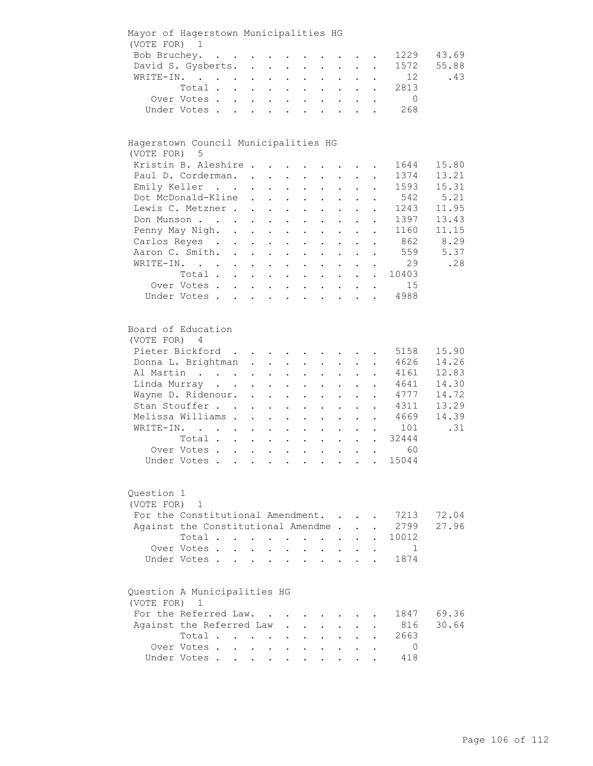## Mayor of Hagerstown Municipalities HG

(VOTE FOR) 1

| Candidate | Votes | Percent |
|---|---|---|
| Bob Bruchey | 1229 | 43.69 |
| David S. Gysberts | 1572 | 55.88 |
| WRITE-IN | 12 | .43 |
| Total | 2813 | |
| Over Votes | 0 | |
| Under Votes | 268 | |

## Hagerstown Council Municipalities HG

(VOTE FOR) 5

| Candidate | Votes | Percent |
|---|---|---|
| Kristin B. Aleshire | 1644 | 15.80 |
| Paul D. Corderman | 1374 | 13.21 |
| Emily Keller | 1593 | 15.31 |
| Dot McDonald-Kline | 542 | 5.21 |
| Lewis C. Metzner | 1243 | 11.95 |
| Don Munson | 1397 | 13.43 |
| Penny May Nigh | 1160 | 11.15 |
| Carlos Reyes | 862 | 8.29 |
| Aaron C. Smith | 559 | 5.37 |
| WRITE-IN | 29 | .28 |
| Total | 10403 | |
| Over Votes | 15 | |
| Under Votes | 4988 | |

## Board of Education

(VOTE FOR) 4

| Candidate | Votes | Percent |
|---|---|---|
| Pieter Bickford | 5158 | 15.90 |
| Donna L. Brightman | 4626 | 14.26 |
| Al Martin | 4161 | 12.83 |
| Linda Murray | 4641 | 14.30 |
| Wayne D. Ridenour | 4777 | 14.72 |
| Stan Stouffer | 4311 | 13.29 |
| Melissa Williams | 4669 | 14.39 |
| WRITE-IN | 101 | .31 |
| Total | 32444 | |
| Over Votes | 60 | |
| Under Votes | 15044 | |

## Question 1

(VOTE FOR) 1

| Choice | Votes | Percent |
|---|---|---|
| For the Constitutional Amendment | 7213 | 72.04 |
| Against the Constitutional Amendme | 2799 | 27.96 |
| Total | 10012 | |
| Over Votes | 1 | |
| Under Votes | 1874 | |

## Question A Municipalities HG

(VOTE FOR) 1

| Choice | Votes | Percent |
|---|---|---|
| For the Referred Law | 1847 | 69.36 |
| Against the Referred Law | 816 | 30.64 |
| Total | 2663 | |
| Over Votes | 0 | |
| Under Votes | 418 | |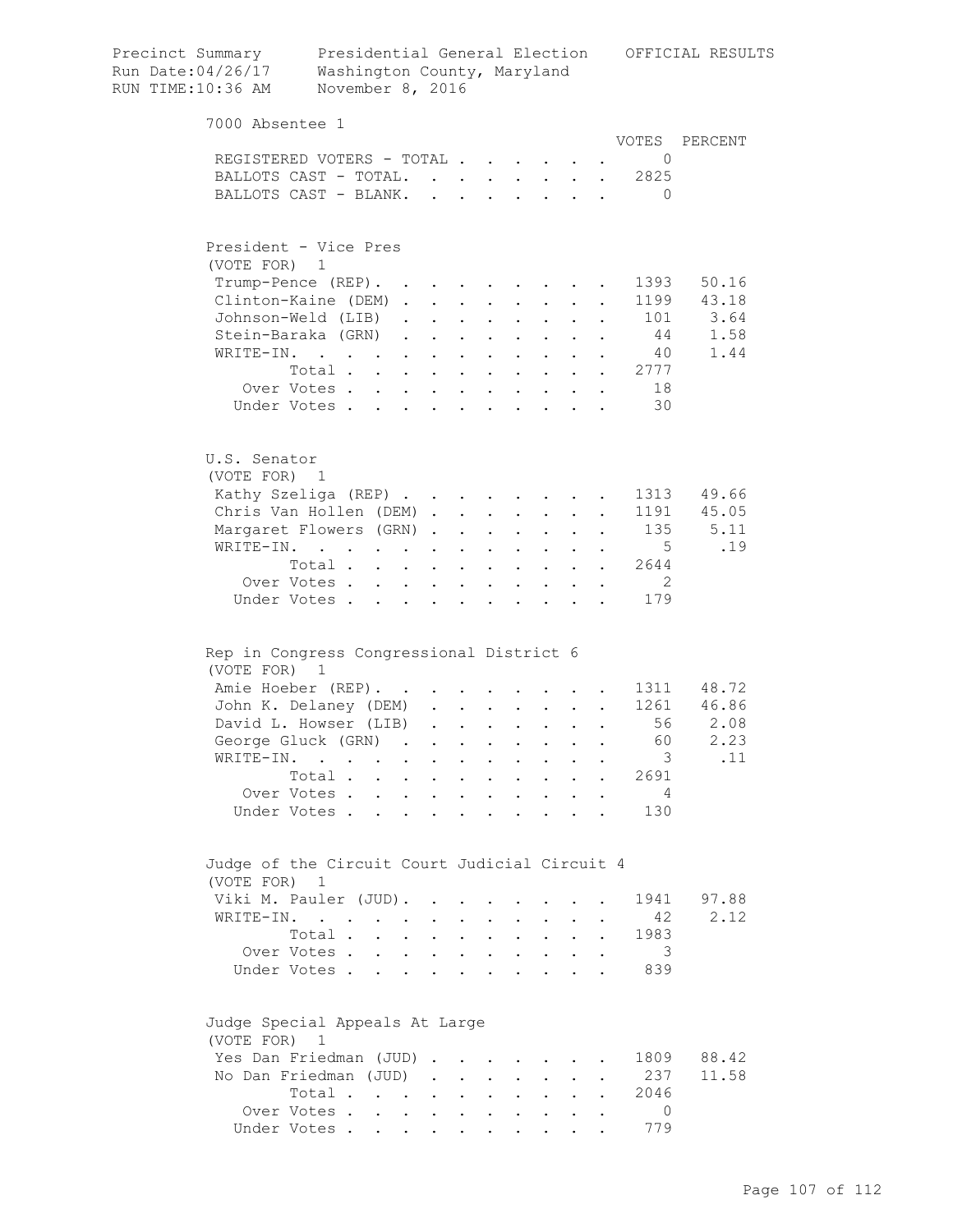Precinct Summary — Presidential General Election — OFFICIAL RESULTS
Run Date:04/26/17 — Washington County, Maryland
RUN TIME:10:36 AM — November 8, 2016

## 7000 Absentee 1

| | VOTES | PERCENT |
|---|---|---|
| REGISTERED VOTERS - TOTAL | 0 | |
| BALLOTS CAST - TOTAL. | 2825 | |
| BALLOTS CAST - BLANK. | 0 | |

### President - Vice Pres
(VOTE FOR) 1

| | VOTES | PERCENT |
|---|---|---|
| Trump-Pence (REP). | 1393 | 50.16 |
| Clinton-Kaine (DEM) | 1199 | 43.18 |
| Johnson-Weld (LIB) | 101 | 3.64 |
| Stein-Baraka (GRN) | 44 | 1.58 |
| WRITE-IN. | 40 | 1.44 |
| Total | 2777 | |
| Over Votes | 18 | |
| Under Votes | 30 | |

### U.S. Senator
(VOTE FOR) 1

| | VOTES | PERCENT |
|---|---|---|
| Kathy Szeliga (REP) | 1313 | 49.66 |
| Chris Van Hollen (DEM) | 1191 | 45.05 |
| Margaret Flowers (GRN) | 135 | 5.11 |
| WRITE-IN. | 5 | .19 |
| Total | 2644 | |
| Over Votes | 2 | |
| Under Votes | 179 | |

### Rep in Congress Congressional District 6
(VOTE FOR) 1

| | VOTES | PERCENT |
|---|---|---|
| Amie Hoeber (REP). | 1311 | 48.72 |
| John K. Delaney (DEM) | 1261 | 46.86 |
| David L. Howser (LIB) | 56 | 2.08 |
| George Gluck (GRN) | 60 | 2.23 |
| WRITE-IN. | 3 | .11 |
| Total | 2691 | |
| Over Votes | 4 | |
| Under Votes | 130 | |

### Judge of the Circuit Court Judicial Circuit 4
(VOTE FOR) 1

| | VOTES | PERCENT |
|---|---|---|
| Viki M. Pauler (JUD). | 1941 | 97.88 |
| WRITE-IN. | 42 | 2.12 |
| Total | 1983 | |
| Over Votes | 3 | |
| Under Votes | 839 | |

### Judge Special Appeals At Large
(VOTE FOR) 1

| | VOTES | PERCENT |
|---|---|---|
| Yes Dan Friedman (JUD) | 1809 | 88.42 |
| No Dan Friedman (JUD) | 237 | 11.58 |
| Total | 2046 | |
| Over Votes | 0 | |
| Under Votes | 779 | |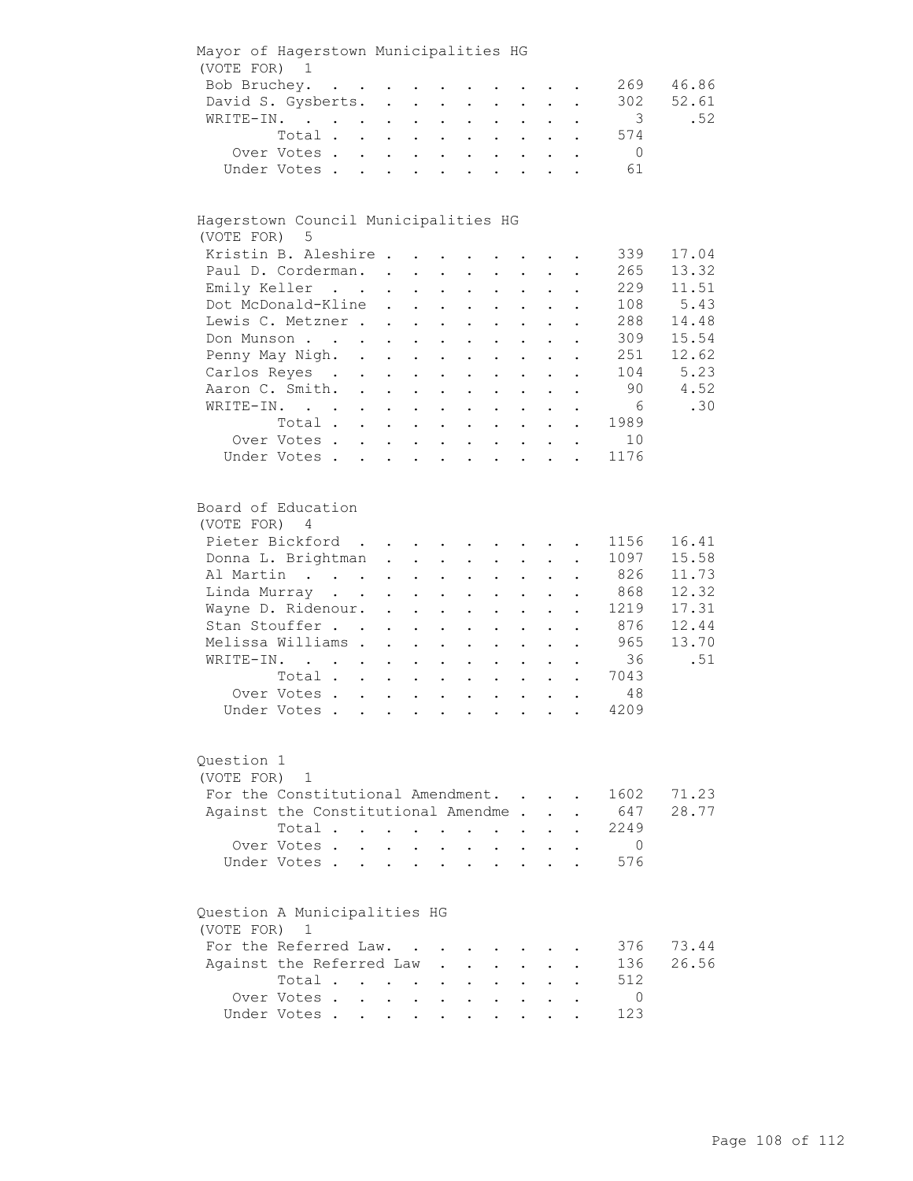## Mayor of Hagerstown Municipalities HG

(VOTE FOR) 1

| Candidate | Votes | Percent |
|---|---|---|
| Bob Bruchey | 269 | 46.86 |
| David S. Gysberts | 302 | 52.61 |
| WRITE-IN | 3 | .52 |
| Total | 574 | |
| Over Votes | 0 | |
| Under Votes | 61 | |

## Hagerstown Council Municipalities HG

(VOTE FOR) 5

| Candidate | Votes | Percent |
|---|---|---|
| Kristin B. Aleshire | 339 | 17.04 |
| Paul D. Corderman | 265 | 13.32 |
| Emily Keller | 229 | 11.51 |
| Dot McDonald-Kline | 108 | 5.43 |
| Lewis C. Metzner | 288 | 14.48 |
| Don Munson | 309 | 15.54 |
| Penny May Nigh | 251 | 12.62 |
| Carlos Reyes | 104 | 5.23 |
| Aaron C. Smith | 90 | 4.52 |
| WRITE-IN | 6 | .30 |
| Total | 1989 | |
| Over Votes | 10 | |
| Under Votes | 1176 | |

## Board of Education

(VOTE FOR) 4

| Candidate | Votes | Percent |
|---|---|---|
| Pieter Bickford | 1156 | 16.41 |
| Donna L. Brightman | 1097 | 15.58 |
| Al Martin | 826 | 11.73 |
| Linda Murray | 868 | 12.32 |
| Wayne D. Ridenour | 1219 | 17.31 |
| Stan Stouffer | 876 | 12.44 |
| Melissa Williams | 965 | 13.70 |
| WRITE-IN | 36 | .51 |
| Total | 7043 | |
| Over Votes | 48 | |
| Under Votes | 4209 | |

## Question 1

(VOTE FOR) 1

| Choice | Votes | Percent |
|---|---|---|
| For the Constitutional Amendment | 1602 | 71.23 |
| Against the Constitutional Amendme | 647 | 28.77 |
| Total | 2249 | |
| Over Votes | 0 | |
| Under Votes | 576 | |

## Question A Municipalities HG

(VOTE FOR) 1

| Choice | Votes | Percent |
|---|---|---|
| For the Referred Law | 376 | 73.44 |
| Against the Referred Law | 136 | 26.56 |
| Total | 512 | |
| Over Votes | 0 | |
| Under Votes | 123 | |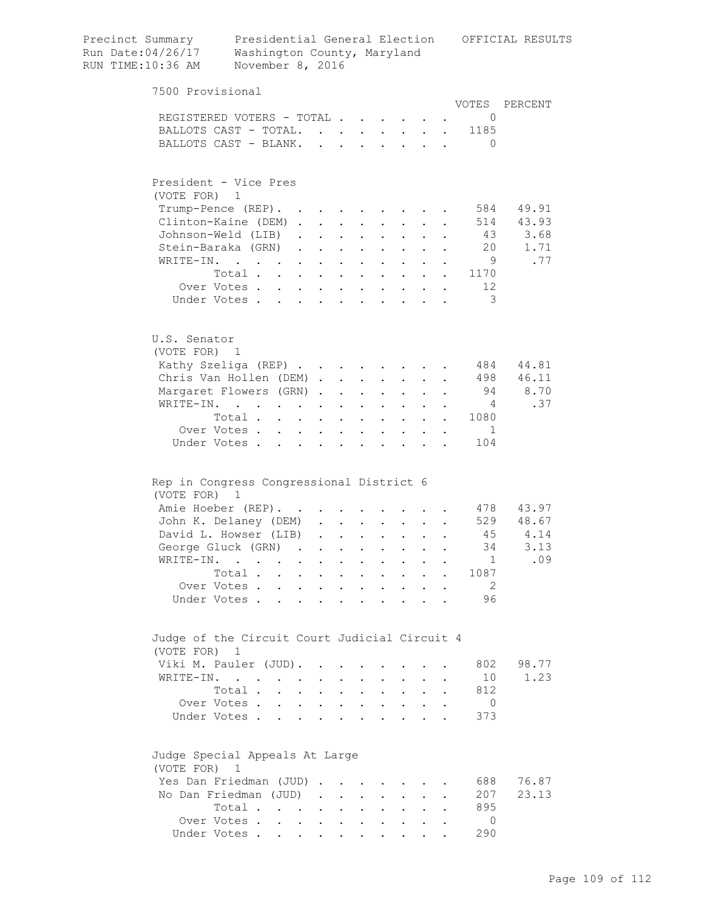Precinct Summary — Presidential General Election — OFFICIAL RESULTS
Run Date:04/26/17 — Washington County, Maryland
RUN TIME:10:36 AM — November 8, 2016

## 7500 Provisional

| | VOTES | PERCENT |
|---|---|---|
| REGISTERED VOTERS - TOTAL | 0 | |
| BALLOTS CAST - TOTAL. | 1185 | |
| BALLOTS CAST - BLANK. | 0 | |

### President - Vice Pres
(VOTE FOR) 1

| | VOTES | PERCENT |
|---|---|---|
| Trump-Pence (REP). | 584 | 49.91 |
| Clinton-Kaine (DEM) | 514 | 43.93 |
| Johnson-Weld (LIB) | 43 | 3.68 |
| Stein-Baraka (GRN) | 20 | 1.71 |
| WRITE-IN. | 9 | .77 |
| Total | 1170 | |
| Over Votes | 12 | |
| Under Votes | 3 | |

### U.S. Senator
(VOTE FOR) 1

| | VOTES | PERCENT |
|---|---|---|
| Kathy Szeliga (REP) | 484 | 44.81 |
| Chris Van Hollen (DEM) | 498 | 46.11 |
| Margaret Flowers (GRN) | 94 | 8.70 |
| WRITE-IN. | 4 | .37 |
| Total | 1080 | |
| Over Votes | 1 | |
| Under Votes | 104 | |

### Rep in Congress Congressional District 6
(VOTE FOR) 1

| | VOTES | PERCENT |
|---|---|---|
| Amie Hoeber (REP). | 478 | 43.97 |
| John K. Delaney (DEM) | 529 | 48.67 |
| David L. Howser (LIB) | 45 | 4.14 |
| George Gluck (GRN) | 34 | 3.13 |
| WRITE-IN. | 1 | .09 |
| Total | 1087 | |
| Over Votes | 2 | |
| Under Votes | 96 | |

### Judge of the Circuit Court Judicial Circuit 4
(VOTE FOR) 1

| | VOTES | PERCENT |
|---|---|---|
| Viki M. Pauler (JUD). | 802 | 98.77 |
| WRITE-IN. | 10 | 1.23 |
| Total | 812 | |
| Over Votes | 0 | |
| Under Votes | 373 | |

### Judge Special Appeals At Large
(VOTE FOR) 1

| | VOTES | PERCENT |
|---|---|---|
| Yes Dan Friedman (JUD) | 688 | 76.87 |
| No Dan Friedman (JUD) | 207 | 23.13 |
| Total | 895 | |
| Over Votes | 0 | |
| Under Votes | 290 | |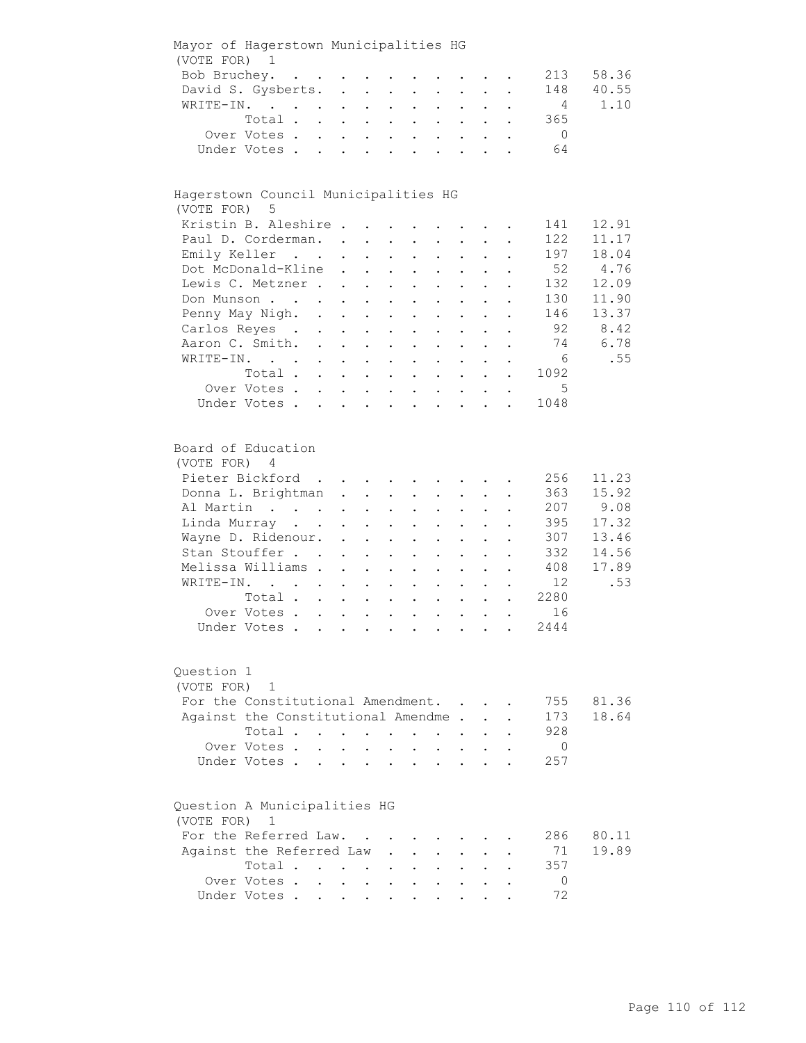## Mayor of Hagerstown Municipalities HG

(VOTE FOR) 1

| Candidate | Votes | Percent |
|---|---|---|
| Bob Bruchey | 213 | 58.36 |
| David S. Gysberts | 148 | 40.55 |
| WRITE-IN | 4 | 1.10 |
| Total | 365 | |
| Over Votes | 0 | |
| Under Votes | 64 | |

## Hagerstown Council Municipalities HG

(VOTE FOR) 5

| Candidate | Votes | Percent |
|---|---|---|
| Kristin B. Aleshire | 141 | 12.91 |
| Paul D. Corderman | 122 | 11.17 |
| Emily Keller | 197 | 18.04 |
| Dot McDonald-Kline | 52 | 4.76 |
| Lewis C. Metzner | 132 | 12.09 |
| Don Munson | 130 | 11.90 |
| Penny May Nigh | 146 | 13.37 |
| Carlos Reyes | 92 | 8.42 |
| Aaron C. Smith | 74 | 6.78 |
| WRITE-IN | 6 | .55 |
| Total | 1092 | |
| Over Votes | 5 | |
| Under Votes | 1048 | |

## Board of Education

(VOTE FOR) 4

| Candidate | Votes | Percent |
|---|---|---|
| Pieter Bickford | 256 | 11.23 |
| Donna L. Brightman | 363 | 15.92 |
| Al Martin | 207 | 9.08 |
| Linda Murray | 395 | 17.32 |
| Wayne D. Ridenour | 307 | 13.46 |
| Stan Stouffer | 332 | 14.56 |
| Melissa Williams | 408 | 17.89 |
| WRITE-IN | 12 | .53 |
| Total | 2280 | |
| Over Votes | 16 | |
| Under Votes | 2444 | |

## Question 1

(VOTE FOR) 1

| Choice | Votes | Percent |
|---|---|---|
| For the Constitutional Amendment | 755 | 81.36 |
| Against the Constitutional Amendme | 173 | 18.64 |
| Total | 928 | |
| Over Votes | 0 | |
| Under Votes | 257 | |

## Question A Municipalities HG

(VOTE FOR) 1

| Choice | Votes | Percent |
|---|---|---|
| For the Referred Law | 286 | 80.11 |
| Against the Referred Law | 71 | 19.89 |
| Total | 357 | |
| Over Votes | 0 | |
| Under Votes | 72 | |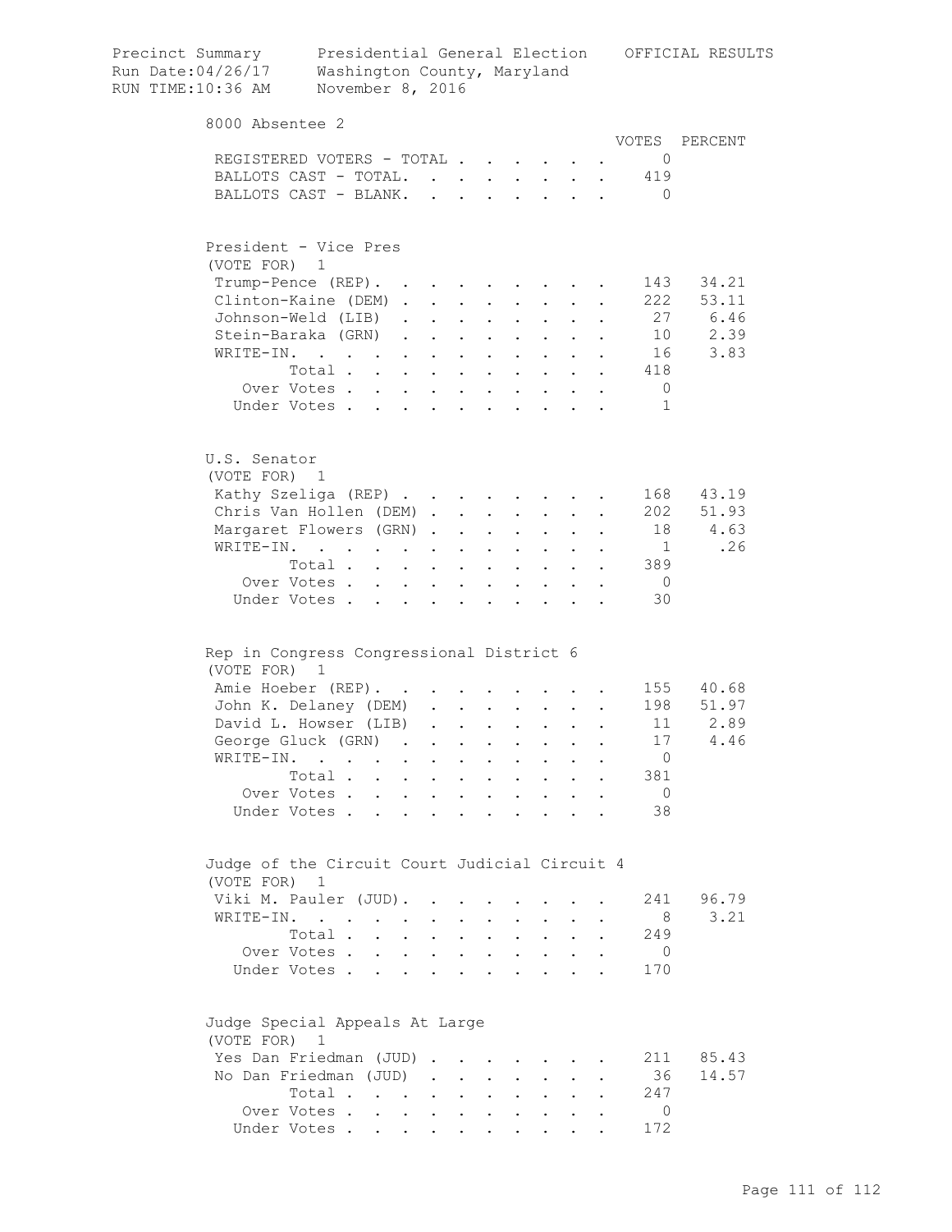Precinct Summary — Presidential General Election — OFFICIAL RESULTS
Run Date:04/26/17 — Washington County, Maryland
RUN TIME:10:36 AM — November 8, 2016

## 8000 Absentee 2

| | VOTES | PERCENT |
|---|---|---|
| REGISTERED VOTERS - TOTAL | 0 | |
| BALLOTS CAST - TOTAL. | 419 | |
| BALLOTS CAST - BLANK. | 0 | |

### President - Vice Pres
(VOTE FOR) 1

| | VOTES | PERCENT |
|---|---|---|
| Trump-Pence (REP) | 143 | 34.21 |
| Clinton-Kaine (DEM) | 222 | 53.11 |
| Johnson-Weld (LIB) | 27 | 6.46 |
| Stein-Baraka (GRN) | 10 | 2.39 |
| WRITE-IN. | 16 | 3.83 |
| Total | 418 | |
| Over Votes | 0 | |
| Under Votes | 1 | |

### U.S. Senator
(VOTE FOR) 1

| | VOTES | PERCENT |
|---|---|---|
| Kathy Szeliga (REP) | 168 | 43.19 |
| Chris Van Hollen (DEM) | 202 | 51.93 |
| Margaret Flowers (GRN) | 18 | 4.63 |
| WRITE-IN. | 1 | .26 |
| Total | 389 | |
| Over Votes | 0 | |
| Under Votes | 30 | |

### Rep in Congress Congressional District 6
(VOTE FOR) 1

| | VOTES | PERCENT |
|---|---|---|
| Amie Hoeber (REP) | 155 | 40.68 |
| John K. Delaney (DEM) | 198 | 51.97 |
| David L. Howser (LIB) | 11 | 2.89 |
| George Gluck (GRN) | 17 | 4.46 |
| WRITE-IN. | 0 | |
| Total | 381 | |
| Over Votes | 0 | |
| Under Votes | 38 | |

### Judge of the Circuit Court Judicial Circuit 4
(VOTE FOR) 1

| | VOTES | PERCENT |
|---|---|---|
| Viki M. Pauler (JUD) | 241 | 96.79 |
| WRITE-IN. | 8 | 3.21 |
| Total | 249 | |
| Over Votes | 0 | |
| Under Votes | 170 | |

### Judge Special Appeals At Large
(VOTE FOR) 1

| | VOTES | PERCENT |
|---|---|---|
| Yes Dan Friedman (JUD) | 211 | 85.43 |
| No Dan Friedman (JUD) | 36 | 14.57 |
| Total | 247 | |
| Over Votes | 0 | |
| Under Votes | 172 | |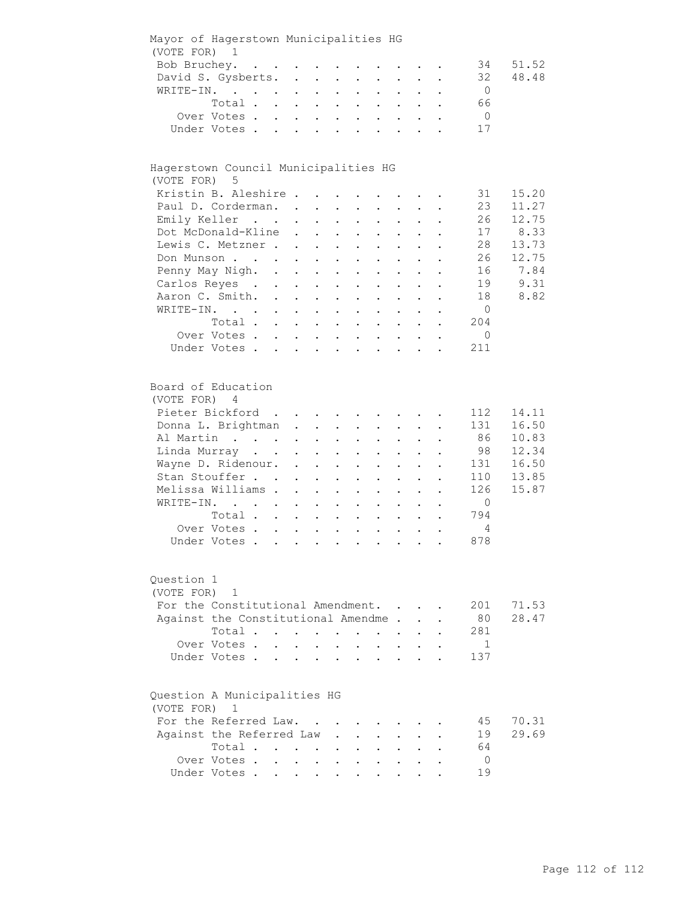## Mayor of Hagerstown Municipalities HG

(VOTE FOR) 1

| | | |
|---|---|---|
| Bob Bruchey | 34 | 51.52 |
| David S. Gysberts | 32 | 48.48 |
| WRITE-IN | 0 | |
| Total | 66 | |
| Over Votes | 0 | |
| Under Votes | 17 | |

## Hagerstown Council Municipalities HG

(VOTE FOR) 5

| | | |
|---|---|---|
| Kristin B. Aleshire | 31 | 15.20 |
| Paul D. Corderman | 23 | 11.27 |
| Emily Keller | 26 | 12.75 |
| Dot McDonald-Kline | 17 | 8.33 |
| Lewis C. Metzner | 28 | 13.73 |
| Don Munson | 26 | 12.75 |
| Penny May Nigh | 16 | 7.84 |
| Carlos Reyes | 19 | 9.31 |
| Aaron C. Smith | 18 | 8.82 |
| WRITE-IN | 0 | |
| Total | 204 | |
| Over Votes | 0 | |
| Under Votes | 211 | |

## Board of Education

(VOTE FOR) 4

| | | |
|---|---|---|
| Pieter Bickford | 112 | 14.11 |
| Donna L. Brightman | 131 | 16.50 |
| Al Martin | 86 | 10.83 |
| Linda Murray | 98 | 12.34 |
| Wayne D. Ridenour | 131 | 16.50 |
| Stan Stouffer | 110 | 13.85 |
| Melissa Williams | 126 | 15.87 |
| WRITE-IN | 0 | |
| Total | 794 | |
| Over Votes | 4 | |
| Under Votes | 878 | |

## Question 1

(VOTE FOR) 1

| | | |
|---|---|---|
| For the Constitutional Amendment | 201 | 71.53 |
| Against the Constitutional Amendme | 80 | 28.47 |
| Total | 281 | |
| Over Votes | 1 | |
| Under Votes | 137 | |

## Question A Municipalities HG

(VOTE FOR) 1

| | | |
|---|---|---|
| For the Referred Law | 45 | 70.31 |
| Against the Referred Law | 19 | 29.69 |
| Total | 64 | |
| Over Votes | 0 | |
| Under Votes | 19 | |